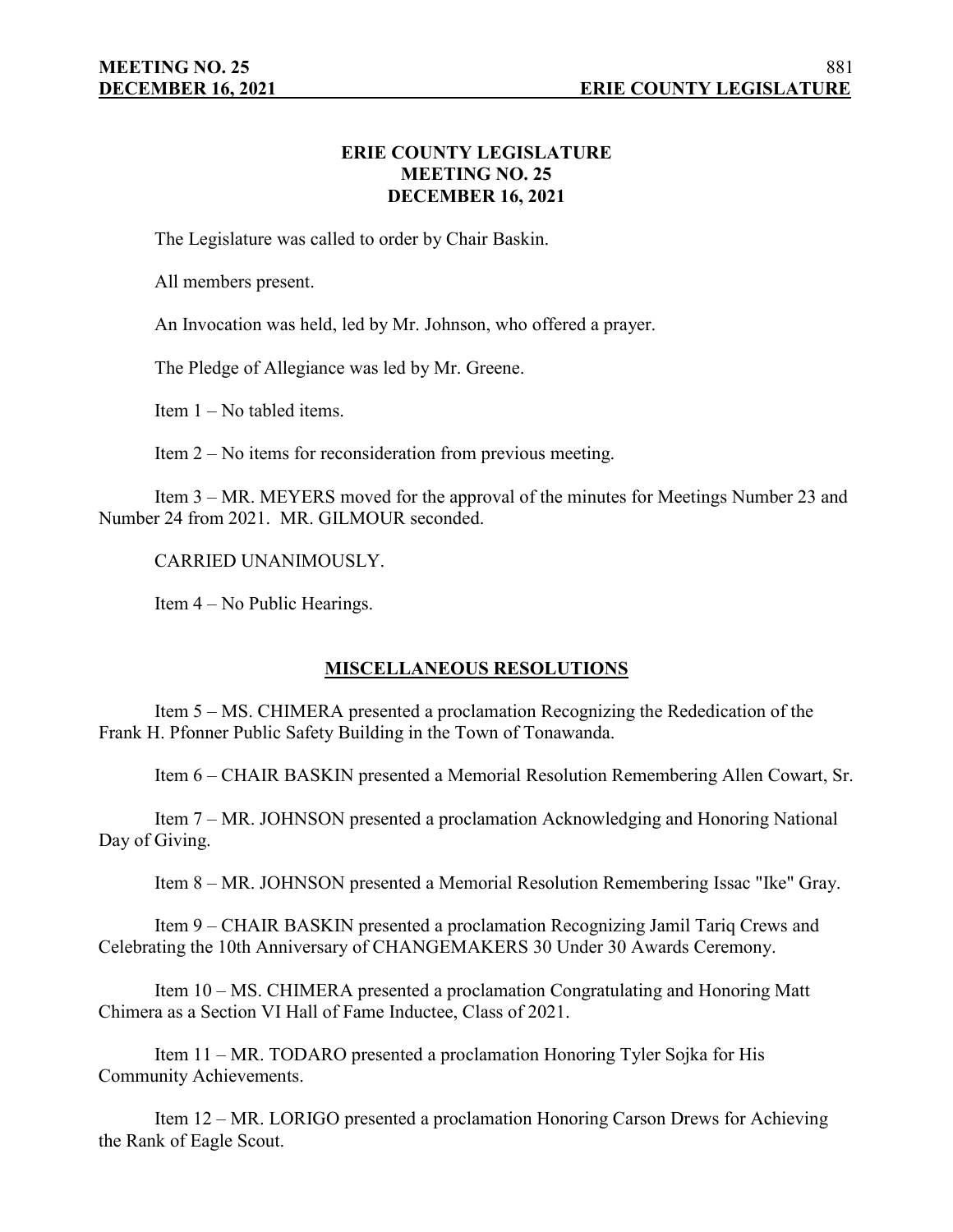# ERIE COUNTY LEGISLATURE
## MEETING NO. 25
## DECEMBER 16, 2021

The Legislature was called to order by Chair Baskin.

All members present.

An Invocation was held, led by Mr. Johnson, who offered a prayer.

The Pledge of Allegiance was led by Mr. Greene.

Item 1 – No tabled items.

Item 2 – No items for reconsideration from previous meeting.

Item 3 – MR. MEYERS moved for the approval of the minutes for Meetings Number 23 and Number 24 from 2021. MR. GILMOUR seconded.

CARRIED UNANIMOUSLY.

Item 4 – No Public Hearings.

## MISCELLANEOUS RESOLUTIONS

Item 5 – MS. CHIMERA presented a proclamation Recognizing the Rededication of the Frank H. Pfonner Public Safety Building in the Town of Tonawanda.

Item 6 – CHAIR BASKIN presented a Memorial Resolution Remembering Allen Cowart, Sr.

Item 7 – MR. JOHNSON presented a proclamation Acknowledging and Honoring National Day of Giving.

Item 8 – MR. JOHNSON presented a Memorial Resolution Remembering Issac "Ike" Gray.

Item 9 – CHAIR BASKIN presented a proclamation Recognizing Jamil Tariq Crews and Celebrating the 10th Anniversary of CHANGEMAKERS 30 Under 30 Awards Ceremony.

Item 10 – MS. CHIMERA presented a proclamation Congratulating and Honoring Matt Chimera as a Section VI Hall of Fame Inductee, Class of 2021.

Item 11 – MR. TODARO presented a proclamation Honoring Tyler Sojka for His Community Achievements.

Item 12 – MR. LORIGO presented a proclamation Honoring Carson Drews for Achieving the Rank of Eagle Scout.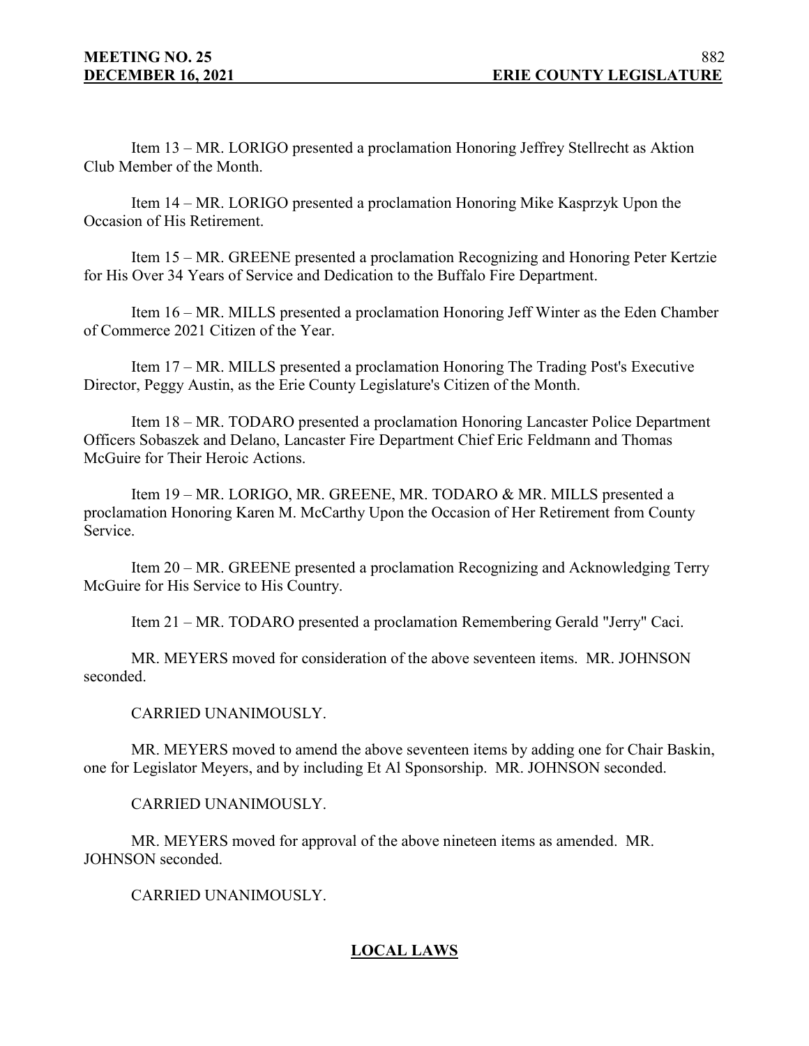Item 13 – MR. LORIGO presented a proclamation Honoring Jeffrey Stellrecht as Aktion Club Member of the Month.

Item 14 – MR. LORIGO presented a proclamation Honoring Mike Kasprzyk Upon the Occasion of His Retirement.

Item 15 – MR. GREENE presented a proclamation Recognizing and Honoring Peter Kertzie for His Over 34 Years of Service and Dedication to the Buffalo Fire Department.

Item 16 – MR. MILLS presented a proclamation Honoring Jeff Winter as the Eden Chamber of Commerce 2021 Citizen of the Year.

Item 17 – MR. MILLS presented a proclamation Honoring The Trading Post's Executive Director, Peggy Austin, as the Erie County Legislature's Citizen of the Month.

Item 18 – MR. TODARO presented a proclamation Honoring Lancaster Police Department Officers Sobaszek and Delano, Lancaster Fire Department Chief Eric Feldmann and Thomas McGuire for Their Heroic Actions.

Item 19 – MR. LORIGO, MR. GREENE, MR. TODARO & MR. MILLS presented a proclamation Honoring Karen M. McCarthy Upon the Occasion of Her Retirement from County Service.

Item 20 – MR. GREENE presented a proclamation Recognizing and Acknowledging Terry McGuire for His Service to His Country.

Item 21 – MR. TODARO presented a proclamation Remembering Gerald "Jerry" Caci.

MR. MEYERS moved for consideration of the above seventeen items. MR. JOHNSON seconded.

CARRIED UNANIMOUSLY.

MR. MEYERS moved to amend the above seventeen items by adding one for Chair Baskin, one for Legislator Meyers, and by including Et Al Sponsorship. MR. JOHNSON seconded.

CARRIED UNANIMOUSLY.

MR. MEYERS moved for approval of the above nineteen items as amended. MR. JOHNSON seconded.

CARRIED UNANIMOUSLY.

## LOCAL LAWS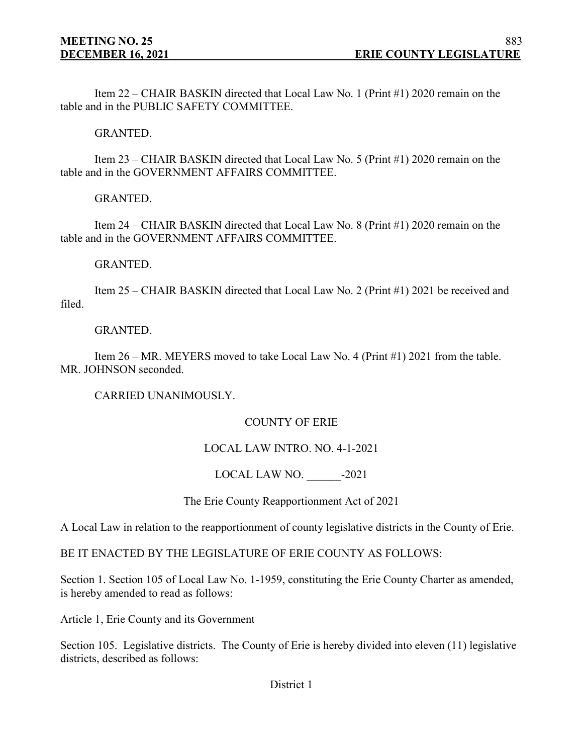Item 22 – CHAIR BASKIN directed that Local Law No. 1 (Print #1) 2020 remain on the table and in the PUBLIC SAFETY COMMITTEE.

GRANTED.

Item 23 – CHAIR BASKIN directed that Local Law No. 5 (Print #1) 2020 remain on the table and in the GOVERNMENT AFFAIRS COMMITTEE.

GRANTED.

Item 24 – CHAIR BASKIN directed that Local Law No. 8 (Print #1) 2020 remain on the table and in the GOVERNMENT AFFAIRS COMMITTEE.

GRANTED.

Item 25 – CHAIR BASKIN directed that Local Law No. 2 (Print #1) 2021 be received and filed.

GRANTED.

Item 26 – MR. MEYERS moved to take Local Law No. 4 (Print #1) 2021 from the table. MR. JOHNSON seconded.

CARRIED UNANIMOUSLY.

COUNTY OF ERIE

LOCAL LAW INTRO. NO. 4-1-2021

LOCAL LAW NO. ______-2021

The Erie County Reapportionment Act of 2021

A Local Law in relation to the reapportionment of county legislative districts in the County of Erie.

BE IT ENACTED BY THE LEGISLATURE OF ERIE COUNTY AS FOLLOWS:

Section 1. Section 105 of Local Law No. 1-1959, constituting the Erie County Charter as amended, is hereby amended to read as follows:

Article 1, Erie County and its Government

Section 105. Legislative districts. The County of Erie is hereby divided into eleven (11) legislative districts, described as follows:

District 1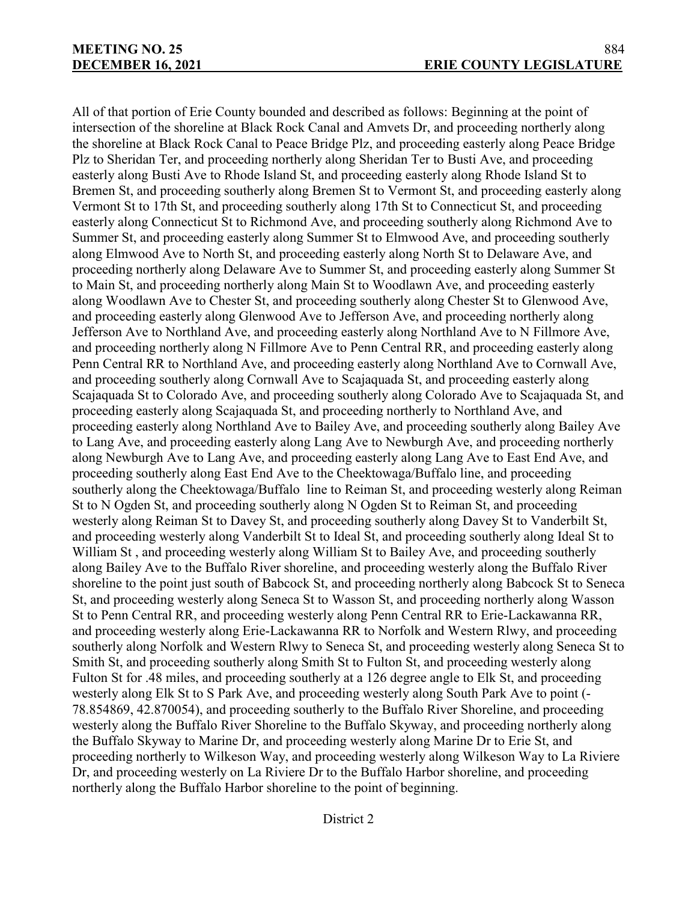All of that portion of Erie County bounded and described as follows: Beginning at the point of intersection of the shoreline at Black Rock Canal and Amvets Dr, and proceeding northerly along the shoreline at Black Rock Canal to Peace Bridge Plz, and proceeding easterly along Peace Bridge Plz to Sheridan Ter, and proceeding northerly along Sheridan Ter to Busti Ave, and proceeding easterly along Busti Ave to Rhode Island St, and proceeding easterly along Rhode Island St to Bremen St, and proceeding southerly along Bremen St to Vermont St, and proceeding easterly along Vermont St to 17th St, and proceeding southerly along 17th St to Connecticut St, and proceeding easterly along Connecticut St to Richmond Ave, and proceeding southerly along Richmond Ave to Summer St, and proceeding easterly along Summer St to Elmwood Ave, and proceeding southerly along Elmwood Ave to North St, and proceeding easterly along North St to Delaware Ave, and proceeding northerly along Delaware Ave to Summer St, and proceeding easterly along Summer St to Main St, and proceeding northerly along Main St to Woodlawn Ave, and proceeding easterly along Woodlawn Ave to Chester St, and proceeding southerly along Chester St to Glenwood Ave, and proceeding easterly along Glenwood Ave to Jefferson Ave, and proceeding northerly along Jefferson Ave to Northland Ave, and proceeding easterly along Northland Ave to N Fillmore Ave, and proceeding northerly along N Fillmore Ave to Penn Central RR, and proceeding easterly along Penn Central RR to Northland Ave, and proceeding easterly along Northland Ave to Cornwall Ave, and proceeding southerly along Cornwall Ave to Scajaquada St, and proceeding easterly along Scajaquada St to Colorado Ave, and proceeding southerly along Colorado Ave to Scajaquada St, and proceeding easterly along Scajaquada St, and proceeding northerly to Northland Ave, and proceeding easterly along Northland Ave to Bailey Ave, and proceeding southerly along Bailey Ave to Lang Ave, and proceeding easterly along Lang Ave to Newburgh Ave, and proceeding northerly along Newburgh Ave to Lang Ave, and proceeding easterly along Lang Ave to East End Ave, and proceeding southerly along East End Ave to the Cheektowaga/Buffalo line, and proceeding southerly along the Cheektowaga/Buffalo line to Reiman St, and proceeding westerly along Reiman St to N Ogden St, and proceeding southerly along N Ogden St to Reiman St, and proceeding westerly along Reiman St to Davey St, and proceeding southerly along Davey St to Vanderbilt St, and proceeding westerly along Vanderbilt St to Ideal St, and proceeding southerly along Ideal St to William St , and proceeding westerly along William St to Bailey Ave, and proceeding southerly along Bailey Ave to the Buffalo River shoreline, and proceeding westerly along the Buffalo River shoreline to the point just south of Babcock St, and proceeding northerly along Babcock St to Seneca St, and proceeding westerly along Seneca St to Wasson St, and proceeding northerly along Wasson St to Penn Central RR, and proceeding westerly along Penn Central RR to Erie-Lackawanna RR, and proceeding westerly along Erie-Lackawanna RR to Norfolk and Western Rlwy, and proceeding southerly along Norfolk and Western Rlwy to Seneca St, and proceeding westerly along Seneca St to Smith St, and proceeding southerly along Smith St to Fulton St, and proceeding westerly along Fulton St for .48 miles, and proceeding southerly at a 126 degree angle to Elk St, and proceeding westerly along Elk St to S Park Ave, and proceeding westerly along South Park Ave to point (-78.854869, 42.870054), and proceeding southerly to the Buffalo River Shoreline, and proceeding westerly along the Buffalo River Shoreline to the Buffalo Skyway, and proceeding northerly along the Buffalo Skyway to Marine Dr, and proceeding westerly along Marine Dr to Erie St, and proceeding northerly to Wilkeson Way, and proceeding westerly along Wilkeson Way to La Riviere Dr, and proceeding westerly on La Riviere Dr to the Buffalo Harbor shoreline, and proceeding northerly along the Buffalo Harbor shoreline to the point of beginning.

District 2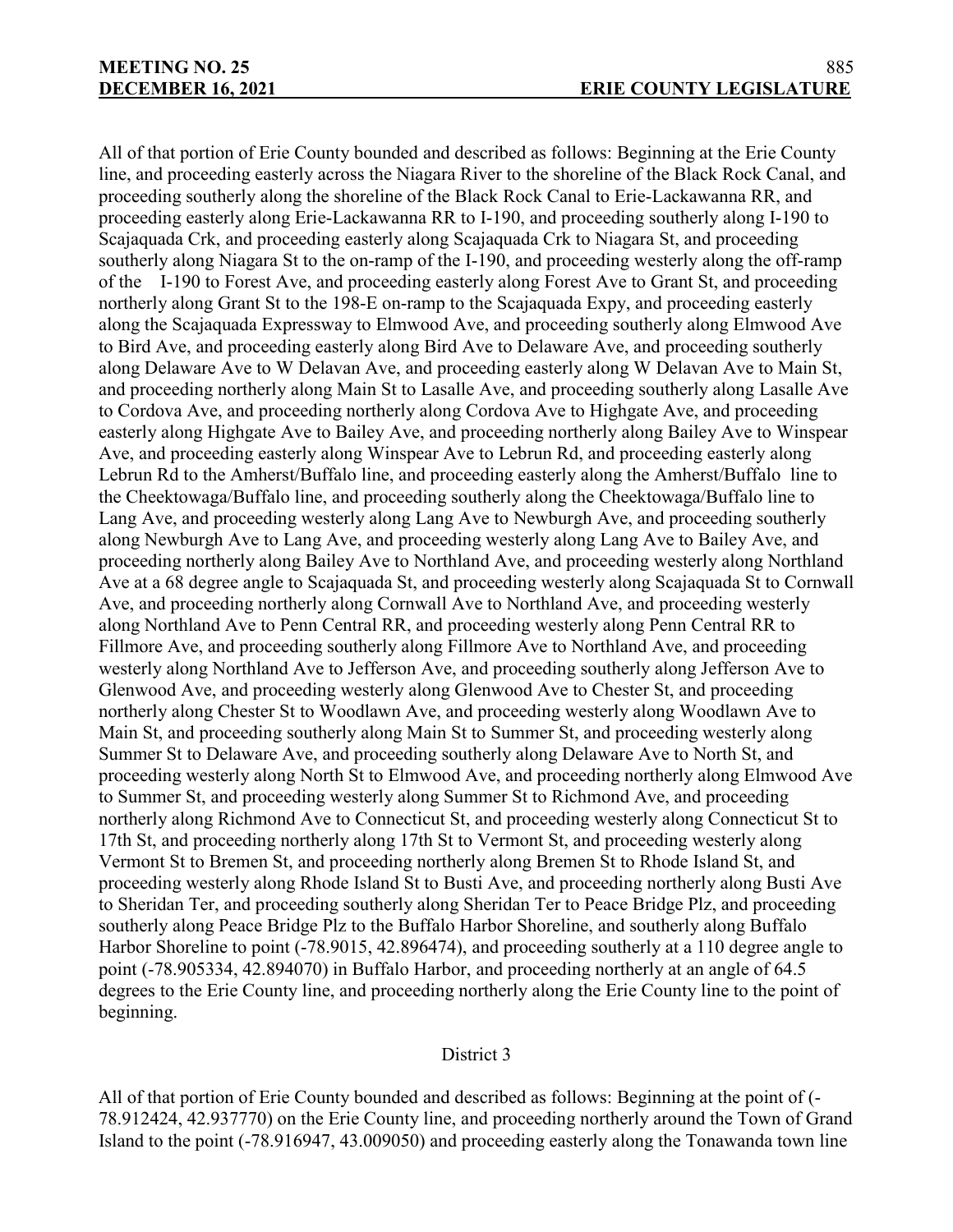All of that portion of Erie County bounded and described as follows: Beginning at the Erie County line, and proceeding easterly across the Niagara River to the shoreline of the Black Rock Canal, and proceeding southerly along the shoreline of the Black Rock Canal to Erie-Lackawanna RR, and proceeding easterly along Erie-Lackawanna RR to I-190, and proceeding southerly along I-190 to Scajaquada Crk, and proceeding easterly along Scajaquada Crk to Niagara St, and proceeding southerly along Niagara St to the on-ramp of the I-190, and proceeding westerly along the off-ramp of the I-190 to Forest Ave, and proceeding easterly along Forest Ave to Grant St, and proceeding northerly along Grant St to the 198-E on-ramp to the Scajaquada Expy, and proceeding easterly along the Scajaquada Expressway to Elmwood Ave, and proceeding southerly along Elmwood Ave to Bird Ave, and proceeding easterly along Bird Ave to Delaware Ave, and proceeding southerly along Delaware Ave to W Delavan Ave, and proceeding easterly along W Delavan Ave to Main St, and proceeding northerly along Main St to Lasalle Ave, and proceeding southerly along Lasalle Ave to Cordova Ave, and proceeding northerly along Cordova Ave to Highgate Ave, and proceeding easterly along Highgate Ave to Bailey Ave, and proceeding northerly along Bailey Ave to Winspear Ave, and proceeding easterly along Winspear Ave to Lebrun Rd, and proceeding easterly along Lebrun Rd to the Amherst/Buffalo line, and proceeding easterly along the Amherst/Buffalo line to the Cheektowaga/Buffalo line, and proceeding southerly along the Cheektowaga/Buffalo line to Lang Ave, and proceeding westerly along Lang Ave to Newburgh Ave, and proceeding southerly along Newburgh Ave to Lang Ave, and proceeding westerly along Lang Ave to Bailey Ave, and proceeding northerly along Bailey Ave to Northland Ave, and proceeding westerly along Northland Ave at a 68 degree angle to Scajaquada St, and proceeding westerly along Scajaquada St to Cornwall Ave, and proceeding northerly along Cornwall Ave to Northland Ave, and proceeding westerly along Northland Ave to Penn Central RR, and proceeding westerly along Penn Central RR to Fillmore Ave, and proceeding southerly along Fillmore Ave to Northland Ave, and proceeding westerly along Northland Ave to Jefferson Ave, and proceeding southerly along Jefferson Ave to Glenwood Ave, and proceeding westerly along Glenwood Ave to Chester St, and proceeding northerly along Chester St to Woodlawn Ave, and proceeding westerly along Woodlawn Ave to Main St, and proceeding southerly along Main St to Summer St, and proceeding westerly along Summer St to Delaware Ave, and proceeding southerly along Delaware Ave to North St, and proceeding westerly along North St to Elmwood Ave, and proceeding northerly along Elmwood Ave to Summer St, and proceeding westerly along Summer St to Richmond Ave, and proceeding northerly along Richmond Ave to Connecticut St, and proceeding westerly along Connecticut St to 17th St, and proceeding northerly along 17th St to Vermont St, and proceeding westerly along Vermont St to Bremen St, and proceeding northerly along Bremen St to Rhode Island St, and proceeding westerly along Rhode Island St to Busti Ave, and proceeding northerly along Busti Ave to Sheridan Ter, and proceeding southerly along Sheridan Ter to Peace Bridge Plz, and proceeding southerly along Peace Bridge Plz to the Buffalo Harbor Shoreline, and southerly along Buffalo Harbor Shoreline to point (-78.9015, 42.896474), and proceeding southerly at a 110 degree angle to point (-78.905334, 42.894070) in Buffalo Harbor, and proceeding northerly at an angle of 64.5 degrees to the Erie County line, and proceeding northerly along the Erie County line to the point of beginning.

District 3

All of that portion of Erie County bounded and described as follows: Beginning at the point of (-78.912424, 42.937770) on the Erie County line, and proceeding northerly around the Town of Grand Island to the point (-78.916947, 43.009050) and proceeding easterly along the Tonawanda town line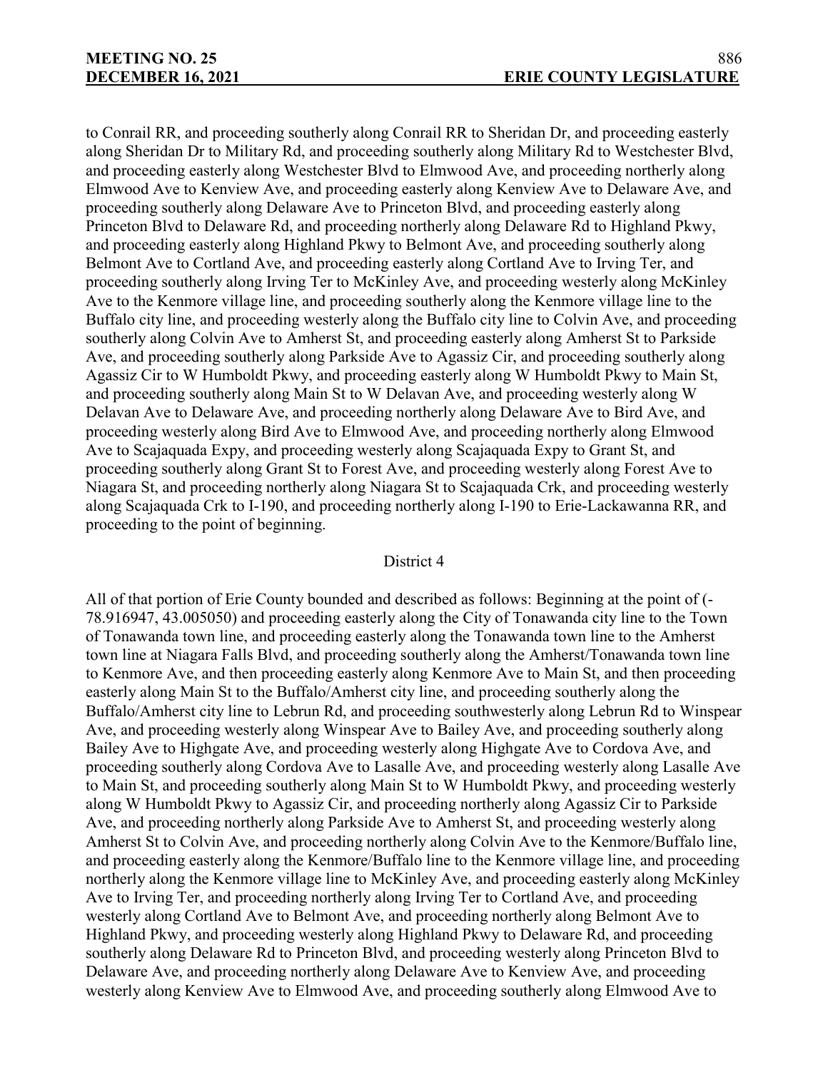to Conrail RR, and proceeding southerly along Conrail RR to Sheridan Dr, and proceeding easterly along Sheridan Dr to Military Rd, and proceeding southerly along Military Rd to Westchester Blvd, and proceeding easterly along Westchester Blvd to Elmwood Ave, and proceeding northerly along Elmwood Ave to Kenview Ave, and proceeding easterly along Kenview Ave to Delaware Ave, and proceeding southerly along Delaware Ave to Princeton Blvd, and proceeding easterly along Princeton Blvd to Delaware Rd, and proceeding northerly along Delaware Rd to Highland Pkwy, and proceeding easterly along Highland Pkwy to Belmont Ave, and proceeding southerly along Belmont Ave to Cortland Ave, and proceeding easterly along Cortland Ave to Irving Ter, and proceeding southerly along Irving Ter to McKinley Ave, and proceeding westerly along McKinley Ave to the Kenmore village line, and proceeding southerly along the Kenmore village line to the Buffalo city line, and proceeding westerly along the Buffalo city line to Colvin Ave, and proceeding southerly along Colvin Ave to Amherst St, and proceeding easterly along Amherst St to Parkside Ave, and proceeding southerly along Parkside Ave to Agassiz Cir, and proceeding southerly along Agassiz Cir to W Humboldt Pkwy, and proceeding easterly along W Humboldt Pkwy to Main St, and proceeding southerly along Main St to W Delavan Ave, and proceeding westerly along W Delavan Ave to Delaware Ave, and proceeding northerly along Delaware Ave to Bird Ave, and proceeding westerly along Bird Ave to Elmwood Ave, and proceeding northerly along Elmwood Ave to Scajaquada Expy, and proceeding westerly along Scajaquada Expy to Grant St, and proceeding southerly along Grant St to Forest Ave, and proceeding westerly along Forest Ave to Niagara St, and proceeding northerly along Niagara St to Scajaquada Crk, and proceeding westerly along Scajaquada Crk to I-190, and proceeding northerly along I-190 to Erie-Lackawanna RR, and proceeding to the point of beginning.

District 4

All of that portion of Erie County bounded and described as follows: Beginning at the point of (-78.916947, 43.005050) and proceeding easterly along the City of Tonawanda city line to the Town of Tonawanda town line, and proceeding easterly along the Tonawanda town line to the Amherst town line at Niagara Falls Blvd, and proceeding southerly along the Amherst/Tonawanda town line to Kenmore Ave, and then proceeding easterly along Kenmore Ave to Main St, and then proceeding easterly along Main St to the Buffalo/Amherst city line, and proceeding southerly along the Buffalo/Amherst city line to Lebrun Rd, and proceeding southwesterly along Lebrun Rd to Winspear Ave, and proceeding westerly along Winspear Ave to Bailey Ave, and proceeding southerly along Bailey Ave to Highgate Ave, and proceeding westerly along Highgate Ave to Cordova Ave, and proceeding southerly along Cordova Ave to Lasalle Ave, and proceeding westerly along Lasalle Ave to Main St, and proceeding southerly along Main St to W Humboldt Pkwy, and proceeding westerly along W Humboldt Pkwy to Agassiz Cir, and proceeding northerly along Agassiz Cir to Parkside Ave, and proceeding northerly along Parkside Ave to Amherst St, and proceeding westerly along Amherst St to Colvin Ave, and proceeding northerly along Colvin Ave to the Kenmore/Buffalo line, and proceeding easterly along the Kenmore/Buffalo line to the Kenmore village line, and proceeding northerly along the Kenmore village line to McKinley Ave, and proceeding easterly along McKinley Ave to Irving Ter, and proceeding northerly along Irving Ter to Cortland Ave, and proceeding westerly along Cortland Ave to Belmont Ave, and proceeding northerly along Belmont Ave to Highland Pkwy, and proceeding westerly along Highland Pkwy to Delaware Rd, and proceeding southerly along Delaware Rd to Princeton Blvd, and proceeding westerly along Princeton Blvd to Delaware Ave, and proceeding northerly along Delaware Ave to Kenview Ave, and proceeding westerly along Kenview Ave to Elmwood Ave, and proceeding southerly along Elmwood Ave to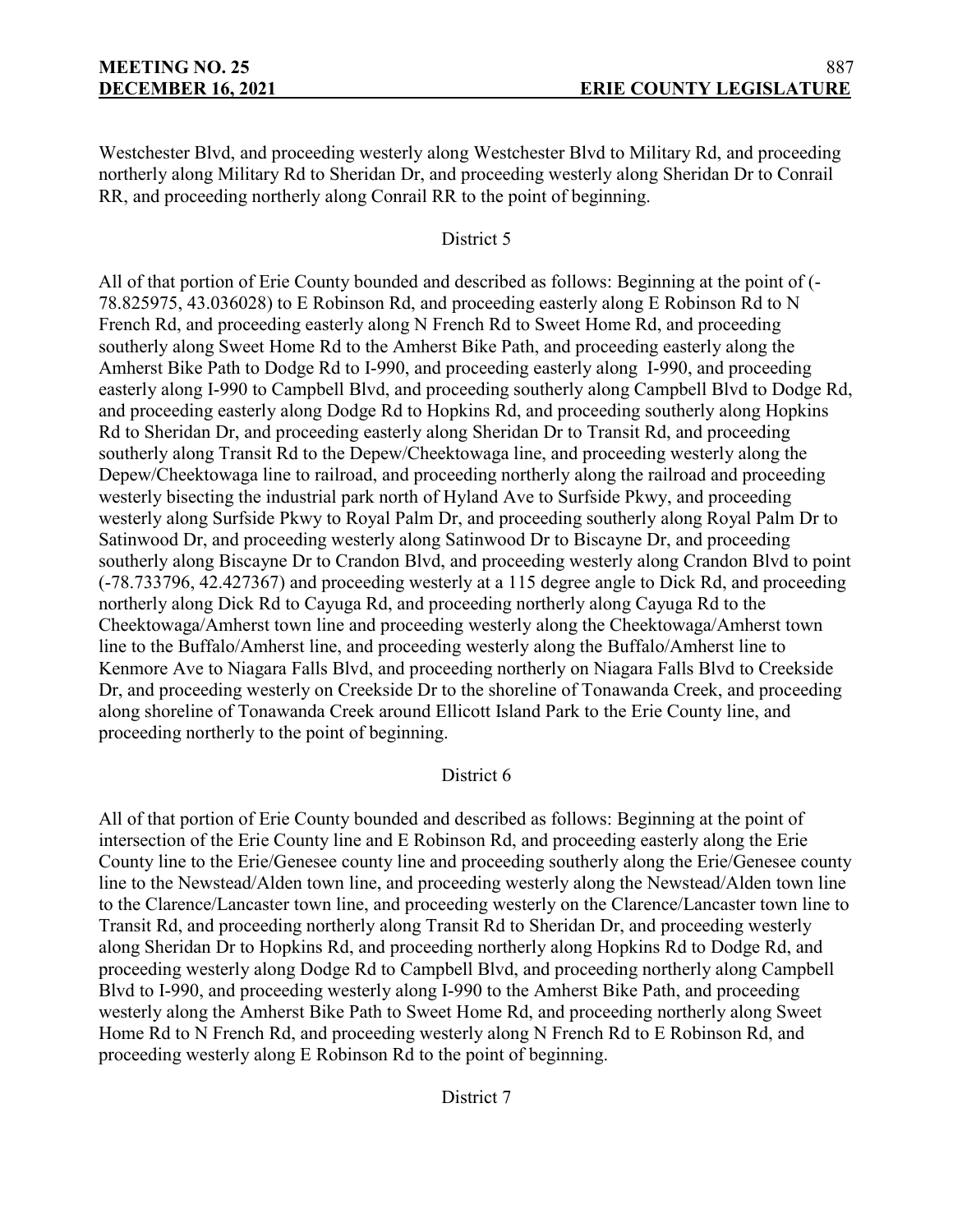Westchester Blvd, and proceeding westerly along Westchester Blvd to Military Rd, and proceeding northerly along Military Rd to Sheridan Dr, and proceeding westerly along Sheridan Dr to Conrail RR, and proceeding northerly along Conrail RR to the point of beginning.

District 5

All of that portion of Erie County bounded and described as follows: Beginning at the point of (-78.825975, 43.036028) to E Robinson Rd, and proceeding easterly along E Robinson Rd to N French Rd, and proceeding easterly along N French Rd to Sweet Home Rd, and proceeding southerly along Sweet Home Rd to the Amherst Bike Path, and proceeding easterly along the Amherst Bike Path to Dodge Rd to I-990, and proceeding easterly along I-990, and proceeding easterly along I-990 to Campbell Blvd, and proceeding southerly along Campbell Blvd to Dodge Rd, and proceeding easterly along Dodge Rd to Hopkins Rd, and proceeding southerly along Hopkins Rd to Sheridan Dr, and proceeding easterly along Sheridan Dr to Transit Rd, and proceeding southerly along Transit Rd to the Depew/Cheektowaga line, and proceeding westerly along the Depew/Cheektowaga line to railroad, and proceeding northerly along the railroad and proceeding westerly bisecting the industrial park north of Hyland Ave to Surfside Pkwy, and proceeding westerly along Surfside Pkwy to Royal Palm Dr, and proceeding southerly along Royal Palm Dr to Satinwood Dr, and proceeding westerly along Satinwood Dr to Biscayne Dr, and proceeding southerly along Biscayne Dr to Crandon Blvd, and proceeding westerly along Crandon Blvd to point (-78.733796, 42.427367) and proceeding westerly at a 115 degree angle to Dick Rd, and proceeding northerly along Dick Rd to Cayuga Rd, and proceeding northerly along Cayuga Rd to the Cheektowaga/Amherst town line and proceeding westerly along the Cheektowaga/Amherst town line to the Buffalo/Amherst line, and proceeding westerly along the Buffalo/Amherst line to Kenmore Ave to Niagara Falls Blvd, and proceeding northerly on Niagara Falls Blvd to Creekside Dr, and proceeding westerly on Creekside Dr to the shoreline of Tonawanda Creek, and proceeding along shoreline of Tonawanda Creek around Ellicott Island Park to the Erie County line, and proceeding northerly to the point of beginning.

District 6

All of that portion of Erie County bounded and described as follows: Beginning at the point of intersection of the Erie County line and E Robinson Rd, and proceeding easterly along the Erie County line to the Erie/Genesee county line and proceeding southerly along the Erie/Genesee county line to the Newstead/Alden town line, and proceeding westerly along the Newstead/Alden town line to the Clarence/Lancaster town line, and proceeding westerly on the Clarence/Lancaster town line to Transit Rd, and proceeding northerly along Transit Rd to Sheridan Dr, and proceeding westerly along Sheridan Dr to Hopkins Rd, and proceeding northerly along Hopkins Rd to Dodge Rd, and proceeding westerly along Dodge Rd to Campbell Blvd, and proceeding northerly along Campbell Blvd to I-990, and proceeding westerly along I-990 to the Amherst Bike Path, and proceeding westerly along the Amherst Bike Path to Sweet Home Rd, and proceeding northerly along Sweet Home Rd to N French Rd, and proceeding westerly along N French Rd to E Robinson Rd, and proceeding westerly along E Robinson Rd to the point of beginning.

District 7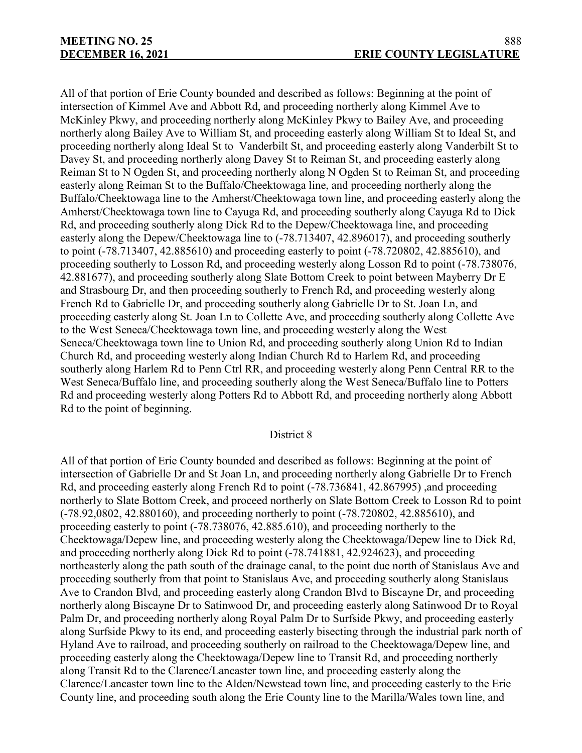All of that portion of Erie County bounded and described as follows: Beginning at the point of intersection of Kimmel Ave and Abbott Rd, and proceeding northerly along Kimmel Ave to McKinley Pkwy, and proceeding northerly along McKinley Pkwy to Bailey Ave, and proceeding northerly along Bailey Ave to William St, and proceeding easterly along William St to Ideal St, and proceeding northerly along Ideal St to Vanderbilt St, and proceeding easterly along Vanderbilt St to Davey St, and proceeding northerly along Davey St to Reiman St, and proceeding easterly along Reiman St to N Ogden St, and proceeding northerly along N Ogden St to Reiman St, and proceeding easterly along Reiman St to the Buffalo/Cheektowaga line, and proceeding northerly along the Buffalo/Cheektowaga line to the Amherst/Cheektowaga town line, and proceeding easterly along the Amherst/Cheektowaga town line to Cayuga Rd, and proceeding southerly along Cayuga Rd to Dick Rd, and proceeding southerly along Dick Rd to the Depew/Cheektowaga line, and proceeding easterly along the Depew/Cheektowaga line to (-78.713407, 42.896017), and proceeding southerly to point (-78.713407, 42.885610) and proceeding easterly to point (-78.720802, 42.885610), and proceeding southerly to Losson Rd, and proceeding westerly along Losson Rd to point (-78.738076, 42.881677), and proceeding southerly along Slate Bottom Creek to point between Mayberry Dr E and Strasbourg Dr, and then proceeding southerly to French Rd, and proceeding westerly along French Rd to Gabrielle Dr, and proceeding southerly along Gabrielle Dr to St. Joan Ln, and proceeding easterly along St. Joan Ln to Collette Ave, and proceeding southerly along Collette Ave to the West Seneca/Cheektowaga town line, and proceeding westerly along the West Seneca/Cheektowaga town line to Union Rd, and proceeding southerly along Union Rd to Indian Church Rd, and proceeding westerly along Indian Church Rd to Harlem Rd, and proceeding southerly along Harlem Rd to Penn Ctrl RR, and proceeding westerly along Penn Central RR to the West Seneca/Buffalo line, and proceeding southerly along the West Seneca/Buffalo line to Potters Rd and proceeding westerly along Potters Rd to Abbott Rd, and proceeding northerly along Abbott Rd to the point of beginning.

District 8

All of that portion of Erie County bounded and described as follows: Beginning at the point of intersection of Gabrielle Dr and St Joan Ln, and proceeding northerly along Gabrielle Dr to French Rd, and proceeding easterly along French Rd to point (-78.736841, 42.867995) ,and proceeding northerly to Slate Bottom Creek, and proceed northerly on Slate Bottom Creek to Losson Rd to point (-78.92,0802, 42.880160), and proceeding northerly to point (-78.720802, 42.885610), and proceeding easterly to point (-78.738076, 42.885.610), and proceeding northerly to the Cheektowaga/Depew line, and proceeding westerly along the Cheektowaga/Depew line to Dick Rd, and proceeding northerly along Dick Rd to point (-78.741881, 42.924623), and proceeding northeasterly along the path south of the drainage canal, to the point due north of Stanislaus Ave and proceeding southerly from that point to Stanislaus Ave, and proceeding southerly along Stanislaus Ave to Crandon Blvd, and proceeding easterly along Crandon Blvd to Biscayne Dr, and proceeding northerly along Biscayne Dr to Satinwood Dr, and proceeding easterly along Satinwood Dr to Royal Palm Dr, and proceeding northerly along Royal Palm Dr to Surfside Pkwy, and proceeding easterly along Surfside Pkwy to its end, and proceeding easterly bisecting through the industrial park north of Hyland Ave to railroad, and proceeding southerly on railroad to the Cheektowaga/Depew line, and proceeding easterly along the Cheektowaga/Depew line to Transit Rd, and proceeding northerly along Transit Rd to the Clarence/Lancaster town line, and proceeding easterly along the Clarence/Lancaster town line to the Alden/Newstead town line, and proceeding easterly to the Erie County line, and proceeding south along the Erie County line to the Marilla/Wales town line, and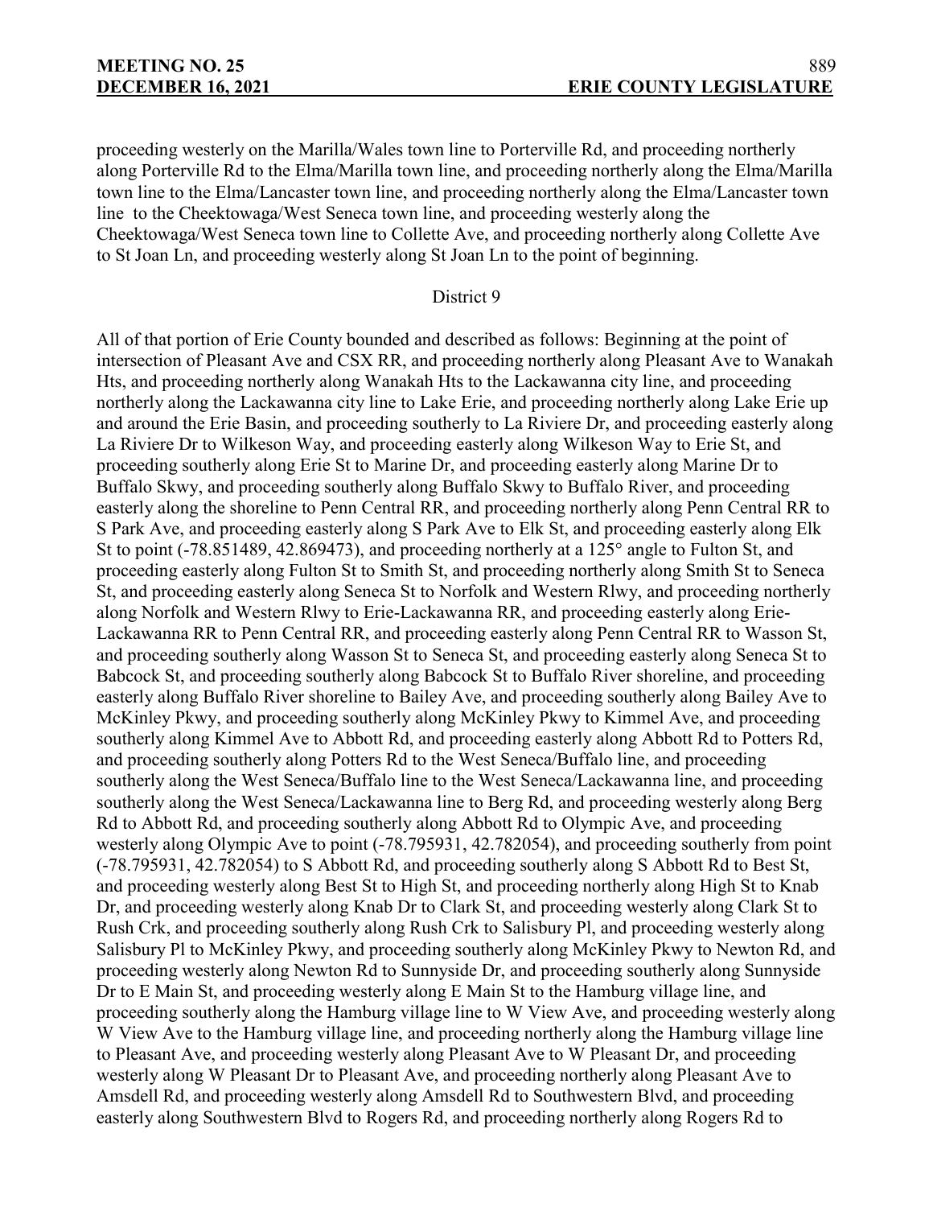proceeding westerly on the Marilla/Wales town line to Porterville Rd, and proceeding northerly along Porterville Rd to the Elma/Marilla town line, and proceeding northerly along the Elma/Marilla town line to the Elma/Lancaster town line, and proceeding northerly along the Elma/Lancaster town line to the Cheektowaga/West Seneca town line, and proceeding westerly along the Cheektowaga/West Seneca town line to Collette Ave, and proceeding northerly along Collette Ave to St Joan Ln, and proceeding westerly along St Joan Ln to the point of beginning.

District 9

All of that portion of Erie County bounded and described as follows: Beginning at the point of intersection of Pleasant Ave and CSX RR, and proceeding northerly along Pleasant Ave to Wanakah Hts, and proceeding northerly along Wanakah Hts to the Lackawanna city line, and proceeding northerly along the Lackawanna city line to Lake Erie, and proceeding northerly along Lake Erie up and around the Erie Basin, and proceeding southerly to La Riviere Dr, and proceeding easterly along La Riviere Dr to Wilkeson Way, and proceeding easterly along Wilkeson Way to Erie St, and proceeding southerly along Erie St to Marine Dr, and proceeding easterly along Marine Dr to Buffalo Skwy, and proceeding southerly along Buffalo Skwy to Buffalo River, and proceeding easterly along the shoreline to Penn Central RR, and proceeding northerly along Penn Central RR to S Park Ave, and proceeding easterly along S Park Ave to Elk St, and proceeding easterly along Elk St to point (-78.851489, 42.869473), and proceeding northerly at a 125° angle to Fulton St, and proceeding easterly along Fulton St to Smith St, and proceeding northerly along Smith St to Seneca St, and proceeding easterly along Seneca St to Norfolk and Western Rlwy, and proceeding northerly along Norfolk and Western Rlwy to Erie-Lackawanna RR, and proceeding easterly along Erie-Lackawanna RR to Penn Central RR, and proceeding easterly along Penn Central RR to Wasson St, and proceeding southerly along Wasson St to Seneca St, and proceeding easterly along Seneca St to Babcock St, and proceeding southerly along Babcock St to Buffalo River shoreline, and proceeding easterly along Buffalo River shoreline to Bailey Ave, and proceeding southerly along Bailey Ave to McKinley Pkwy, and proceeding southerly along McKinley Pkwy to Kimmel Ave, and proceeding southerly along Kimmel Ave to Abbott Rd, and proceeding easterly along Abbott Rd to Potters Rd, and proceeding southerly along Potters Rd to the West Seneca/Buffalo line, and proceeding southerly along the West Seneca/Buffalo line to the West Seneca/Lackawanna line, and proceeding southerly along the West Seneca/Lackawanna line to Berg Rd, and proceeding westerly along Berg Rd to Abbott Rd, and proceeding southerly along Abbott Rd to Olympic Ave, and proceeding westerly along Olympic Ave to point (-78.795931, 42.782054), and proceeding southerly from point (-78.795931, 42.782054) to S Abbott Rd, and proceeding southerly along S Abbott Rd to Best St, and proceeding westerly along Best St to High St, and proceeding northerly along High St to Knab Dr, and proceeding westerly along Knab Dr to Clark St, and proceeding westerly along Clark St to Rush Crk, and proceeding southerly along Rush Crk to Salisbury Pl, and proceeding westerly along Salisbury Pl to McKinley Pkwy, and proceeding southerly along McKinley Pkwy to Newton Rd, and proceeding westerly along Newton Rd to Sunnyside Dr, and proceeding southerly along Sunnyside Dr to E Main St, and proceeding westerly along E Main St to the Hamburg village line, and proceeding southerly along the Hamburg village line to W View Ave, and proceeding westerly along W View Ave to the Hamburg village line, and proceeding northerly along the Hamburg village line to Pleasant Ave, and proceeding westerly along Pleasant Ave to W Pleasant Dr, and proceeding westerly along W Pleasant Dr to Pleasant Ave, and proceeding northerly along Pleasant Ave to Amsdell Rd, and proceeding westerly along Amsdell Rd to Southwestern Blvd, and proceeding easterly along Southwestern Blvd to Rogers Rd, and proceeding northerly along Rogers Rd to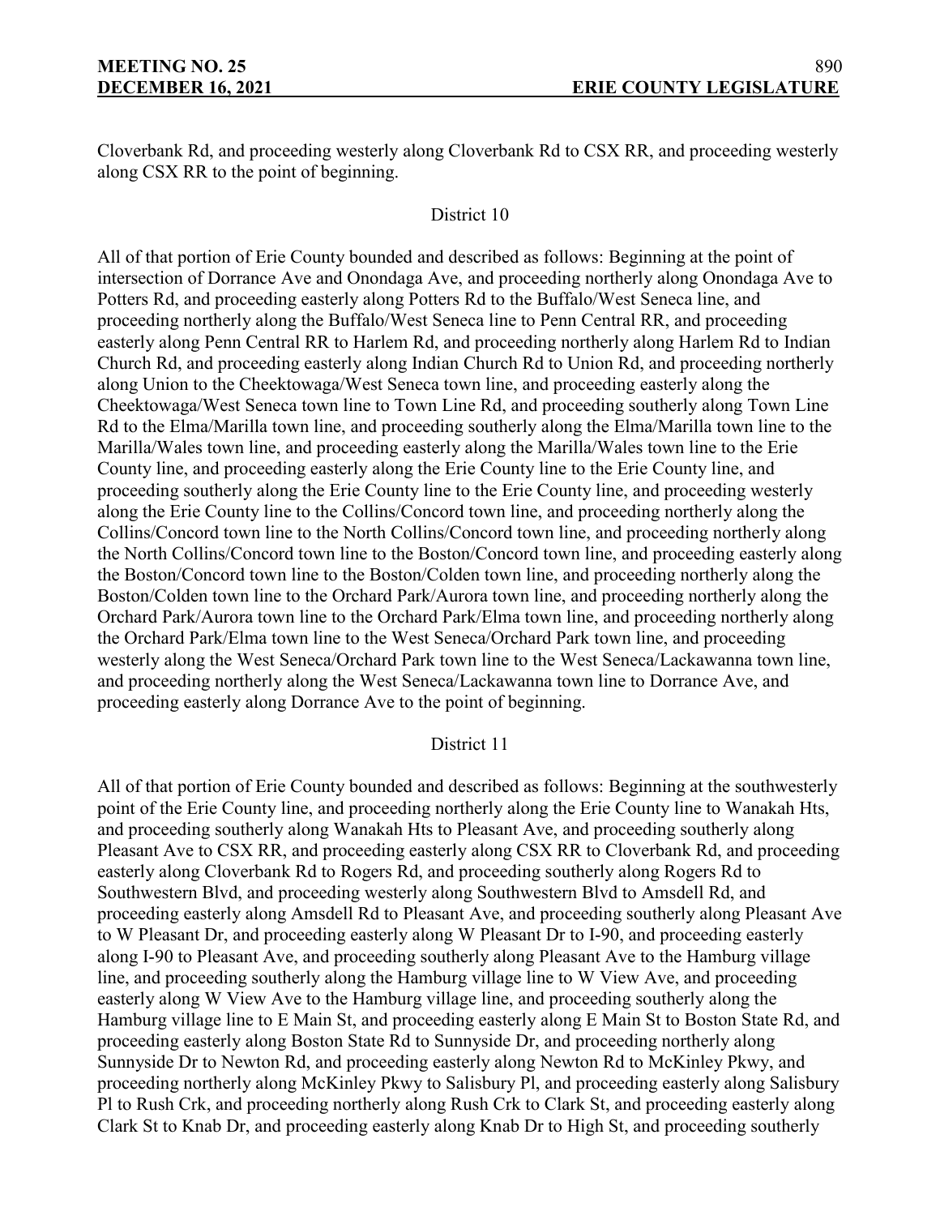Cloverbank Rd, and proceeding westerly along Cloverbank Rd to CSX RR, and proceeding westerly along CSX RR to the point of beginning.

District 10

All of that portion of Erie County bounded and described as follows: Beginning at the point of intersection of Dorrance Ave and Onondaga Ave, and proceeding northerly along Onondaga Ave to Potters Rd, and proceeding easterly along Potters Rd to the Buffalo/West Seneca line, and proceeding northerly along the Buffalo/West Seneca line to Penn Central RR, and proceeding easterly along Penn Central RR to Harlem Rd, and proceeding northerly along Harlem Rd to Indian Church Rd, and proceeding easterly along Indian Church Rd to Union Rd, and proceeding northerly along Union to the Cheektowaga/West Seneca town line, and proceeding easterly along the Cheektowaga/West Seneca town line to Town Line Rd, and proceeding southerly along Town Line Rd to the Elma/Marilla town line, and proceeding southerly along the Elma/Marilla town line to the Marilla/Wales town line, and proceeding easterly along the Marilla/Wales town line to the Erie County line, and proceeding easterly along the Erie County line to the Erie County line, and proceeding southerly along the Erie County line to the Erie County line, and proceeding westerly along the Erie County line to the Collins/Concord town line, and proceeding northerly along the Collins/Concord town line to the North Collins/Concord town line, and proceeding northerly along the North Collins/Concord town line to the Boston/Concord town line, and proceeding easterly along the Boston/Concord town line to the Boston/Colden town line, and proceeding northerly along the Boston/Colden town line to the Orchard Park/Aurora town line, and proceeding northerly along the Orchard Park/Aurora town line to the Orchard Park/Elma town line, and proceeding northerly along the Orchard Park/Elma town line to the West Seneca/Orchard Park town line, and proceeding westerly along the West Seneca/Orchard Park town line to the West Seneca/Lackawanna town line, and proceeding northerly along the West Seneca/Lackawanna town line to Dorrance Ave, and proceeding easterly along Dorrance Ave to the point of beginning.

District 11

All of that portion of Erie County bounded and described as follows: Beginning at the southwesterly point of the Erie County line, and proceeding northerly along the Erie County line to Wanakah Hts, and proceeding southerly along Wanakah Hts to Pleasant Ave, and proceeding southerly along Pleasant Ave to CSX RR, and proceeding easterly along CSX RR to Cloverbank Rd, and proceeding easterly along Cloverbank Rd to Rogers Rd, and proceeding southerly along Rogers Rd to Southwestern Blvd, and proceeding westerly along Southwestern Blvd to Amsdell Rd, and proceeding easterly along Amsdell Rd to Pleasant Ave, and proceeding southerly along Pleasant Ave to W Pleasant Dr, and proceeding easterly along W Pleasant Dr to I-90, and proceeding easterly along I-90 to Pleasant Ave, and proceeding southerly along Pleasant Ave to the Hamburg village line, and proceeding southerly along the Hamburg village line to W View Ave, and proceeding easterly along W View Ave to the Hamburg village line, and proceeding southerly along the Hamburg village line to E Main St, and proceeding easterly along E Main St to Boston State Rd, and proceeding easterly along Boston State Rd to Sunnyside Dr, and proceeding northerly along Sunnyside Dr to Newton Rd, and proceeding easterly along Newton Rd to McKinley Pkwy, and proceeding northerly along McKinley Pkwy to Salisbury Pl, and proceeding easterly along Salisbury Pl to Rush Crk, and proceeding northerly along Rush Crk to Clark St, and proceeding easterly along Clark St to Knab Dr, and proceeding easterly along Knab Dr to High St, and proceeding southerly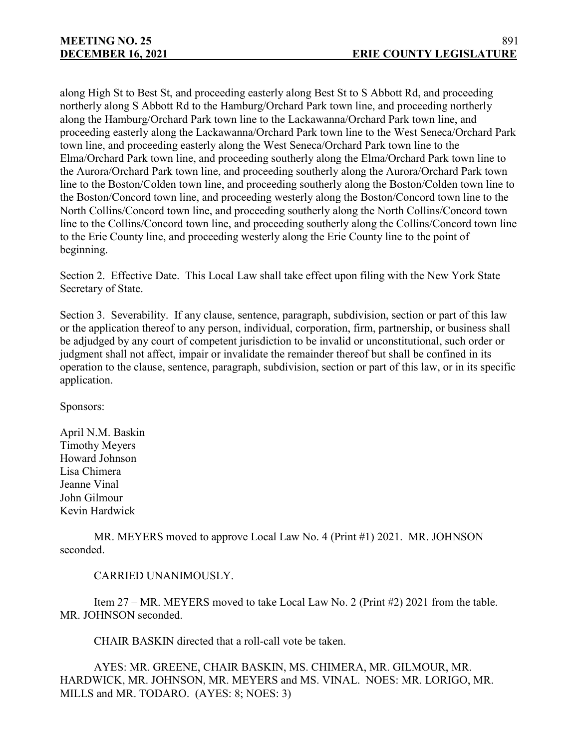along High St to Best St, and proceeding easterly along Best St to S Abbott Rd, and proceeding northerly along S Abbott Rd to the Hamburg/Orchard Park town line, and proceeding northerly along the Hamburg/Orchard Park town line to the Lackawanna/Orchard Park town line, and proceeding easterly along the Lackawanna/Orchard Park town line to the West Seneca/Orchard Park town line, and proceeding easterly along the West Seneca/Orchard Park town line to the Elma/Orchard Park town line, and proceeding southerly along the Elma/Orchard Park town line to the Aurora/Orchard Park town line, and proceeding southerly along the Aurora/Orchard Park town line to the Boston/Colden town line, and proceeding southerly along the Boston/Colden town line to the Boston/Concord town line, and proceeding westerly along the Boston/Concord town line to the North Collins/Concord town line, and proceeding southerly along the North Collins/Concord town line to the Collins/Concord town line, and proceeding southerly along the Collins/Concord town line to the Erie County line, and proceeding westerly along the Erie County line to the point of beginning.

Section 2. Effective Date. This Local Law shall take effect upon filing with the New York State Secretary of State.

Section 3. Severability. If any clause, sentence, paragraph, subdivision, section or part of this law or the application thereof to any person, individual, corporation, firm, partnership, or business shall be adjudged by any court of competent jurisdiction to be invalid or unconstitutional, such order or judgment shall not affect, impair or invalidate the remainder thereof but shall be confined in its operation to the clause, sentence, paragraph, subdivision, section or part of this law, or in its specific application.

Sponsors:

April N.M. Baskin
Timothy Meyers
Howard Johnson
Lisa Chimera
Jeanne Vinal
John Gilmour
Kevin Hardwick

MR. MEYERS moved to approve Local Law No. 4 (Print #1) 2021. MR. JOHNSON seconded.

CARRIED UNANIMOUSLY.

Item 27 – MR. MEYERS moved to take Local Law No. 2 (Print #2) 2021 from the table. MR. JOHNSON seconded.

CHAIR BASKIN directed that a roll-call vote be taken.

AYES: MR. GREENE, CHAIR BASKIN, MS. CHIMERA, MR. GILMOUR, MR. HARDWICK, MR. JOHNSON, MR. MEYERS and MS. VINAL. NOES: MR. LORIGO, MR. MILLS and MR. TODARO. (AYES: 8; NOES: 3)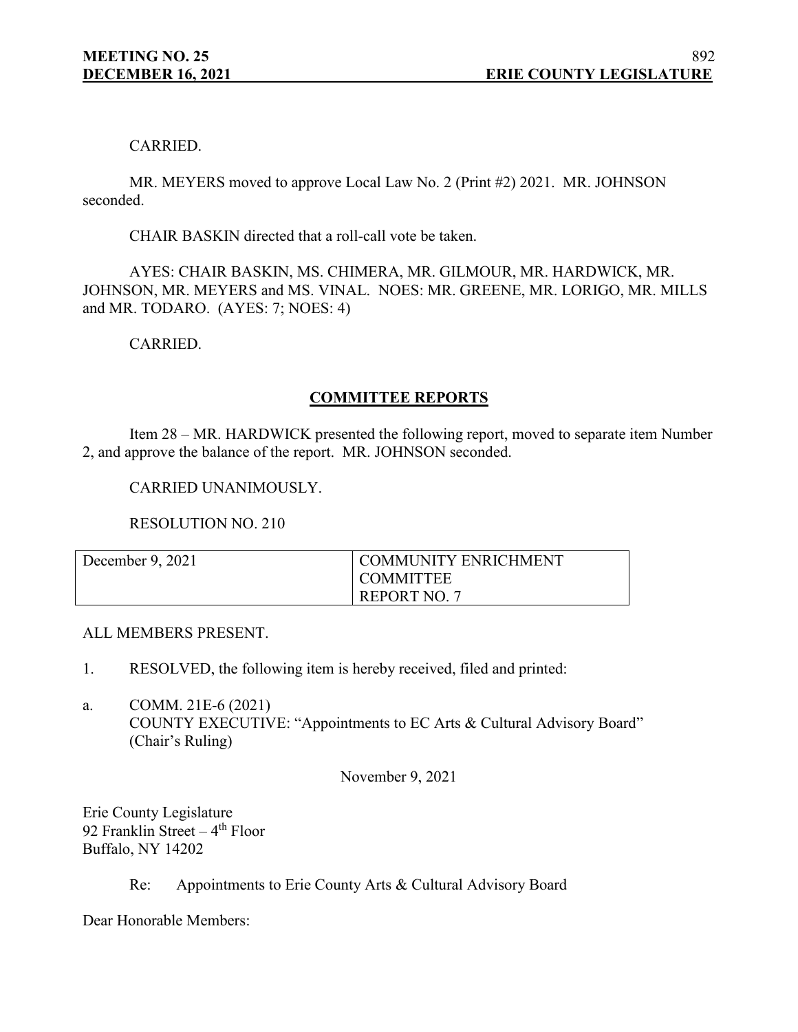CARRIED.

MR. MEYERS moved to approve Local Law No. 2 (Print #2) 2021. MR. JOHNSON seconded.

CHAIR BASKIN directed that a roll-call vote be taken.

AYES: CHAIR BASKIN, MS. CHIMERA, MR. GILMOUR, MR. HARDWICK, MR. JOHNSON, MR. MEYERS and MS. VINAL. NOES: MR. GREENE, MR. LORIGO, MR. MILLS and MR. TODARO. (AYES: 7; NOES: 4)

CARRIED.

## COMMITTEE REPORTS

Item 28 – MR. HARDWICK presented the following report, moved to separate item Number 2, and approve the balance of the report. MR. JOHNSON seconded.

CARRIED UNANIMOUSLY.

RESOLUTION NO. 210

| December 9, 2021 | COMMUNITY ENRICHMENT COMMITTEE REPORT NO. 7 |
|---|---|

ALL MEMBERS PRESENT.

1. RESOLVED, the following item is hereby received, filed and printed:

a. COMM. 21E-6 (2021)
COUNTY EXECUTIVE: "Appointments to EC Arts & Cultural Advisory Board" (Chair's Ruling)

November 9, 2021

Erie County Legislature
92 Franklin Street – 4th Floor
Buffalo, NY 14202

Re: Appointments to Erie County Arts & Cultural Advisory Board

Dear Honorable Members: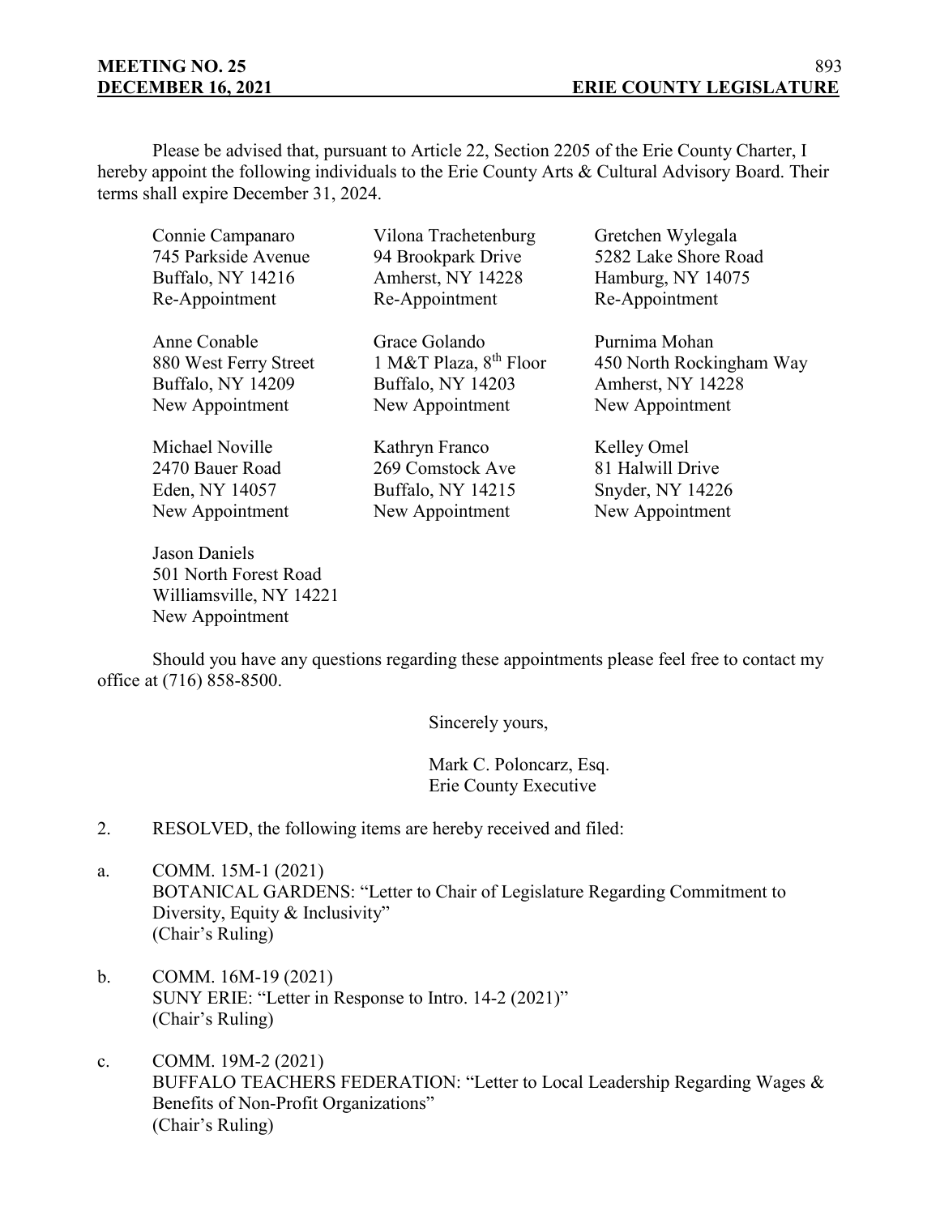Please be advised that, pursuant to Article 22, Section 2205 of the Erie County Charter, I hereby appoint the following individuals to the Erie County Arts & Cultural Advisory Board. Their terms shall expire December 31, 2024.

Connie Campanaro
745 Parkside Avenue
Buffalo, NY 14216
Re-Appointment

Vilona Trachetenburg
94 Brookpark Drive
Amherst, NY 14228
Re-Appointment

Gretchen Wylegala
5282 Lake Shore Road
Hamburg, NY 14075
Re-Appointment

Anne Conable
880 West Ferry Street
Buffalo, NY 14209
New Appointment

Grace Golando
1 M&T Plaza, 8th Floor
Buffalo, NY 14203
New Appointment

Purnima Mohan
450 North Rockingham Way
Amherst, NY 14228
New Appointment

Michael Noville
2470 Bauer Road
Eden, NY 14057
New Appointment

Kathryn Franco
269 Comstock Ave
Buffalo, NY 14215
New Appointment

Kelley Omel
81 Halwill Drive
Snyder, NY 14226
New Appointment

Jason Daniels
501 North Forest Road
Williamsville, NY 14221
New Appointment

Should you have any questions regarding these appointments please feel free to contact my office at (716) 858-8500.

Sincerely yours,

Mark C. Poloncarz, Esq.
Erie County Executive

2. RESOLVED, the following items are hereby received and filed:

a. COMM. 15M-1 (2021)
BOTANICAL GARDENS: "Letter to Chair of Legislature Regarding Commitment to Diversity, Equity & Inclusivity"
(Chair's Ruling)

b. COMM. 16M-19 (2021)
SUNY ERIE: "Letter in Response to Intro. 14-2 (2021)"
(Chair's Ruling)

c. COMM. 19M-2 (2021)
BUFFALO TEACHERS FEDERATION: "Letter to Local Leadership Regarding Wages & Benefits of Non-Profit Organizations"
(Chair's Ruling)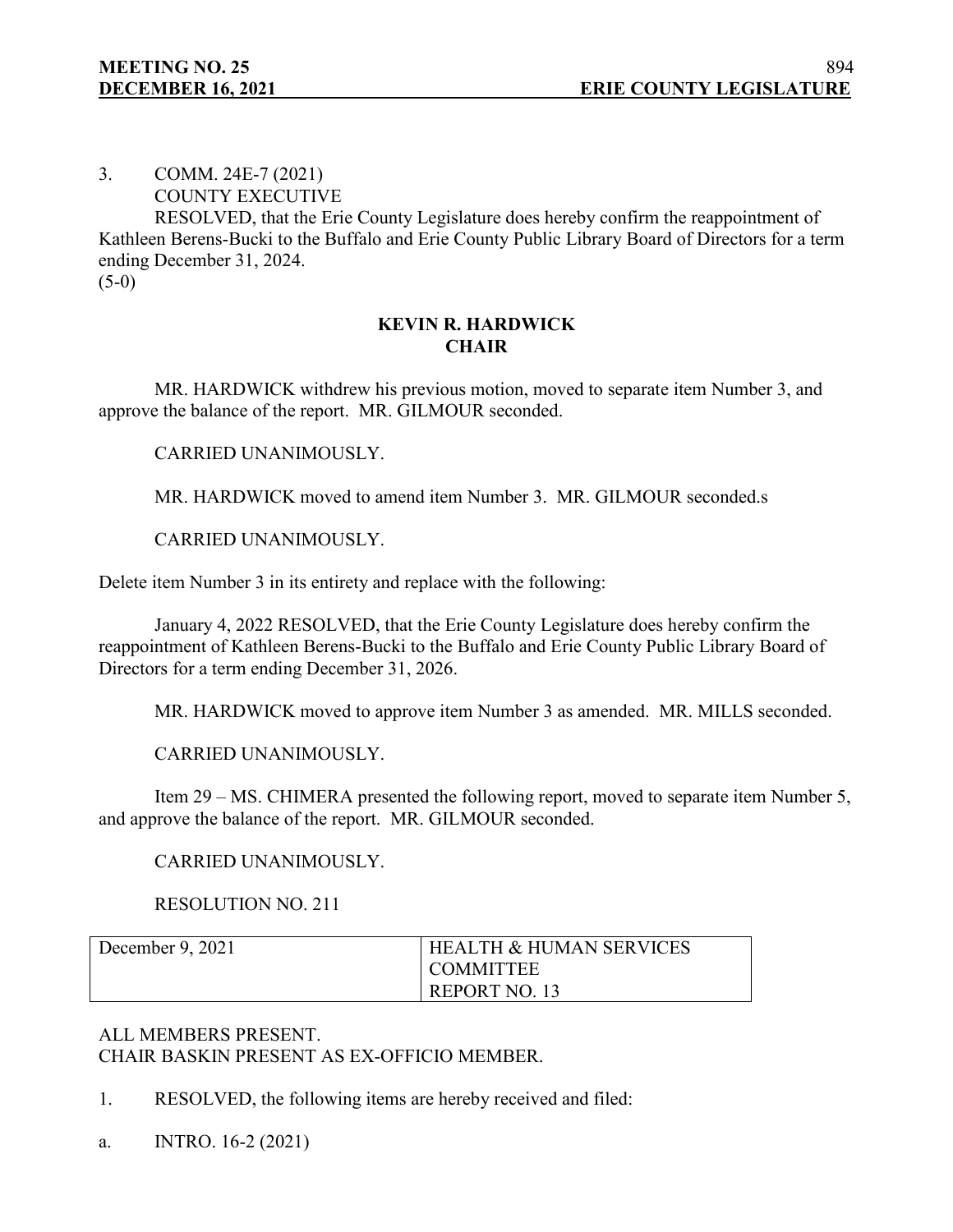3. COMM. 24E-7 (2021)
COUNTY EXECUTIVE
RESOLVED, that the Erie County Legislature does hereby confirm the reappointment of Kathleen Berens-Bucki to the Buffalo and Erie County Public Library Board of Directors for a term ending December 31, 2024.
(5-0)

**KEVIN R. HARDWICK**
**CHAIR**

MR. HARDWICK withdrew his previous motion, moved to separate item Number 3, and approve the balance of the report. MR. GILMOUR seconded.

CARRIED UNANIMOUSLY.

MR. HARDWICK moved to amend item Number 3. MR. GILMOUR seconded.s

CARRIED UNANIMOUSLY.

Delete item Number 3 in its entirety and replace with the following:

January 4, 2022 RESOLVED, that the Erie County Legislature does hereby confirm the reappointment of Kathleen Berens-Bucki to the Buffalo and Erie County Public Library Board of Directors for a term ending December 31, 2026.

MR. HARDWICK moved to approve item Number 3 as amended. MR. MILLS seconded.

CARRIED UNANIMOUSLY.

Item 29 – MS. CHIMERA presented the following report, moved to separate item Number 5, and approve the balance of the report. MR. GILMOUR seconded.

CARRIED UNANIMOUSLY.

RESOLUTION NO. 211

| December 9, 2021 | HEALTH & HUMAN SERVICES COMMITTEE REPORT NO. 13 |
|---|---|

ALL MEMBERS PRESENT.
CHAIR BASKIN PRESENT AS EX-OFFICIO MEMBER.

1. RESOLVED, the following items are hereby received and filed:

a. INTRO. 16-2 (2021)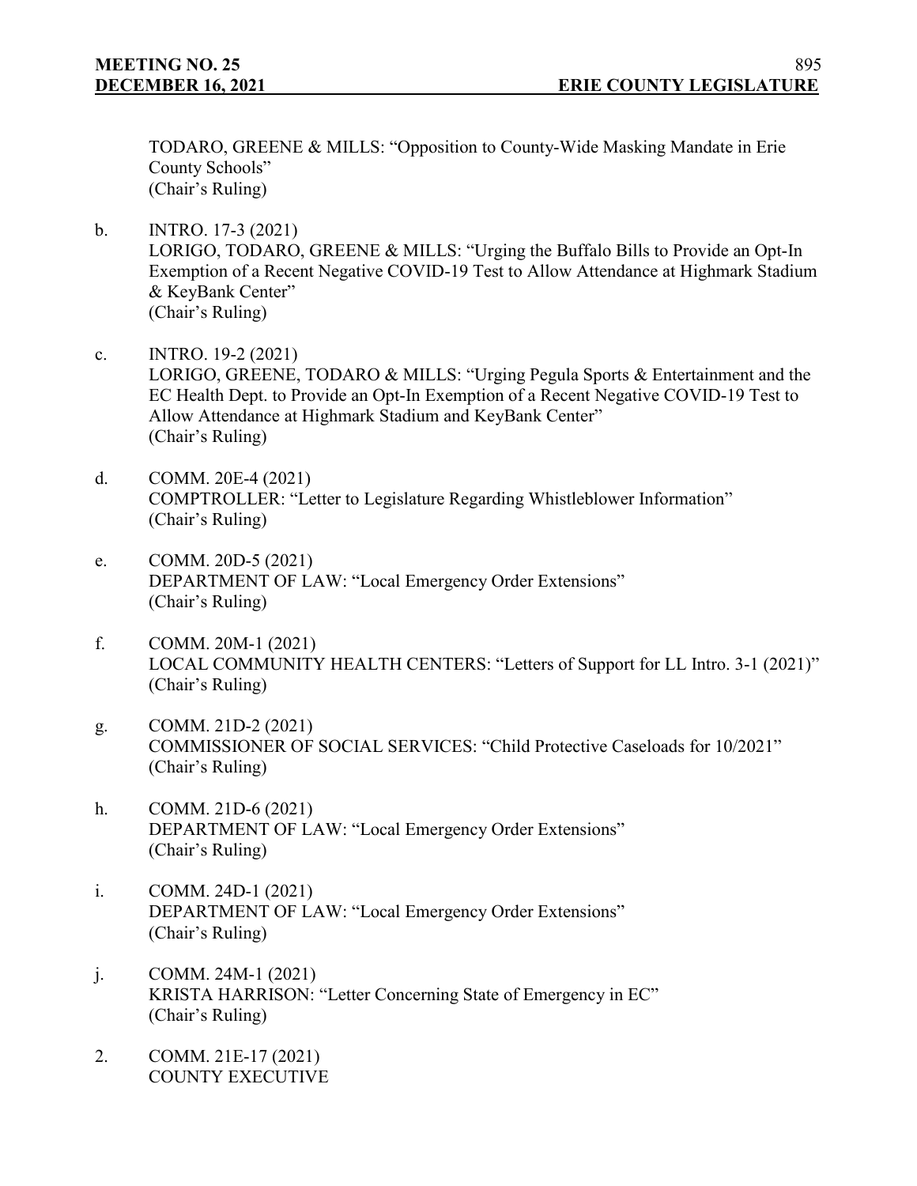TODARO, GREENE & MILLS: "Opposition to County-Wide Masking Mandate in Erie County Schools"
(Chair's Ruling)

b. INTRO. 17-3 (2021)
LORIGO, TODARO, GREENE & MILLS: "Urging the Buffalo Bills to Provide an Opt-In Exemption of a Recent Negative COVID-19 Test to Allow Attendance at Highmark Stadium & KeyBank Center"
(Chair's Ruling)

c. INTRO. 19-2 (2021)
LORIGO, GREENE, TODARO & MILLS: "Urging Pegula Sports & Entertainment and the EC Health Dept. to Provide an Opt-In Exemption of a Recent Negative COVID-19 Test to Allow Attendance at Highmark Stadium and KeyBank Center"
(Chair's Ruling)

d. COMM. 20E-4 (2021)
COMPTROLLER: "Letter to Legislature Regarding Whistleblower Information"
(Chair's Ruling)

e. COMM. 20D-5 (2021)
DEPARTMENT OF LAW: "Local Emergency Order Extensions"
(Chair's Ruling)

f. COMM. 20M-1 (2021)
LOCAL COMMUNITY HEALTH CENTERS: "Letters of Support for LL Intro. 3-1 (2021)"
(Chair's Ruling)

g. COMM. 21D-2 (2021)
COMMISSIONER OF SOCIAL SERVICES: "Child Protective Caseloads for 10/2021"
(Chair's Ruling)

h. COMM. 21D-6 (2021)
DEPARTMENT OF LAW: "Local Emergency Order Extensions"
(Chair's Ruling)

i. COMM. 24D-1 (2021)
DEPARTMENT OF LAW: "Local Emergency Order Extensions"
(Chair's Ruling)

j. COMM. 24M-1 (2021)
KRISTA HARRISON: "Letter Concerning State of Emergency in EC"
(Chair's Ruling)

2. COMM. 21E-17 (2021)
COUNTY EXECUTIVE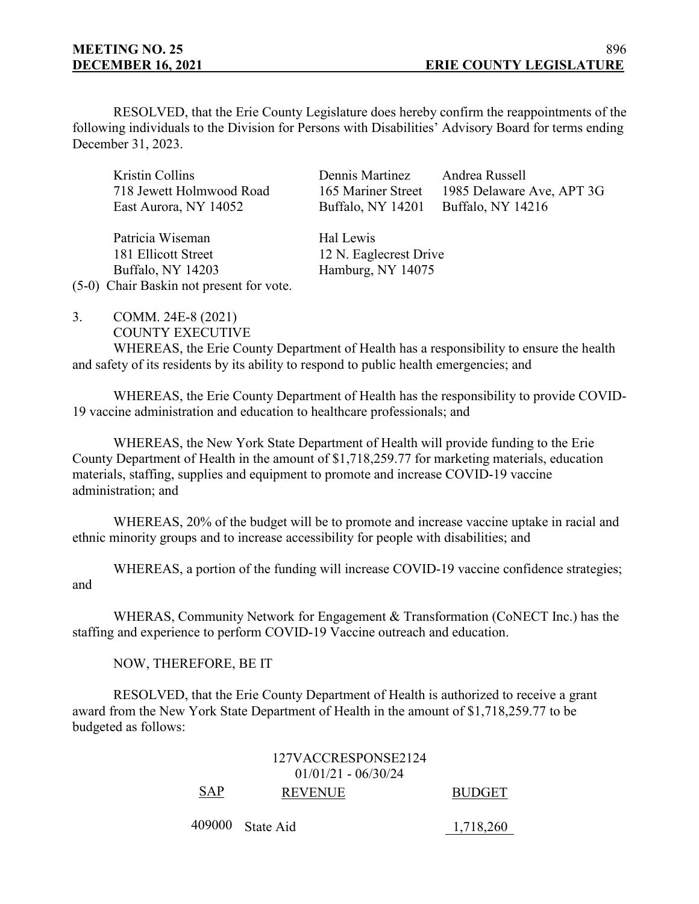RESOLVED, that the Erie County Legislature does hereby confirm the reappointments of the following individuals to the Division for Persons with Disabilities' Advisory Board for terms ending December 31, 2023.

| | | |
|---|---|---|
| Kristin Collins<br>718 Jewett Holmwood Road<br>East Aurora, NY 14052 | Dennis Martinez<br>165 Mariner Street<br>Buffalo, NY 14201 | Andrea Russell<br>1985 Delaware Ave, APT 3G<br>Buffalo, NY 14216 |
| Patricia Wiseman<br>181 Ellicott Street<br>Buffalo, NY 14203 | Hal Lewis<br>12 N. Eaglecrest Drive<br>Hamburg, NY 14075 | |

(5-0) Chair Baskin not present for vote.

3. COMM. 24E-8 (2021)
COUNTY EXECUTIVE

WHEREAS, the Erie County Department of Health has a responsibility to ensure the health and safety of its residents by its ability to respond to public health emergencies; and

WHEREAS, the Erie County Department of Health has the responsibility to provide COVID-19 vaccine administration and education to healthcare professionals; and

WHEREAS, the New York State Department of Health will provide funding to the Erie County Department of Health in the amount of $1,718,259.77 for marketing materials, education materials, staffing, supplies and equipment to promote and increase COVID-19 vaccine administration; and

WHEREAS, 20% of the budget will be to promote and increase vaccine uptake in racial and ethnic minority groups and to increase accessibility for people with disabilities; and

WHEREAS, a portion of the funding will increase COVID-19 vaccine confidence strategies; and

WHERAS, Community Network for Engagement & Transformation (CoNECT Inc.) has the staffing and experience to perform COVID-19 Vaccine outreach and education.

NOW, THEREFORE, BE IT

RESOLVED, that the Erie County Department of Health is authorized to receive a grant award from the New York State Department of Health in the amount of $1,718,259.77 to be budgeted as follows:

127VACCRESPONSE2124
01/01/21 - 06/30/24

| SAP | REVENUE | BUDGET |
|---|---|---|
| 409000 | State Aid | 1,718,260 |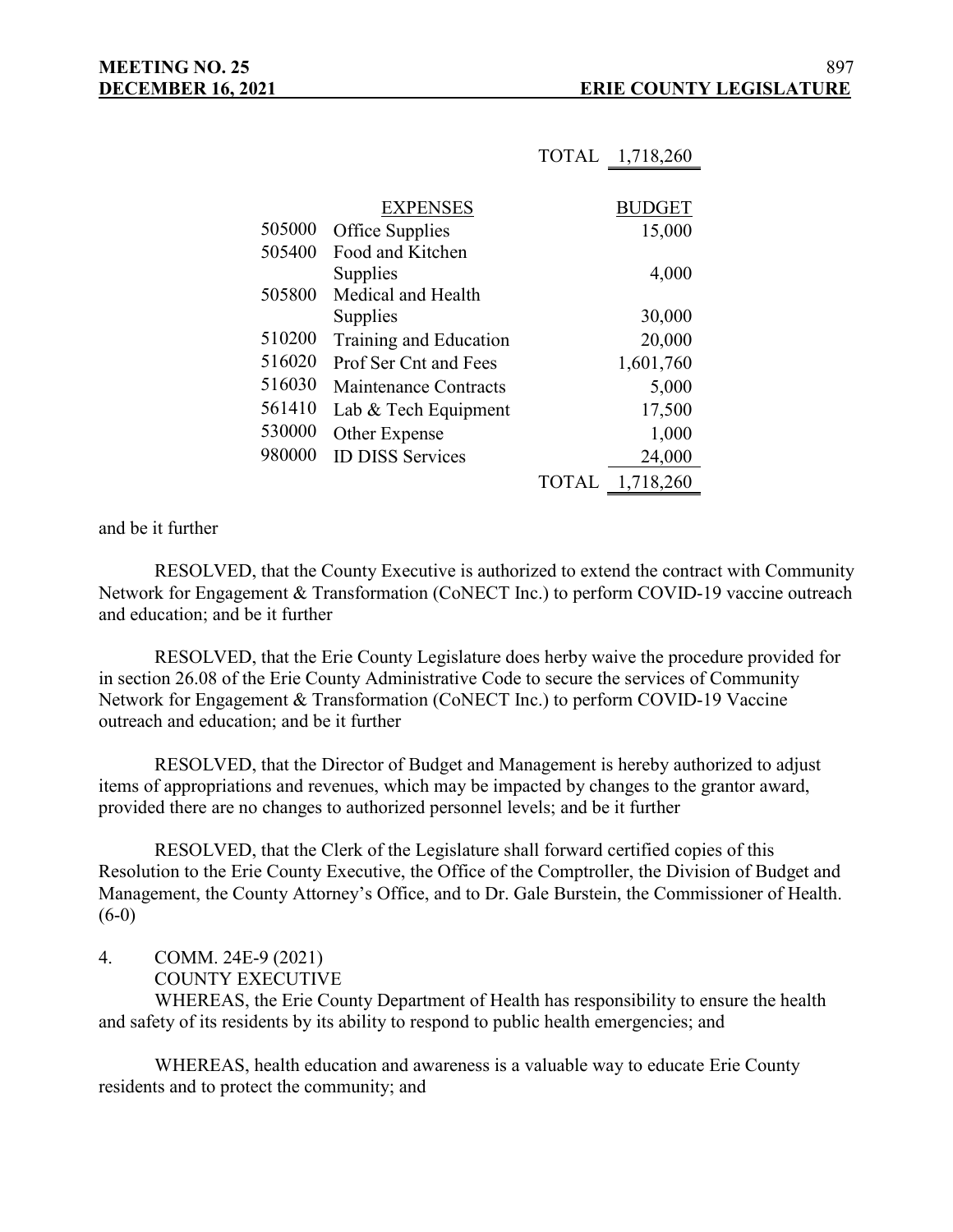| | | TOTAL | 1,718,260 |
|---|---|---|---|

| | EXPENSES | | BUDGET |
|---|---|---|---|
| 505000 | Office Supplies | | 15,000 |
| 505400 | Food and Kitchen Supplies | | 4,000 |
| 505800 | Medical and Health Supplies | | 30,000 |
| 510200 | Training and Education | | 20,000 |
| 516020 | Prof Ser Cnt and Fees | | 1,601,760 |
| 516030 | Maintenance Contracts | | 5,000 |
| 561410 | Lab & Tech Equipment | | 17,500 |
| 530000 | Other Expense | | 1,000 |
| 980000 | ID DISS Services | | 24,000 |
| | | TOTAL | 1,718,260 |

and be it further

RESOLVED, that the County Executive is authorized to extend the contract with Community Network for Engagement & Transformation (CoNECT Inc.) to perform COVID-19 vaccine outreach and education; and be it further

RESOLVED, that the Erie County Legislature does herby waive the procedure provided for in section 26.08 of the Erie County Administrative Code to secure the services of Community Network for Engagement & Transformation (CoNECT Inc.) to perform COVID-19 Vaccine outreach and education; and be it further

RESOLVED, that the Director of Budget and Management is hereby authorized to adjust items of appropriations and revenues, which may be impacted by changes to the grantor award, provided there are no changes to authorized personnel levels; and be it further

RESOLVED, that the Clerk of the Legislature shall forward certified copies of this Resolution to the Erie County Executive, the Office of the Comptroller, the Division of Budget and Management, the County Attorney's Office, and to Dr. Gale Burstein, the Commissioner of Health. (6-0)

4. COMM. 24E-9 (2021)
COUNTY EXECUTIVE

WHEREAS, the Erie County Department of Health has responsibility to ensure the health and safety of its residents by its ability to respond to public health emergencies; and

WHEREAS, health education and awareness is a valuable way to educate Erie County residents and to protect the community; and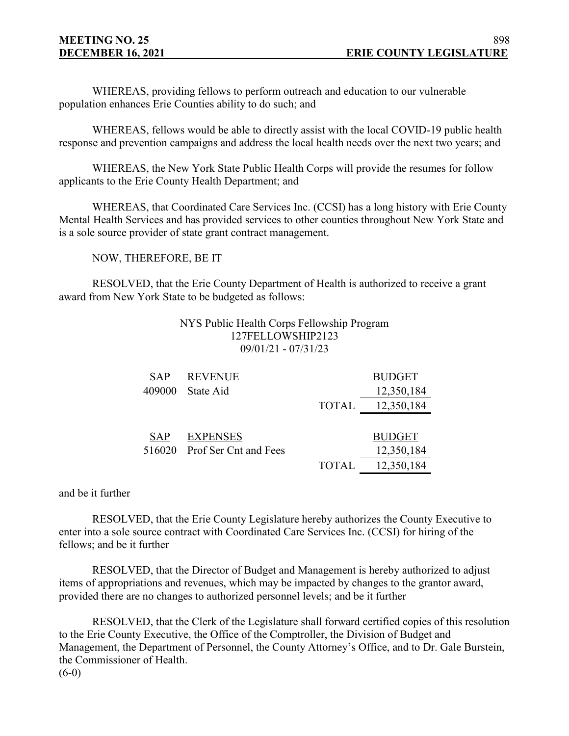WHEREAS, providing fellows to perform outreach and education to our vulnerable population enhances Erie Counties ability to do such; and

WHEREAS, fellows would be able to directly assist with the local COVID-19 public health response and prevention campaigns and address the local health needs over the next two years; and

WHEREAS, the New York State Public Health Corps will provide the resumes for follow applicants to the Erie County Health Department; and

WHEREAS, that Coordinated Care Services Inc. (CCSI) has a long history with Erie County Mental Health Services and has provided services to other counties throughout New York State and is a sole source provider of state grant contract management.

NOW, THEREFORE, BE IT

RESOLVED, that the Erie County Department of Health is authorized to receive a grant award from New York State to be budgeted as follows:

NYS Public Health Corps Fellowship Program
127FELLOWSHIP2123
09/01/21 - 07/31/23

| SAP | REVENUE | | BUDGET |
|---|---|---|---|
| 409000 | State Aid | | 12,350,184 |
| | | TOTAL | 12,350,184 |

| SAP | EXPENSES | | BUDGET |
|---|---|---|---|
| 516020 | Prof Ser Cnt and Fees | | 12,350,184 |
| | | TOTAL | 12,350,184 |

and be it further

RESOLVED, that the Erie County Legislature hereby authorizes the County Executive to enter into a sole source contract with Coordinated Care Services Inc. (CCSI) for hiring of the fellows; and be it further

RESOLVED, that the Director of Budget and Management is hereby authorized to adjust items of appropriations and revenues, which may be impacted by changes to the grantor award, provided there are no changes to authorized personnel levels; and be it further

RESOLVED, that the Clerk of the Legislature shall forward certified copies of this resolution to the Erie County Executive, the Office of the Comptroller, the Division of Budget and Management, the Department of Personnel, the County Attorney's Office, and to Dr. Gale Burstein, the Commissioner of Health.
(6-0)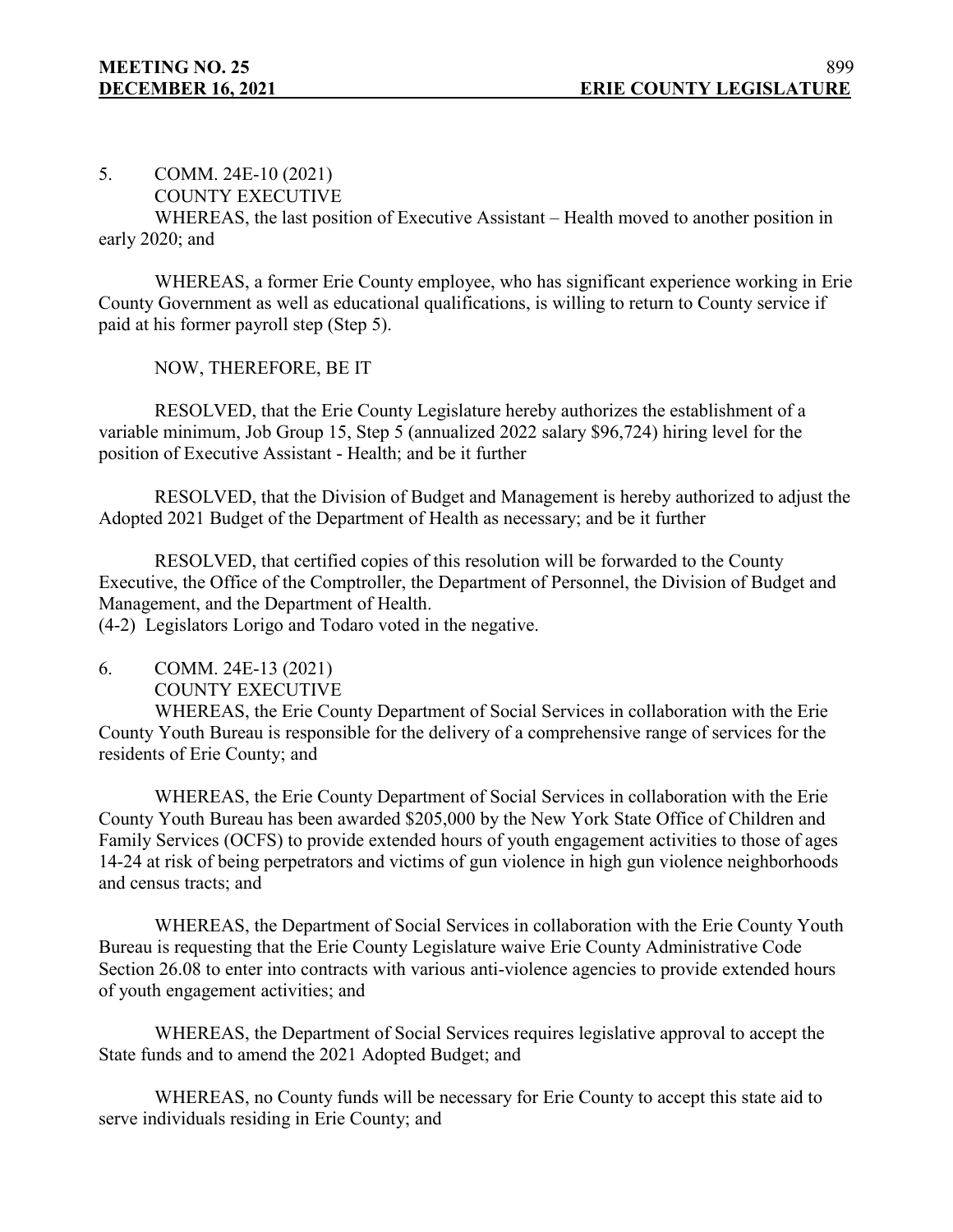5. COMM. 24E-10 (2021)
COUNTY EXECUTIVE

WHEREAS, the last position of Executive Assistant – Health moved to another position in early 2020; and

WHEREAS, a former Erie County employee, who has significant experience working in Erie County Government as well as educational qualifications, is willing to return to County service if paid at his former payroll step (Step 5).

NOW, THEREFORE, BE IT

RESOLVED, that the Erie County Legislature hereby authorizes the establishment of a variable minimum, Job Group 15, Step 5 (annualized 2022 salary $96,724) hiring level for the position of Executive Assistant - Health; and be it further

RESOLVED, that the Division of Budget and Management is hereby authorized to adjust the Adopted 2021 Budget of the Department of Health as necessary; and be it further

RESOLVED, that certified copies of this resolution will be forwarded to the County Executive, the Office of the Comptroller, the Department of Personnel, the Division of Budget and Management, and the Department of Health.

(4-2) Legislators Lorigo and Todaro voted in the negative.

6. COMM. 24E-13 (2021)
COUNTY EXECUTIVE

WHEREAS, the Erie County Department of Social Services in collaboration with the Erie County Youth Bureau is responsible for the delivery of a comprehensive range of services for the residents of Erie County; and

WHEREAS, the Erie County Department of Social Services in collaboration with the Erie County Youth Bureau has been awarded $205,000 by the New York State Office of Children and Family Services (OCFS) to provide extended hours of youth engagement activities to those of ages 14-24 at risk of being perpetrators and victims of gun violence in high gun violence neighborhoods and census tracts; and

WHEREAS, the Department of Social Services in collaboration with the Erie County Youth Bureau is requesting that the Erie County Legislature waive Erie County Administrative Code Section 26.08 to enter into contracts with various anti-violence agencies to provide extended hours of youth engagement activities; and

WHEREAS, the Department of Social Services requires legislative approval to accept the State funds and to amend the 2021 Adopted Budget; and

WHEREAS, no County funds will be necessary for Erie County to accept this state aid to serve individuals residing in Erie County; and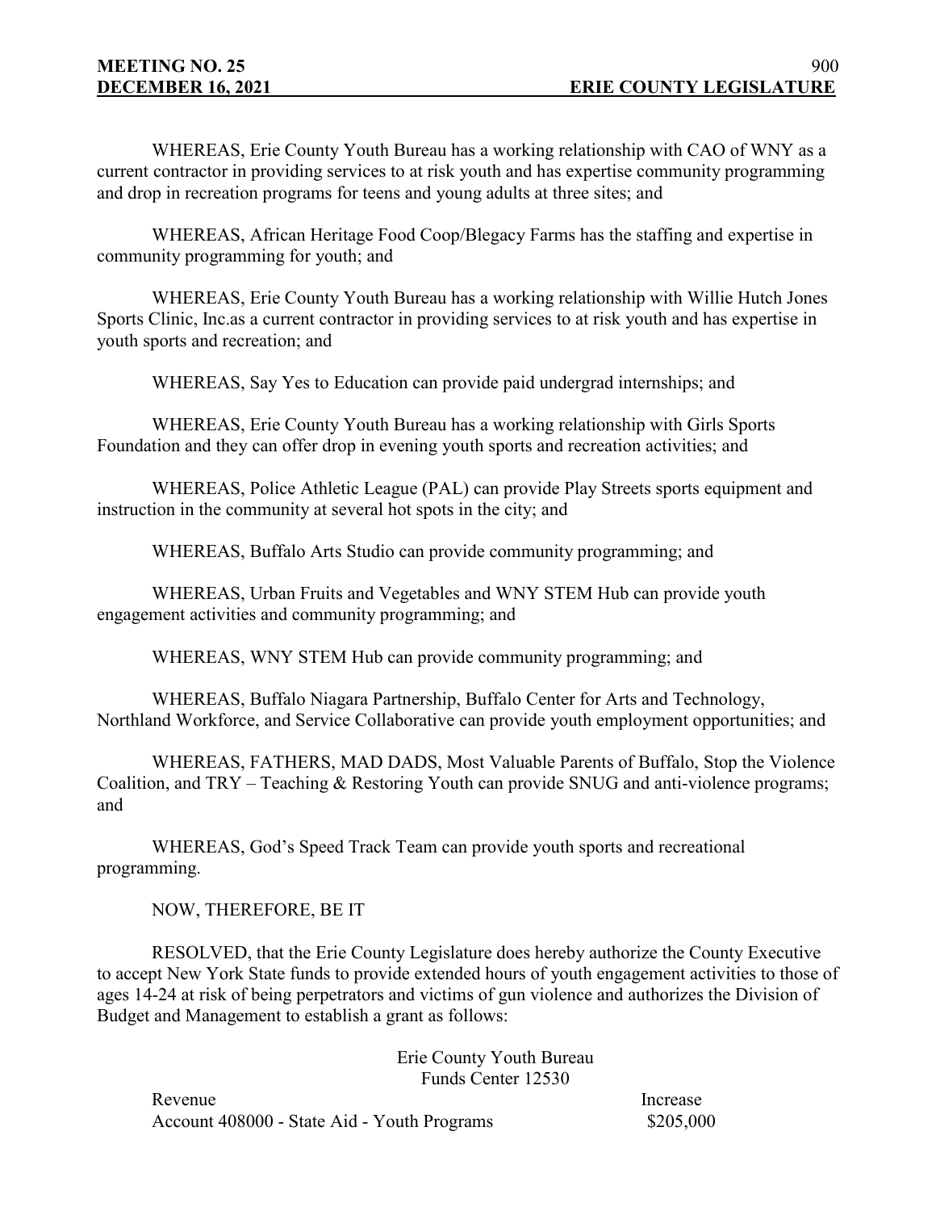WHEREAS, Erie County Youth Bureau has a working relationship with CAO of WNY as a current contractor in providing services to at risk youth and has expertise community programming and drop in recreation programs for teens and young adults at three sites; and

WHEREAS, African Heritage Food Coop/Blegacy Farms has the staffing and expertise in community programming for youth; and

WHEREAS, Erie County Youth Bureau has a working relationship with Willie Hutch Jones Sports Clinic, Inc.as a current contractor in providing services to at risk youth and has expertise in youth sports and recreation; and

WHEREAS, Say Yes to Education can provide paid undergrad internships; and

WHEREAS, Erie County Youth Bureau has a working relationship with Girls Sports Foundation and they can offer drop in evening youth sports and recreation activities; and

WHEREAS, Police Athletic League (PAL) can provide Play Streets sports equipment and instruction in the community at several hot spots in the city; and

WHEREAS, Buffalo Arts Studio can provide community programming; and

WHEREAS, Urban Fruits and Vegetables and WNY STEM Hub can provide youth engagement activities and community programming; and

WHEREAS, WNY STEM Hub can provide community programming; and

WHEREAS, Buffalo Niagara Partnership, Buffalo Center for Arts and Technology, Northland Workforce, and Service Collaborative can provide youth employment opportunities; and

WHEREAS, FATHERS, MAD DADS, Most Valuable Parents of Buffalo, Stop the Violence Coalition, and TRY – Teaching & Restoring Youth can provide SNUG and anti-violence programs; and

WHEREAS, God's Speed Track Team can provide youth sports and recreational programming.

NOW, THEREFORE, BE IT

RESOLVED, that the Erie County Legislature does hereby authorize the County Executive to accept New York State funds to provide extended hours of youth engagement activities to those of ages 14-24 at risk of being perpetrators and victims of gun violence and authorizes the Division of Budget and Management to establish a grant as follows:

Erie County Youth Bureau
Funds Center 12530

| Revenue | Increase |
|---|---|
| Account 408000 - State Aid - Youth Programs | $205,000 |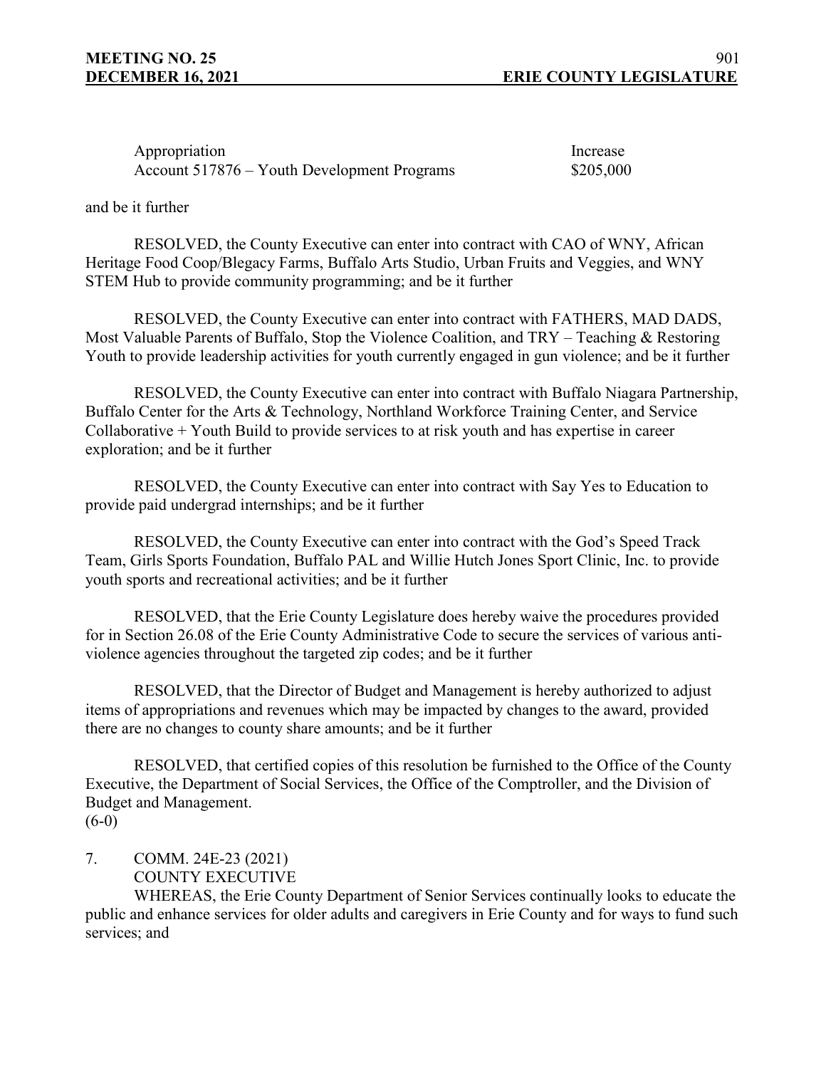| Appropriation | Increase |
| --- | --- |
| Account 517876 – Youth Development Programs | $205,000 |

and be it further

RESOLVED, the County Executive can enter into contract with CAO of WNY, African Heritage Food Coop/Blegacy Farms, Buffalo Arts Studio, Urban Fruits and Veggies, and WNY STEM Hub to provide community programming; and be it further

RESOLVED, the County Executive can enter into contract with FATHERS, MAD DADS, Most Valuable Parents of Buffalo, Stop the Violence Coalition, and TRY – Teaching & Restoring Youth to provide leadership activities for youth currently engaged in gun violence; and be it further

RESOLVED, the County Executive can enter into contract with Buffalo Niagara Partnership, Buffalo Center for the Arts & Technology, Northland Workforce Training Center, and Service Collaborative + Youth Build to provide services to at risk youth and has expertise in career exploration; and be it further

RESOLVED, the County Executive can enter into contract with Say Yes to Education to provide paid undergrad internships; and be it further

RESOLVED, the County Executive can enter into contract with the God's Speed Track Team, Girls Sports Foundation, Buffalo PAL and Willie Hutch Jones Sport Clinic, Inc. to provide youth sports and recreational activities; and be it further

RESOLVED, that the Erie County Legislature does hereby waive the procedures provided for in Section 26.08 of the Erie County Administrative Code to secure the services of various anti-violence agencies throughout the targeted zip codes; and be it further

RESOLVED, that the Director of Budget and Management is hereby authorized to adjust items of appropriations and revenues which may be impacted by changes to the award, provided there are no changes to county share amounts; and be it further

RESOLVED, that certified copies of this resolution be furnished to the Office of the County Executive, the Department of Social Services, the Office of the Comptroller, and the Division of Budget and Management.
(6-0)

7. COMM. 24E-23 (2021)
COUNTY EXECUTIVE

WHEREAS, the Erie County Department of Senior Services continually looks to educate the public and enhance services for older adults and caregivers in Erie County and for ways to fund such services; and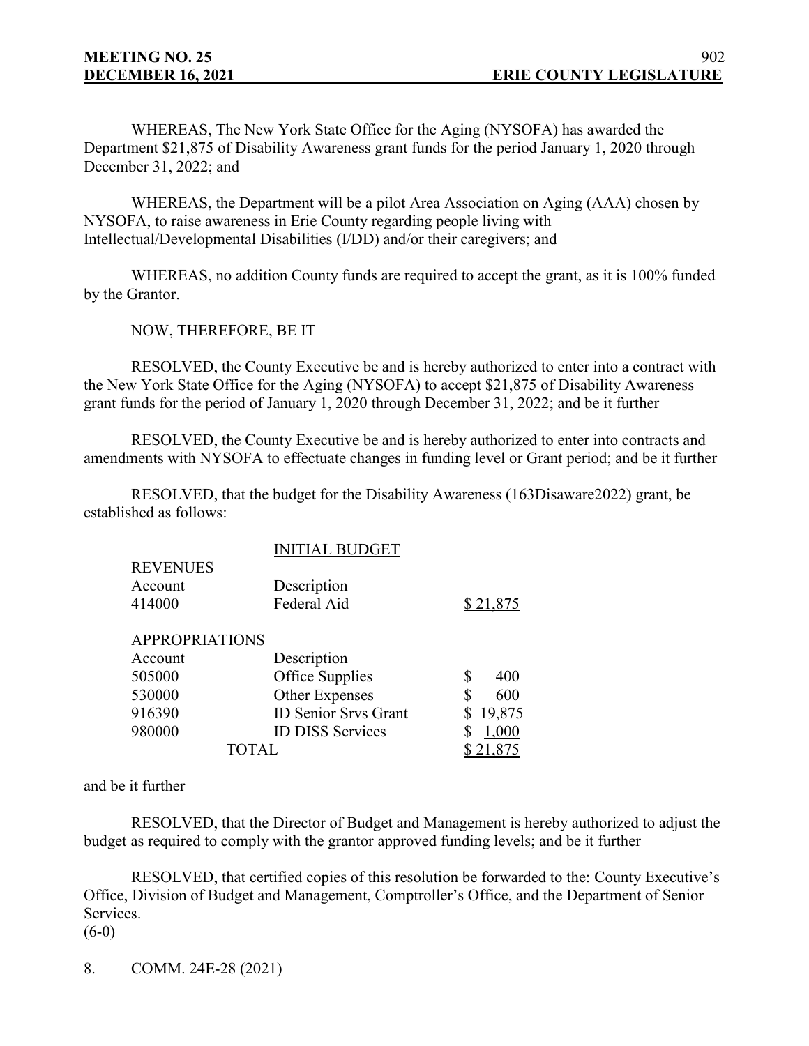WHEREAS, The New York State Office for the Aging (NYSOFA) has awarded the Department $21,875 of Disability Awareness grant funds for the period January 1, 2020 through December 31, 2022; and

WHEREAS, the Department will be a pilot Area Association on Aging (AAA) chosen by NYSOFA, to raise awareness in Erie County regarding people living with Intellectual/Developmental Disabilities (I/DD) and/or their caregivers; and

WHEREAS, no addition County funds are required to accept the grant, as it is 100% funded by the Grantor.

NOW, THEREFORE, BE IT

RESOLVED, the County Executive be and is hereby authorized to enter into a contract with the New York State Office for the Aging (NYSOFA) to accept $21,875 of Disability Awareness grant funds for the period of January 1, 2020 through December 31, 2022; and be it further

RESOLVED, the County Executive be and is hereby authorized to enter into contracts and amendments with NYSOFA to effectuate changes in funding level or Grant period; and be it further

RESOLVED, that the budget for the Disability Awareness (163Disaware2022) grant, be established as follows:

INITIAL BUDGET

| REVENUES | | |
|---|---|---|
| Account | Description | |
| 414000 | Federal Aid | $ 21,875 |

| APPROPRIATIONS | | |
|---|---|---|
| Account | Description | |
| 505000 | Office Supplies | $ 400 |
| 530000 | Other Expenses | $ 600 |
| 916390 | ID Senior Srvs Grant | $ 19,875 |
| 980000 | ID DISS Services | $ 1,000 |
| | TOTAL | $ 21,875 |

and be it further

RESOLVED, that the Director of Budget and Management is hereby authorized to adjust the budget as required to comply with the grantor approved funding levels; and be it further

RESOLVED, that certified copies of this resolution be forwarded to the: County Executive's Office, Division of Budget and Management, Comptroller's Office, and the Department of Senior Services.

(6-0)

8. COMM. 24E-28 (2021)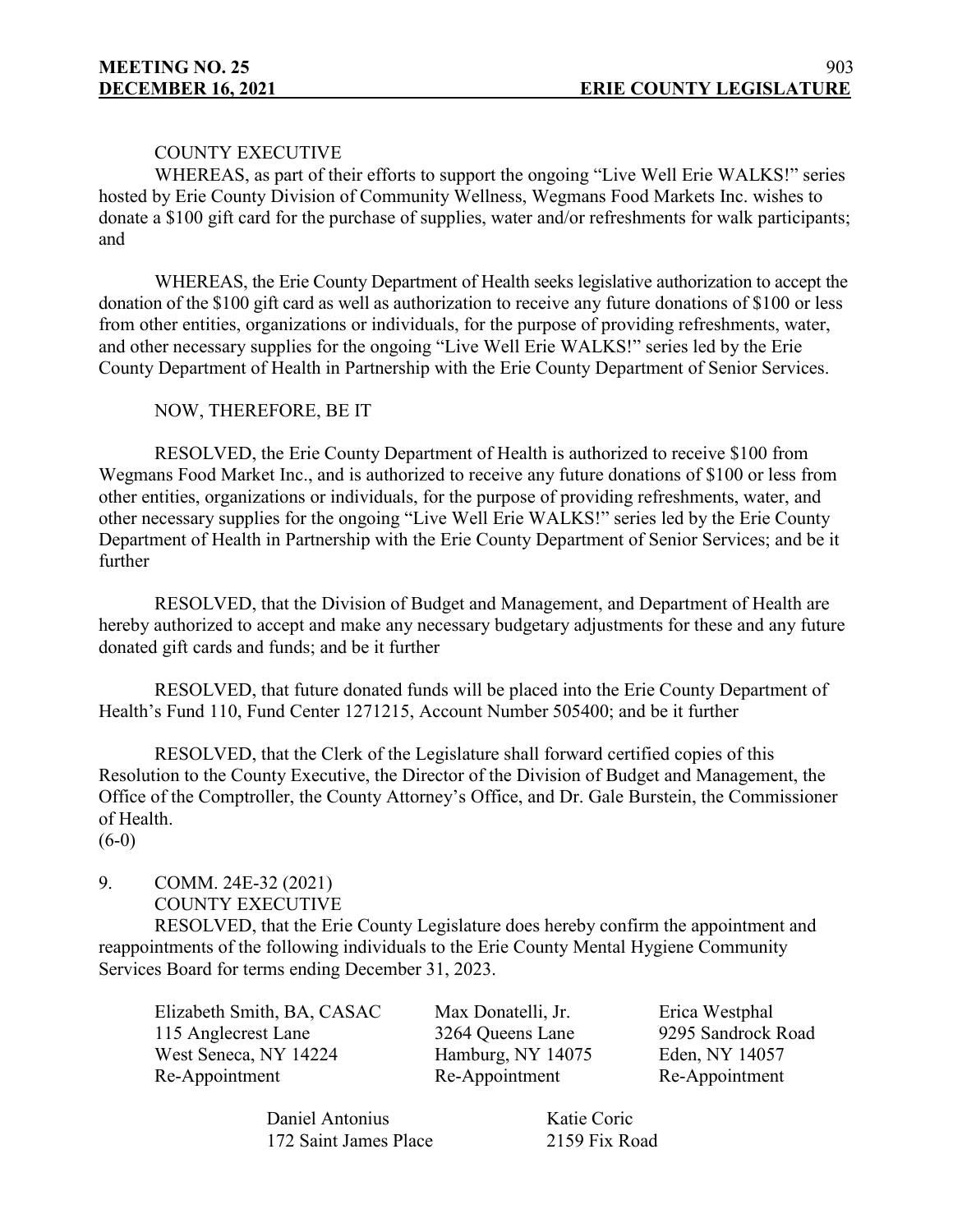COUNTY EXECUTIVE

WHEREAS, as part of their efforts to support the ongoing "Live Well Erie WALKS!" series hosted by Erie County Division of Community Wellness, Wegmans Food Markets Inc. wishes to donate a $100 gift card for the purchase of supplies, water and/or refreshments for walk participants; and

WHEREAS, the Erie County Department of Health seeks legislative authorization to accept the donation of the $100 gift card as well as authorization to receive any future donations of $100 or less from other entities, organizations or individuals, for the purpose of providing refreshments, water, and other necessary supplies for the ongoing "Live Well Erie WALKS!" series led by the Erie County Department of Health in Partnership with the Erie County Department of Senior Services.

NOW, THEREFORE, BE IT

RESOLVED, the Erie County Department of Health is authorized to receive $100 from Wegmans Food Market Inc., and is authorized to receive any future donations of $100 or less from other entities, organizations or individuals, for the purpose of providing refreshments, water, and other necessary supplies for the ongoing "Live Well Erie WALKS!" series led by the Erie County Department of Health in Partnership with the Erie County Department of Senior Services; and be it further

RESOLVED, that the Division of Budget and Management, and Department of Health are hereby authorized to accept and make any necessary budgetary adjustments for these and any future donated gift cards and funds; and be it further

RESOLVED, that future donated funds will be placed into the Erie County Department of Health's Fund 110, Fund Center 1271215, Account Number 505400; and be it further

RESOLVED, that the Clerk of the Legislature shall forward certified copies of this Resolution to the County Executive, the Director of the Division of Budget and Management, the Office of the Comptroller, the County Attorney's Office, and Dr. Gale Burstein, the Commissioner of Health.

(6-0)

9. COMM. 24E-32 (2021)

COUNTY EXECUTIVE

RESOLVED, that the Erie County Legislature does hereby confirm the appointment and reappointments of the following individuals to the Erie County Mental Hygiene Community Services Board for terms ending December 31, 2023.

Elizabeth Smith, BA, CASAC
115 Anglecrest Lane
West Seneca, NY 14224
Re-Appointment

Max Donatelli, Jr.
3264 Queens Lane
Hamburg, NY 14075
Re-Appointment

Erica Westphal
9295 Sandrock Road
Eden, NY 14057
Re-Appointment

Daniel Antonius
172 Saint James Place

Katie Coric
2159 Fix Road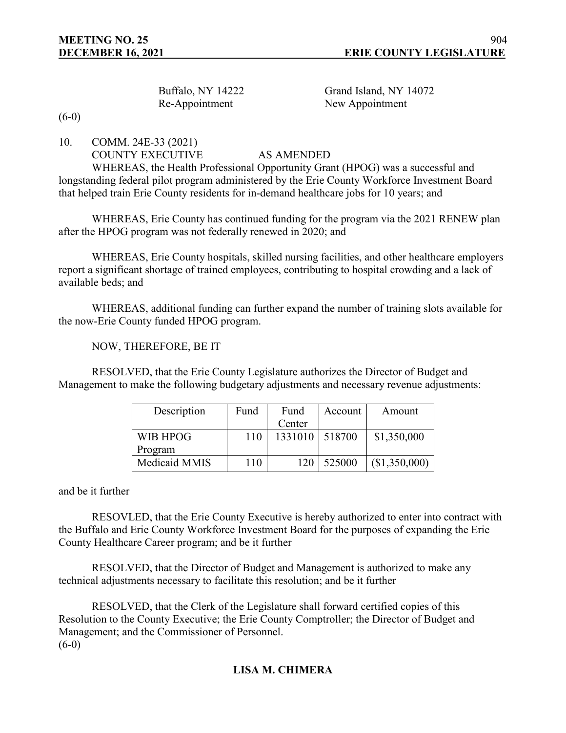Buffalo, NY 14222 | Grand Island, NY 14072
Re-Appointment | New Appointment

(6-0)

10. COMM. 24E-33 (2021)
COUNTY EXECUTIVE AS AMENDED

WHEREAS, the Health Professional Opportunity Grant (HPOG) was a successful and longstanding federal pilot program administered by the Erie County Workforce Investment Board that helped train Erie County residents for in-demand healthcare jobs for 10 years; and

WHEREAS, Erie County has continued funding for the program via the 2021 RENEW plan after the HPOG program was not federally renewed in 2020; and

WHEREAS, Erie County hospitals, skilled nursing facilities, and other healthcare employers report a significant shortage of trained employees, contributing to hospital crowding and a lack of available beds; and

WHEREAS, additional funding can further expand the number of training slots available for the now-Erie County funded HPOG program.

NOW, THEREFORE, BE IT

RESOLVED, that the Erie County Legislature authorizes the Director of Budget and Management to make the following budgetary adjustments and necessary revenue adjustments:

| Description | Fund | Fund Center | Account | Amount |
|---|---|---|---|---|
| WIB HPOG Program | 110 | 1331010 | 518700 | $1,350,000 |
| Medicaid MMIS | 110 | 120 | 525000 | ($1,350,000) |

and be it further

RESOVLED, that the Erie County Executive is hereby authorized to enter into contract with the Buffalo and Erie County Workforce Investment Board for the purposes of expanding the Erie County Healthcare Career program; and be it further

RESOLVED, that the Director of Budget and Management is authorized to make any technical adjustments necessary to facilitate this resolution; and be it further

RESOLVED, that the Clerk of the Legislature shall forward certified copies of this Resolution to the County Executive; the Erie County Comptroller; the Director of Budget and Management; and the Commissioner of Personnel.

(6-0)

**LISA M. CHIMERA**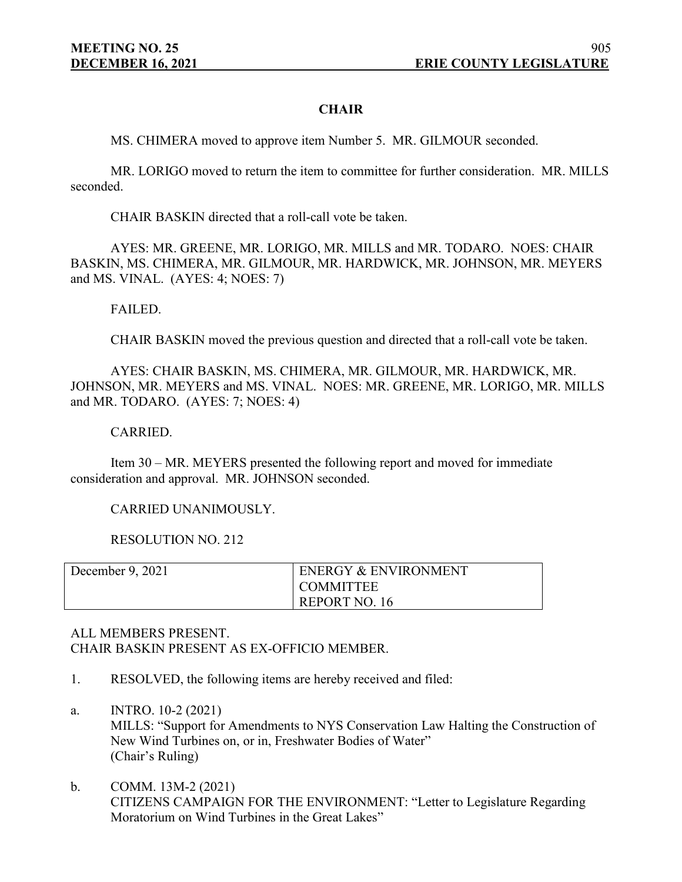**CHAIR**

MS. CHIMERA moved to approve item Number 5. MR. GILMOUR seconded.

MR. LORIGO moved to return the item to committee for further consideration. MR. MILLS seconded.

CHAIR BASKIN directed that a roll-call vote be taken.

AYES: MR. GREENE, MR. LORIGO, MR. MILLS and MR. TODARO. NOES: CHAIR BASKIN, MS. CHIMERA, MR. GILMOUR, MR. HARDWICK, MR. JOHNSON, MR. MEYERS and MS. VINAL. (AYES: 4; NOES: 7)

FAILED.

CHAIR BASKIN moved the previous question and directed that a roll-call vote be taken.

AYES: CHAIR BASKIN, MS. CHIMERA, MR. GILMOUR, MR. HARDWICK, MR. JOHNSON, MR. MEYERS and MS. VINAL. NOES: MR. GREENE, MR. LORIGO, MR. MILLS and MR. TODARO. (AYES: 7; NOES: 4)

CARRIED.

Item 30 – MR. MEYERS presented the following report and moved for immediate consideration and approval. MR. JOHNSON seconded.

CARRIED UNANIMOUSLY.

RESOLUTION NO. 212

| December 9, 2021 | ENERGY & ENVIRONMENT COMMITTEE REPORT NO. 16 |
|---|---|

ALL MEMBERS PRESENT.
CHAIR BASKIN PRESENT AS EX-OFFICIO MEMBER.

1. RESOLVED, the following items are hereby received and filed:

a. INTRO. 10-2 (2021)
MILLS: "Support for Amendments to NYS Conservation Law Halting the Construction of New Wind Turbines on, or in, Freshwater Bodies of Water"
(Chair's Ruling)

b. COMM. 13M-2 (2021)
CITIZENS CAMPAIGN FOR THE ENVIRONMENT: "Letter to Legislature Regarding Moratorium on Wind Turbines in the Great Lakes"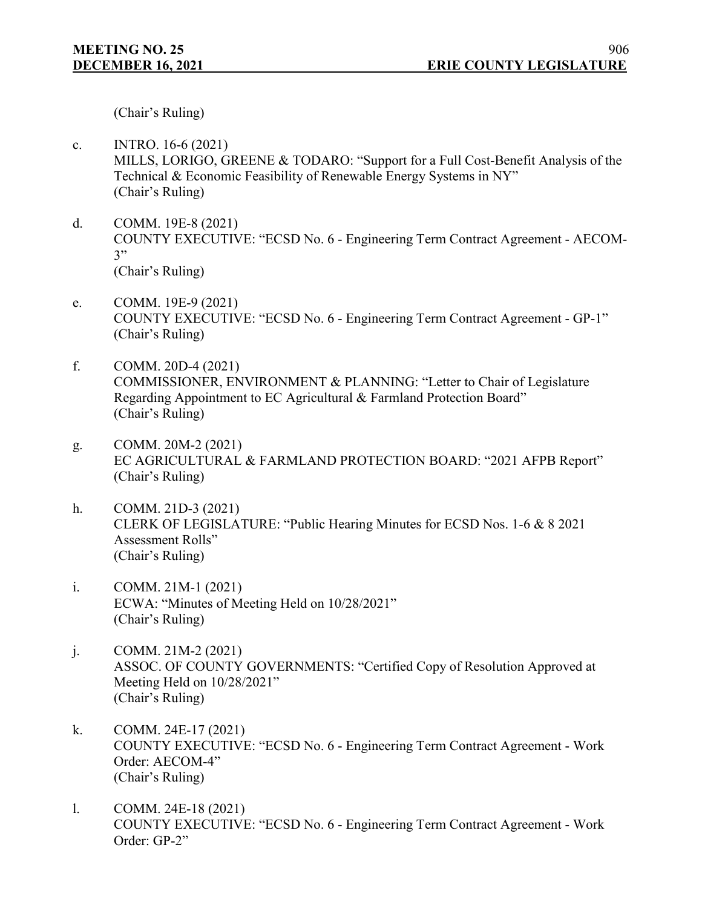(Chair's Ruling)

c. INTRO. 16-6 (2021)
MILLS, LORIGO, GREENE & TODARO: "Support for a Full Cost-Benefit Analysis of the Technical & Economic Feasibility of Renewable Energy Systems in NY"
(Chair's Ruling)

d. COMM. 19E-8 (2021)
COUNTY EXECUTIVE: "ECSD No. 6 - Engineering Term Contract Agreement - AECOM-3"
(Chair's Ruling)

e. COMM. 19E-9 (2021)
COUNTY EXECUTIVE: "ECSD No. 6 - Engineering Term Contract Agreement - GP-1"
(Chair's Ruling)

f. COMM. 20D-4 (2021)
COMMISSIONER, ENVIRONMENT & PLANNING: "Letter to Chair of Legislature Regarding Appointment to EC Agricultural & Farmland Protection Board"
(Chair's Ruling)

g. COMM. 20M-2 (2021)
EC AGRICULTURAL & FARMLAND PROTECTION BOARD: "2021 AFPB Report"
(Chair's Ruling)

h. COMM. 21D-3 (2021)
CLERK OF LEGISLATURE: "Public Hearing Minutes for ECSD Nos. 1-6 & 8 2021 Assessment Rolls"
(Chair's Ruling)

i. COMM. 21M-1 (2021)
ECWA: "Minutes of Meeting Held on 10/28/2021"
(Chair's Ruling)

j. COMM. 21M-2 (2021)
ASSOC. OF COUNTY GOVERNMENTS: "Certified Copy of Resolution Approved at Meeting Held on 10/28/2021"
(Chair's Ruling)

k. COMM. 24E-17 (2021)
COUNTY EXECUTIVE: "ECSD No. 6 - Engineering Term Contract Agreement - Work Order: AECOM-4"
(Chair's Ruling)

l. COMM. 24E-18 (2021)
COUNTY EXECUTIVE: "ECSD No. 6 - Engineering Term Contract Agreement - Work Order: GP-2"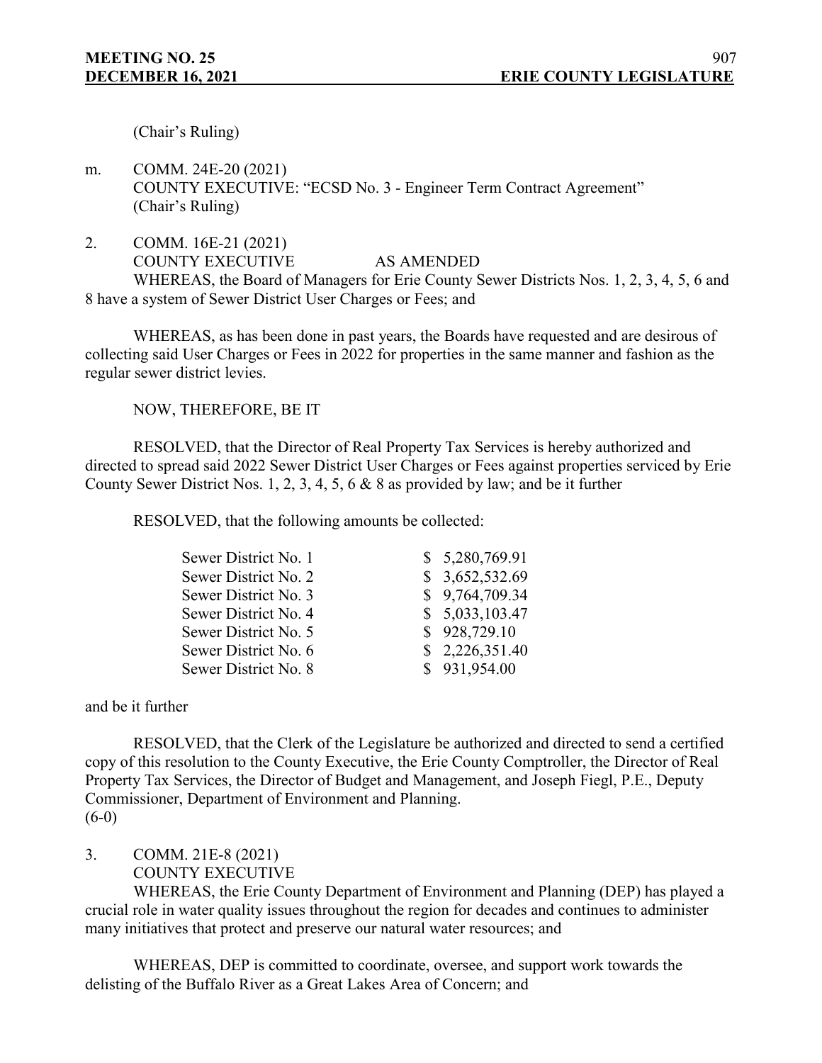(Chair's Ruling)

m. COMM. 24E-20 (2021)
COUNTY EXECUTIVE: "ECSD No. 3 - Engineer Term Contract Agreement"
(Chair's Ruling)

2. COMM. 16E-21 (2021)
COUNTY EXECUTIVE AS AMENDED

WHEREAS, the Board of Managers for Erie County Sewer Districts Nos. 1, 2, 3, 4, 5, 6 and 8 have a system of Sewer District User Charges or Fees; and

WHEREAS, as has been done in past years, the Boards have requested and are desirous of collecting said User Charges or Fees in 2022 for properties in the same manner and fashion as the regular sewer district levies.

NOW, THEREFORE, BE IT

RESOLVED, that the Director of Real Property Tax Services is hereby authorized and directed to spread said 2022 Sewer District User Charges or Fees against properties serviced by Erie County Sewer District Nos. 1, 2, 3, 4, 5, 6 & 8 as provided by law; and be it further

RESOLVED, that the following amounts be collected:

| | |
|---|---|
| Sewer District No. 1 | $ 5,280,769.91 |
| Sewer District No. 2 | $ 3,652,532.69 |
| Sewer District No. 3 | $ 9,764,709.34 |
| Sewer District No. 4 | $ 5,033,103.47 |
| Sewer District No. 5 | $ 928,729.10 |
| Sewer District No. 6 | $ 2,226,351.40 |
| Sewer District No. 8 | $ 931,954.00 |

and be it further

RESOLVED, that the Clerk of the Legislature be authorized and directed to send a certified copy of this resolution to the County Executive, the Erie County Comptroller, the Director of Real Property Tax Services, the Director of Budget and Management, and Joseph Fiegl, P.E., Deputy Commissioner, Department of Environment and Planning.
(6-0)

3. COMM. 21E-8 (2021)
COUNTY EXECUTIVE

WHEREAS, the Erie County Department of Environment and Planning (DEP) has played a crucial role in water quality issues throughout the region for decades and continues to administer many initiatives that protect and preserve our natural water resources; and

WHEREAS, DEP is committed to coordinate, oversee, and support work towards the delisting of the Buffalo River as a Great Lakes Area of Concern; and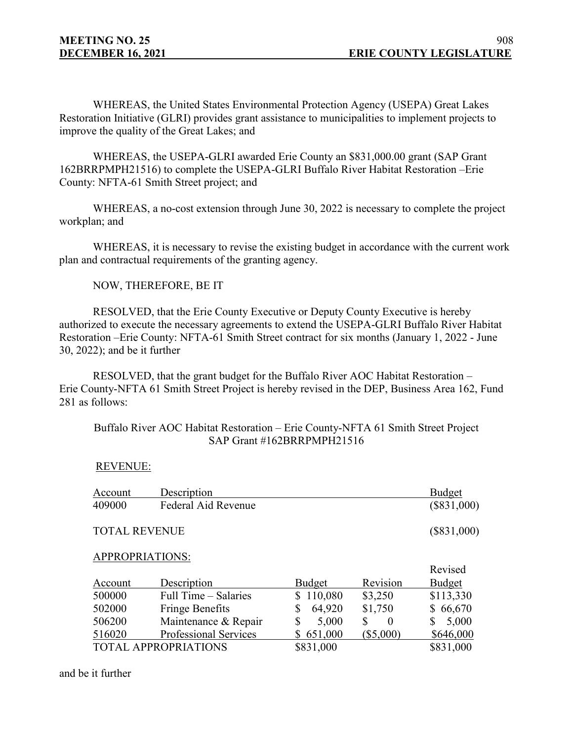WHEREAS, the United States Environmental Protection Agency (USEPA) Great Lakes Restoration Initiative (GLRI) provides grant assistance to municipalities to implement projects to improve the quality of the Great Lakes; and

WHEREAS, the USEPA-GLRI awarded Erie County an $831,000.00 grant (SAP Grant 162BRRPMPH21516) to complete the USEPA-GLRI Buffalo River Habitat Restoration –Erie County: NFTA-61 Smith Street project; and

WHEREAS, a no-cost extension through June 30, 2022 is necessary to complete the project workplan; and

WHEREAS, it is necessary to revise the existing budget in accordance with the current work plan and contractual requirements of the granting agency.

NOW, THEREFORE, BE IT

RESOLVED, that the Erie County Executive or Deputy County Executive is hereby authorized to execute the necessary agreements to extend the USEPA-GLRI Buffalo River Habitat Restoration –Erie County: NFTA-61 Smith Street contract for six months (January 1, 2022 - June 30, 2022); and be it further

RESOLVED, that the grant budget for the Buffalo River AOC Habitat Restoration – Erie County-NFTA 61 Smith Street Project is hereby revised in the DEP, Business Area 162, Fund 281 as follows:

Buffalo River AOC Habitat Restoration – Erie County-NFTA 61 Smith Street Project
SAP Grant #162BRRPMPH21516

REVENUE:

| Account | Description | Budget |
|---|---|---|
| 409000 | Federal Aid Revenue | ($831,000) |
| TOTAL REVENUE | | ($831,000) |

APPROPRIATIONS:

| Account | Description | Budget | Revision | Revised Budget |
|---|---|---|---|---|
| 500000 | Full Time – Salaries | $ 110,080 | $3,250 | $113,330 |
| 502000 | Fringe Benefits | $ 64,920 | $1,750 | $ 66,670 |
| 506200 | Maintenance & Repair | $ 5,000 | $ 0 | $ 5,000 |
| 516020 | Professional Services | $ 651,000 | ($5,000) | $646,000 |
| TOTAL APPROPRIATIONS | | $831,000 | | $831,000 |

and be it further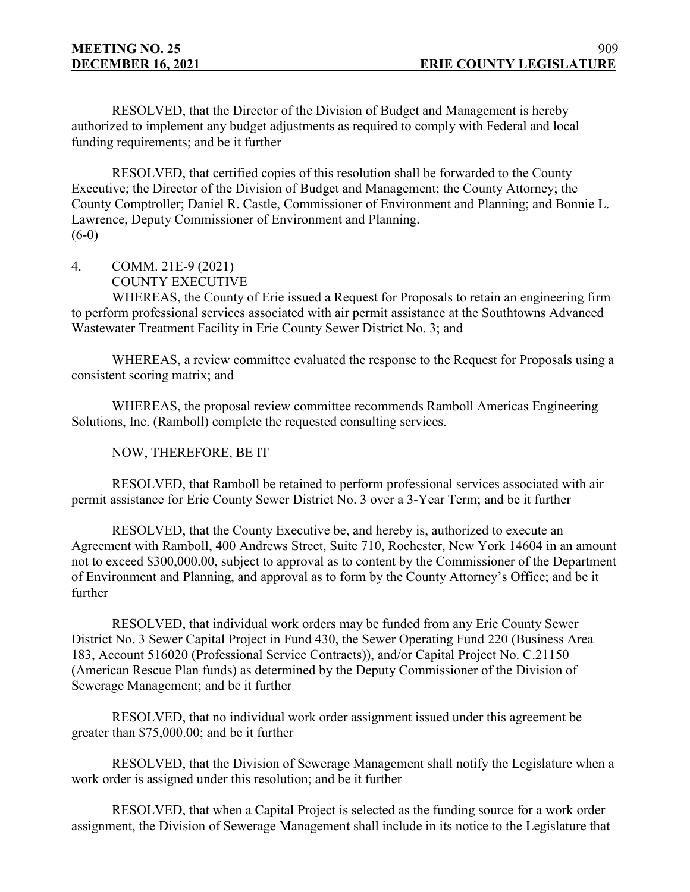RESOLVED, that the Director of the Division of Budget and Management is hereby authorized to implement any budget adjustments as required to comply with Federal and local funding requirements; and be it further

RESOLVED, that certified copies of this resolution shall be forwarded to the County Executive; the Director of the Division of Budget and Management; the County Attorney; the County Comptroller; Daniel R. Castle, Commissioner of Environment and Planning; and Bonnie L. Lawrence, Deputy Commissioner of Environment and Planning.
(6-0)

4. COMM. 21E-9 (2021)
COUNTY EXECUTIVE

WHEREAS, the County of Erie issued a Request for Proposals to retain an engineering firm to perform professional services associated with air permit assistance at the Southtowns Advanced Wastewater Treatment Facility in Erie County Sewer District No. 3; and

WHEREAS, a review committee evaluated the response to the Request for Proposals using a consistent scoring matrix; and

WHEREAS, the proposal review committee recommends Ramboll Americas Engineering Solutions, Inc. (Ramboll) complete the requested consulting services.

NOW, THEREFORE, BE IT

RESOLVED, that Ramboll be retained to perform professional services associated with air permit assistance for Erie County Sewer District No. 3 over a 3-Year Term; and be it further

RESOLVED, that the County Executive be, and hereby is, authorized to execute an Agreement with Ramboll, 400 Andrews Street, Suite 710, Rochester, New York 14604 in an amount not to exceed $300,000.00, subject to approval as to content by the Commissioner of the Department of Environment and Planning, and approval as to form by the County Attorney's Office; and be it further

RESOLVED, that individual work orders may be funded from any Erie County Sewer District No. 3 Sewer Capital Project in Fund 430, the Sewer Operating Fund 220 (Business Area 183, Account 516020 (Professional Service Contracts)), and/or Capital Project No. C.21150 (American Rescue Plan funds) as determined by the Deputy Commissioner of the Division of Sewerage Management; and be it further

RESOLVED, that no individual work order assignment issued under this agreement be greater than $75,000.00; and be it further

RESOLVED, that the Division of Sewerage Management shall notify the Legislature when a work order is assigned under this resolution; and be it further

RESOLVED, that when a Capital Project is selected as the funding source for a work order assignment, the Division of Sewerage Management shall include in its notice to the Legislature that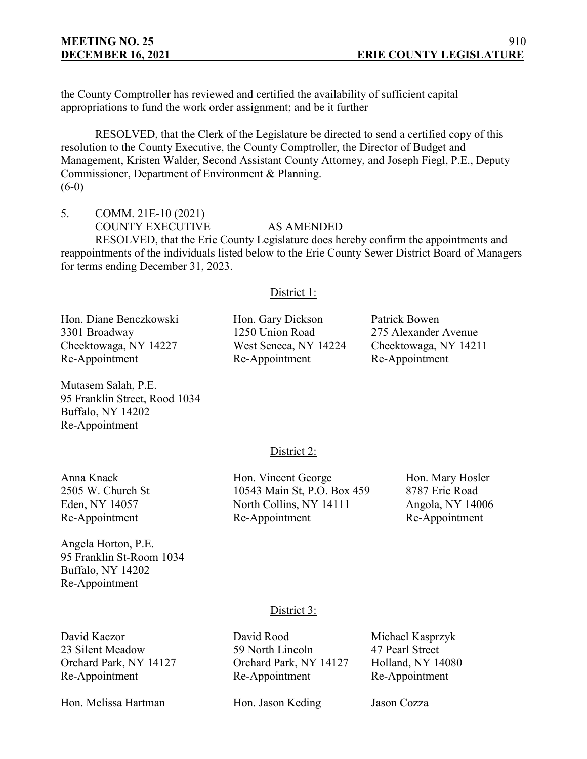the County Comptroller has reviewed and certified the availability of sufficient capital appropriations to fund the work order assignment; and be it further

RESOLVED, that the Clerk of the Legislature be directed to send a certified copy of this resolution to the County Executive, the County Comptroller, the Director of Budget and Management, Kristen Walder, Second Assistant County Attorney, and Joseph Fiegl, P.E., Deputy Commissioner, Department of Environment & Planning.
(6-0)

5. COMM. 21E-10 (2021)
COUNTY EXECUTIVE AS AMENDED

RESOLVED, that the Erie County Legislature does hereby confirm the appointments and reappointments of the individuals listed below to the Erie County Sewer District Board of Managers for terms ending December 31, 2023.

District 1:

Hon. Diane Benczkowski
3301 Broadway
Cheektowaga, NY 14227
Re-Appointment

Hon. Gary Dickson
1250 Union Road
West Seneca, NY 14224
Re-Appointment

Patrick Bowen
275 Alexander Avenue
Cheektowaga, NY 14211
Re-Appointment

Mutasem Salah, P.E.
95 Franklin Street, Rood 1034
Buffalo, NY 14202
Re-Appointment

District 2:

Anna Knack
2505 W. Church St
Eden, NY 14057
Re-Appointment

Hon. Vincent George
10543 Main St, P.O. Box 459
North Collins, NY 14111
Re-Appointment

Hon. Mary Hosler
8787 Erie Road
Angola, NY 14006
Re-Appointment

Angela Horton, P.E.
95 Franklin St-Room 1034
Buffalo, NY 14202
Re-Appointment

District 3:

David Kaczor
23 Silent Meadow
Orchard Park, NY 14127
Re-Appointment

David Rood
59 North Lincoln
Orchard Park, NY 14127
Re-Appointment

Michael Kasprzyk
47 Pearl Street
Holland, NY 14080
Re-Appointment

Hon. Melissa Hartman

Hon. Jason Keding

Jason Cozza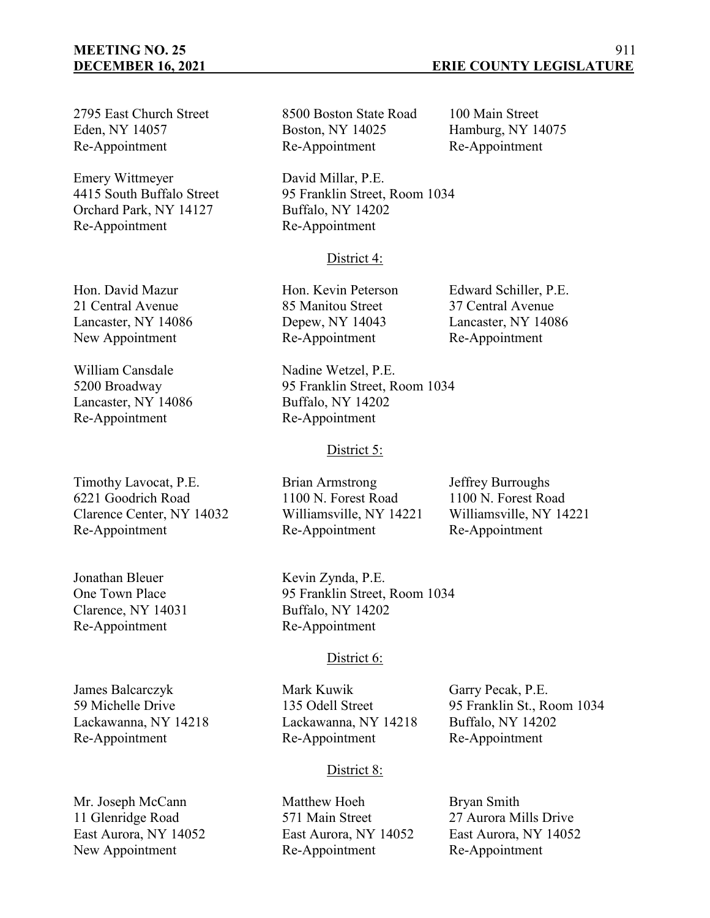2795 East Church Street
Eden, NY 14057
Re-Appointment

8500 Boston State Road
Boston, NY 14025
Re-Appointment

100 Main Street
Hamburg, NY 14075
Re-Appointment

Emery Wittmeyer
4415 South Buffalo Street
Orchard Park, NY 14127
Re-Appointment

David Millar, P.E.
95 Franklin Street, Room 1034
Buffalo, NY 14202
Re-Appointment

District 4:

Hon. David Mazur
21 Central Avenue
Lancaster, NY 14086
New Appointment

Hon. Kevin Peterson
85 Manitou Street
Depew, NY 14043
Re-Appointment

Edward Schiller, P.E.
37 Central Avenue
Lancaster, NY 14086
Re-Appointment

William Cansdale
5200 Broadway
Lancaster, NY 14086
Re-Appointment

Nadine Wetzel, P.E.
95 Franklin Street, Room 1034
Buffalo, NY 14202
Re-Appointment

District 5:

Timothy Lavocat, P.E.
6221 Goodrich Road
Clarence Center, NY 14032
Re-Appointment

Brian Armstrong
1100 N. Forest Road
Williamsville, NY 14221
Re-Appointment

Jeffrey Burroughs
1100 N. Forest Road
Williamsville, NY 14221
Re-Appointment

Jonathan Bleuer
One Town Place
Clarence, NY 14031
Re-Appointment

Kevin Zynda, P.E.
95 Franklin Street, Room 1034
Buffalo, NY 14202
Re-Appointment

District 6:

James Balcarczyk
59 Michelle Drive
Lackawanna, NY 14218
Re-Appointment

Mark Kuwik
135 Odell Street
Lackawanna, NY 14218
Re-Appointment

Garry Pecak, P.E.
95 Franklin St., Room 1034
Buffalo, NY 14202
Re-Appointment

District 8:

Mr. Joseph McCann
11 Glenridge Road
East Aurora, NY 14052
New Appointment

Matthew Hoeh
571 Main Street
East Aurora, NY 14052
Re-Appointment

Bryan Smith
27 Aurora Mills Drive
East Aurora, NY 14052
Re-Appointment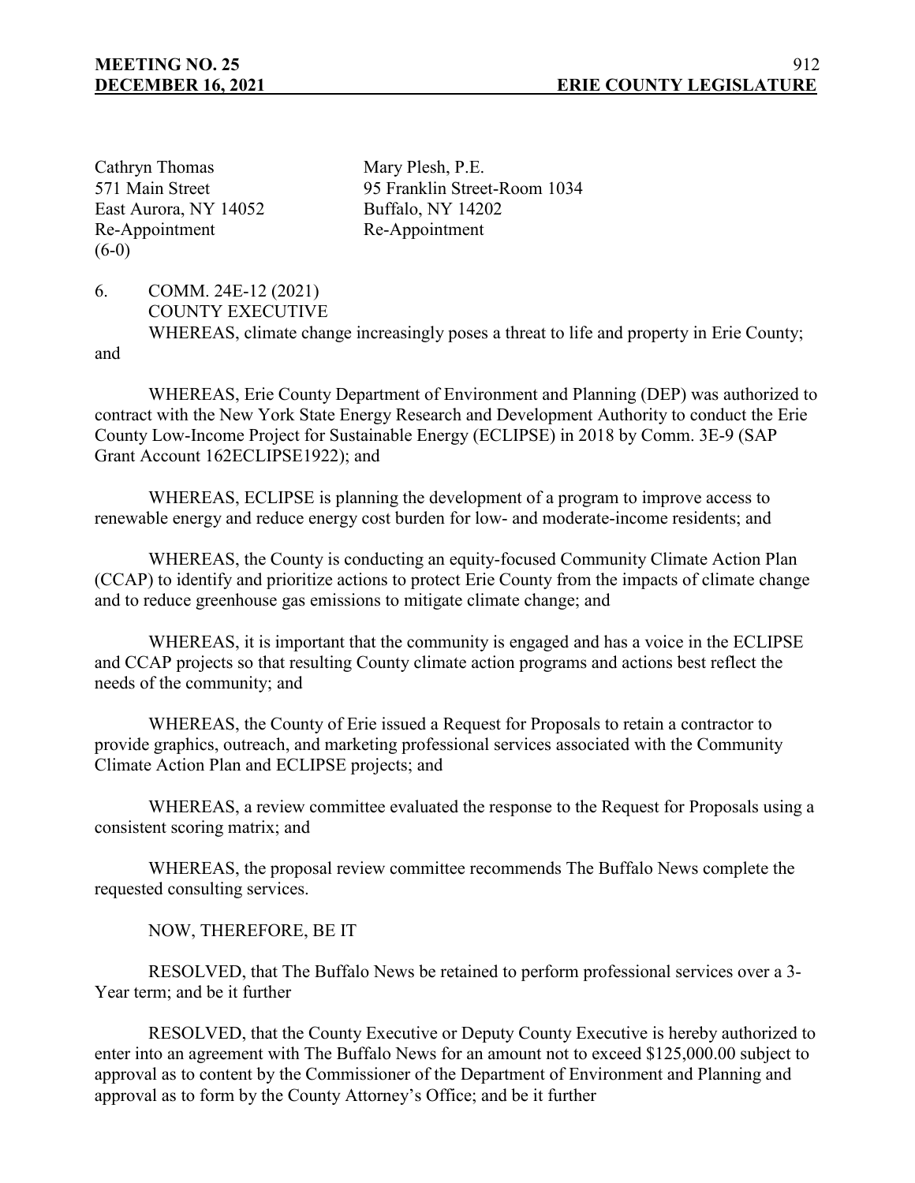| | |
|---|---|
| Cathryn Thomas | Mary Plesh, P.E. |
| 571 Main Street | 95 Franklin Street-Room 1034 |
| East Aurora, NY 14052 | Buffalo, NY 14202 |
| Re-Appointment | Re-Appointment |

(6-0)

6. COMM. 24E-12 (2021)
   COUNTY EXECUTIVE

WHEREAS, climate change increasingly poses a threat to life and property in Erie County; and

WHEREAS, Erie County Department of Environment and Planning (DEP) was authorized to contract with the New York State Energy Research and Development Authority to conduct the Erie County Low-Income Project for Sustainable Energy (ECLIPSE) in 2018 by Comm. 3E-9 (SAP Grant Account 162ECLIPSE1922); and

WHEREAS, ECLIPSE is planning the development of a program to improve access to renewable energy and reduce energy cost burden for low- and moderate-income residents; and

WHEREAS, the County is conducting an equity-focused Community Climate Action Plan (CCAP) to identify and prioritize actions to protect Erie County from the impacts of climate change and to reduce greenhouse gas emissions to mitigate climate change; and

WHEREAS, it is important that the community is engaged and has a voice in the ECLIPSE and CCAP projects so that resulting County climate action programs and actions best reflect the needs of the community; and

WHEREAS, the County of Erie issued a Request for Proposals to retain a contractor to provide graphics, outreach, and marketing professional services associated with the Community Climate Action Plan and ECLIPSE projects; and

WHEREAS, a review committee evaluated the response to the Request for Proposals using a consistent scoring matrix; and

WHEREAS, the proposal review committee recommends The Buffalo News complete the requested consulting services.

NOW, THEREFORE, BE IT

RESOLVED, that The Buffalo News be retained to perform professional services over a 3-Year term; and be it further

RESOLVED, that the County Executive or Deputy County Executive is hereby authorized to enter into an agreement with The Buffalo News for an amount not to exceed $125,000.00 subject to approval as to content by the Commissioner of the Department of Environment and Planning and approval as to form by the County Attorney's Office; and be it further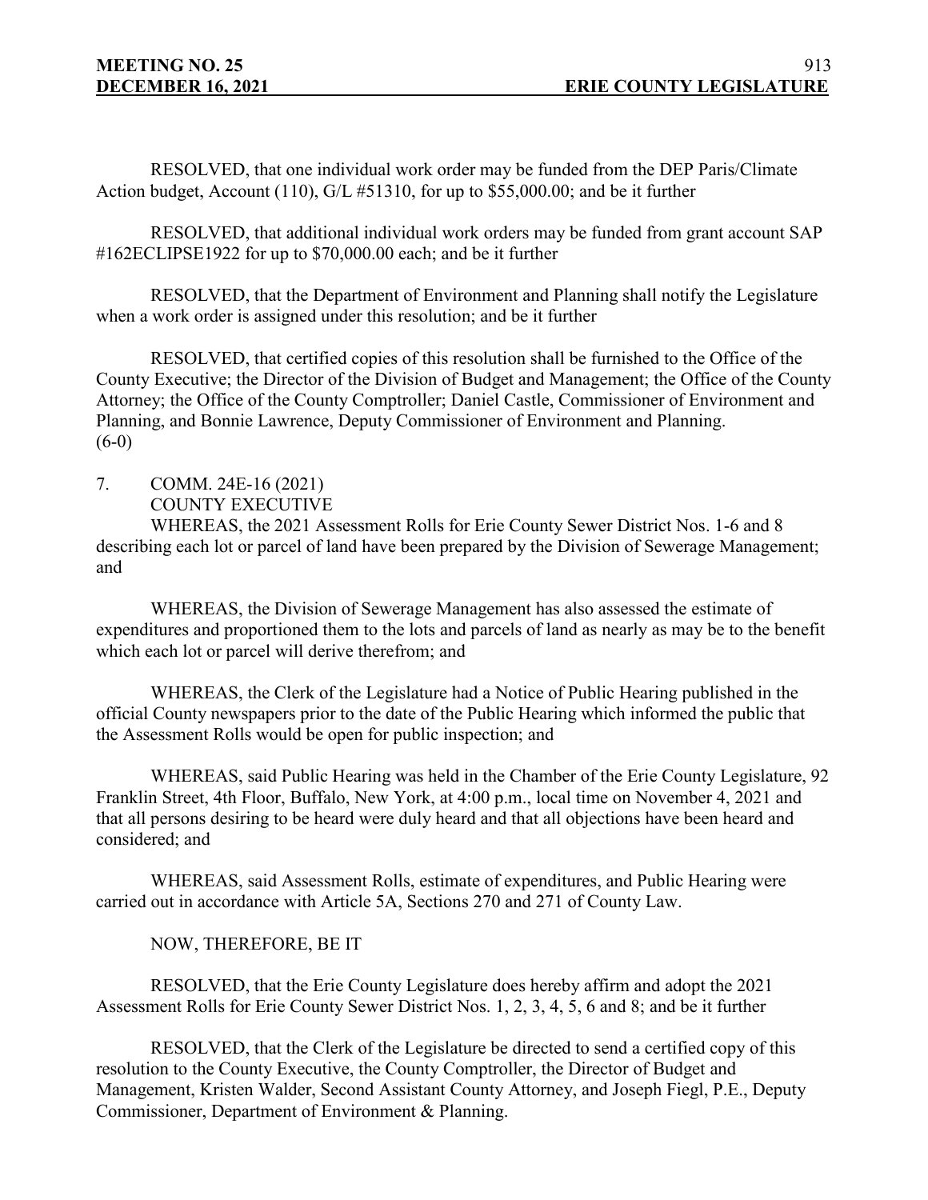RESOLVED, that one individual work order may be funded from the DEP Paris/Climate Action budget, Account (110), G/L #51310, for up to $55,000.00; and be it further

RESOLVED, that additional individual work orders may be funded from grant account SAP #162ECLIPSE1922 for up to $70,000.00 each; and be it further

RESOLVED, that the Department of Environment and Planning shall notify the Legislature when a work order is assigned under this resolution; and be it further

RESOLVED, that certified copies of this resolution shall be furnished to the Office of the County Executive; the Director of the Division of Budget and Management; the Office of the County Attorney; the Office of the County Comptroller; Daniel Castle, Commissioner of Environment and Planning, and Bonnie Lawrence, Deputy Commissioner of Environment and Planning.
(6-0)

7. COMM. 24E-16 (2021)
COUNTY EXECUTIVE

WHEREAS, the 2021 Assessment Rolls for Erie County Sewer District Nos. 1-6 and 8 describing each lot or parcel of land have been prepared by the Division of Sewerage Management; and

WHEREAS, the Division of Sewerage Management has also assessed the estimate of expenditures and proportioned them to the lots and parcels of land as nearly as may be to the benefit which each lot or parcel will derive therefrom; and

WHEREAS, the Clerk of the Legislature had a Notice of Public Hearing published in the official County newspapers prior to the date of the Public Hearing which informed the public that the Assessment Rolls would be open for public inspection; and

WHEREAS, said Public Hearing was held in the Chamber of the Erie County Legislature, 92 Franklin Street, 4th Floor, Buffalo, New York, at 4:00 p.m., local time on November 4, 2021 and that all persons desiring to be heard were duly heard and that all objections have been heard and considered; and

WHEREAS, said Assessment Rolls, estimate of expenditures, and Public Hearing were carried out in accordance with Article 5A, Sections 270 and 271 of County Law.

NOW, THEREFORE, BE IT

RESOLVED, that the Erie County Legislature does hereby affirm and adopt the 2021 Assessment Rolls for Erie County Sewer District Nos. 1, 2, 3, 4, 5, 6 and 8; and be it further

RESOLVED, that the Clerk of the Legislature be directed to send a certified copy of this resolution to the County Executive, the County Comptroller, the Director of Budget and Management, Kristen Walder, Second Assistant County Attorney, and Joseph Fiegl, P.E., Deputy Commissioner, Department of Environment & Planning.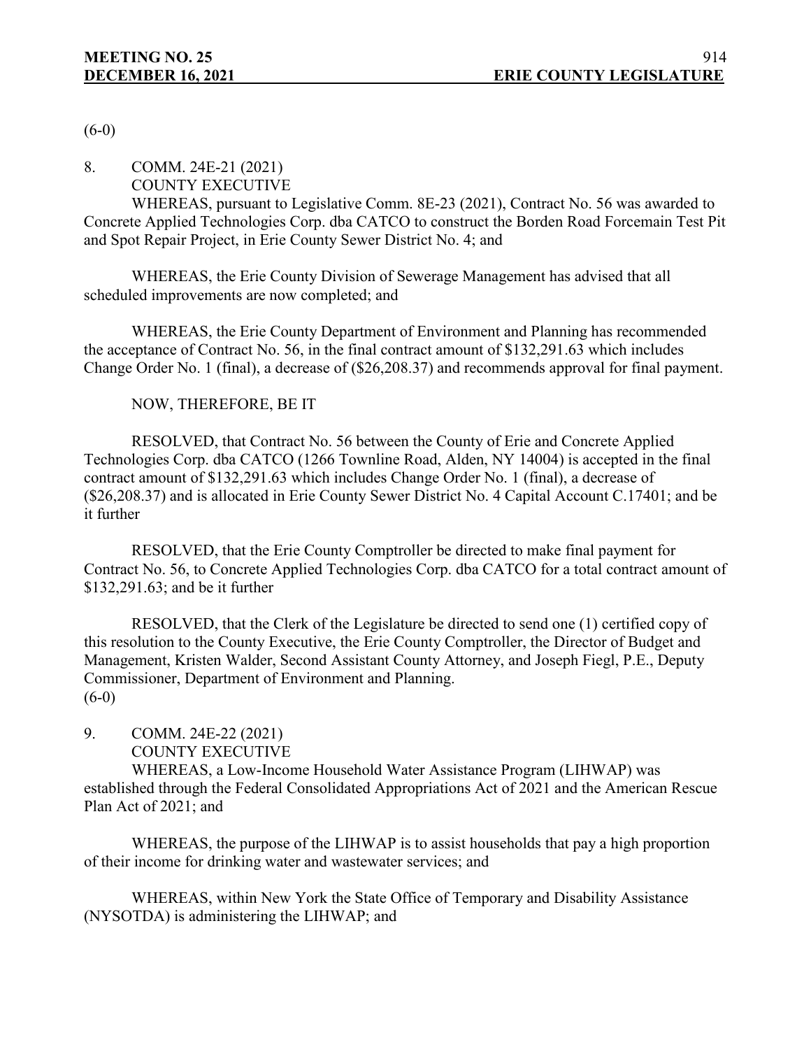(6-0)

8. COMM. 24E-21 (2021)
COUNTY EXECUTIVE

WHEREAS, pursuant to Legislative Comm. 8E-23 (2021), Contract No. 56 was awarded to Concrete Applied Technologies Corp. dba CATCO to construct the Borden Road Forcemain Test Pit and Spot Repair Project, in Erie County Sewer District No. 4; and

WHEREAS, the Erie County Division of Sewerage Management has advised that all scheduled improvements are now completed; and

WHEREAS, the Erie County Department of Environment and Planning has recommended the acceptance of Contract No. 56, in the final contract amount of $132,291.63 which includes Change Order No. 1 (final), a decrease of ($26,208.37) and recommends approval for final payment.

NOW, THEREFORE, BE IT

RESOLVED, that Contract No. 56 between the County of Erie and Concrete Applied Technologies Corp. dba CATCO (1266 Townline Road, Alden, NY 14004) is accepted in the final contract amount of $132,291.63 which includes Change Order No. 1 (final), a decrease of ($26,208.37) and is allocated in Erie County Sewer District No. 4 Capital Account C.17401; and be it further

RESOLVED, that the Erie County Comptroller be directed to make final payment for Contract No. 56, to Concrete Applied Technologies Corp. dba CATCO for a total contract amount of $132,291.63; and be it further

RESOLVED, that the Clerk of the Legislature be directed to send one (1) certified copy of this resolution to the County Executive, the Erie County Comptroller, the Director of Budget and Management, Kristen Walder, Second Assistant County Attorney, and Joseph Fiegl, P.E., Deputy Commissioner, Department of Environment and Planning.
(6-0)

9. COMM. 24E-22 (2021)
COUNTY EXECUTIVE

WHEREAS, a Low-Income Household Water Assistance Program (LIHWAP) was established through the Federal Consolidated Appropriations Act of 2021 and the American Rescue Plan Act of 2021; and

WHEREAS, the purpose of the LIHWAP is to assist households that pay a high proportion of their income for drinking water and wastewater services; and

WHEREAS, within New York the State Office of Temporary and Disability Assistance (NYSOTDA) is administering the LIHWAP; and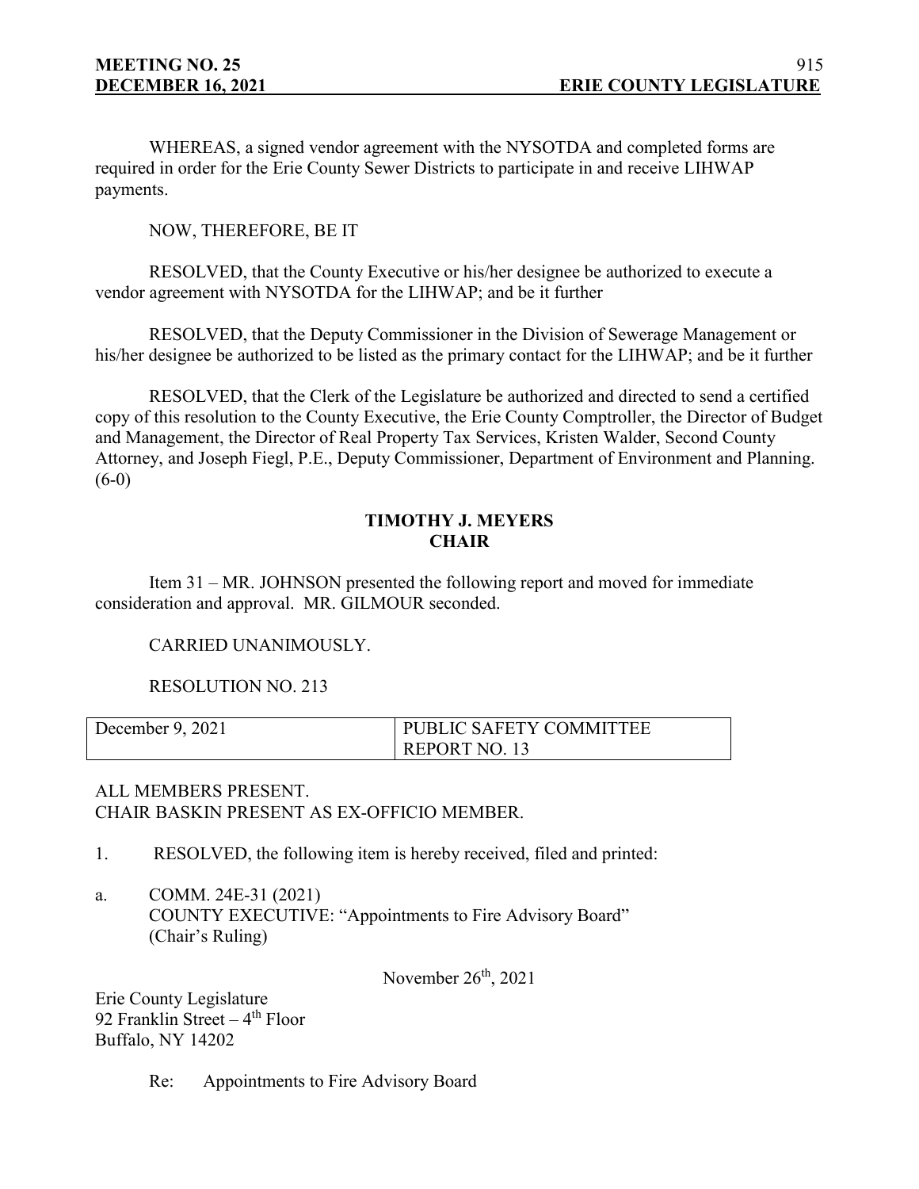WHEREAS, a signed vendor agreement with the NYSOTDA and completed forms are required in order for the Erie County Sewer Districts to participate in and receive LIHWAP payments.

NOW, THEREFORE, BE IT

RESOLVED, that the County Executive or his/her designee be authorized to execute a vendor agreement with NYSOTDA for the LIHWAP; and be it further

RESOLVED, that the Deputy Commissioner in the Division of Sewerage Management or his/her designee be authorized to be listed as the primary contact for the LIHWAP; and be it further

RESOLVED, that the Clerk of the Legislature be authorized and directed to send a certified copy of this resolution to the County Executive, the Erie County Comptroller, the Director of Budget and Management, the Director of Real Property Tax Services, Kristen Walder, Second County Attorney, and Joseph Fiegl, P.E., Deputy Commissioner, Department of Environment and Planning. (6-0)

**TIMOTHY J. MEYERS**
**CHAIR**

Item 31 – MR. JOHNSON presented the following report and moved for immediate consideration and approval. MR. GILMOUR seconded.

CARRIED UNANIMOUSLY.

RESOLUTION NO. 213

| December 9, 2021 | PUBLIC SAFETY COMMITTEE REPORT NO. 13 |
|---|---|

ALL MEMBERS PRESENT.
CHAIR BASKIN PRESENT AS EX-OFFICIO MEMBER.

1. RESOLVED, the following item is hereby received, filed and printed:

a. COMM. 24E-31 (2021)
COUNTY EXECUTIVE: "Appointments to Fire Advisory Board"
(Chair's Ruling)

November 26th, 2021

Erie County Legislature
92 Franklin Street – 4th Floor
Buffalo, NY 14202

Re: Appointments to Fire Advisory Board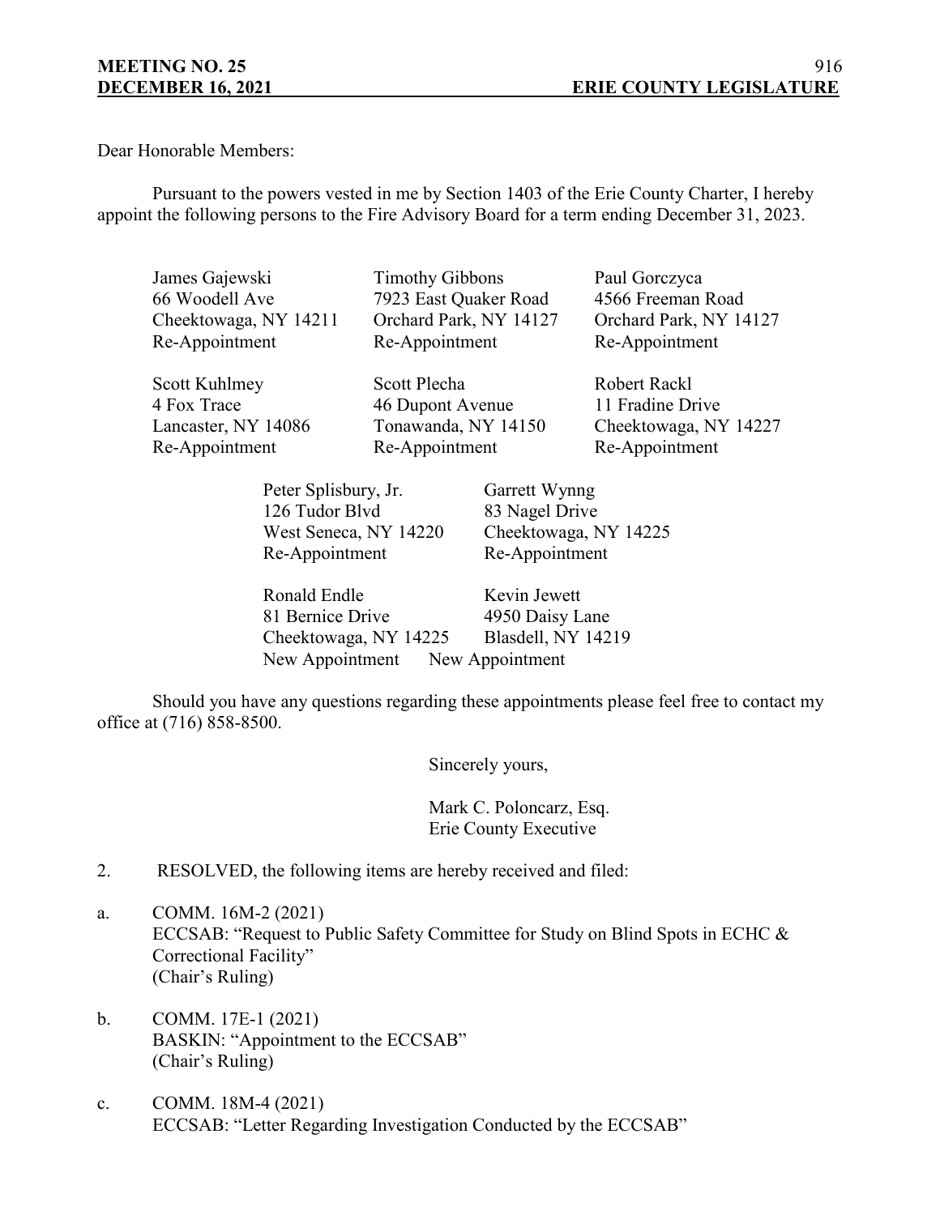Dear Honorable Members:

Pursuant to the powers vested in me by Section 1403 of the Erie County Charter, I hereby appoint the following persons to the Fire Advisory Board for a term ending December 31, 2023.

James Gajewski
66 Woodell Ave
Cheektowaga, NY 14211
Re-Appointment

Timothy Gibbons
7923 East Quaker Road
Orchard Park, NY 14127
Re-Appointment

Paul Gorczyca
4566 Freeman Road
Orchard Park, NY 14127
Re-Appointment

Scott Kuhlmey
4 Fox Trace
Lancaster, NY 14086
Re-Appointment

Scott Plecha
46 Dupont Avenue
Tonawanda, NY 14150
Re-Appointment

Robert Rackl
11 Fradine Drive
Cheektowaga, NY 14227
Re-Appointment

Peter Splisbury, Jr.
126 Tudor Blvd
West Seneca, NY 14220
Re-Appointment

Garrett Wynng
83 Nagel Drive
Cheektowaga, NY 14225
Re-Appointment

Ronald Endle
81 Bernice Drive
Cheektowaga, NY 14225
New Appointment

Kevin Jewett
4950 Daisy Lane
Blasdell, NY 14219
New Appointment

Should you have any questions regarding these appointments please feel free to contact my office at (716) 858-8500.

Sincerely yours,

Mark C. Poloncarz, Esq.
Erie County Executive

2. RESOLVED, the following items are hereby received and filed:

a. COMM. 16M-2 (2021)
ECCSAB: "Request to Public Safety Committee for Study on Blind Spots in ECHC & Correctional Facility"
(Chair's Ruling)

b. COMM. 17E-1 (2021)
BASKIN: "Appointment to the ECCSAB"
(Chair's Ruling)

c. COMM. 18M-4 (2021)
ECCSAB: "Letter Regarding Investigation Conducted by the ECCSAB"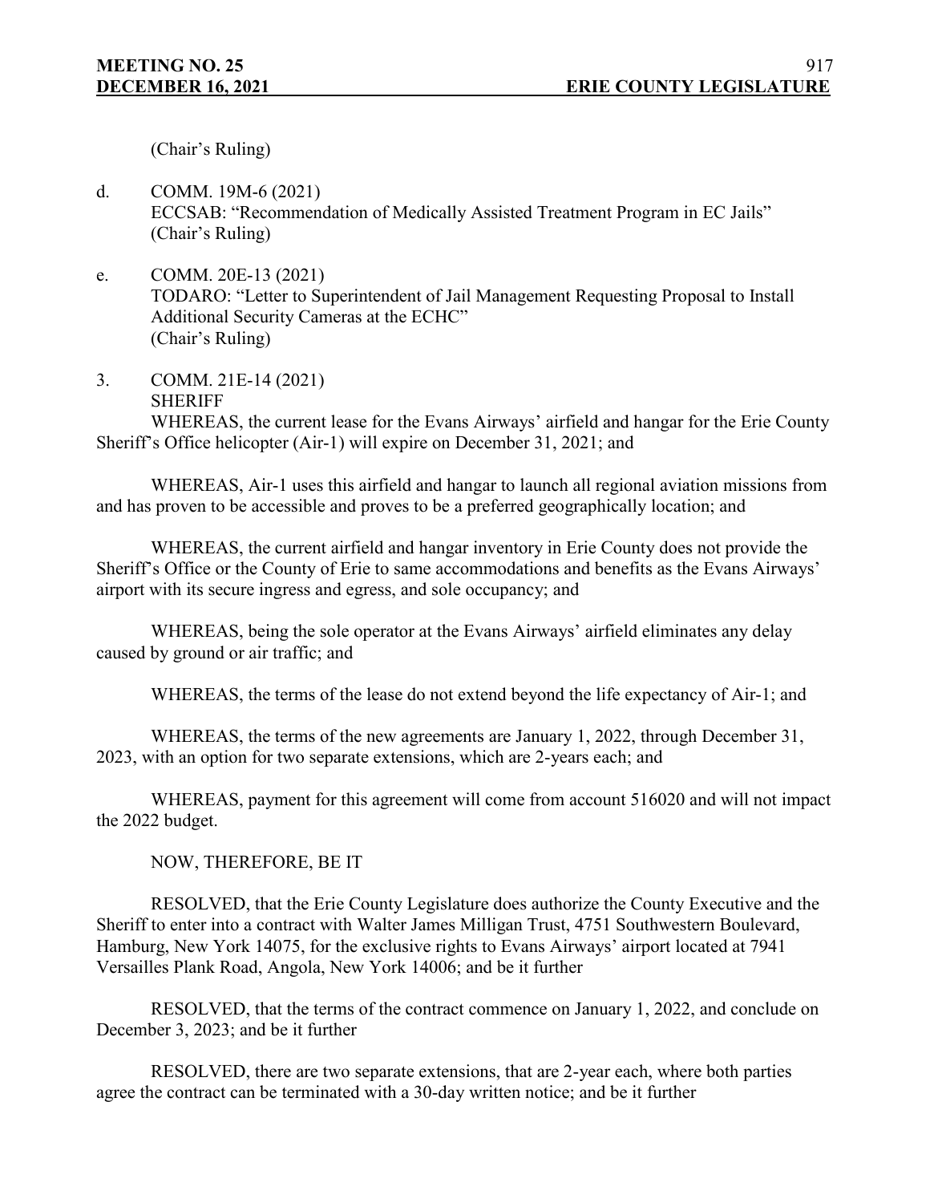(Chair's Ruling)

d. COMM. 19M-6 (2021)
ECCSAB: "Recommendation of Medically Assisted Treatment Program in EC Jails"
(Chair's Ruling)

e. COMM. 20E-13 (2021)
TODARO: "Letter to Superintendent of Jail Management Requesting Proposal to Install Additional Security Cameras at the ECHC"
(Chair's Ruling)

3. COMM. 21E-14 (2021)
SHERIFF

WHEREAS, the current lease for the Evans Airways' airfield and hangar for the Erie County Sheriff's Office helicopter (Air-1) will expire on December 31, 2021; and

WHEREAS, Air-1 uses this airfield and hangar to launch all regional aviation missions from and has proven to be accessible and proves to be a preferred geographically location; and

WHEREAS, the current airfield and hangar inventory in Erie County does not provide the Sheriff's Office or the County of Erie to same accommodations and benefits as the Evans Airways' airport with its secure ingress and egress, and sole occupancy; and

WHEREAS, being the sole operator at the Evans Airways' airfield eliminates any delay caused by ground or air traffic; and

WHEREAS, the terms of the lease do not extend beyond the life expectancy of Air-1; and

WHEREAS, the terms of the new agreements are January 1, 2022, through December 31, 2023, with an option for two separate extensions, which are 2-years each; and

WHEREAS, payment for this agreement will come from account 516020 and will not impact the 2022 budget.

NOW, THEREFORE, BE IT

RESOLVED, that the Erie County Legislature does authorize the County Executive and the Sheriff to enter into a contract with Walter James Milligan Trust, 4751 Southwestern Boulevard, Hamburg, New York 14075, for the exclusive rights to Evans Airways' airport located at 7941 Versailles Plank Road, Angola, New York 14006; and be it further

RESOLVED, that the terms of the contract commence on January 1, 2022, and conclude on December 3, 2023; and be it further

RESOLVED, there are two separate extensions, that are 2-year each, where both parties agree the contract can be terminated with a 30-day written notice; and be it further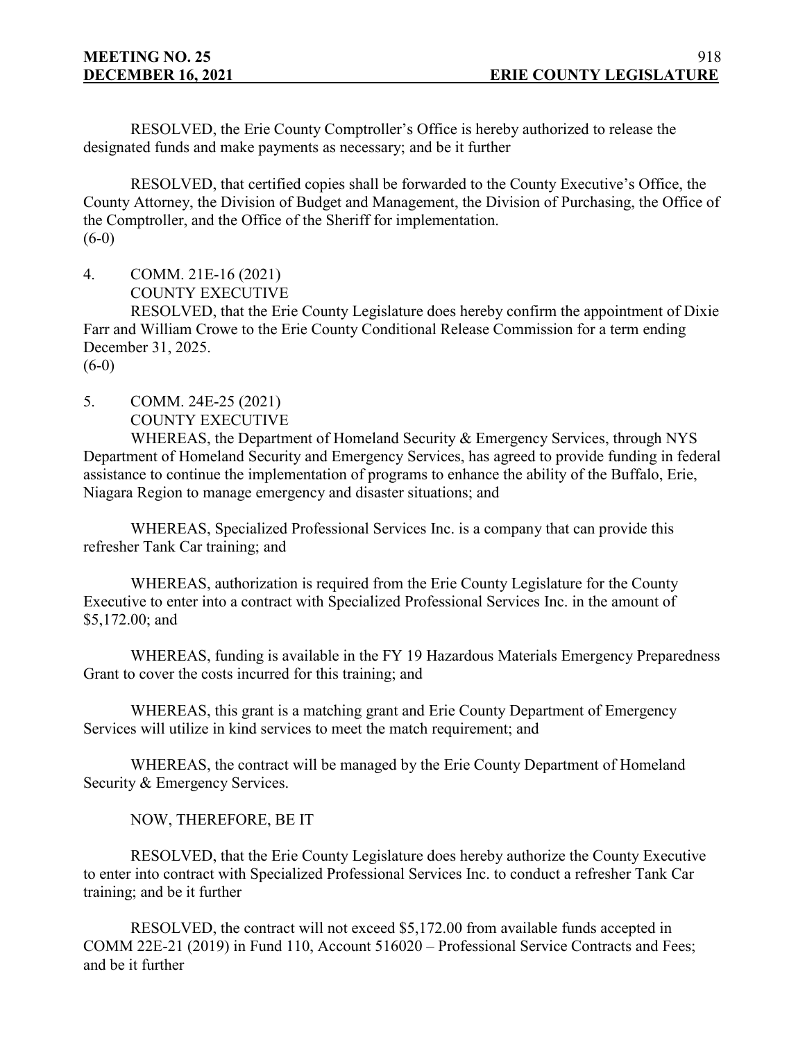RESOLVED, the Erie County Comptroller's Office is hereby authorized to release the designated funds and make payments as necessary; and be it further

RESOLVED, that certified copies shall be forwarded to the County Executive's Office, the County Attorney, the Division of Budget and Management, the Division of Purchasing, the Office of the Comptroller, and the Office of the Sheriff for implementation.
(6-0)

4. COMM. 21E-16 (2021)
COUNTY EXECUTIVE

RESOLVED, that the Erie County Legislature does hereby confirm the appointment of Dixie Farr and William Crowe to the Erie County Conditional Release Commission for a term ending December 31, 2025.
(6-0)

5. COMM. 24E-25 (2021)
COUNTY EXECUTIVE

WHEREAS, the Department of Homeland Security & Emergency Services, through NYS Department of Homeland Security and Emergency Services, has agreed to provide funding in federal assistance to continue the implementation of programs to enhance the ability of the Buffalo, Erie, Niagara Region to manage emergency and disaster situations; and

WHEREAS, Specialized Professional Services Inc. is a company that can provide this refresher Tank Car training; and

WHEREAS, authorization is required from the Erie County Legislature for the County Executive to enter into a contract with Specialized Professional Services Inc. in the amount of $5,172.00; and

WHEREAS, funding is available in the FY 19 Hazardous Materials Emergency Preparedness Grant to cover the costs incurred for this training; and

WHEREAS, this grant is a matching grant and Erie County Department of Emergency Services will utilize in kind services to meet the match requirement; and

WHEREAS, the contract will be managed by the Erie County Department of Homeland Security & Emergency Services.

NOW, THEREFORE, BE IT

RESOLVED, that the Erie County Legislature does hereby authorize the County Executive to enter into contract with Specialized Professional Services Inc. to conduct a refresher Tank Car training; and be it further

RESOLVED, the contract will not exceed $5,172.00 from available funds accepted in COMM 22E-21 (2019) in Fund 110, Account 516020 – Professional Service Contracts and Fees; and be it further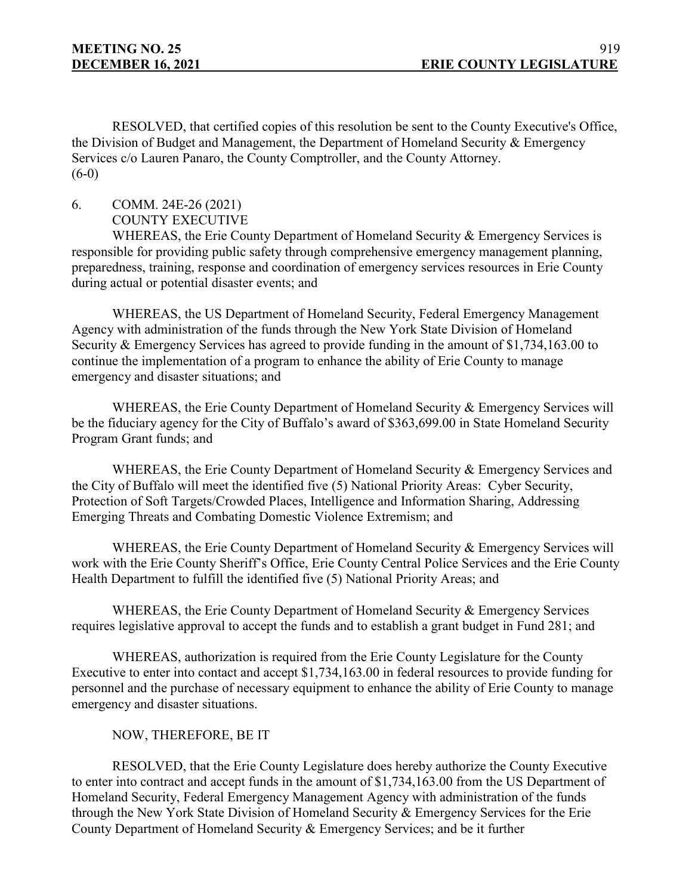RESOLVED, that certified copies of this resolution be sent to the County Executive's Office, the Division of Budget and Management, the Department of Homeland Security & Emergency Services c/o Lauren Panaro, the County Comptroller, and the County Attorney.
(6-0)

6. COMM. 24E-26 (2021)
COUNTY EXECUTIVE

WHEREAS, the Erie County Department of Homeland Security & Emergency Services is responsible for providing public safety through comprehensive emergency management planning, preparedness, training, response and coordination of emergency services resources in Erie County during actual or potential disaster events; and

WHEREAS, the US Department of Homeland Security, Federal Emergency Management Agency with administration of the funds through the New York State Division of Homeland Security & Emergency Services has agreed to provide funding in the amount of $1,734,163.00 to continue the implementation of a program to enhance the ability of Erie County to manage emergency and disaster situations; and

WHEREAS, the Erie County Department of Homeland Security & Emergency Services will be the fiduciary agency for the City of Buffalo's award of $363,699.00 in State Homeland Security Program Grant funds; and

WHEREAS, the Erie County Department of Homeland Security & Emergency Services and the City of Buffalo will meet the identified five (5) National Priority Areas: Cyber Security, Protection of Soft Targets/Crowded Places, Intelligence and Information Sharing, Addressing Emerging Threats and Combating Domestic Violence Extremism; and

WHEREAS, the Erie County Department of Homeland Security & Emergency Services will work with the Erie County Sheriff's Office, Erie County Central Police Services and the Erie County Health Department to fulfill the identified five (5) National Priority Areas; and

WHEREAS, the Erie County Department of Homeland Security & Emergency Services requires legislative approval to accept the funds and to establish a grant budget in Fund 281; and

WHEREAS, authorization is required from the Erie County Legislature for the County Executive to enter into contact and accept $1,734,163.00 in federal resources to provide funding for personnel and the purchase of necessary equipment to enhance the ability of Erie County to manage emergency and disaster situations.

NOW, THEREFORE, BE IT

RESOLVED, that the Erie County Legislature does hereby authorize the County Executive to enter into contract and accept funds in the amount of $1,734,163.00 from the US Department of Homeland Security, Federal Emergency Management Agency with administration of the funds through the New York State Division of Homeland Security & Emergency Services for the Erie County Department of Homeland Security & Emergency Services; and be it further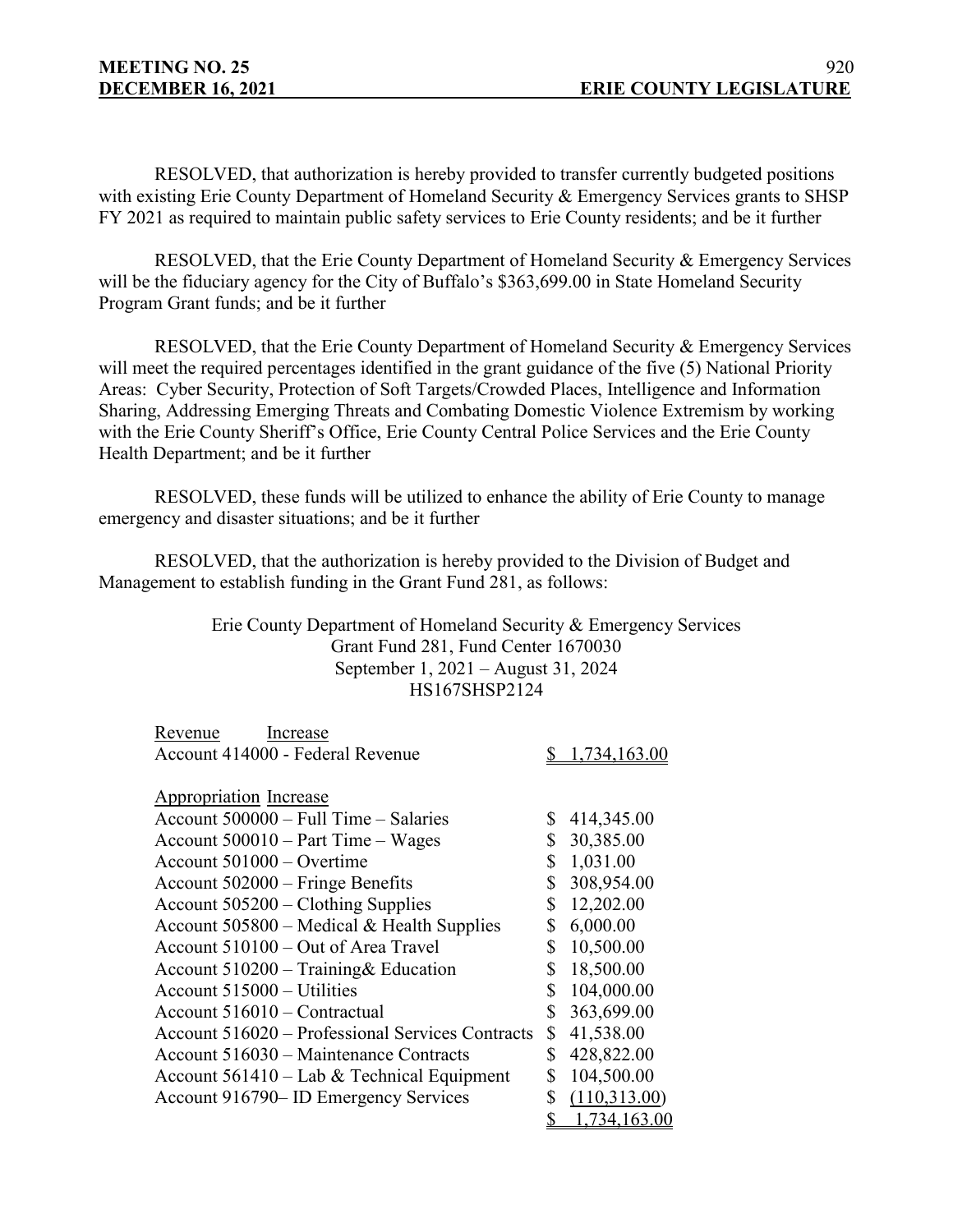RESOLVED, that authorization is hereby provided to transfer currently budgeted positions with existing Erie County Department of Homeland Security & Emergency Services grants to SHSP FY 2021 as required to maintain public safety services to Erie County residents; and be it further

RESOLVED, that the Erie County Department of Homeland Security & Emergency Services will be the fiduciary agency for the City of Buffalo's $363,699.00 in State Homeland Security Program Grant funds; and be it further

RESOLVED, that the Erie County Department of Homeland Security & Emergency Services will meet the required percentages identified in the grant guidance of the five (5) National Priority Areas: Cyber Security, Protection of Soft Targets/Crowded Places, Intelligence and Information Sharing, Addressing Emerging Threats and Combating Domestic Violence Extremism by working with the Erie County Sheriff's Office, Erie County Central Police Services and the Erie County Health Department; and be it further

RESOLVED, these funds will be utilized to enhance the ability of Erie County to manage emergency and disaster situations; and be it further

RESOLVED, that the authorization is hereby provided to the Division of Budget and Management to establish funding in the Grant Fund 281, as follows:

Erie County Department of Homeland Security & Emergency Services
Grant Fund 281, Fund Center 1670030
September 1, 2021 – August 31, 2024
HS167SHSP2124

| Revenue Increase | |
|---|---|
| Account 414000 - Federal Revenue | $ 1,734,163.00 |

| Appropriation Increase | |
|---|---|
| Account 500000 – Full Time – Salaries | $ 414,345.00 |
| Account 500010 – Part Time – Wages | $ 30,385.00 |
| Account 501000 – Overtime | $ 1,031.00 |
| Account 502000 – Fringe Benefits | $ 308,954.00 |
| Account 505200 – Clothing Supplies | $ 12,202.00 |
| Account 505800 – Medical & Health Supplies | $ 6,000.00 |
| Account 510100 – Out of Area Travel | $ 10,500.00 |
| Account 510200 – Training& Education | $ 18,500.00 |
| Account 515000 – Utilities | $ 104,000.00 |
| Account 516010 – Contractual | $ 363,699.00 |
| Account 516020 – Professional Services Contracts | $ 41,538.00 |
| Account 516030 – Maintenance Contracts | $ 428,822.00 |
| Account 561410 – Lab & Technical Equipment | $ 104,500.00 |
| Account 916790– ID Emergency Services | $ (110,313.00) |
| | $ 1,734,163.00 |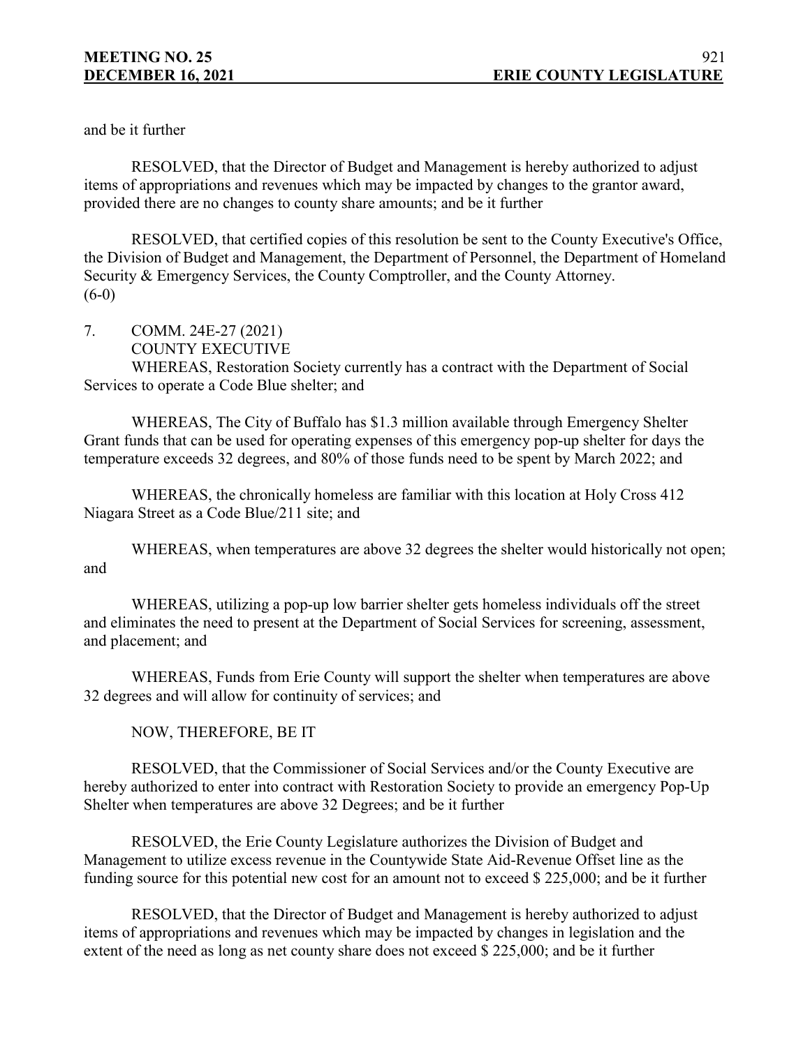and be it further

RESOLVED, that the Director of Budget and Management is hereby authorized to adjust items of appropriations and revenues which may be impacted by changes to the grantor award, provided there are no changes to county share amounts; and be it further

RESOLVED, that certified copies of this resolution be sent to the County Executive's Office, the Division of Budget and Management, the Department of Personnel, the Department of Homeland Security & Emergency Services, the County Comptroller, and the County Attorney.
(6-0)

7. COMM. 24E-27 (2021)
COUNTY EXECUTIVE

WHEREAS, Restoration Society currently has a contract with the Department of Social Services to operate a Code Blue shelter; and

WHEREAS, The City of Buffalo has $1.3 million available through Emergency Shelter Grant funds that can be used for operating expenses of this emergency pop-up shelter for days the temperature exceeds 32 degrees, and 80% of those funds need to be spent by March 2022; and

WHEREAS, the chronically homeless are familiar with this location at Holy Cross 412 Niagara Street as a Code Blue/211 site; and

WHEREAS, when temperatures are above 32 degrees the shelter would historically not open; and

WHEREAS, utilizing a pop-up low barrier shelter gets homeless individuals off the street and eliminates the need to present at the Department of Social Services for screening, assessment, and placement; and

WHEREAS, Funds from Erie County will support the shelter when temperatures are above 32 degrees and will allow for continuity of services; and

NOW, THEREFORE, BE IT

RESOLVED, that the Commissioner of Social Services and/or the County Executive are hereby authorized to enter into contract with Restoration Society to provide an emergency Pop-Up Shelter when temperatures are above 32 Degrees; and be it further

RESOLVED, the Erie County Legislature authorizes the Division of Budget and Management to utilize excess revenue in the Countywide State Aid-Revenue Offset line as the funding source for this potential new cost for an amount not to exceed $ 225,000; and be it further

RESOLVED, that the Director of Budget and Management is hereby authorized to adjust items of appropriations and revenues which may be impacted by changes in legislation and the extent of the need as long as net county share does not exceed $ 225,000; and be it further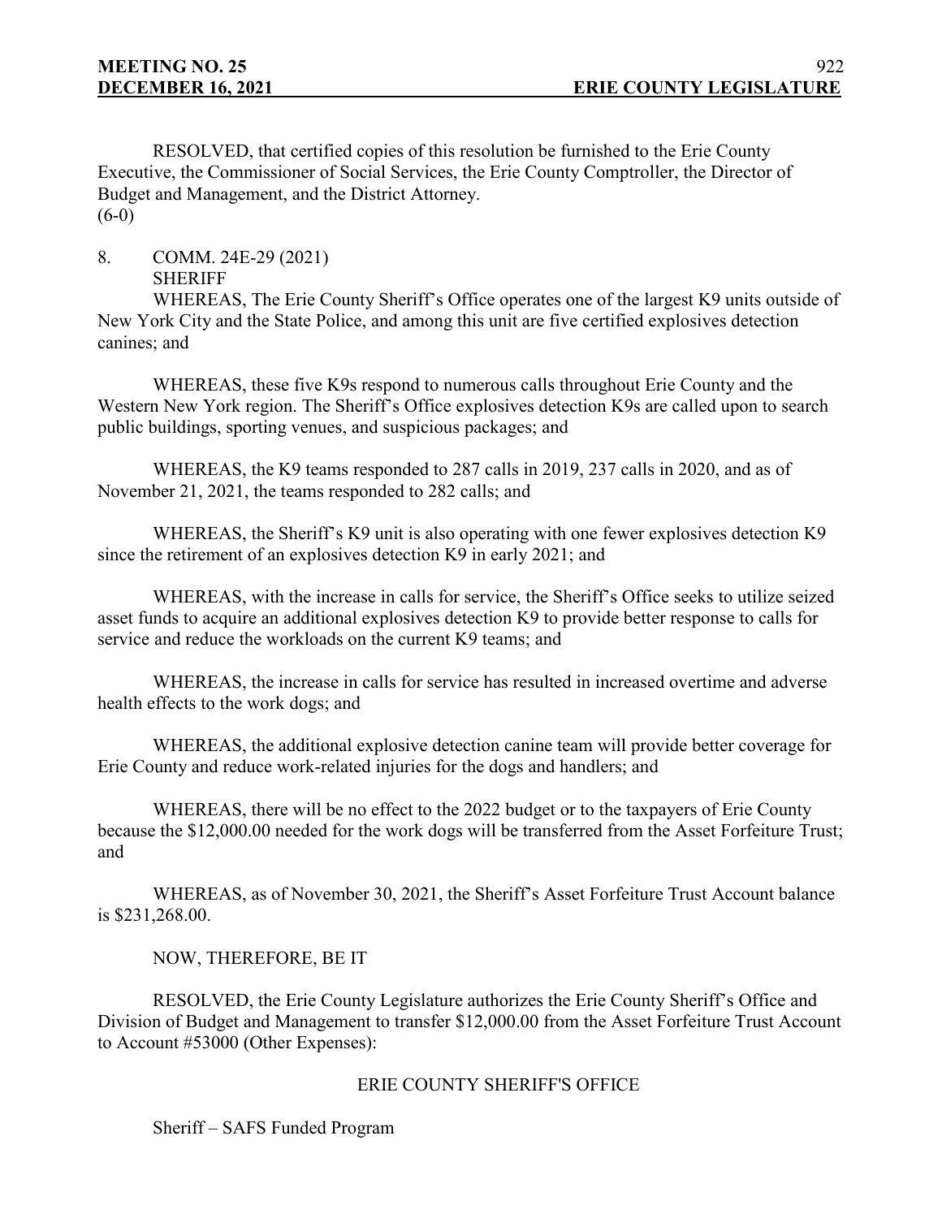RESOLVED, that certified copies of this resolution be furnished to the Erie County Executive, the Commissioner of Social Services, the Erie County Comptroller, the Director of Budget and Management, and the District Attorney.
(6-0)

8. COMM. 24E-29 (2021)
SHERIFF

WHEREAS, The Erie County Sheriff's Office operates one of the largest K9 units outside of New York City and the State Police, and among this unit are five certified explosives detection canines; and

WHEREAS, these five K9s respond to numerous calls throughout Erie County and the Western New York region. The Sheriff's Office explosives detection K9s are called upon to search public buildings, sporting venues, and suspicious packages; and

WHEREAS, the K9 teams responded to 287 calls in 2019, 237 calls in 2020, and as of November 21, 2021, the teams responded to 282 calls; and

WHEREAS, the Sheriff's K9 unit is also operating with one fewer explosives detection K9 since the retirement of an explosives detection K9 in early 2021; and

WHEREAS, with the increase in calls for service, the Sheriff's Office seeks to utilize seized asset funds to acquire an additional explosives detection K9 to provide better response to calls for service and reduce the workloads on the current K9 teams; and

WHEREAS, the increase in calls for service has resulted in increased overtime and adverse health effects to the work dogs; and

WHEREAS, the additional explosive detection canine team will provide better coverage for Erie County and reduce work-related injuries for the dogs and handlers; and

WHEREAS, there will be no effect to the 2022 budget or to the taxpayers of Erie County because the $12,000.00 needed for the work dogs will be transferred from the Asset Forfeiture Trust; and

WHEREAS, as of November 30, 2021, the Sheriff's Asset Forfeiture Trust Account balance is $231,268.00.

NOW, THEREFORE, BE IT

RESOLVED, the Erie County Legislature authorizes the Erie County Sheriff's Office and Division of Budget and Management to transfer $12,000.00 from the Asset Forfeiture Trust Account to Account #53000 (Other Expenses):

ERIE COUNTY SHERIFF'S OFFICE

Sheriff – SAFS Funded Program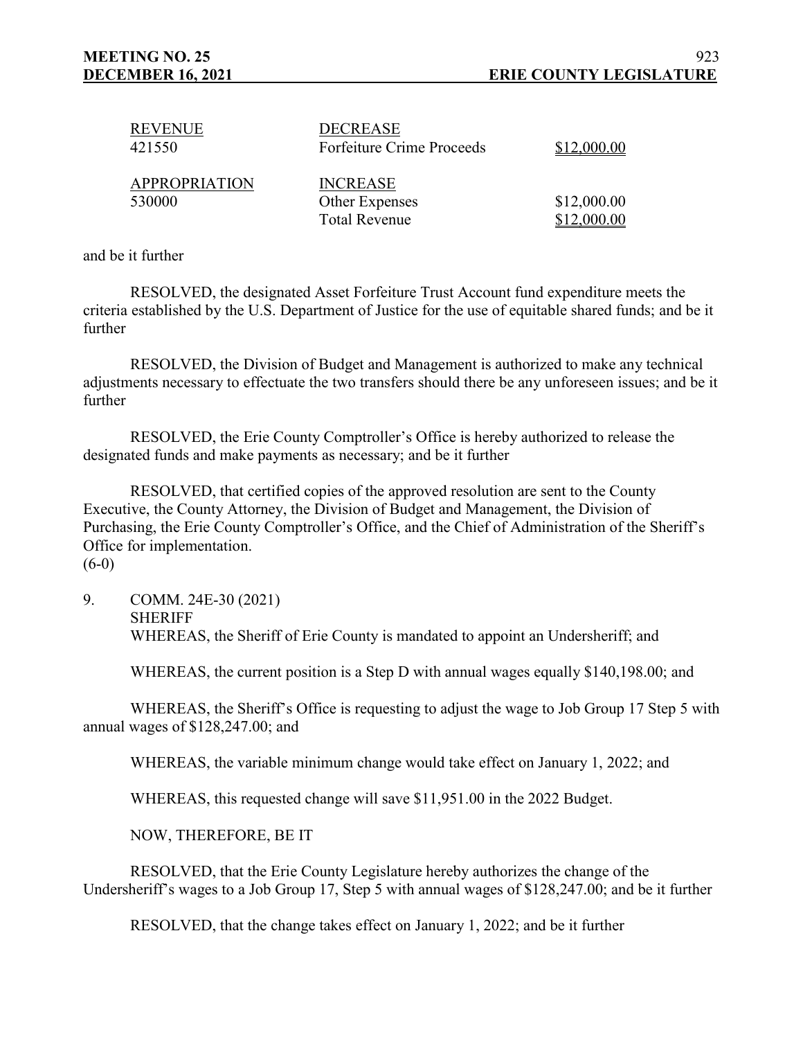| | | |
|---|---|---|
| <u>REVENUE</u> | <u>DECREASE</u> | |
| 421550 | Forfeiture Crime Proceeds | <u>\$12,000.00</u> |
| | | |
| <u>APPROPRIATION</u> | <u>INCREASE</u> | |
| 530000 | Other Expenses | \$12,000.00 |
| | Total Revenue | <u>\$12,000.00</u> |

and be it further

RESOLVED, the designated Asset Forfeiture Trust Account fund expenditure meets the criteria established by the U.S. Department of Justice for the use of equitable shared funds; and be it further

RESOLVED, the Division of Budget and Management is authorized to make any technical adjustments necessary to effectuate the two transfers should there be any unforeseen issues; and be it further

RESOLVED, the Erie County Comptroller's Office is hereby authorized to release the designated funds and make payments as necessary; and be it further

RESOLVED, that certified copies of the approved resolution are sent to the County Executive, the County Attorney, the Division of Budget and Management, the Division of Purchasing, the Erie County Comptroller's Office, and the Chief of Administration of the Sheriff's Office for implementation.
(6-0)

9. COMM. 24E-30 (2021)
SHERIFF
WHEREAS, the Sheriff of Erie County is mandated to appoint an Undersheriff; and

WHEREAS, the current position is a Step D with annual wages equally \$140,198.00; and

WHEREAS, the Sheriff's Office is requesting to adjust the wage to Job Group 17 Step 5 with annual wages of \$128,247.00; and

WHEREAS, the variable minimum change would take effect on January 1, 2022; and

WHEREAS, this requested change will save \$11,951.00 in the 2022 Budget.

NOW, THEREFORE, BE IT

RESOLVED, that the Erie County Legislature hereby authorizes the change of the Undersheriff's wages to a Job Group 17, Step 5 with annual wages of \$128,247.00; and be it further

RESOLVED, that the change takes effect on January 1, 2022; and be it further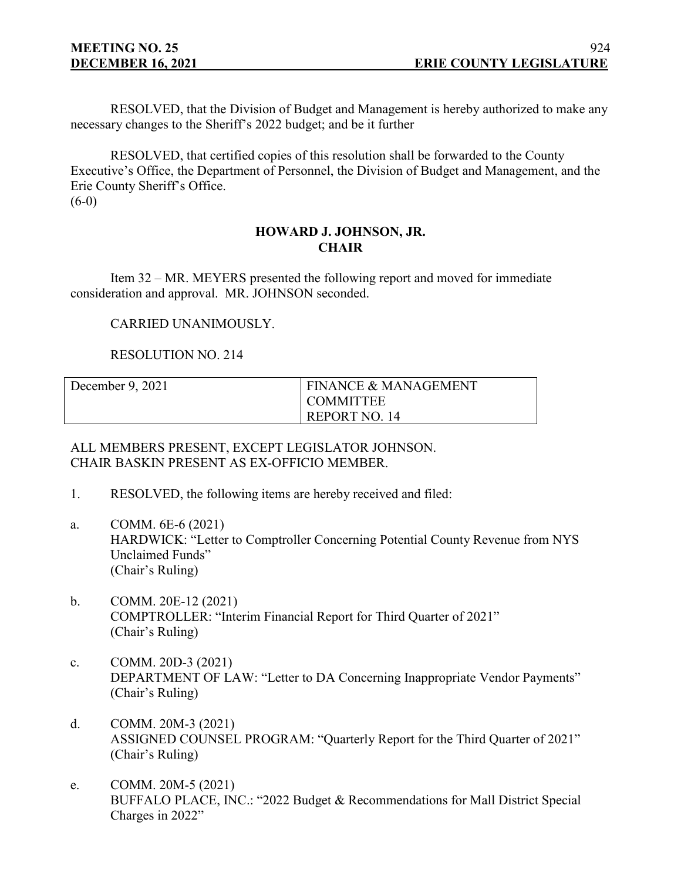RESOLVED, that the Division of Budget and Management is hereby authorized to make any necessary changes to the Sheriff's 2022 budget; and be it further

RESOLVED, that certified copies of this resolution shall be forwarded to the County Executive's Office, the Department of Personnel, the Division of Budget and Management, and the Erie County Sheriff's Office.
(6-0)

**HOWARD J. JOHNSON, JR.**
**CHAIR**

Item 32 – MR. MEYERS presented the following report and moved for immediate consideration and approval. MR. JOHNSON seconded.

CARRIED UNANIMOUSLY.

RESOLUTION NO. 214

| December 9, 2021 | FINANCE & MANAGEMENT COMMITTEE REPORT NO. 14 |
|---|---|

ALL MEMBERS PRESENT, EXCEPT LEGISLATOR JOHNSON.
CHAIR BASKIN PRESENT AS EX-OFFICIO MEMBER.

1. RESOLVED, the following items are hereby received and filed:

a. COMM. 6E-6 (2021)
HARDWICK: "Letter to Comptroller Concerning Potential County Revenue from NYS Unclaimed Funds"
(Chair's Ruling)

b. COMM. 20E-12 (2021)
COMPTROLLER: "Interim Financial Report for Third Quarter of 2021"
(Chair's Ruling)

c. COMM. 20D-3 (2021)
DEPARTMENT OF LAW: "Letter to DA Concerning Inappropriate Vendor Payments"
(Chair's Ruling)

d. COMM. 20M-3 (2021)
ASSIGNED COUNSEL PROGRAM: "Quarterly Report for the Third Quarter of 2021"
(Chair's Ruling)

e. COMM. 20M-5 (2021)
BUFFALO PLACE, INC.: "2022 Budget & Recommendations for Mall District Special Charges in 2022"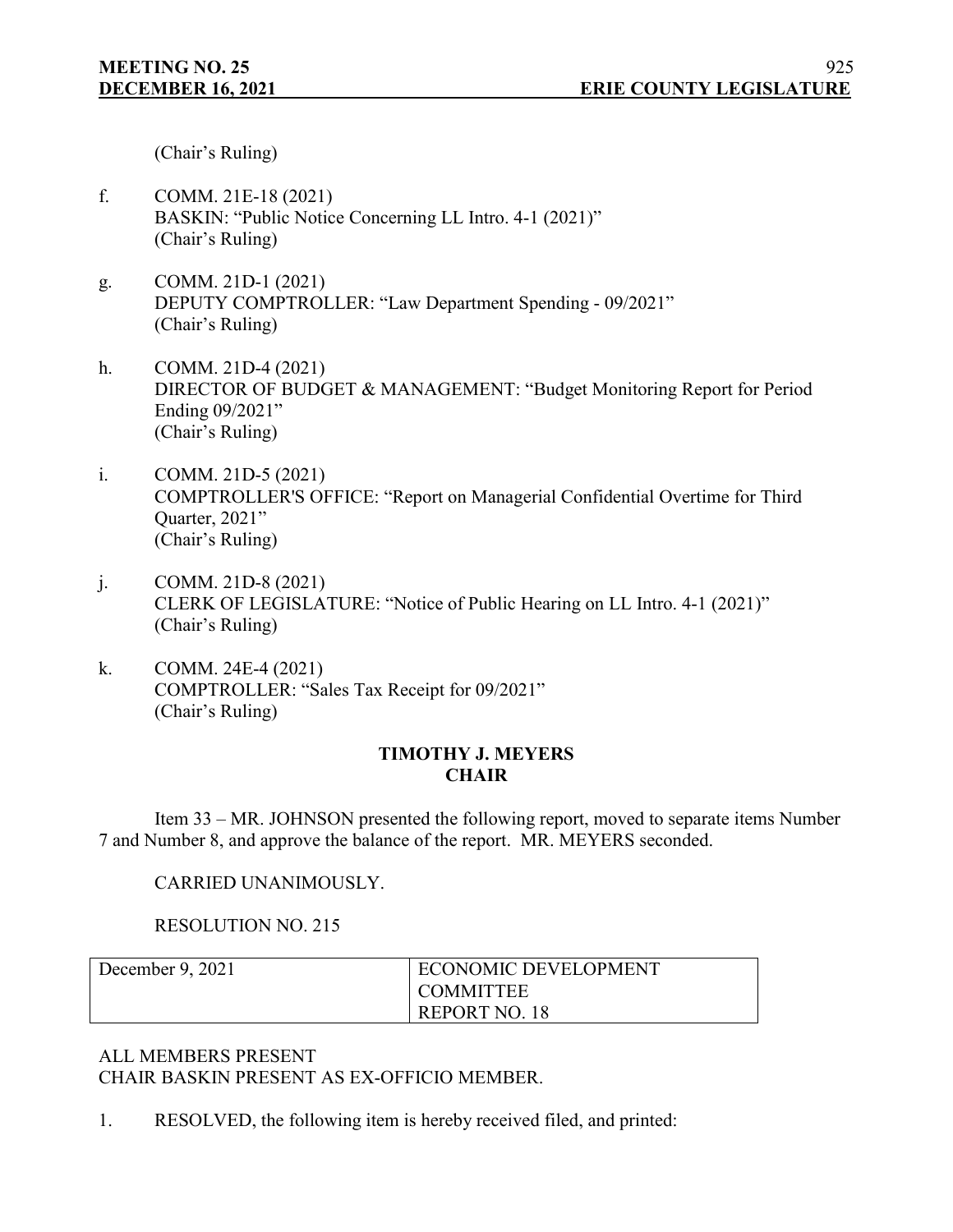(Chair's Ruling)

f. COMM. 21E-18 (2021)
BASKIN: "Public Notice Concerning LL Intro. 4-1 (2021)"
(Chair's Ruling)

g. COMM. 21D-1 (2021)
DEPUTY COMPTROLLER: "Law Department Spending - 09/2021"
(Chair's Ruling)

h. COMM. 21D-4 (2021)
DIRECTOR OF BUDGET & MANAGEMENT: "Budget Monitoring Report for Period Ending 09/2021"
(Chair's Ruling)

i. COMM. 21D-5 (2021)
COMPTROLLER'S OFFICE: "Report on Managerial Confidential Overtime for Third Quarter, 2021"
(Chair's Ruling)

j. COMM. 21D-8 (2021)
CLERK OF LEGISLATURE: "Notice of Public Hearing on LL Intro. 4-1 (2021)"
(Chair's Ruling)

k. COMM. 24E-4 (2021)
COMPTROLLER: "Sales Tax Receipt for 09/2021"
(Chair's Ruling)

**TIMOTHY J. MEYERS**
**CHAIR**

Item 33 – MR. JOHNSON presented the following report, moved to separate items Number 7 and Number 8, and approve the balance of the report. MR. MEYERS seconded.

CARRIED UNANIMOUSLY.

RESOLUTION NO. 215

| December 9, 2021 | ECONOMIC DEVELOPMENT COMMITTEE REPORT NO. 18 |
|---|---|

ALL MEMBERS PRESENT
CHAIR BASKIN PRESENT AS EX-OFFICIO MEMBER.

1. RESOLVED, the following item is hereby received filed, and printed: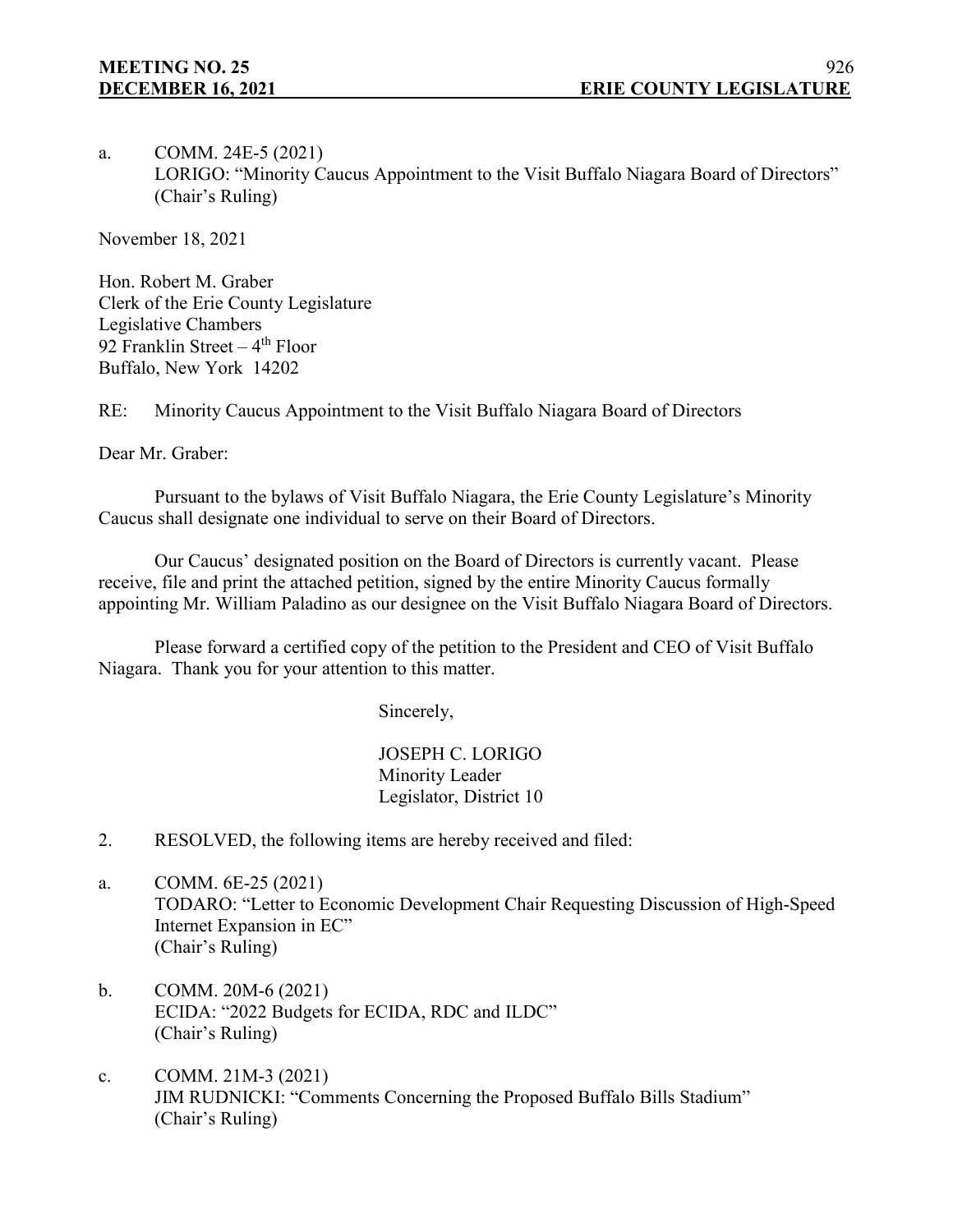a. COMM. 24E-5 (2021)
LORIGO: "Minority Caucus Appointment to the Visit Buffalo Niagara Board of Directors"
(Chair's Ruling)

November 18, 2021

Hon. Robert M. Graber
Clerk of the Erie County Legislature
Legislative Chambers
92 Franklin Street – 4th Floor
Buffalo, New York 14202

RE: Minority Caucus Appointment to the Visit Buffalo Niagara Board of Directors

Dear Mr. Graber:

Pursuant to the bylaws of Visit Buffalo Niagara, the Erie County Legislature's Minority Caucus shall designate one individual to serve on their Board of Directors.

Our Caucus' designated position on the Board of Directors is currently vacant. Please receive, file and print the attached petition, signed by the entire Minority Caucus formally appointing Mr. William Paladino as our designee on the Visit Buffalo Niagara Board of Directors.

Please forward a certified copy of the petition to the President and CEO of Visit Buffalo Niagara. Thank you for your attention to this matter.

Sincerely,

JOSEPH C. LORIGO
Minority Leader
Legislator, District 10

2. RESOLVED, the following items are hereby received and filed:

a. COMM. 6E-25 (2021)
TODARO: "Letter to Economic Development Chair Requesting Discussion of High-Speed Internet Expansion in EC"
(Chair's Ruling)

b. COMM. 20M-6 (2021)
ECIDA: "2022 Budgets for ECIDA, RDC and ILDC"
(Chair's Ruling)

c. COMM. 21M-3 (2021)
JIM RUDNICKI: "Comments Concerning the Proposed Buffalo Bills Stadium"
(Chair's Ruling)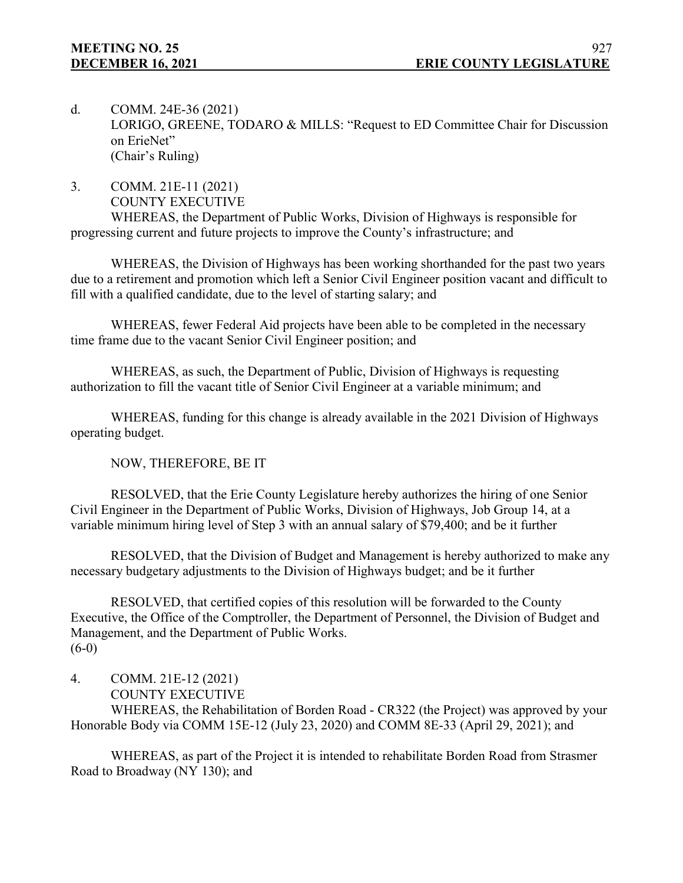d. COMM. 24E-36 (2021)
LORIGO, GREENE, TODARO & MILLS: "Request to ED Committee Chair for Discussion on ErieNet"
(Chair's Ruling)

3. COMM. 21E-11 (2021)
COUNTY EXECUTIVE

WHEREAS, the Department of Public Works, Division of Highways is responsible for progressing current and future projects to improve the County's infrastructure; and

WHEREAS, the Division of Highways has been working shorthanded for the past two years due to a retirement and promotion which left a Senior Civil Engineer position vacant and difficult to fill with a qualified candidate, due to the level of starting salary; and

WHEREAS, fewer Federal Aid projects have been able to be completed in the necessary time frame due to the vacant Senior Civil Engineer position; and

WHEREAS, as such, the Department of Public, Division of Highways is requesting authorization to fill the vacant title of Senior Civil Engineer at a variable minimum; and

WHEREAS, funding for this change is already available in the 2021 Division of Highways operating budget.

NOW, THEREFORE, BE IT

RESOLVED, that the Erie County Legislature hereby authorizes the hiring of one Senior Civil Engineer in the Department of Public Works, Division of Highways, Job Group 14, at a variable minimum hiring level of Step 3 with an annual salary of $79,400; and be it further

RESOLVED, that the Division of Budget and Management is hereby authorized to make any necessary budgetary adjustments to the Division of Highways budget; and be it further

RESOLVED, that certified copies of this resolution will be forwarded to the County Executive, the Office of the Comptroller, the Department of Personnel, the Division of Budget and Management, and the Department of Public Works.
(6-0)

4. COMM. 21E-12 (2021)
COUNTY EXECUTIVE

WHEREAS, the Rehabilitation of Borden Road - CR322 (the Project) was approved by your Honorable Body via COMM 15E-12 (July 23, 2020) and COMM 8E-33 (April 29, 2021); and

WHEREAS, as part of the Project it is intended to rehabilitate Borden Road from Strasmer Road to Broadway (NY 130); and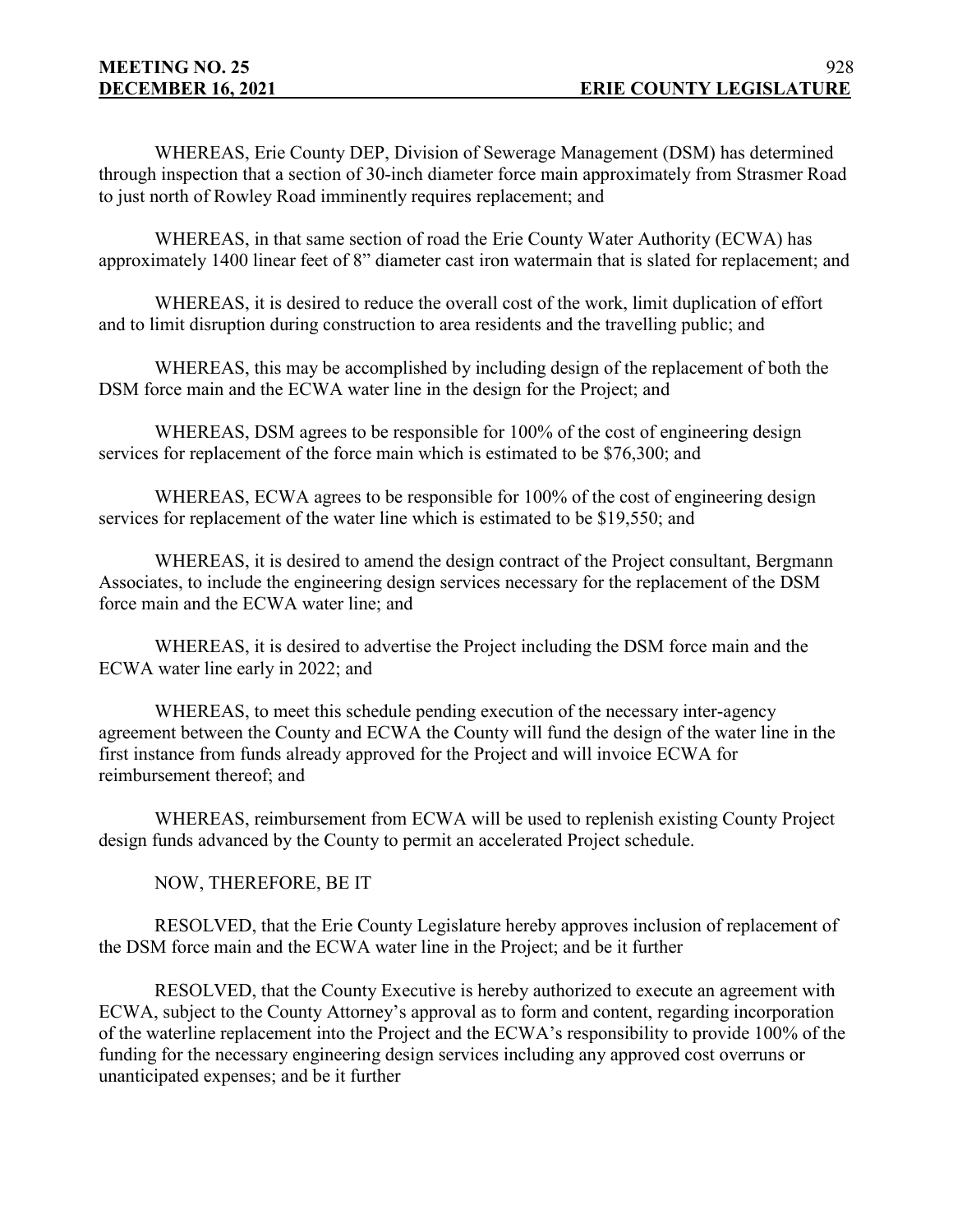WHEREAS, Erie County DEP, Division of Sewerage Management (DSM) has determined through inspection that a section of 30-inch diameter force main approximately from Strasmer Road to just north of Rowley Road imminently requires replacement; and

WHEREAS, in that same section of road the Erie County Water Authority (ECWA) has approximately 1400 linear feet of 8" diameter cast iron watermain that is slated for replacement; and

WHEREAS, it is desired to reduce the overall cost of the work, limit duplication of effort and to limit disruption during construction to area residents and the travelling public; and

WHEREAS, this may be accomplished by including design of the replacement of both the DSM force main and the ECWA water line in the design for the Project; and

WHEREAS, DSM agrees to be responsible for 100% of the cost of engineering design services for replacement of the force main which is estimated to be $76,300; and

WHEREAS, ECWA agrees to be responsible for 100% of the cost of engineering design services for replacement of the water line which is estimated to be $19,550; and

WHEREAS, it is desired to amend the design contract of the Project consultant, Bergmann Associates, to include the engineering design services necessary for the replacement of the DSM force main and the ECWA water line; and

WHEREAS, it is desired to advertise the Project including the DSM force main and the ECWA water line early in 2022; and

WHEREAS, to meet this schedule pending execution of the necessary inter-agency agreement between the County and ECWA the County will fund the design of the water line in the first instance from funds already approved for the Project and will invoice ECWA for reimbursement thereof; and

WHEREAS, reimbursement from ECWA will be used to replenish existing County Project design funds advanced by the County to permit an accelerated Project schedule.

NOW, THEREFORE, BE IT

RESOLVED, that the Erie County Legislature hereby approves inclusion of replacement of the DSM force main and the ECWA water line in the Project; and be it further

RESOLVED, that the County Executive is hereby authorized to execute an agreement with ECWA, subject to the County Attorney's approval as to form and content, regarding incorporation of the waterline replacement into the Project and the ECWA's responsibility to provide 100% of the funding for the necessary engineering design services including any approved cost overruns or unanticipated expenses; and be it further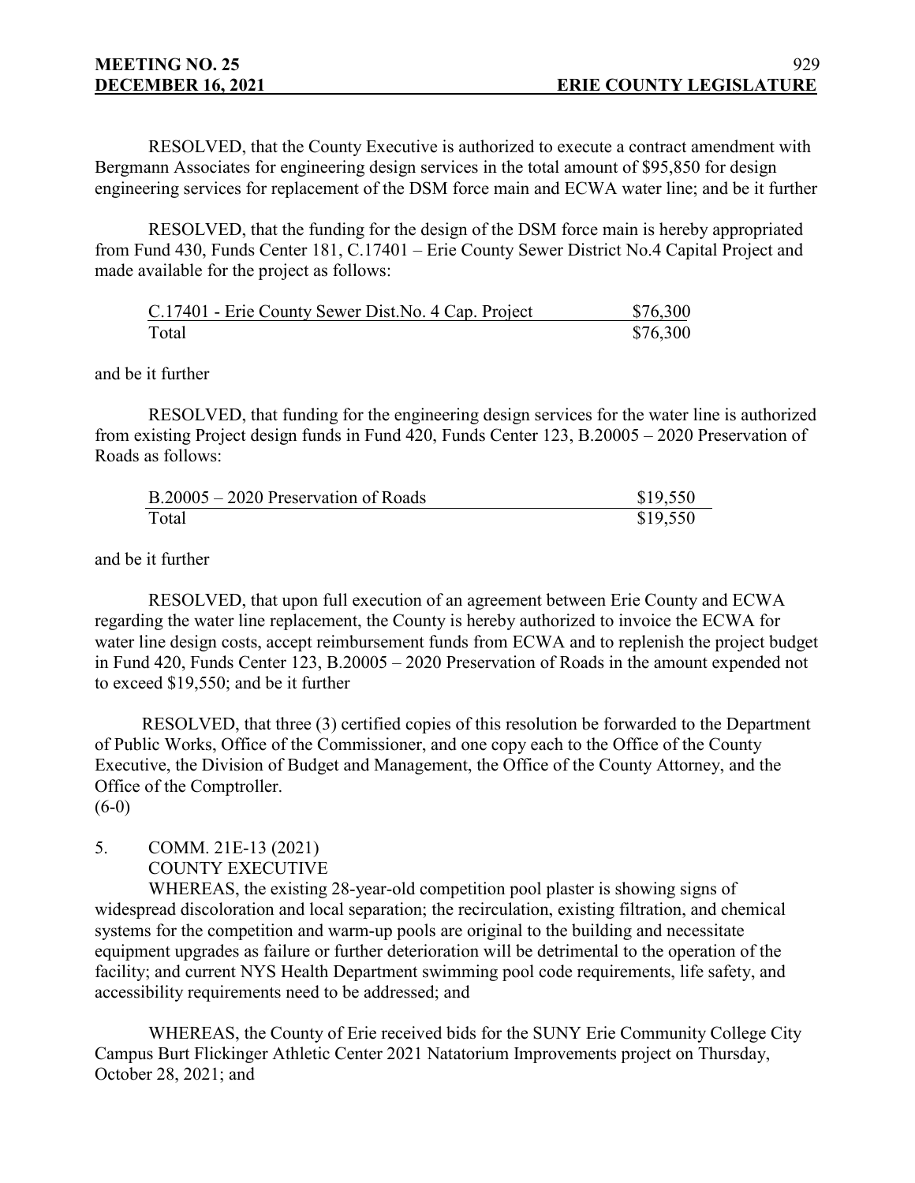RESOLVED, that the County Executive is authorized to execute a contract amendment with Bergmann Associates for engineering design services in the total amount of $95,850 for design engineering services for replacement of the DSM force main and ECWA water line; and be it further

RESOLVED, that the funding for the design of the DSM force main is hereby appropriated from Fund 430, Funds Center 181, C.17401 – Erie County Sewer District No.4 Capital Project and made available for the project as follows:

| | |
|---|---|
| C.17401 - Erie County Sewer Dist.No. 4 Cap. Project | $76,300 |
| Total | $76,300 |

and be it further

RESOLVED, that funding for the engineering design services for the water line is authorized from existing Project design funds in Fund 420, Funds Center 123, B.20005 – 2020 Preservation of Roads as follows:

| | |
|---|---|
| B.20005 – 2020 Preservation of Roads | $19,550 |
| Total | $19,550 |

and be it further

RESOLVED, that upon full execution of an agreement between Erie County and ECWA regarding the water line replacement, the County is hereby authorized to invoice the ECWA for water line design costs, accept reimbursement funds from ECWA and to replenish the project budget in Fund 420, Funds Center 123, B.20005 – 2020 Preservation of Roads in the amount expended not to exceed $19,550; and be it further

RESOLVED, that three (3) certified copies of this resolution be forwarded to the Department of Public Works, Office of the Commissioner, and one copy each to the Office of the County Executive, the Division of Budget and Management, the Office of the County Attorney, and the Office of the Comptroller.

(6-0)

5. COMM. 21E-13 (2021)
COUNTY EXECUTIVE

WHEREAS, the existing 28-year-old competition pool plaster is showing signs of widespread discoloration and local separation; the recirculation, existing filtration, and chemical systems for the competition and warm-up pools are original to the building and necessitate equipment upgrades as failure or further deterioration will be detrimental to the operation of the facility; and current NYS Health Department swimming pool code requirements, life safety, and accessibility requirements need to be addressed; and

WHEREAS, the County of Erie received bids for the SUNY Erie Community College City Campus Burt Flickinger Athletic Center 2021 Natatorium Improvements project on Thursday, October 28, 2021; and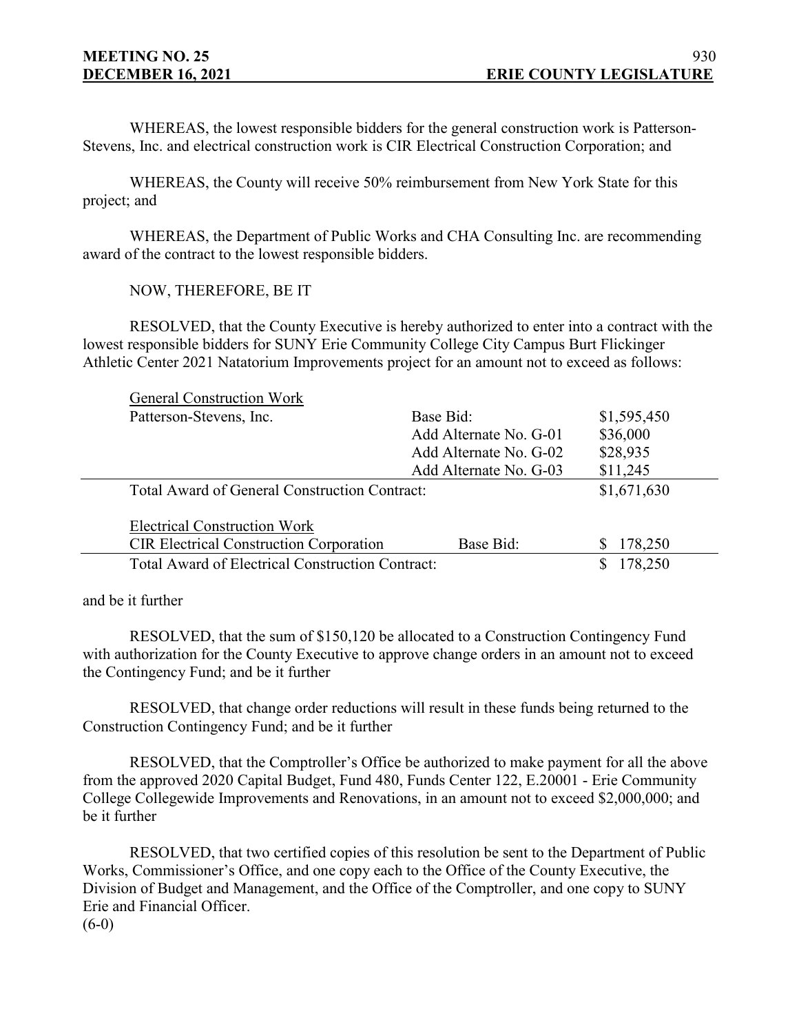WHEREAS, the lowest responsible bidders for the general construction work is Patterson-Stevens, Inc. and electrical construction work is CIR Electrical Construction Corporation; and

WHEREAS, the County will receive 50% reimbursement from New York State for this project; and

WHEREAS, the Department of Public Works and CHA Consulting Inc. are recommending award of the contract to the lowest responsible bidders.

NOW, THEREFORE, BE IT

RESOLVED, that the County Executive is hereby authorized to enter into a contract with the lowest responsible bidders for SUNY Erie Community College City Campus Burt Flickinger Athletic Center 2021 Natatorium Improvements project for an amount not to exceed as follows:

| General Construction Work | | |
|---|---|---|
| Patterson-Stevens, Inc. | Base Bid: | $1,595,450 |
| | Add Alternate No. G-01 | $36,000 |
| | Add Alternate No. G-02 | $28,935 |
| | Add Alternate No. G-03 | $11,245 |
| Total Award of General Construction Contract: | | $1,671,630 |
| Electrical Construction Work | | |
| CIR Electrical Construction Corporation | Base Bid: | $ 178,250 |
| Total Award of Electrical Construction Contract: | | $ 178,250 |

and be it further

RESOLVED, that the sum of $150,120 be allocated to a Construction Contingency Fund with authorization for the County Executive to approve change orders in an amount not to exceed the Contingency Fund; and be it further

RESOLVED, that change order reductions will result in these funds being returned to the Construction Contingency Fund; and be it further

RESOLVED, that the Comptroller's Office be authorized to make payment for all the above from the approved 2020 Capital Budget, Fund 480, Funds Center 122, E.20001 - Erie Community College Collegewide Improvements and Renovations, in an amount not to exceed $2,000,000; and be it further

RESOLVED, that two certified copies of this resolution be sent to the Department of Public Works, Commissioner's Office, and one copy each to the Office of the County Executive, the Division of Budget and Management, and the Office of the Comptroller, and one copy to SUNY Erie and Financial Officer.
(6-0)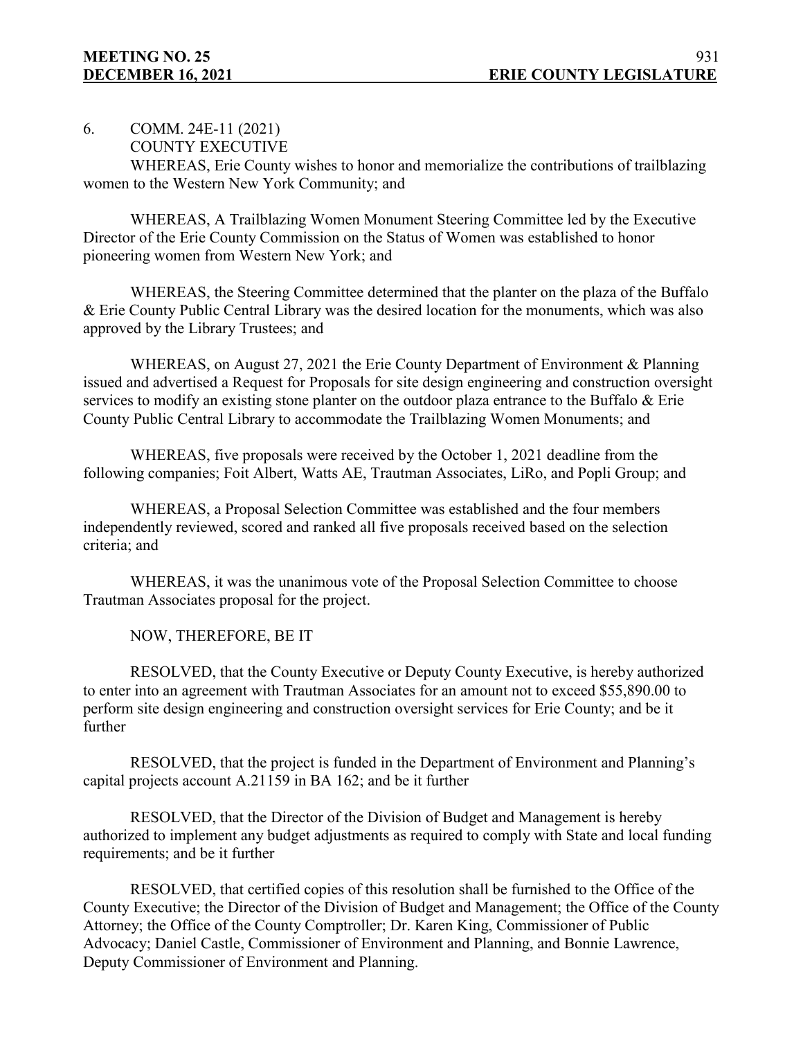6. COMM. 24E-11 (2021)
COUNTY EXECUTIVE

WHEREAS, Erie County wishes to honor and memorialize the contributions of trailblazing women to the Western New York Community; and

WHEREAS, A Trailblazing Women Monument Steering Committee led by the Executive Director of the Erie County Commission on the Status of Women was established to honor pioneering women from Western New York; and

WHEREAS, the Steering Committee determined that the planter on the plaza of the Buffalo & Erie County Public Central Library was the desired location for the monuments, which was also approved by the Library Trustees; and

WHEREAS, on August 27, 2021 the Erie County Department of Environment & Planning issued and advertised a Request for Proposals for site design engineering and construction oversight services to modify an existing stone planter on the outdoor plaza entrance to the Buffalo & Erie County Public Central Library to accommodate the Trailblazing Women Monuments; and

WHEREAS, five proposals were received by the October 1, 2021 deadline from the following companies; Foit Albert, Watts AE, Trautman Associates, LiRo, and Popli Group; and

WHEREAS, a Proposal Selection Committee was established and the four members independently reviewed, scored and ranked all five proposals received based on the selection criteria; and

WHEREAS, it was the unanimous vote of the Proposal Selection Committee to choose Trautman Associates proposal for the project.

NOW, THEREFORE, BE IT

RESOLVED, that the County Executive or Deputy County Executive, is hereby authorized to enter into an agreement with Trautman Associates for an amount not to exceed $55,890.00 to perform site design engineering and construction oversight services for Erie County; and be it further

RESOLVED, that the project is funded in the Department of Environment and Planning's capital projects account A.21159 in BA 162; and be it further

RESOLVED, that the Director of the Division of Budget and Management is hereby authorized to implement any budget adjustments as required to comply with State and local funding requirements; and be it further

RESOLVED, that certified copies of this resolution shall be furnished to the Office of the County Executive; the Director of the Division of Budget and Management; the Office of the County Attorney; the Office of the County Comptroller; Dr. Karen King, Commissioner of Public Advocacy; Daniel Castle, Commissioner of Environment and Planning, and Bonnie Lawrence, Deputy Commissioner of Environment and Planning.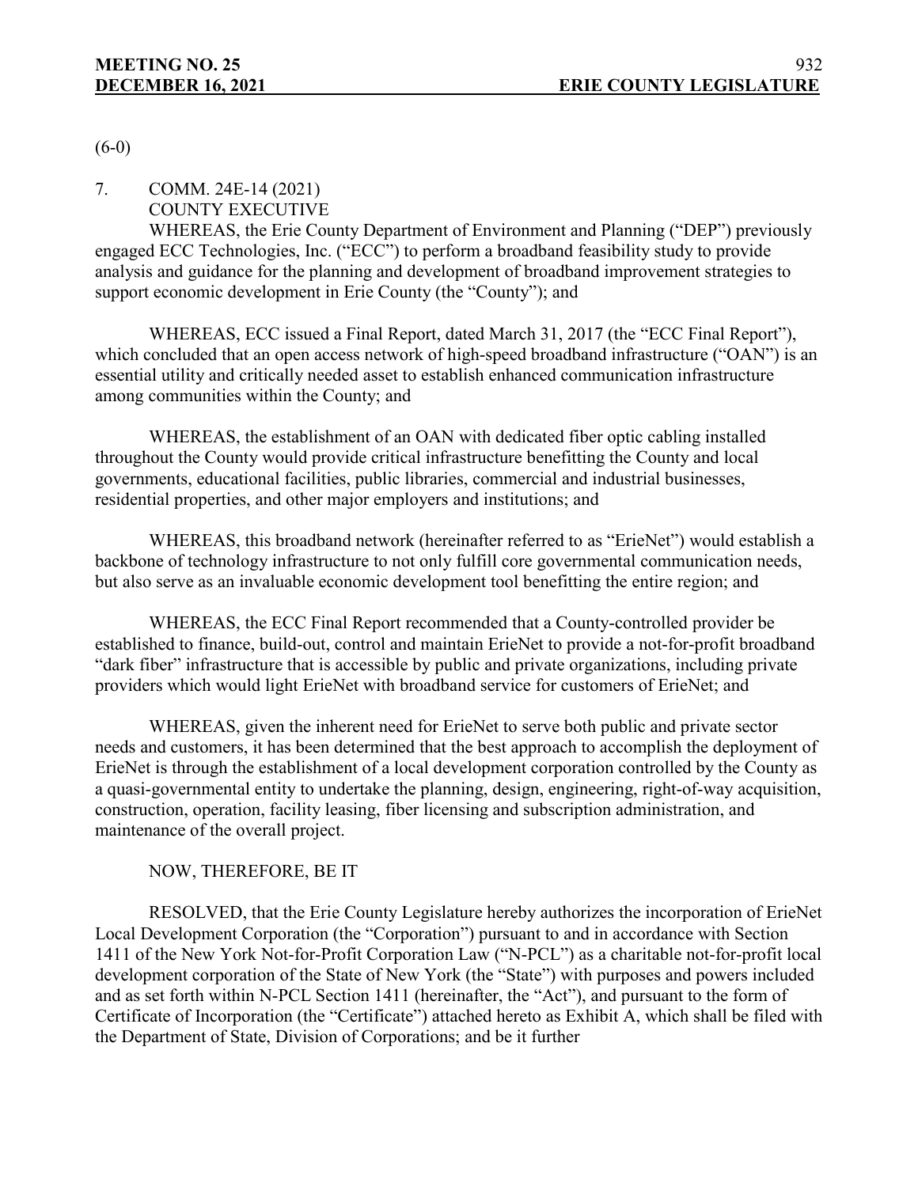(6-0)

7. COMM. 24E-14 (2021)
COUNTY EXECUTIVE

WHEREAS, the Erie County Department of Environment and Planning ("DEP") previously engaged ECC Technologies, Inc. ("ECC") to perform a broadband feasibility study to provide analysis and guidance for the planning and development of broadband improvement strategies to support economic development in Erie County (the "County"); and

WHEREAS, ECC issued a Final Report, dated March 31, 2017 (the "ECC Final Report"), which concluded that an open access network of high-speed broadband infrastructure ("OAN") is an essential utility and critically needed asset to establish enhanced communication infrastructure among communities within the County; and

WHEREAS, the establishment of an OAN with dedicated fiber optic cabling installed throughout the County would provide critical infrastructure benefitting the County and local governments, educational facilities, public libraries, commercial and industrial businesses, residential properties, and other major employers and institutions; and

WHEREAS, this broadband network (hereinafter referred to as "ErieNet") would establish a backbone of technology infrastructure to not only fulfill core governmental communication needs, but also serve as an invaluable economic development tool benefitting the entire region; and

WHEREAS, the ECC Final Report recommended that a County-controlled provider be established to finance, build-out, control and maintain ErieNet to provide a not-for-profit broadband "dark fiber" infrastructure that is accessible by public and private organizations, including private providers which would light ErieNet with broadband service for customers of ErieNet; and

WHEREAS, given the inherent need for ErieNet to serve both public and private sector needs and customers, it has been determined that the best approach to accomplish the deployment of ErieNet is through the establishment of a local development corporation controlled by the County as a quasi-governmental entity to undertake the planning, design, engineering, right-of-way acquisition, construction, operation, facility leasing, fiber licensing and subscription administration, and maintenance of the overall project.

NOW, THEREFORE, BE IT

RESOLVED, that the Erie County Legislature hereby authorizes the incorporation of ErieNet Local Development Corporation (the "Corporation") pursuant to and in accordance with Section 1411 of the New York Not-for-Profit Corporation Law ("N-PCL") as a charitable not-for-profit local development corporation of the State of New York (the "State") with purposes and powers included and as set forth within N-PCL Section 1411 (hereinafter, the "Act"), and pursuant to the form of Certificate of Incorporation (the "Certificate") attached hereto as Exhibit A, which shall be filed with the Department of State, Division of Corporations; and be it further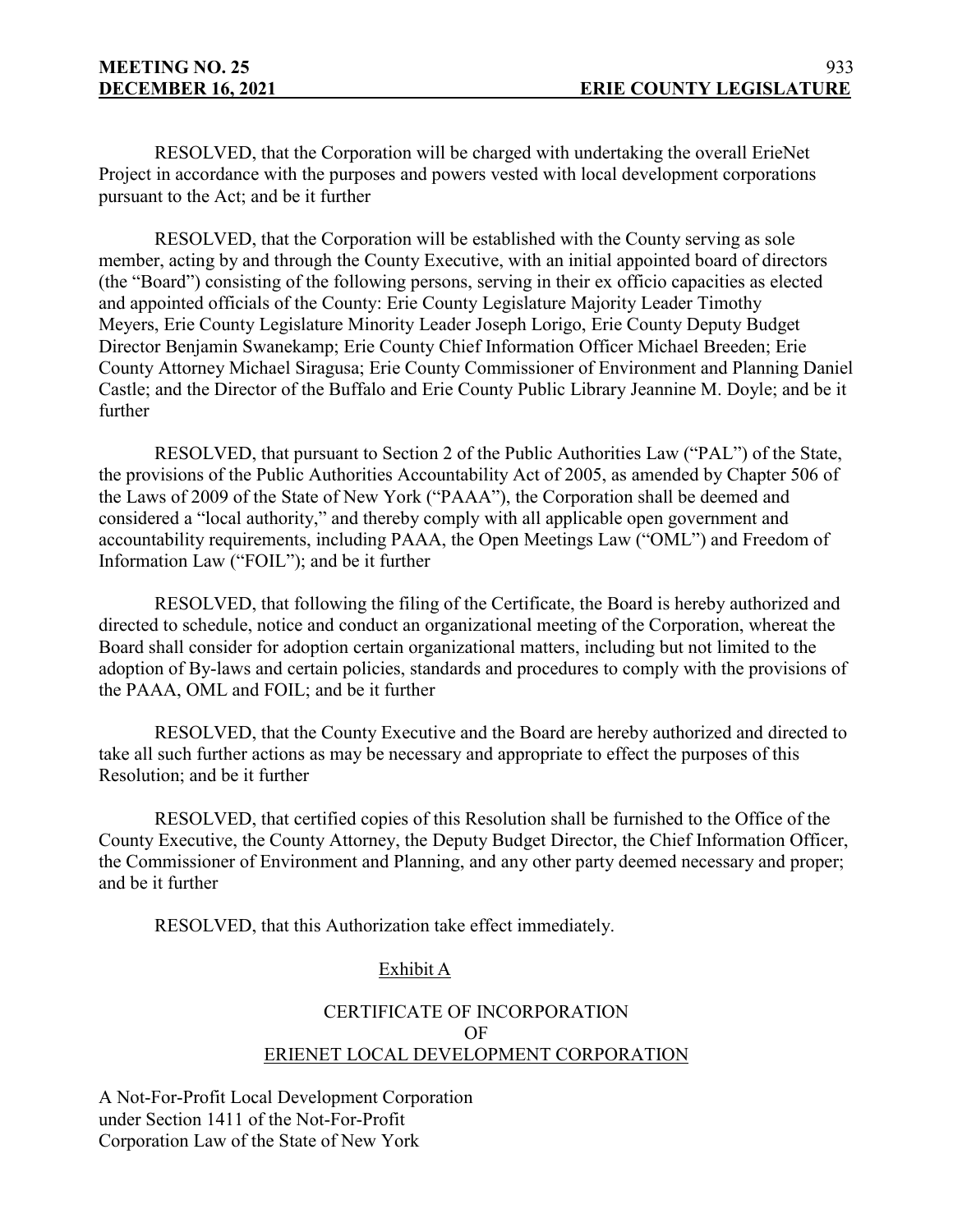RESOLVED, that the Corporation will be charged with undertaking the overall ErieNet Project in accordance with the purposes and powers vested with local development corporations pursuant to the Act; and be it further

RESOLVED, that the Corporation will be established with the County serving as sole member, acting by and through the County Executive, with an initial appointed board of directors (the "Board") consisting of the following persons, serving in their ex officio capacities as elected and appointed officials of the County: Erie County Legislature Majority Leader Timothy Meyers, Erie County Legislature Minority Leader Joseph Lorigo, Erie County Deputy Budget Director Benjamin Swanekamp; Erie County Chief Information Officer Michael Breeden; Erie County Attorney Michael Siragusa; Erie County Commissioner of Environment and Planning Daniel Castle; and the Director of the Buffalo and Erie County Public Library Jeannine M. Doyle; and be it further

RESOLVED, that pursuant to Section 2 of the Public Authorities Law ("PAL") of the State, the provisions of the Public Authorities Accountability Act of 2005, as amended by Chapter 506 of the Laws of 2009 of the State of New York ("PAAA"), the Corporation shall be deemed and considered a "local authority," and thereby comply with all applicable open government and accountability requirements, including PAAA, the Open Meetings Law ("OML") and Freedom of Information Law ("FOIL"); and be it further

RESOLVED, that following the filing of the Certificate, the Board is hereby authorized and directed to schedule, notice and conduct an organizational meeting of the Corporation, whereat the Board shall consider for adoption certain organizational matters, including but not limited to the adoption of By-laws and certain policies, standards and procedures to comply with the provisions of the PAAA, OML and FOIL; and be it further

RESOLVED, that the County Executive and the Board are hereby authorized and directed to take all such further actions as may be necessary and appropriate to effect the purposes of this Resolution; and be it further

RESOLVED, that certified copies of this Resolution shall be furnished to the Office of the County Executive, the County Attorney, the Deputy Budget Director, the Chief Information Officer, the Commissioner of Environment and Planning, and any other party deemed necessary and proper; and be it further

RESOLVED, that this Authorization take effect immediately.

Exhibit A

CERTIFICATE OF INCORPORATION
OF
ERIENET LOCAL DEVELOPMENT CORPORATION

A Not-For-Profit Local Development Corporation
under Section 1411 of the Not-For-Profit
Corporation Law of the State of New York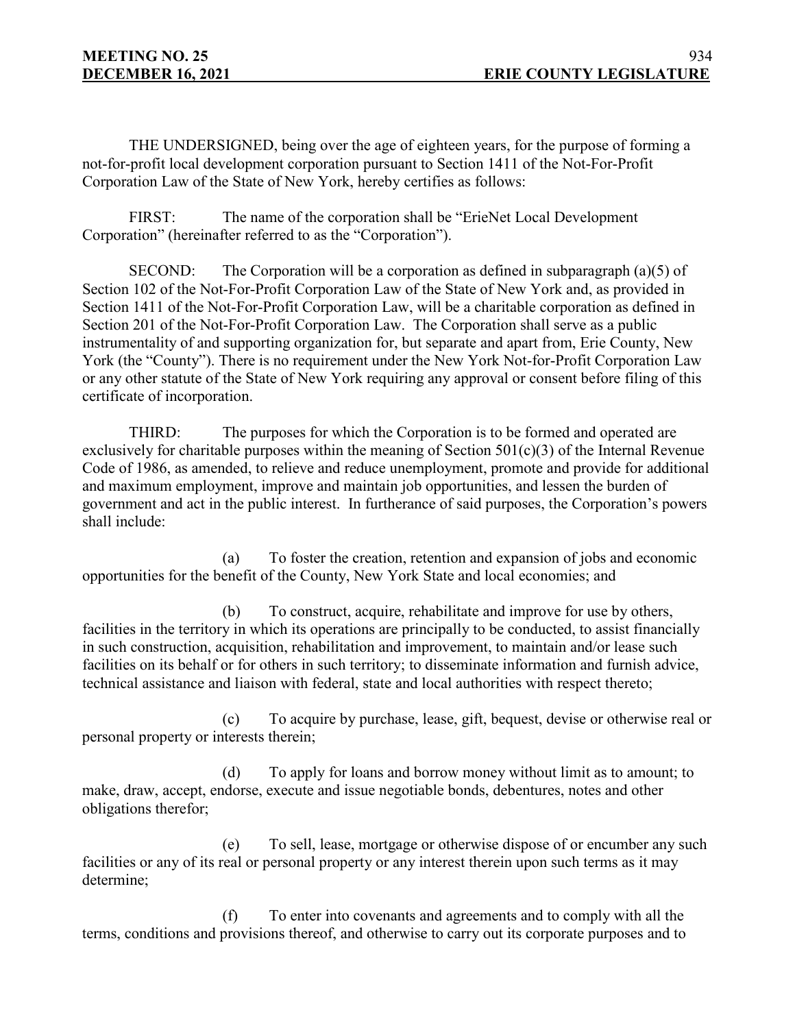THE UNDERSIGNED, being over the age of eighteen years, for the purpose of forming a not-for-profit local development corporation pursuant to Section 1411 of the Not-For-Profit Corporation Law of the State of New York, hereby certifies as follows:

FIRST: The name of the corporation shall be "ErieNet Local Development Corporation" (hereinafter referred to as the "Corporation").

SECOND: The Corporation will be a corporation as defined in subparagraph (a)(5) of Section 102 of the Not-For-Profit Corporation Law of the State of New York and, as provided in Section 1411 of the Not-For-Profit Corporation Law, will be a charitable corporation as defined in Section 201 of the Not-For-Profit Corporation Law. The Corporation shall serve as a public instrumentality of and supporting organization for, but separate and apart from, Erie County, New York (the "County"). There is no requirement under the New York Not-for-Profit Corporation Law or any other statute of the State of New York requiring any approval or consent before filing of this certificate of incorporation.

THIRD: The purposes for which the Corporation is to be formed and operated are exclusively for charitable purposes within the meaning of Section 501(c)(3) of the Internal Revenue Code of 1986, as amended, to relieve and reduce unemployment, promote and provide for additional and maximum employment, improve and maintain job opportunities, and lessen the burden of government and act in the public interest. In furtherance of said purposes, the Corporation's powers shall include:

(a) To foster the creation, retention and expansion of jobs and economic opportunities for the benefit of the County, New York State and local economies; and

(b) To construct, acquire, rehabilitate and improve for use by others, facilities in the territory in which its operations are principally to be conducted, to assist financially in such construction, acquisition, rehabilitation and improvement, to maintain and/or lease such facilities on its behalf or for others in such territory; to disseminate information and furnish advice, technical assistance and liaison with federal, state and local authorities with respect thereto;

(c) To acquire by purchase, lease, gift, bequest, devise or otherwise real or personal property or interests therein;

(d) To apply for loans and borrow money without limit as to amount; to make, draw, accept, endorse, execute and issue negotiable bonds, debentures, notes and other obligations therefor;

(e) To sell, lease, mortgage or otherwise dispose of or encumber any such facilities or any of its real or personal property or any interest therein upon such terms as it may determine;

(f) To enter into covenants and agreements and to comply with all the terms, conditions and provisions thereof, and otherwise to carry out its corporate purposes and to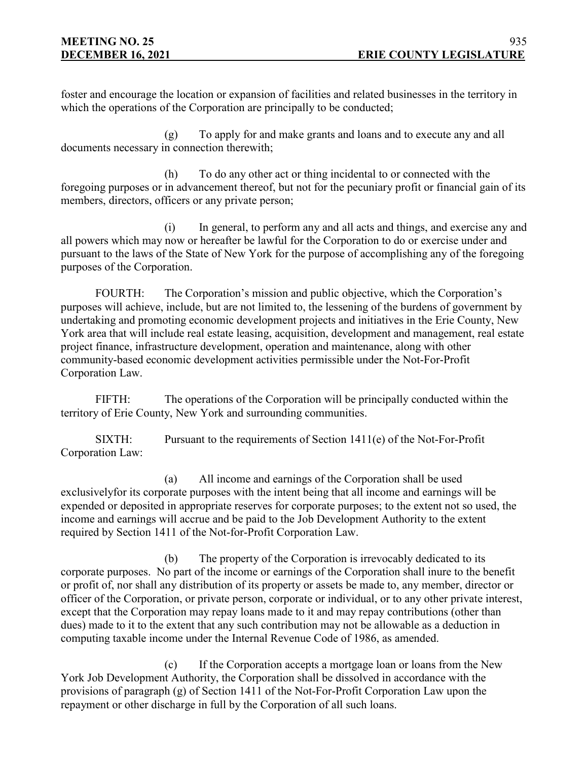foster and encourage the location or expansion of facilities and related businesses in the territory in which the operations of the Corporation are principally to be conducted;

(g) To apply for and make grants and loans and to execute any and all documents necessary in connection therewith;

(h) To do any other act or thing incidental to or connected with the foregoing purposes or in advancement thereof, but not for the pecuniary profit or financial gain of its members, directors, officers or any private person;

(i) In general, to perform any and all acts and things, and exercise any and all powers which may now or hereafter be lawful for the Corporation to do or exercise under and pursuant to the laws of the State of New York for the purpose of accomplishing any of the foregoing purposes of the Corporation.

FOURTH: The Corporation's mission and public objective, which the Corporation's purposes will achieve, include, but are not limited to, the lessening of the burdens of government by undertaking and promoting economic development projects and initiatives in the Erie County, New York area that will include real estate leasing, acquisition, development and management, real estate project finance, infrastructure development, operation and maintenance, along with other community-based economic development activities permissible under the Not-For-Profit Corporation Law.

FIFTH: The operations of the Corporation will be principally conducted within the territory of Erie County, New York and surrounding communities.

SIXTH: Pursuant to the requirements of Section 1411(e) of the Not-For-Profit Corporation Law:

(a) All income and earnings of the Corporation shall be used exclusivelyfor its corporate purposes with the intent being that all income and earnings will be expended or deposited in appropriate reserves for corporate purposes; to the extent not so used, the income and earnings will accrue and be paid to the Job Development Authority to the extent required by Section 1411 of the Not-for-Profit Corporation Law.

(b) The property of the Corporation is irrevocably dedicated to its corporate purposes. No part of the income or earnings of the Corporation shall inure to the benefit or profit of, nor shall any distribution of its property or assets be made to, any member, director or officer of the Corporation, or private person, corporate or individual, or to any other private interest, except that the Corporation may repay loans made to it and may repay contributions (other than dues) made to it to the extent that any such contribution may not be allowable as a deduction in computing taxable income under the Internal Revenue Code of 1986, as amended.

(c) If the Corporation accepts a mortgage loan or loans from the New York Job Development Authority, the Corporation shall be dissolved in accordance with the provisions of paragraph (g) of Section 1411 of the Not-For-Profit Corporation Law upon the repayment or other discharge in full by the Corporation of all such loans.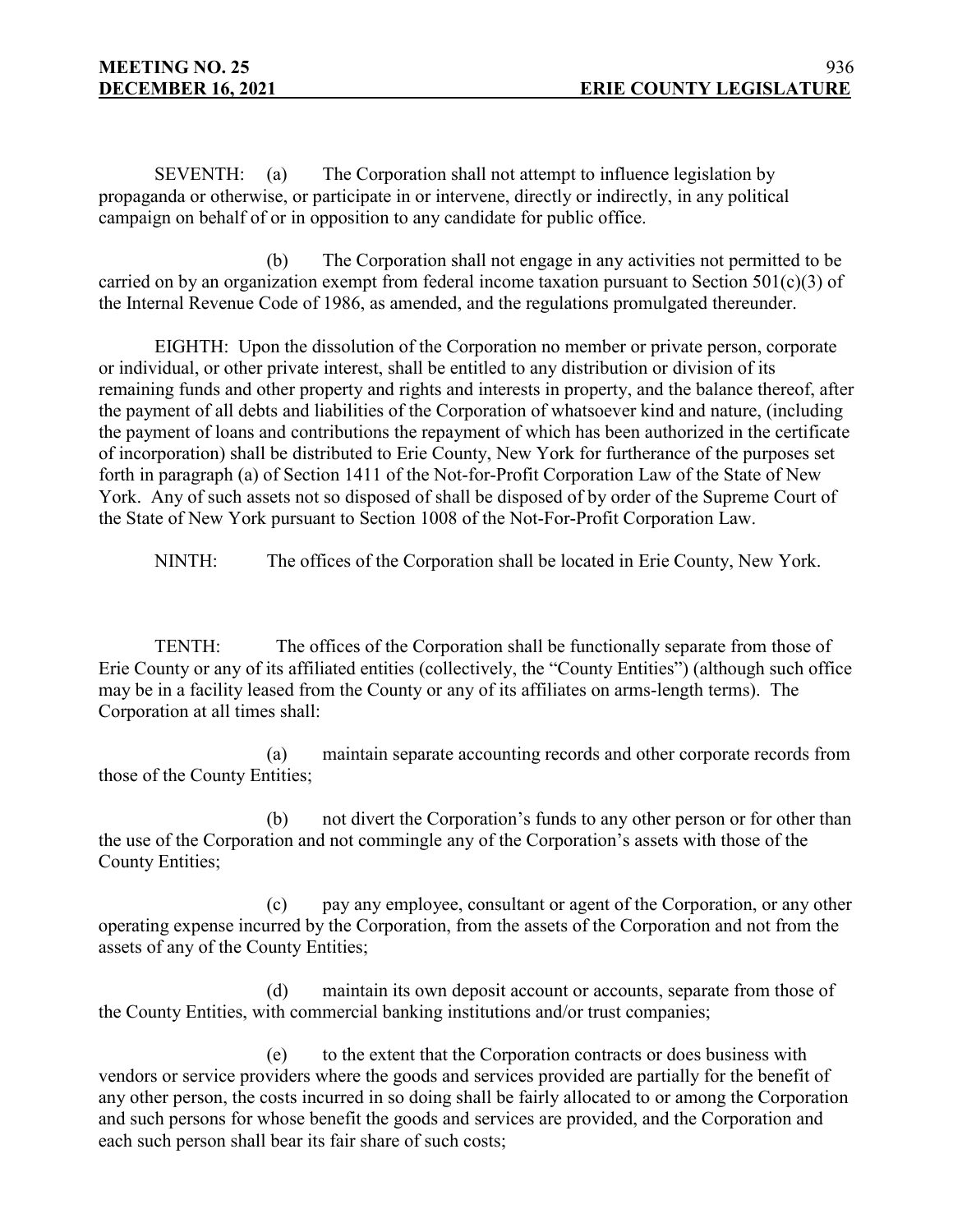SEVENTH: (a) The Corporation shall not attempt to influence legislation by propaganda or otherwise, or participate in or intervene, directly or indirectly, in any political campaign on behalf of or in opposition to any candidate for public office.

(b) The Corporation shall not engage in any activities not permitted to be carried on by an organization exempt from federal income taxation pursuant to Section 501(c)(3) of the Internal Revenue Code of 1986, as amended, and the regulations promulgated thereunder.

EIGHTH: Upon the dissolution of the Corporation no member or private person, corporate or individual, or other private interest, shall be entitled to any distribution or division of its remaining funds and other property and rights and interests in property, and the balance thereof, after the payment of all debts and liabilities of the Corporation of whatsoever kind and nature, (including the payment of loans and contributions the repayment of which has been authorized in the certificate of incorporation) shall be distributed to Erie County, New York for furtherance of the purposes set forth in paragraph (a) of Section 1411 of the Not-for-Profit Corporation Law of the State of New York. Any of such assets not so disposed of shall be disposed of by order of the Supreme Court of the State of New York pursuant to Section 1008 of the Not-For-Profit Corporation Law.

NINTH: The offices of the Corporation shall be located in Erie County, New York.

TENTH: The offices of the Corporation shall be functionally separate from those of Erie County or any of its affiliated entities (collectively, the "County Entities") (although such office may be in a facility leased from the County or any of its affiliates on arms-length terms). The Corporation at all times shall:

(a) maintain separate accounting records and other corporate records from those of the County Entities;

(b) not divert the Corporation's funds to any other person or for other than the use of the Corporation and not commingle any of the Corporation's assets with those of the County Entities;

(c) pay any employee, consultant or agent of the Corporation, or any other operating expense incurred by the Corporation, from the assets of the Corporation and not from the assets of any of the County Entities;

(d) maintain its own deposit account or accounts, separate from those of the County Entities, with commercial banking institutions and/or trust companies;

(e) to the extent that the Corporation contracts or does business with vendors or service providers where the goods and services provided are partially for the benefit of any other person, the costs incurred in so doing shall be fairly allocated to or among the Corporation and such persons for whose benefit the goods and services are provided, and the Corporation and each such person shall bear its fair share of such costs;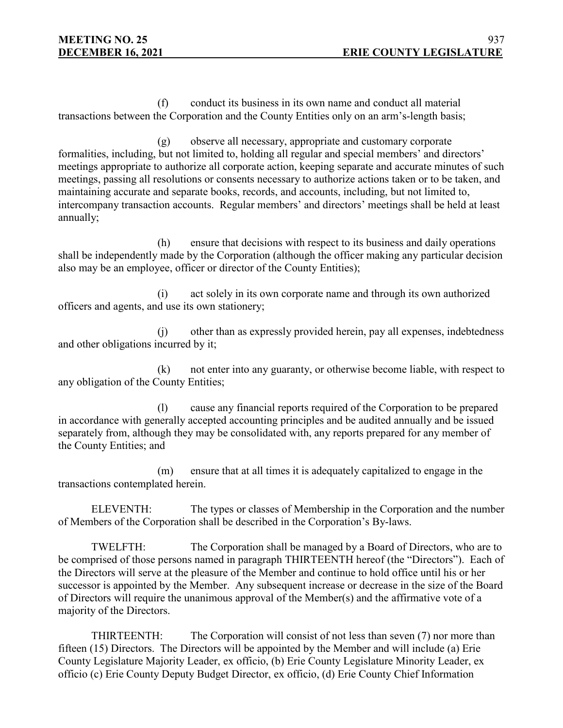(f) conduct its business in its own name and conduct all material transactions between the Corporation and the County Entities only on an arm's-length basis;

(g) observe all necessary, appropriate and customary corporate formalities, including, but not limited to, holding all regular and special members' and directors' meetings appropriate to authorize all corporate action, keeping separate and accurate minutes of such meetings, passing all resolutions or consents necessary to authorize actions taken or to be taken, and maintaining accurate and separate books, records, and accounts, including, but not limited to, intercompany transaction accounts. Regular members' and directors' meetings shall be held at least annually;

(h) ensure that decisions with respect to its business and daily operations shall be independently made by the Corporation (although the officer making any particular decision also may be an employee, officer or director of the County Entities);

(i) act solely in its own corporate name and through its own authorized officers and agents, and use its own stationery;

(j) other than as expressly provided herein, pay all expenses, indebtedness and other obligations incurred by it;

(k) not enter into any guaranty, or otherwise become liable, with respect to any obligation of the County Entities;

(l) cause any financial reports required of the Corporation to be prepared in accordance with generally accepted accounting principles and be audited annually and be issued separately from, although they may be consolidated with, any reports prepared for any member of the County Entities; and

(m) ensure that at all times it is adequately capitalized to engage in the transactions contemplated herein.

ELEVENTH: The types or classes of Membership in the Corporation and the number of Members of the Corporation shall be described in the Corporation's By-laws.

TWELFTH: The Corporation shall be managed by a Board of Directors, who are to be comprised of those persons named in paragraph THIRTEENTH hereof (the "Directors"). Each of the Directors will serve at the pleasure of the Member and continue to hold office until his or her successor is appointed by the Member. Any subsequent increase or decrease in the size of the Board of Directors will require the unanimous approval of the Member(s) and the affirmative vote of a majority of the Directors.

THIRTEENTH: The Corporation will consist of not less than seven (7) nor more than fifteen (15) Directors. The Directors will be appointed by the Member and will include (a) Erie County Legislature Majority Leader, ex officio, (b) Erie County Legislature Minority Leader, ex officio (c) Erie County Deputy Budget Director, ex officio, (d) Erie County Chief Information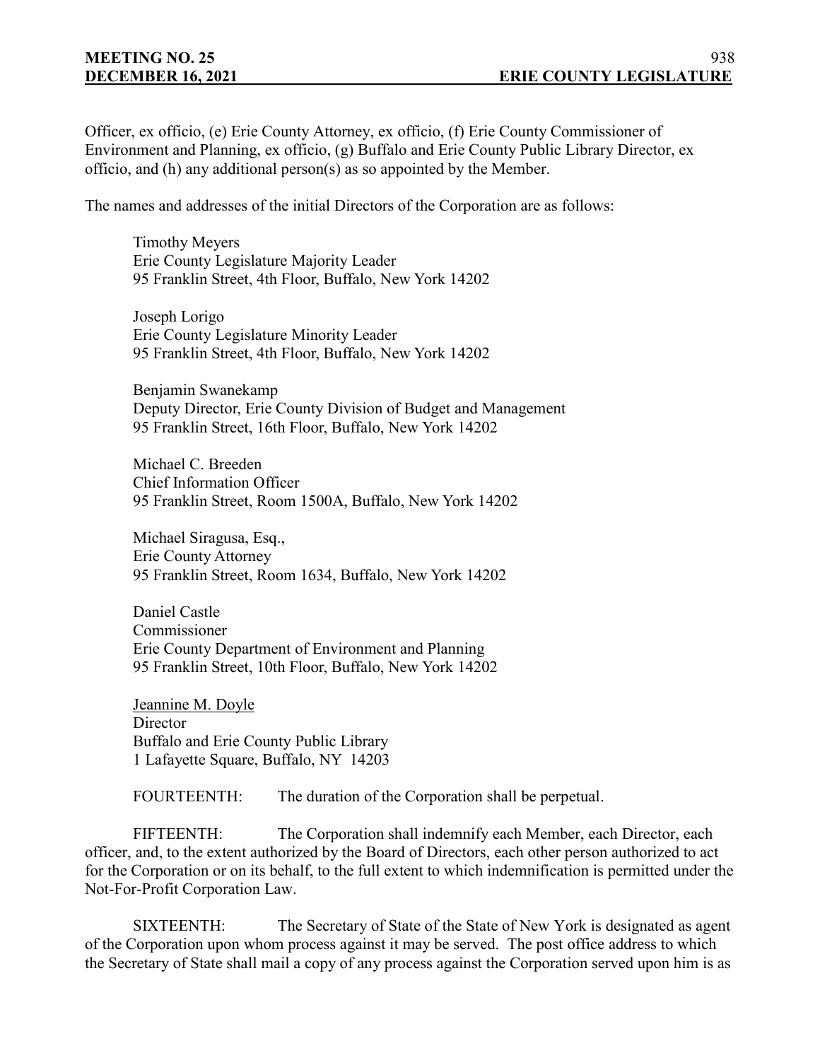Officer, ex officio, (e) Erie County Attorney, ex officio, (f) Erie County Commissioner of Environment and Planning, ex officio, (g) Buffalo and Erie County Public Library Director, ex officio, and (h) any additional person(s) as so appointed by the Member.

The names and addresses of the initial Directors of the Corporation are as follows:

Timothy Meyers
Erie County Legislature Majority Leader
95 Franklin Street, 4th Floor, Buffalo, New York 14202

Joseph Lorigo
Erie County Legislature Minority Leader
95 Franklin Street, 4th Floor, Buffalo, New York 14202

Benjamin Swanekamp
Deputy Director, Erie County Division of Budget and Management
95 Franklin Street, 16th Floor, Buffalo, New York 14202

Michael C. Breeden
Chief Information Officer
95 Franklin Street, Room 1500A, Buffalo, New York 14202

Michael Siragusa, Esq.,
Erie County Attorney
95 Franklin Street, Room 1634, Buffalo, New York 14202

Daniel Castle
Commissioner
Erie County Department of Environment and Planning
95 Franklin Street, 10th Floor, Buffalo, New York 14202

Jeannine M. Doyle
Director
Buffalo and Erie County Public Library
1 Lafayette Square, Buffalo, NY 14203

FOURTEENTH: The duration of the Corporation shall be perpetual.

FIFTEENTH: The Corporation shall indemnify each Member, each Director, each officer, and, to the extent authorized by the Board of Directors, each other person authorized to act for the Corporation or on its behalf, to the full extent to which indemnification is permitted under the Not-For-Profit Corporation Law.

SIXTEENTH: The Secretary of State of the State of New York is designated as agent of the Corporation upon whom process against it may be served. The post office address to which the Secretary of State shall mail a copy of any process against the Corporation served upon him is as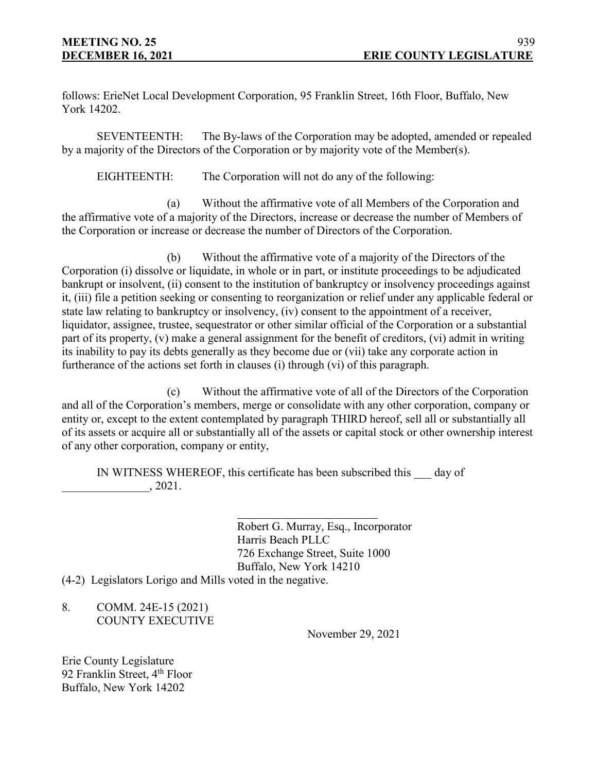follows: ErieNet Local Development Corporation, 95 Franklin Street, 16th Floor, Buffalo, New York 14202.

SEVENTEENTH: The By-laws of the Corporation may be adopted, amended or repealed by a majority of the Directors of the Corporation or by majority vote of the Member(s).

EIGHTEENTH: The Corporation will not do any of the following:

(a) Without the affirmative vote of all Members of the Corporation and the affirmative vote of a majority of the Directors, increase or decrease the number of Members of the Corporation or increase or decrease the number of Directors of the Corporation.

(b) Without the affirmative vote of a majority of the Directors of the Corporation (i) dissolve or liquidate, in whole or in part, or institute proceedings to be adjudicated bankrupt or insolvent, (ii) consent to the institution of bankruptcy or insolvency proceedings against it, (iii) file a petition seeking or consenting to reorganization or relief under any applicable federal or state law relating to bankruptcy or insolvency, (iv) consent to the appointment of a receiver, liquidator, assignee, trustee, sequestrator or other similar official of the Corporation or a substantial part of its property, (v) make a general assignment for the benefit of creditors, (vi) admit in writing its inability to pay its debts generally as they become due or (vii) take any corporate action in furtherance of the actions set forth in clauses (i) through (vi) of this paragraph.

(c) Without the affirmative vote of all of the Directors of the Corporation and all of the Corporation's members, merge or consolidate with any other corporation, company or entity or, except to the extent contemplated by paragraph THIRD hereof, sell all or substantially all of its assets or acquire all or substantially all of the assets or capital stock or other ownership interest of any other corporation, company or entity,

IN WITNESS WHEREOF, this certificate has been subscribed this ___ day of _______________, 2021.

_________________________
Robert G. Murray, Esq., Incorporator
Harris Beach PLLC
726 Exchange Street, Suite 1000
Buffalo, New York 14210

(4-2) Legislators Lorigo and Mills voted in the negative.

8. COMM. 24E-15 (2021)
COUNTY EXECUTIVE

November 29, 2021

Erie County Legislature
92 Franklin Street, 4th Floor
Buffalo, New York 14202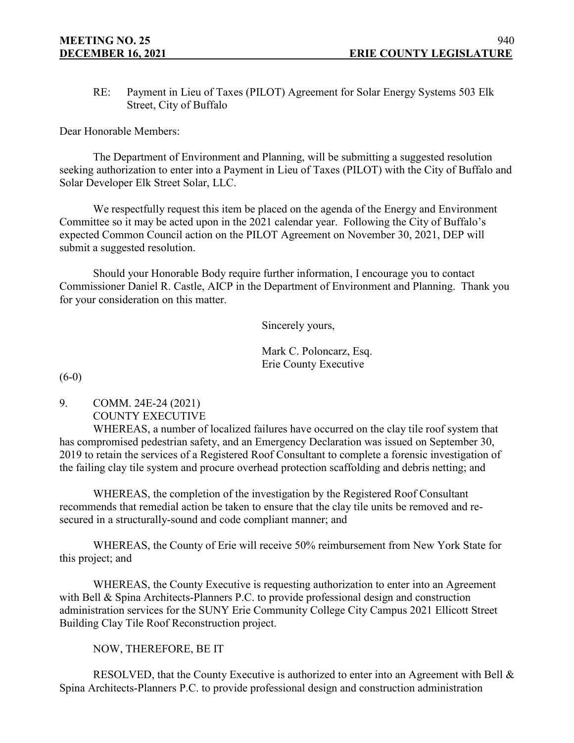RE: Payment in Lieu of Taxes (PILOT) Agreement for Solar Energy Systems 503 Elk Street, City of Buffalo

Dear Honorable Members:

The Department of Environment and Planning, will be submitting a suggested resolution seeking authorization to enter into a Payment in Lieu of Taxes (PILOT) with the City of Buffalo and Solar Developer Elk Street Solar, LLC.

We respectfully request this item be placed on the agenda of the Energy and Environment Committee so it may be acted upon in the 2021 calendar year. Following the City of Buffalo's expected Common Council action on the PILOT Agreement on November 30, 2021, DEP will submit a suggested resolution.

Should your Honorable Body require further information, I encourage you to contact Commissioner Daniel R. Castle, AICP in the Department of Environment and Planning. Thank you for your consideration on this matter.

Sincerely yours,

Mark C. Poloncarz, Esq.
Erie County Executive

(6-0)

9. COMM. 24E-24 (2021)
COUNTY EXECUTIVE

WHEREAS, a number of localized failures have occurred on the clay tile roof system that has compromised pedestrian safety, and an Emergency Declaration was issued on September 30, 2019 to retain the services of a Registered Roof Consultant to complete a forensic investigation of the failing clay tile system and procure overhead protection scaffolding and debris netting; and

WHEREAS, the completion of the investigation by the Registered Roof Consultant recommends that remedial action be taken to ensure that the clay tile units be removed and re-secured in a structurally-sound and code compliant manner; and

WHEREAS, the County of Erie will receive 50% reimbursement from New York State for this project; and

WHEREAS, the County Executive is requesting authorization to enter into an Agreement with Bell & Spina Architects-Planners P.C. to provide professional design and construction administration services for the SUNY Erie Community College City Campus 2021 Ellicott Street Building Clay Tile Roof Reconstruction project.

NOW, THEREFORE, BE IT

RESOLVED, that the County Executive is authorized to enter into an Agreement with Bell & Spina Architects-Planners P.C. to provide professional design and construction administration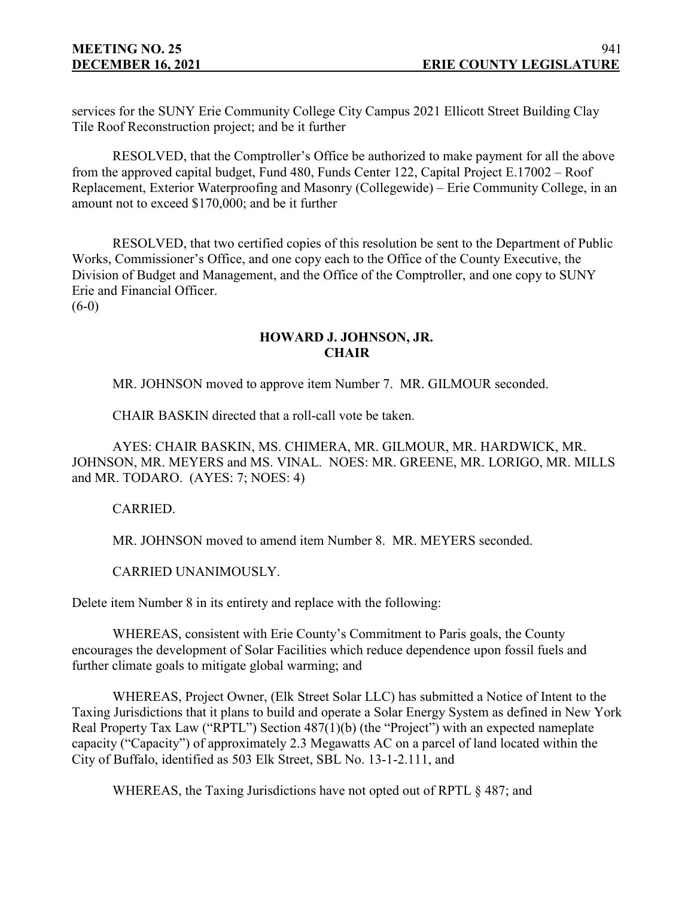services for the SUNY Erie Community College City Campus 2021 Ellicott Street Building Clay Tile Roof Reconstruction project; and be it further

RESOLVED, that the Comptroller's Office be authorized to make payment for all the above from the approved capital budget, Fund 480, Funds Center 122, Capital Project E.17002 – Roof Replacement, Exterior Waterproofing and Masonry (Collegewide) – Erie Community College, in an amount not to exceed $170,000; and be it further

RESOLVED, that two certified copies of this resolution be sent to the Department of Public Works, Commissioner's Office, and one copy each to the Office of the County Executive, the Division of Budget and Management, and the Office of the Comptroller, and one copy to SUNY Erie and Financial Officer.
(6-0)

**HOWARD J. JOHNSON, JR.**
**CHAIR**

MR. JOHNSON moved to approve item Number 7. MR. GILMOUR seconded.

CHAIR BASKIN directed that a roll-call vote be taken.

AYES: CHAIR BASKIN, MS. CHIMERA, MR. GILMOUR, MR. HARDWICK, MR. JOHNSON, MR. MEYERS and MS. VINAL. NOES: MR. GREENE, MR. LORIGO, MR. MILLS and MR. TODARO. (AYES: 7; NOES: 4)

CARRIED.

MR. JOHNSON moved to amend item Number 8. MR. MEYERS seconded.

CARRIED UNANIMOUSLY.

Delete item Number 8 in its entirety and replace with the following:

WHEREAS, consistent with Erie County's Commitment to Paris goals, the County encourages the development of Solar Facilities which reduce dependence upon fossil fuels and further climate goals to mitigate global warming; and

WHEREAS, Project Owner, (Elk Street Solar LLC) has submitted a Notice of Intent to the Taxing Jurisdictions that it plans to build and operate a Solar Energy System as defined in New York Real Property Tax Law ("RPTL") Section 487(1)(b) (the "Project") with an expected nameplate capacity ("Capacity") of approximately 2.3 Megawatts AC on a parcel of land located within the City of Buffalo, identified as 503 Elk Street, SBL No. 13-1-2.111, and

WHEREAS, the Taxing Jurisdictions have not opted out of RPTL § 487; and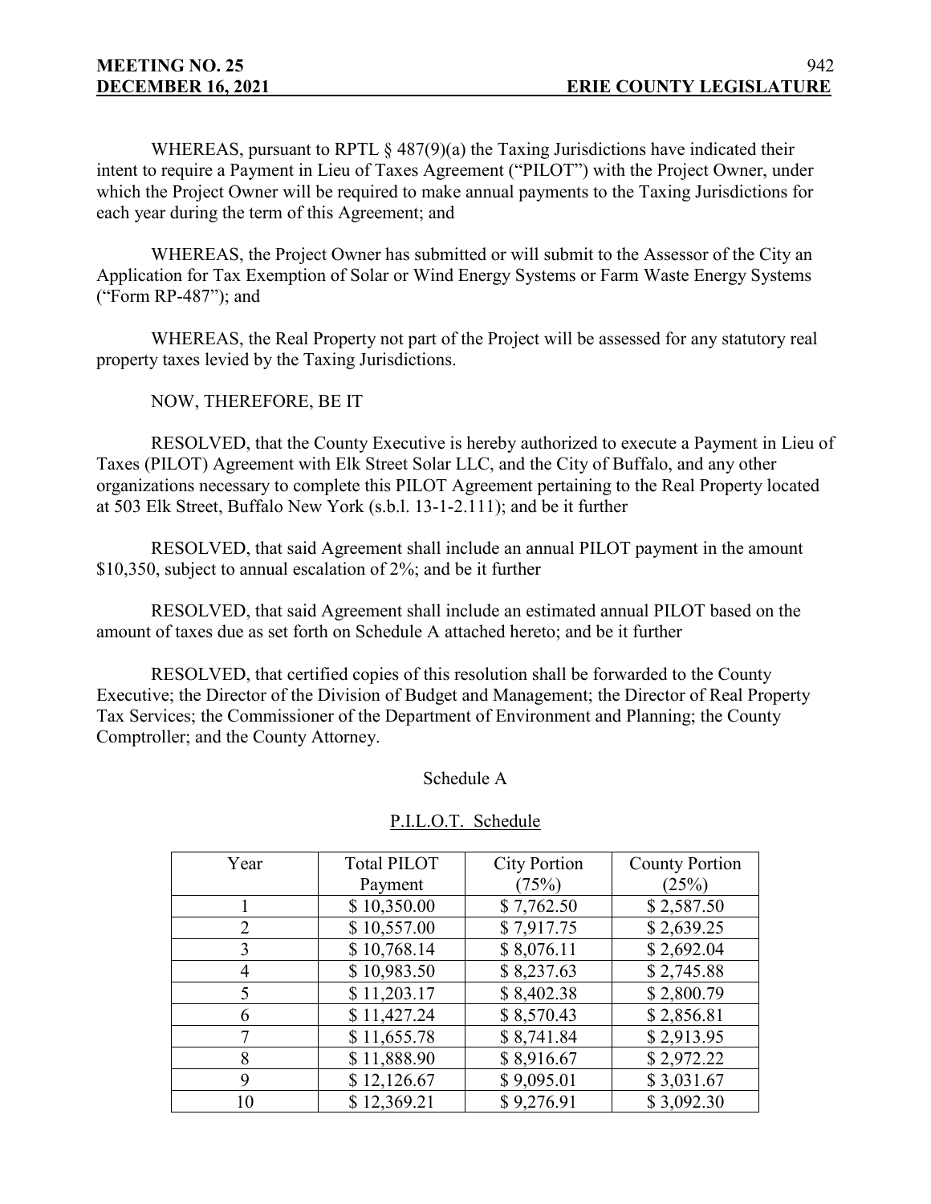WHEREAS, pursuant to RPTL § 487(9)(a) the Taxing Jurisdictions have indicated their intent to require a Payment in Lieu of Taxes Agreement ("PILOT") with the Project Owner, under which the Project Owner will be required to make annual payments to the Taxing Jurisdictions for each year during the term of this Agreement; and

WHEREAS, the Project Owner has submitted or will submit to the Assessor of the City an Application for Tax Exemption of Solar or Wind Energy Systems or Farm Waste Energy Systems ("Form RP-487"); and

WHEREAS, the Real Property not part of the Project will be assessed for any statutory real property taxes levied by the Taxing Jurisdictions.

NOW, THEREFORE, BE IT

RESOLVED, that the County Executive is hereby authorized to execute a Payment in Lieu of Taxes (PILOT) Agreement with Elk Street Solar LLC, and the City of Buffalo, and any other organizations necessary to complete this PILOT Agreement pertaining to the Real Property located at 503 Elk Street, Buffalo New York (s.b.l. 13-1-2.111); and be it further

RESOLVED, that said Agreement shall include an annual PILOT payment in the amount $10,350, subject to annual escalation of 2%; and be it further

RESOLVED, that said Agreement shall include an estimated annual PILOT based on the amount of taxes due as set forth on Schedule A attached hereto; and be it further

RESOLVED, that certified copies of this resolution shall be forwarded to the County Executive; the Director of the Division of Budget and Management; the Director of Real Property Tax Services; the Commissioner of the Department of Environment and Planning; the County Comptroller; and the County Attorney.

Schedule A

P.I.L.O.T. Schedule

| Year | Total PILOT Payment | City Portion (75%) | County Portion (25%) |
|---|---|---|---|
| 1 | $ 10,350.00 | $ 7,762.50 | $ 2,587.50 |
| 2 | $ 10,557.00 | $ 7,917.75 | $ 2,639.25 |
| 3 | $ 10,768.14 | $ 8,076.11 | $ 2,692.04 |
| 4 | $ 10,983.50 | $ 8,237.63 | $ 2,745.88 |
| 5 | $ 11,203.17 | $ 8,402.38 | $ 2,800.79 |
| 6 | $ 11,427.24 | $ 8,570.43 | $ 2,856.81 |
| 7 | $ 11,655.78 | $ 8,741.84 | $ 2,913.95 |
| 8 | $ 11,888.90 | $ 8,916.67 | $ 2,972.22 |
| 9 | $ 12,126.67 | $ 9,095.01 | $ 3,031.67 |
| 10 | $ 12,369.21 | $ 9,276.91 | $ 3,092.30 |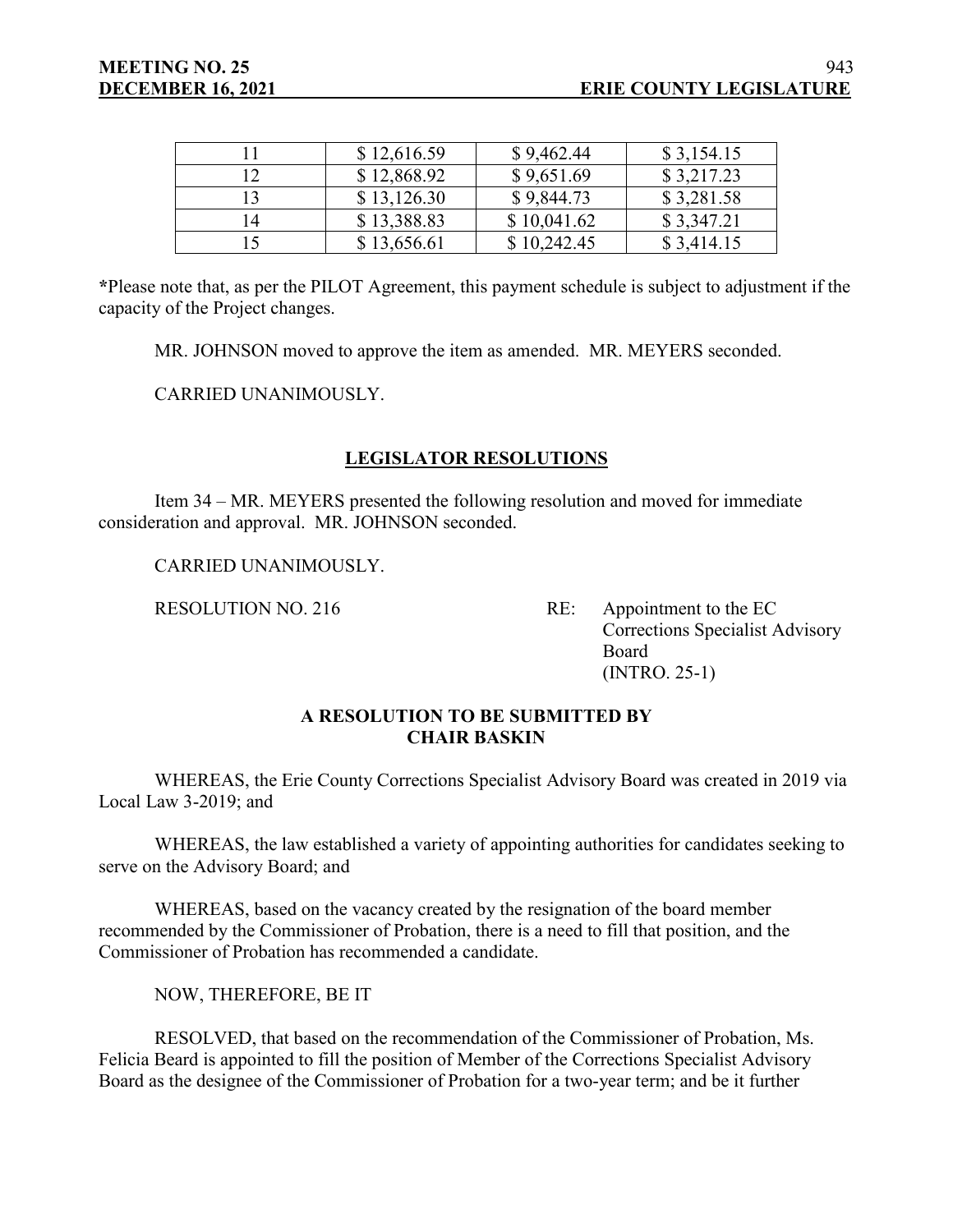| 11 | $ 12,616.59 | $ 9,462.44 | $ 3,154.15 |
|---|---|---|---|
| 12 | $ 12,868.92 | $ 9,651.69 | $ 3,217.23 |
| 13 | $ 13,126.30 | $ 9,844.73 | $ 3,281.58 |
| 14 | $ 13,388.83 | $ 10,041.62 | $ 3,347.21 |
| 15 | $ 13,656.61 | $ 10,242.45 | $ 3,414.15 |

*Please note that, as per the PILOT Agreement, this payment schedule is subject to adjustment if the capacity of the Project changes.

MR. JOHNSON moved to approve the item as amended. MR. MEYERS seconded.

CARRIED UNANIMOUSLY.

## LEGISLATOR RESOLUTIONS

Item 34 – MR. MEYERS presented the following resolution and moved for immediate consideration and approval. MR. JOHNSON seconded.

CARRIED UNANIMOUSLY.

RESOLUTION NO. 216 RE: Appointment to the EC Corrections Specialist Advisory Board (INTRO. 25-1)

**A RESOLUTION TO BE SUBMITTED BY CHAIR BASKIN**

WHEREAS, the Erie County Corrections Specialist Advisory Board was created in 2019 via Local Law 3-2019; and

WHEREAS, the law established a variety of appointing authorities for candidates seeking to serve on the Advisory Board; and

WHEREAS, based on the vacancy created by the resignation of the board member recommended by the Commissioner of Probation, there is a need to fill that position, and the Commissioner of Probation has recommended a candidate.

NOW, THEREFORE, BE IT

RESOLVED, that based on the recommendation of the Commissioner of Probation, Ms. Felicia Beard is appointed to fill the position of Member of the Corrections Specialist Advisory Board as the designee of the Commissioner of Probation for a two-year term; and be it further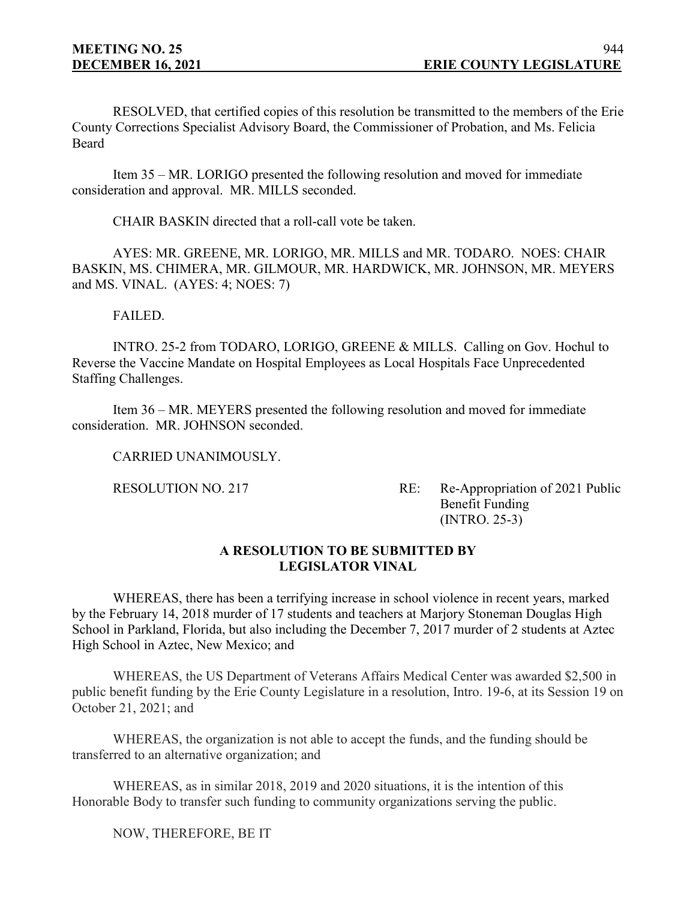RESOLVED, that certified copies of this resolution be transmitted to the members of the Erie County Corrections Specialist Advisory Board, the Commissioner of Probation, and Ms. Felicia Beard

Item 35 – MR. LORIGO presented the following resolution and moved for immediate consideration and approval. MR. MILLS seconded.

CHAIR BASKIN directed that a roll-call vote be taken.

AYES: MR. GREENE, MR. LORIGO, MR. MILLS and MR. TODARO. NOES: CHAIR BASKIN, MS. CHIMERA, MR. GILMOUR, MR. HARDWICK, MR. JOHNSON, MR. MEYERS and MS. VINAL. (AYES: 4; NOES: 7)

FAILED.

INTRO. 25-2 from TODARO, LORIGO, GREENE & MILLS. Calling on Gov. Hochul to Reverse the Vaccine Mandate on Hospital Employees as Local Hospitals Face Unprecedented Staffing Challenges.

Item 36 – MR. MEYERS presented the following resolution and moved for immediate consideration. MR. JOHNSON seconded.

CARRIED UNANIMOUSLY.

RESOLUTION NO. 217 RE: Re-Appropriation of 2021 Public Benefit Funding (INTRO. 25-3)

**A RESOLUTION TO BE SUBMITTED BY LEGISLATOR VINAL**

WHEREAS, there has been a terrifying increase in school violence in recent years, marked by the February 14, 2018 murder of 17 students and teachers at Marjory Stoneman Douglas High School in Parkland, Florida, but also including the December 7, 2017 murder of 2 students at Aztec High School in Aztec, New Mexico; and

WHEREAS, the US Department of Veterans Affairs Medical Center was awarded $2,500 in public benefit funding by the Erie County Legislature in a resolution, Intro. 19-6, at its Session 19 on October 21, 2021; and

WHEREAS, the organization is not able to accept the funds, and the funding should be transferred to an alternative organization; and

WHEREAS, as in similar 2018, 2019 and 2020 situations, it is the intention of this Honorable Body to transfer such funding to community organizations serving the public.

NOW, THEREFORE, BE IT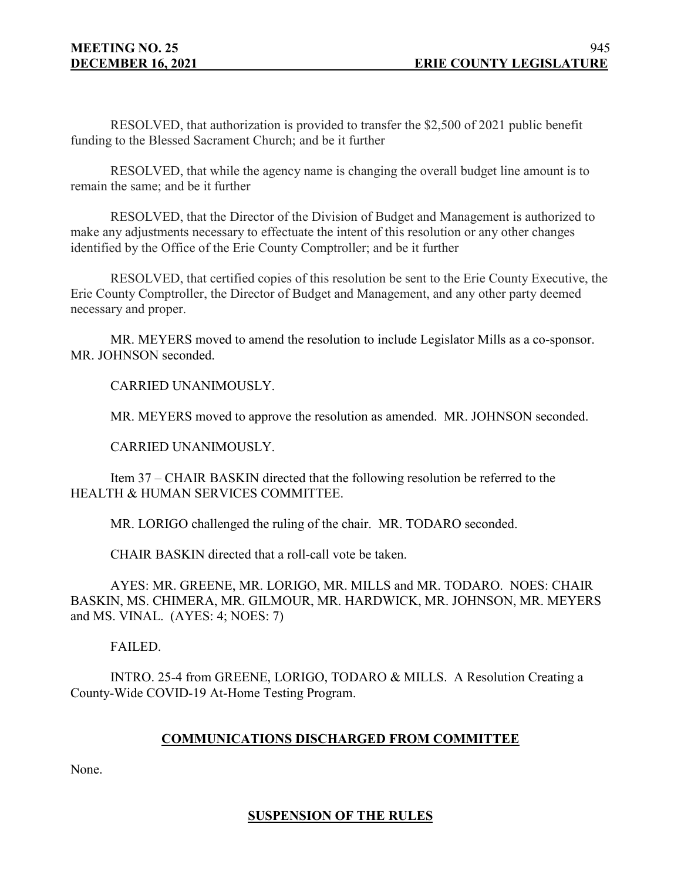RESOLVED, that authorization is provided to transfer the $2,500 of 2021 public benefit funding to the Blessed Sacrament Church; and be it further

RESOLVED, that while the agency name is changing the overall budget line amount is to remain the same; and be it further

RESOLVED, that the Director of the Division of Budget and Management is authorized to make any adjustments necessary to effectuate the intent of this resolution or any other changes identified by the Office of the Erie County Comptroller; and be it further

RESOLVED, that certified copies of this resolution be sent to the Erie County Executive, the Erie County Comptroller, the Director of Budget and Management, and any other party deemed necessary and proper.

MR. MEYERS moved to amend the resolution to include Legislator Mills as a co-sponsor. MR. JOHNSON seconded.

CARRIED UNANIMOUSLY.

MR. MEYERS moved to approve the resolution as amended. MR. JOHNSON seconded.

CARRIED UNANIMOUSLY.

Item 37 – CHAIR BASKIN directed that the following resolution be referred to the HEALTH & HUMAN SERVICES COMMITTEE.

MR. LORIGO challenged the ruling of the chair. MR. TODARO seconded.

CHAIR BASKIN directed that a roll-call vote be taken.

AYES: MR. GREENE, MR. LORIGO, MR. MILLS and MR. TODARO. NOES: CHAIR BASKIN, MS. CHIMERA, MR. GILMOUR, MR. HARDWICK, MR. JOHNSON, MR. MEYERS and MS. VINAL. (AYES: 4; NOES: 7)

FAILED.

INTRO. 25-4 from GREENE, LORIGO, TODARO & MILLS. A Resolution Creating a County-Wide COVID-19 At-Home Testing Program.

## COMMUNICATIONS DISCHARGED FROM COMMITTEE

None.

## SUSPENSION OF THE RULES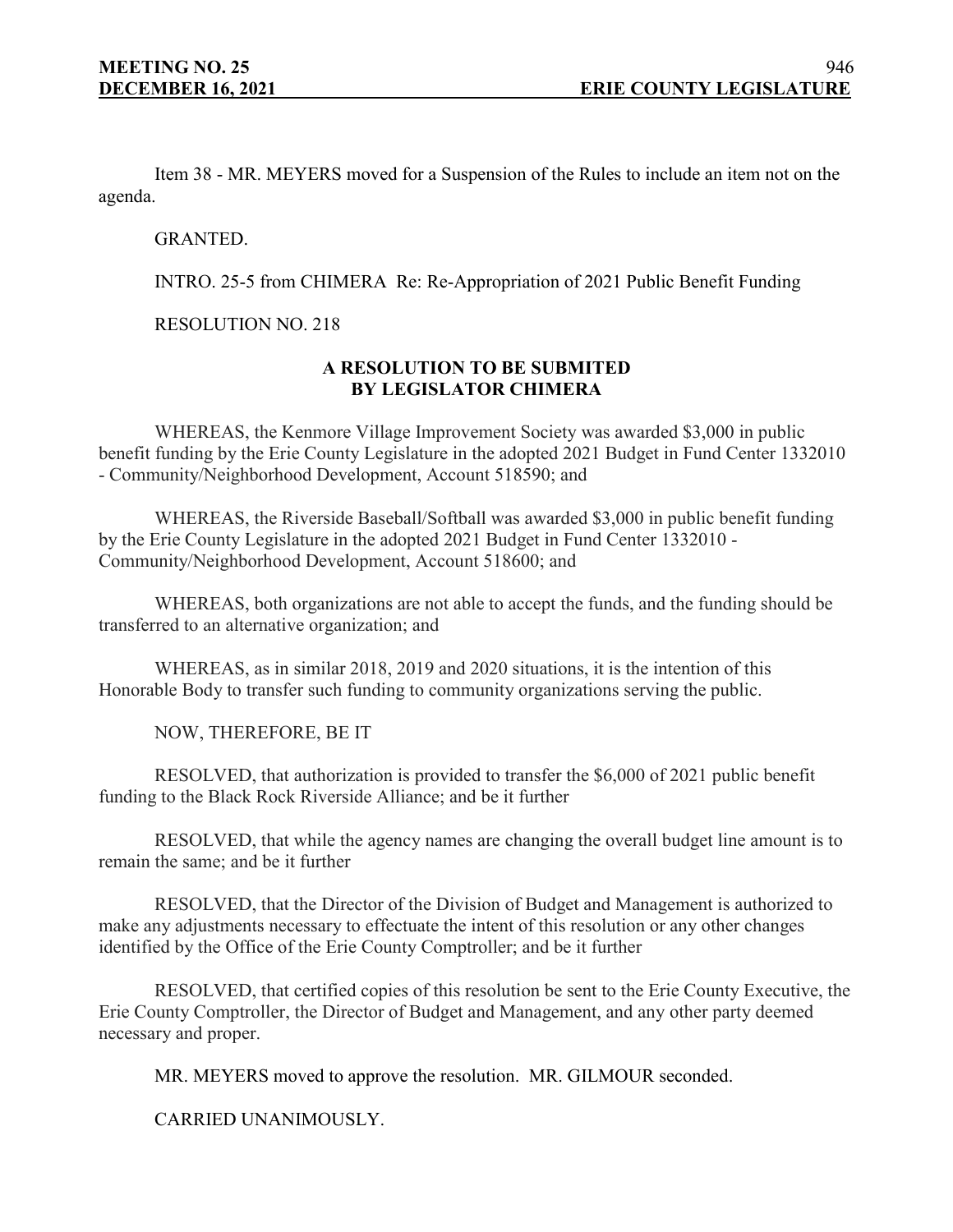Item 38 - MR. MEYERS moved for a Suspension of the Rules to include an item not on the agenda.

GRANTED.

INTRO. 25-5 from CHIMERA Re: Re-Appropriation of 2021 Public Benefit Funding

RESOLUTION NO. 218

**A RESOLUTION TO BE SUBMITED**
**BY LEGISLATOR CHIMERA**

WHEREAS, the Kenmore Village Improvement Society was awarded $3,000 in public benefit funding by the Erie County Legislature in the adopted 2021 Budget in Fund Center 1332010 - Community/Neighborhood Development, Account 518590; and

WHEREAS, the Riverside Baseball/Softball was awarded $3,000 in public benefit funding by the Erie County Legislature in the adopted 2021 Budget in Fund Center 1332010 - Community/Neighborhood Development, Account 518600; and

WHEREAS, both organizations are not able to accept the funds, and the funding should be transferred to an alternative organization; and

WHEREAS, as in similar 2018, 2019 and 2020 situations, it is the intention of this Honorable Body to transfer such funding to community organizations serving the public.

NOW, THEREFORE, BE IT

RESOLVED, that authorization is provided to transfer the $6,000 of 2021 public benefit funding to the Black Rock Riverside Alliance; and be it further

RESOLVED, that while the agency names are changing the overall budget line amount is to remain the same; and be it further

RESOLVED, that the Director of the Division of Budget and Management is authorized to make any adjustments necessary to effectuate the intent of this resolution or any other changes identified by the Office of the Erie County Comptroller; and be it further

RESOLVED, that certified copies of this resolution be sent to the Erie County Executive, the Erie County Comptroller, the Director of Budget and Management, and any other party deemed necessary and proper.

MR. MEYERS moved to approve the resolution. MR. GILMOUR seconded.

CARRIED UNANIMOUSLY.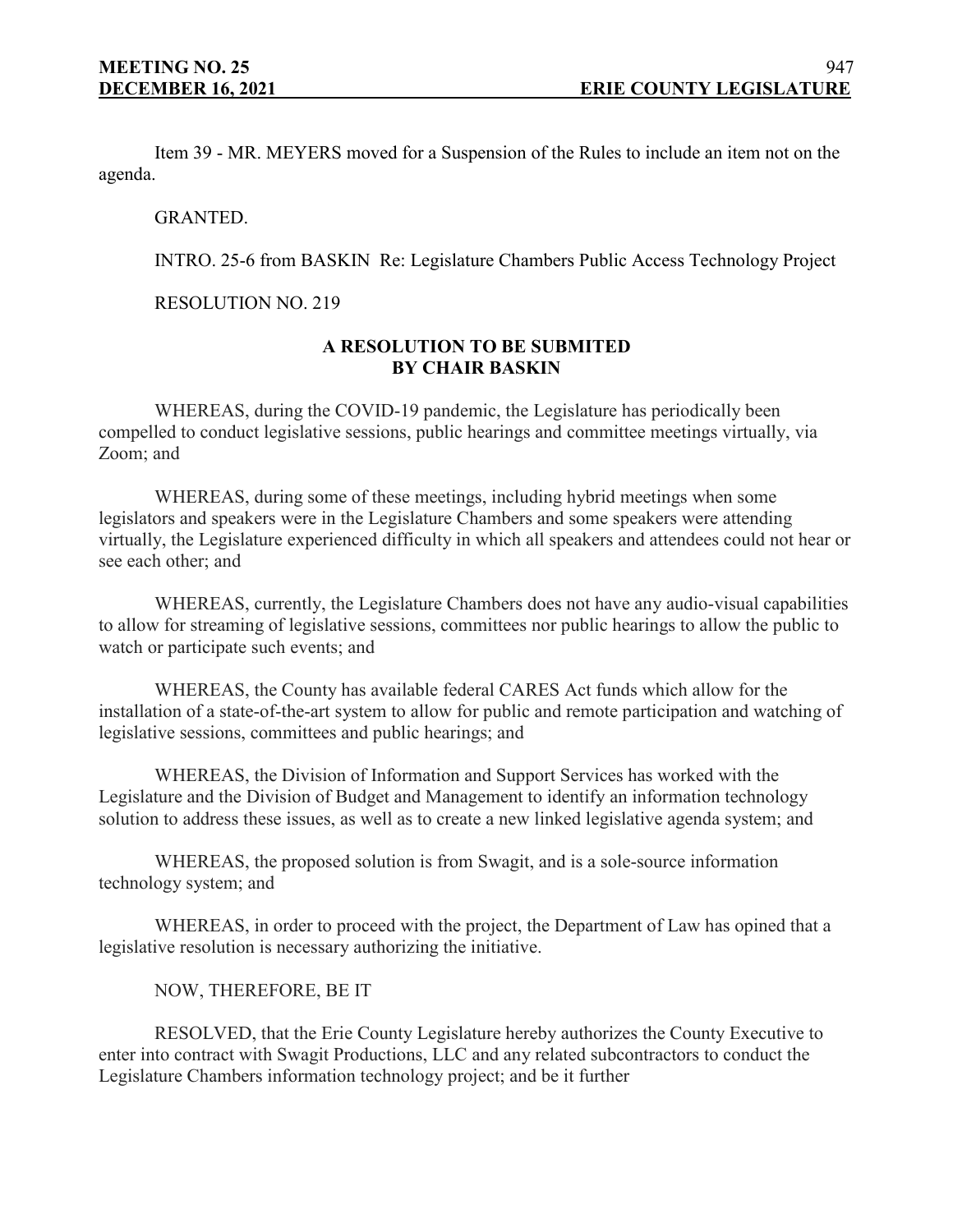Item 39 - MR. MEYERS moved for a Suspension of the Rules to include an item not on the agenda.

GRANTED.

INTRO. 25-6 from BASKIN Re: Legislature Chambers Public Access Technology Project

RESOLUTION NO. 219

**A RESOLUTION TO BE SUBMITED**
**BY CHAIR BASKIN**

WHEREAS, during the COVID-19 pandemic, the Legislature has periodically been compelled to conduct legislative sessions, public hearings and committee meetings virtually, via Zoom; and

WHEREAS, during some of these meetings, including hybrid meetings when some legislators and speakers were in the Legislature Chambers and some speakers were attending virtually, the Legislature experienced difficulty in which all speakers and attendees could not hear or see each other; and

WHEREAS, currently, the Legislature Chambers does not have any audio-visual capabilities to allow for streaming of legislative sessions, committees nor public hearings to allow the public to watch or participate such events; and

WHEREAS, the County has available federal CARES Act funds which allow for the installation of a state-of-the-art system to allow for public and remote participation and watching of legislative sessions, committees and public hearings; and

WHEREAS, the Division of Information and Support Services has worked with the Legislature and the Division of Budget and Management to identify an information technology solution to address these issues, as well as to create a new linked legislative agenda system; and

WHEREAS, the proposed solution is from Swagit, and is a sole-source information technology system; and

WHEREAS, in order to proceed with the project, the Department of Law has opined that a legislative resolution is necessary authorizing the initiative.

NOW, THEREFORE, BE IT

RESOLVED, that the Erie County Legislature hereby authorizes the County Executive to enter into contract with Swagit Productions, LLC and any related subcontractors to conduct the Legislature Chambers information technology project; and be it further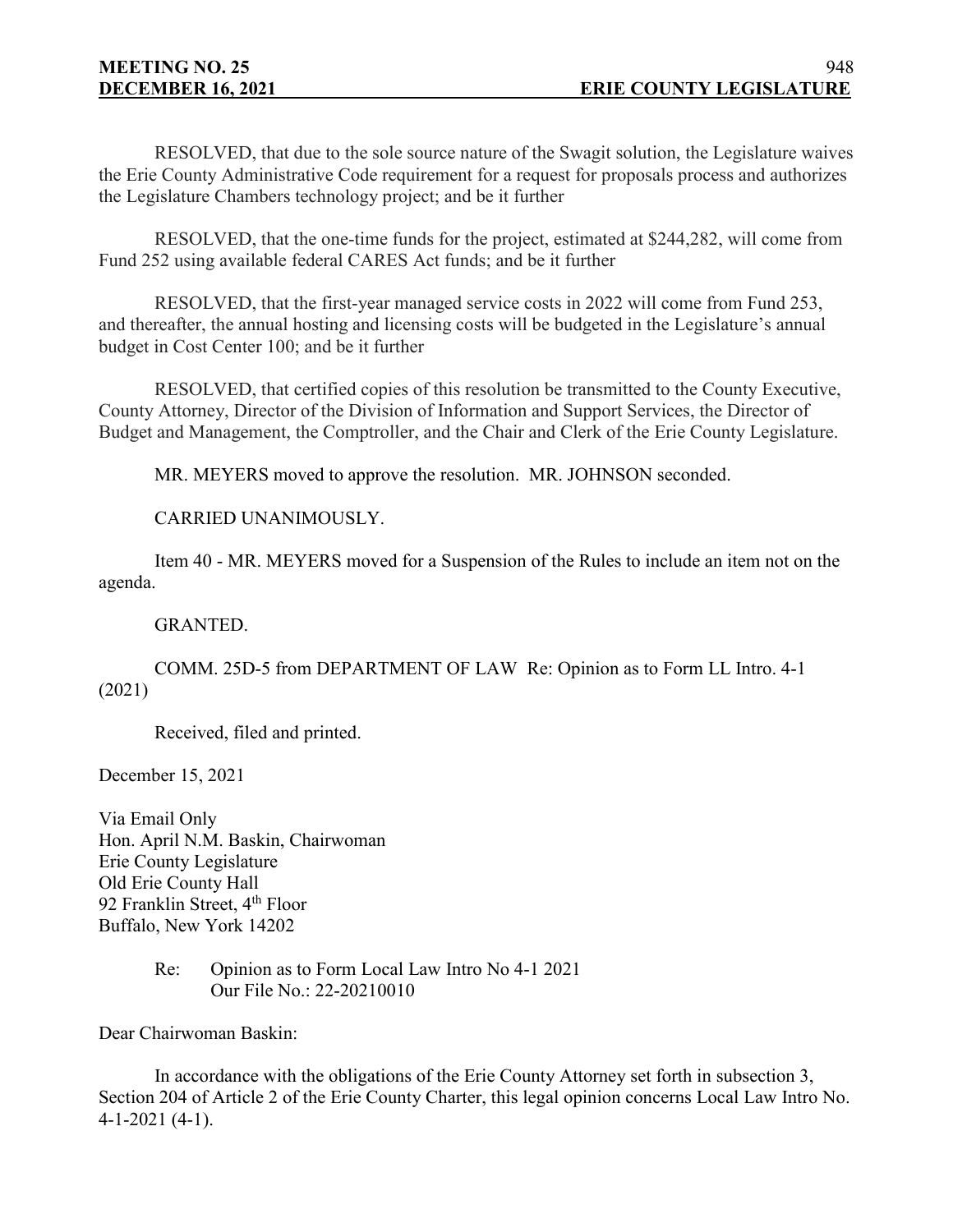RESOLVED, that due to the sole source nature of the Swagit solution, the Legislature waives the Erie County Administrative Code requirement for a request for proposals process and authorizes the Legislature Chambers technology project; and be it further

RESOLVED, that the one-time funds for the project, estimated at $244,282, will come from Fund 252 using available federal CARES Act funds; and be it further

RESOLVED, that the first-year managed service costs in 2022 will come from Fund 253, and thereafter, the annual hosting and licensing costs will be budgeted in the Legislature's annual budget in Cost Center 100; and be it further

RESOLVED, that certified copies of this resolution be transmitted to the County Executive, County Attorney, Director of the Division of Information and Support Services, the Director of Budget and Management, the Comptroller, and the Chair and Clerk of the Erie County Legislature.

MR. MEYERS moved to approve the resolution. MR. JOHNSON seconded.

CARRIED UNANIMOUSLY.

Item 40 - MR. MEYERS moved for a Suspension of the Rules to include an item not on the agenda.

GRANTED.

COMM. 25D-5 from DEPARTMENT OF LAW Re: Opinion as to Form LL Intro. 4-1 (2021)

Received, filed and printed.

December 15, 2021

Via Email Only
Hon. April N.M. Baskin, Chairwoman
Erie County Legislature
Old Erie County Hall
92 Franklin Street, 4th Floor
Buffalo, New York 14202

Re: Opinion as to Form Local Law Intro No 4-1 2021
Our File No.: 22-20210010

Dear Chairwoman Baskin:

In accordance with the obligations of the Erie County Attorney set forth in subsection 3, Section 204 of Article 2 of the Erie County Charter, this legal opinion concerns Local Law Intro No. 4-1-2021 (4-1).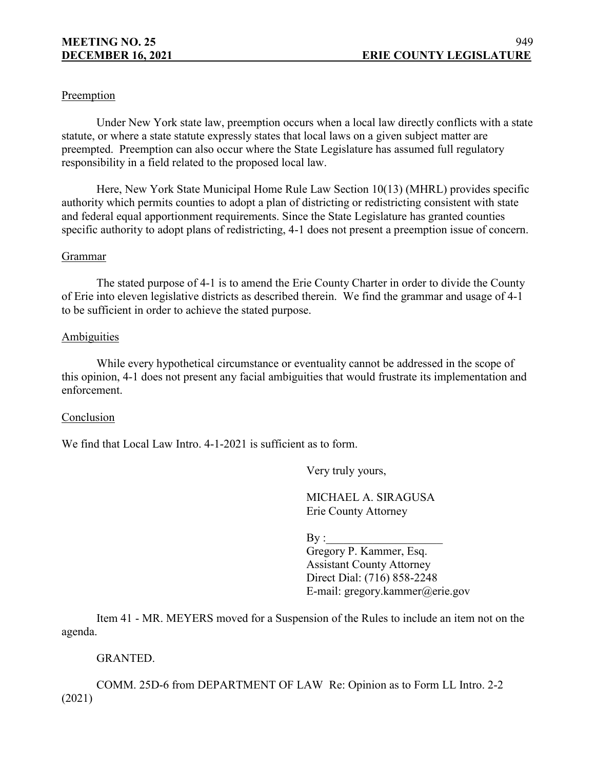Preemption

Under New York state law, preemption occurs when a local law directly conflicts with a state statute, or where a state statute expressly states that local laws on a given subject matter are preempted. Preemption can also occur where the State Legislature has assumed full regulatory responsibility in a field related to the proposed local law.

Here, New York State Municipal Home Rule Law Section 10(13) (MHRL) provides specific authority which permits counties to adopt a plan of districting or redistricting consistent with state and federal equal apportionment requirements. Since the State Legislature has granted counties specific authority to adopt plans of redistricting, 4-1 does not present a preemption issue of concern.

Grammar

The stated purpose of 4-1 is to amend the Erie County Charter in order to divide the County of Erie into eleven legislative districts as described therein. We find the grammar and usage of 4-1 to be sufficient in order to achieve the stated purpose.

Ambiguities

While every hypothetical circumstance or eventuality cannot be addressed in the scope of this opinion, 4-1 does not present any facial ambiguities that would frustrate its implementation and enforcement.

Conclusion

We find that Local Law Intro. 4-1-2021 is sufficient as to form.

Very truly yours,

MICHAEL A. SIRAGUSA
Erie County Attorney

By :____________________
Gregory P. Kammer, Esq.
Assistant County Attorney
Direct Dial: (716) 858-2248
E-mail: gregory.kammer@erie.gov

Item 41 - MR. MEYERS moved for a Suspension of the Rules to include an item not on the agenda.

GRANTED.

COMM. 25D-6 from DEPARTMENT OF LAW Re: Opinion as to Form LL Intro. 2-2 (2021)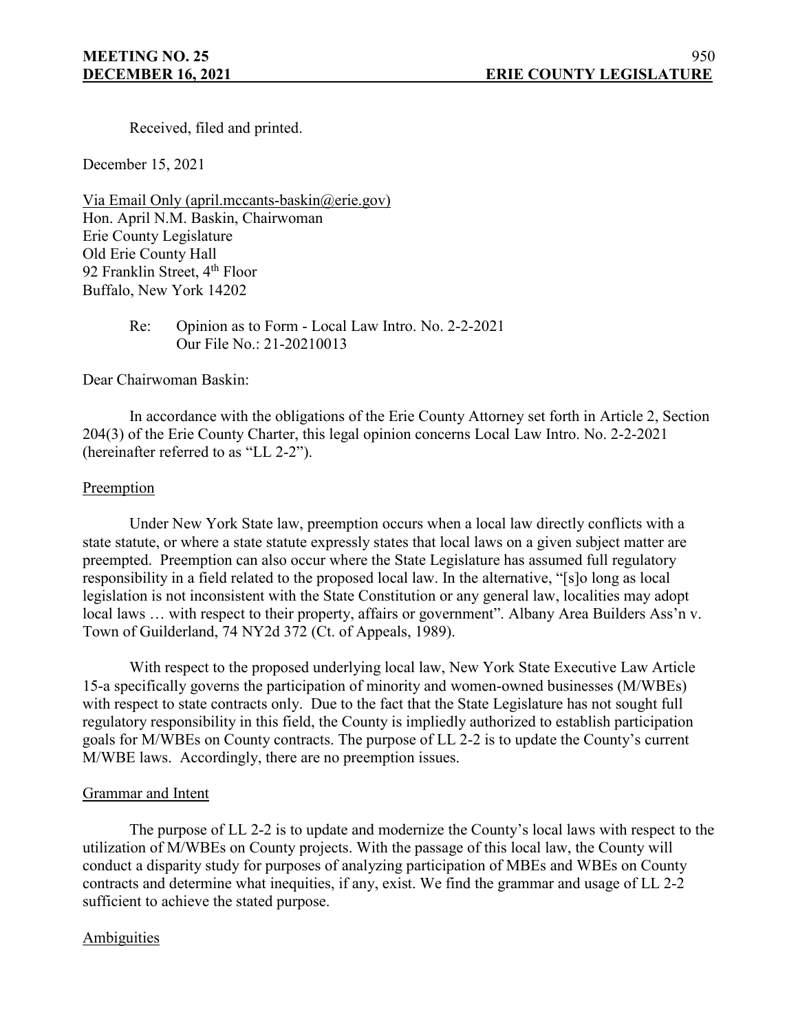Received, filed and printed.

December 15, 2021

Via Email Only (april.mccants-baskin@erie.gov)
Hon. April N.M. Baskin, Chairwoman
Erie County Legislature
Old Erie County Hall
92 Franklin Street, 4th Floor
Buffalo, New York 14202

Re: Opinion as to Form - Local Law Intro. No. 2-2-2021
Our File No.: 21-20210013

Dear Chairwoman Baskin:

In accordance with the obligations of the Erie County Attorney set forth in Article 2, Section 204(3) of the Erie County Charter, this legal opinion concerns Local Law Intro. No. 2-2-2021 (hereinafter referred to as "LL 2-2").

## Preemption

Under New York State law, preemption occurs when a local law directly conflicts with a state statute, or where a state statute expressly states that local laws on a given subject matter are preempted. Preemption can also occur where the State Legislature has assumed full regulatory responsibility in a field related to the proposed local law. In the alternative, "[s]o long as local legislation is not inconsistent with the State Constitution or any general law, localities may adopt local laws … with respect to their property, affairs or government". Albany Area Builders Ass'n v. Town of Guilderland, 74 NY2d 372 (Ct. of Appeals, 1989).

With respect to the proposed underlying local law, New York State Executive Law Article 15-a specifically governs the participation of minority and women-owned businesses (M/WBEs) with respect to state contracts only. Due to the fact that the State Legislature has not sought full regulatory responsibility in this field, the County is impliedly authorized to establish participation goals for M/WBEs on County contracts. The purpose of LL 2-2 is to update the County's current M/WBE laws. Accordingly, there are no preemption issues.

## Grammar and Intent

The purpose of LL 2-2 is to update and modernize the County's local laws with respect to the utilization of M/WBEs on County projects. With the passage of this local law, the County will conduct a disparity study for purposes of analyzing participation of MBEs and WBEs on County contracts and determine what inequities, if any, exist. We find the grammar and usage of LL 2-2 sufficient to achieve the stated purpose.

## Ambiguities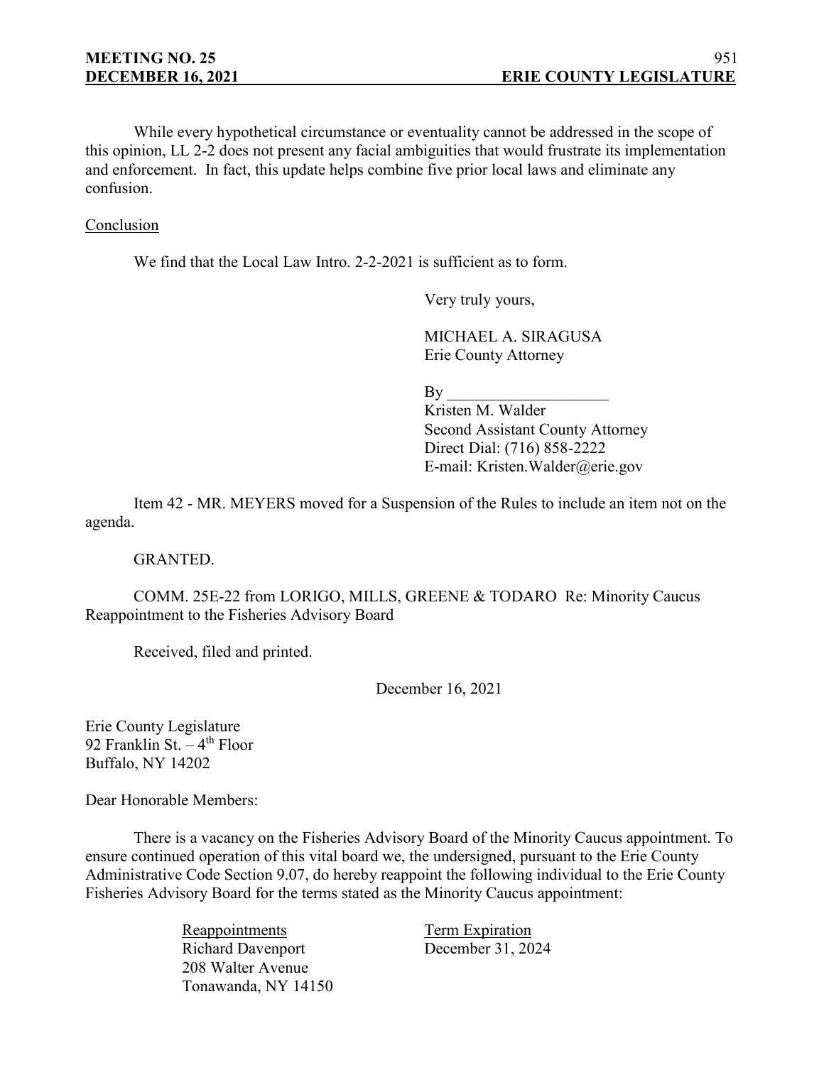While every hypothetical circumstance or eventuality cannot be addressed in the scope of this opinion, LL 2-2 does not present any facial ambiguities that would frustrate its implementation and enforcement. In fact, this update helps combine five prior local laws and eliminate any confusion.

Conclusion

We find that the Local Law Intro. 2-2-2021 is sufficient as to form.

Very truly yours,

MICHAEL A. SIRAGUSA
Erie County Attorney

By ____________________
Kristen M. Walder
Second Assistant County Attorney
Direct Dial: (716) 858-2222
E-mail: Kristen.Walder@erie.gov

Item 42 - MR. MEYERS moved for a Suspension of the Rules to include an item not on the agenda.

GRANTED.

COMM. 25E-22 from LORIGO, MILLS, GREENE & TODARO Re: Minority Caucus Reappointment to the Fisheries Advisory Board

Received, filed and printed.

December 16, 2021

Erie County Legislature
92 Franklin St. – 4th Floor
Buffalo, NY 14202

Dear Honorable Members:

There is a vacancy on the Fisheries Advisory Board of the Minority Caucus appointment. To ensure continued operation of this vital board we, the undersigned, pursuant to the Erie County Administrative Code Section 9.07, do hereby reappoint the following individual to the Erie County Fisheries Advisory Board for the terms stated as the Minority Caucus appointment:

| Reappointments | Term Expiration |
|---|---|
| Richard Davenport<br>208 Walter Avenue<br>Tonawanda, NY 14150 | December 31, 2024 |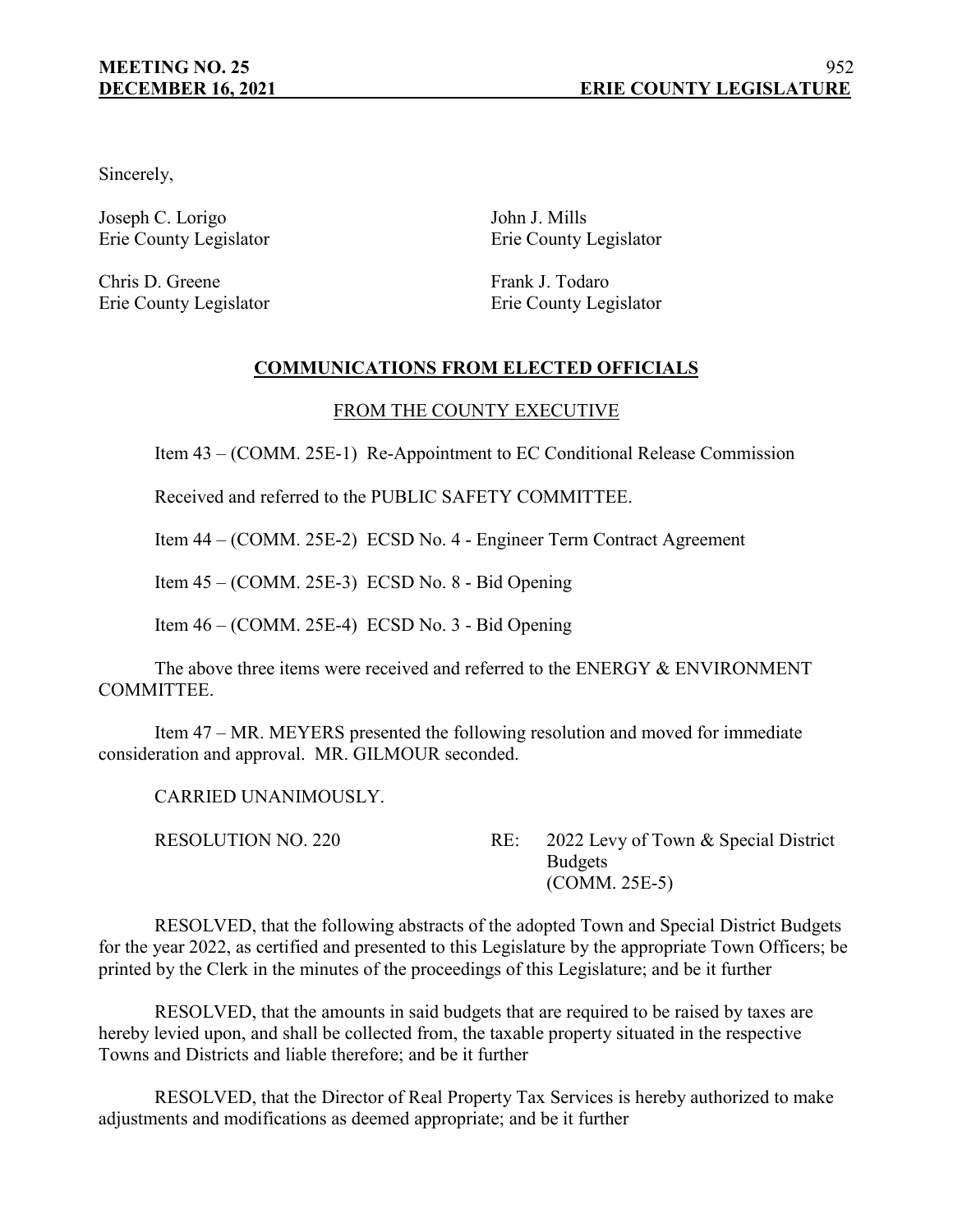Sincerely,

Joseph C. Lorigo
Erie County Legislator

John J. Mills
Erie County Legislator

Chris D. Greene
Erie County Legislator

Frank J. Todaro
Erie County Legislator

## COMMUNICATIONS FROM ELECTED OFFICIALS

### FROM THE COUNTY EXECUTIVE

Item 43 – (COMM. 25E-1) Re-Appointment to EC Conditional Release Commission

Received and referred to the PUBLIC SAFETY COMMITTEE.

Item 44 – (COMM. 25E-2) ECSD No. 4 - Engineer Term Contract Agreement

Item 45 – (COMM. 25E-3) ECSD No. 8 - Bid Opening

Item 46 – (COMM. 25E-4) ECSD No. 3 - Bid Opening

The above three items were received and referred to the ENERGY & ENVIRONMENT COMMITTEE.

Item 47 – MR. MEYERS presented the following resolution and moved for immediate consideration and approval. MR. GILMOUR seconded.

CARRIED UNANIMOUSLY.

RESOLUTION NO. 220 RE: 2022 Levy of Town & Special District Budgets (COMM. 25E-5)

RESOLVED, that the following abstracts of the adopted Town and Special District Budgets for the year 2022, as certified and presented to this Legislature by the appropriate Town Officers; be printed by the Clerk in the minutes of the proceedings of this Legislature; and be it further

RESOLVED, that the amounts in said budgets that are required to be raised by taxes are hereby levied upon, and shall be collected from, the taxable property situated in the respective Towns and Districts and liable therefore; and be it further

RESOLVED, that the Director of Real Property Tax Services is hereby authorized to make adjustments and modifications as deemed appropriate; and be it further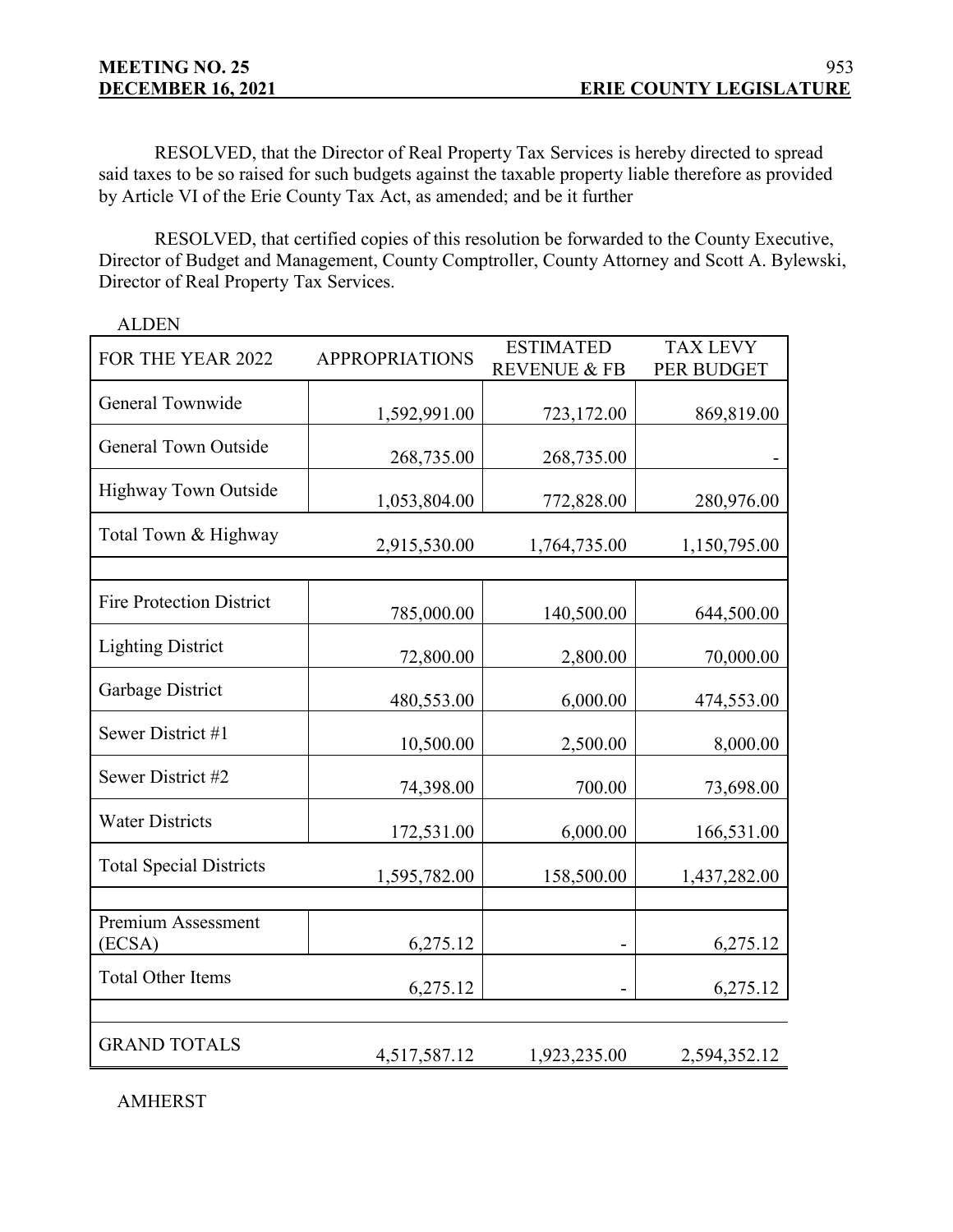RESOLVED, that the Director of Real Property Tax Services is hereby directed to spread said taxes to be so raised for such budgets against the taxable property liable therefore as provided by Article VI of the Erie County Tax Act, as amended; and be it further

RESOLVED, that certified copies of this resolution be forwarded to the County Executive, Director of Budget and Management, County Comptroller, County Attorney and Scott A. Bylewski, Director of Real Property Tax Services.

ALDEN

| FOR THE YEAR 2022 | APPROPRIATIONS | ESTIMATED REVENUE & FB | TAX LEVY PER BUDGET |
|---|---|---|---|
| General Townwide | 1,592,991.00 | 723,172.00 | 869,819.00 |
| General Town Outside | 268,735.00 | 268,735.00 | - |
| Highway Town Outside | 1,053,804.00 | 772,828.00 | 280,976.00 |
| Total Town & Highway | 2,915,530.00 | 1,764,735.00 | 1,150,795.00 |
| | | | |
| Fire Protection District | 785,000.00 | 140,500.00 | 644,500.00 |
| Lighting District | 72,800.00 | 2,800.00 | 70,000.00 |
| Garbage District | 480,553.00 | 6,000.00 | 474,553.00 |
| Sewer District #1 | 10,500.00 | 2,500.00 | 8,000.00 |
| Sewer District #2 | 74,398.00 | 700.00 | 73,698.00 |
| Water Districts | 172,531.00 | 6,000.00 | 166,531.00 |
| Total Special Districts | 1,595,782.00 | 158,500.00 | 1,437,282.00 |
| | | | |
| Premium Assessment (ECSA) | 6,275.12 | - | 6,275.12 |
| Total Other Items | 6,275.12 | - | 6,275.12 |
| | | | |
| GRAND TOTALS | 4,517,587.12 | 1,923,235.00 | 2,594,352.12 |

AMHERST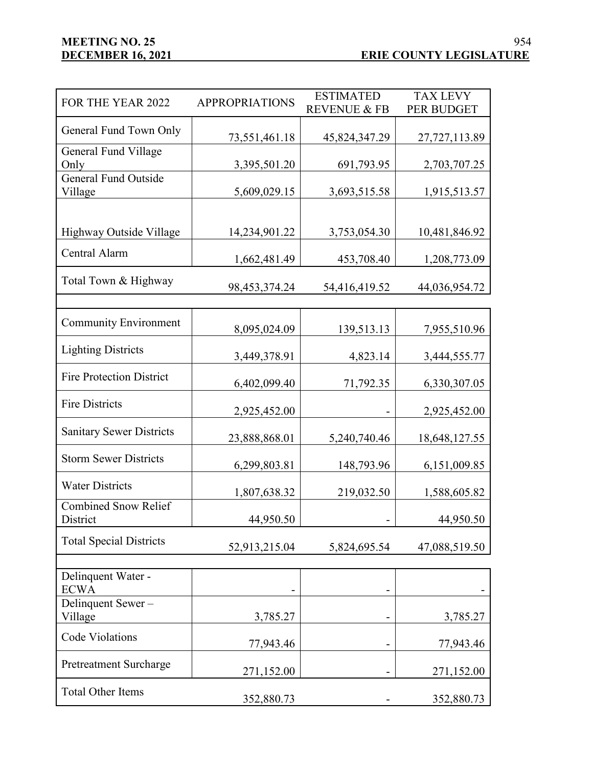| FOR THE YEAR 2022 | APPROPRIATIONS | ESTIMATED REVENUE & FB | TAX LEVY PER BUDGET |
|---|---|---|---|
| General Fund Town Only | 73,551,461.18 | 45,824,347.29 | 27,727,113.89 |
| General Fund Village Only | 3,395,501.20 | 691,793.95 | 2,703,707.25 |
| General Fund Outside Village | 5,609,029.15 | 3,693,515.58 | 1,915,513.57 |
| | | | |
| Highway Outside Village | 14,234,901.22 | 3,753,054.30 | 10,481,846.92 |
| Central Alarm | 1,662,481.49 | 453,708.40 | 1,208,773.09 |
| Total Town & Highway | 98,453,374.24 | 54,416,419.52 | 44,036,954.72 |
| | | | |
| Community Environment | 8,095,024.09 | 139,513.13 | 7,955,510.96 |
| Lighting Districts | 3,449,378.91 | 4,823.14 | 3,444,555.77 |
| Fire Protection District | 6,402,099.40 | 71,792.35 | 6,330,307.05 |
| Fire Districts | 2,925,452.00 | - | 2,925,452.00 |
| Sanitary Sewer Districts | 23,888,868.01 | 5,240,740.46 | 18,648,127.55 |
| Storm Sewer Districts | 6,299,803.81 | 148,793.96 | 6,151,009.85 |
| Water Districts | 1,807,638.32 | 219,032.50 | 1,588,605.82 |
| Combined Snow Relief District | 44,950.50 | - | 44,950.50 |
| Total Special Districts | 52,913,215.04 | 5,824,695.54 | 47,088,519.50 |
| | | | |
| Delinquent Water - ECWA | - | - | - |
| Delinquent Sewer – Village | 3,785.27 | - | 3,785.27 |
| Code Violations | 77,943.46 | - | 77,943.46 |
| Pretreatment Surcharge | 271,152.00 | - | 271,152.00 |
| Total Other Items | 352,880.73 | - | 352,880.73 |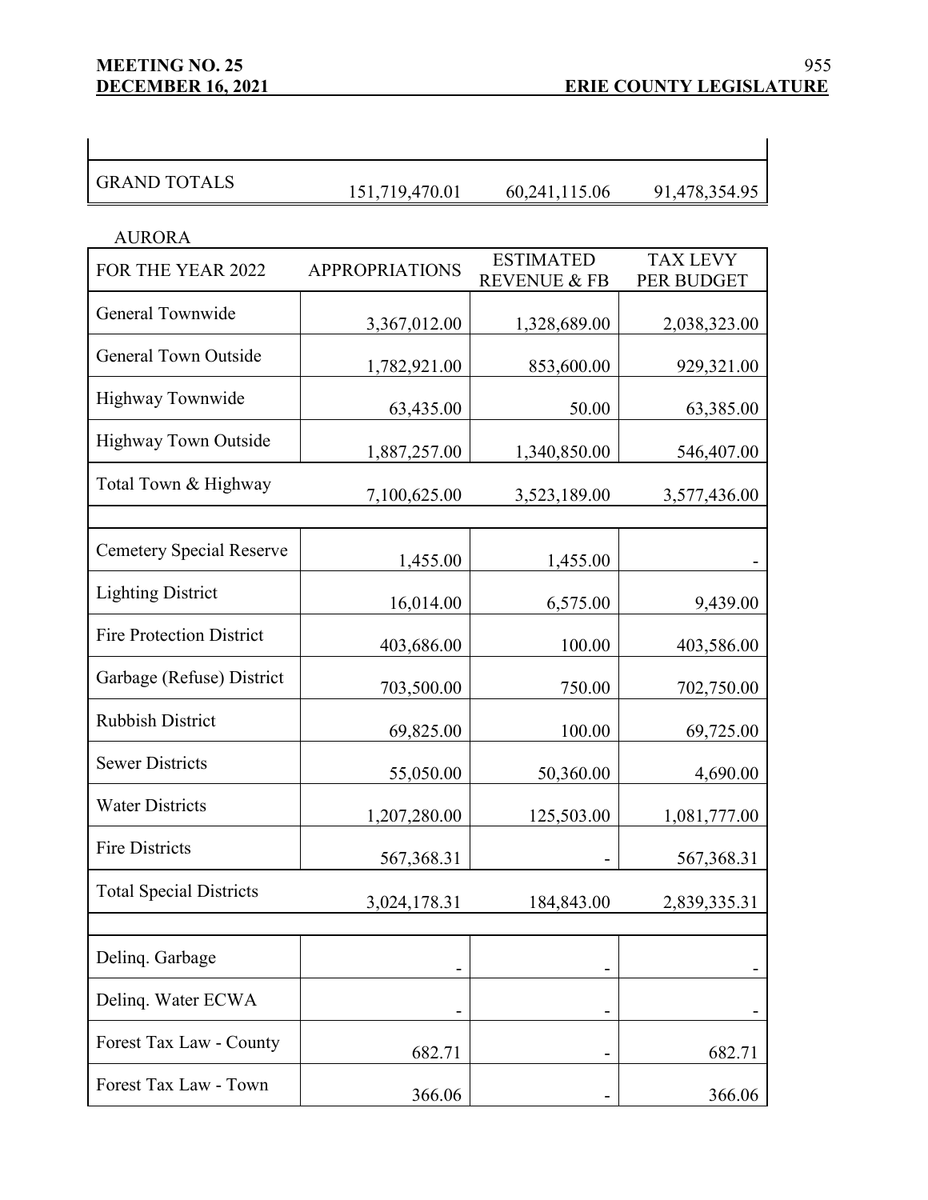| | | | |
|---|---|---|---|
| GRAND TOTALS | 151,719,470.01 | 60,241,115.06 | 91,478,354.95 |

AURORA

| FOR THE YEAR 2022 | APPROPRIATIONS | ESTIMATED REVENUE & FB | TAX LEVY PER BUDGET |
|---|---|---|---|
| General Townwide | 3,367,012.00 | 1,328,689.00 | 2,038,323.00 |
| General Town Outside | 1,782,921.00 | 853,600.00 | 929,321.00 |
| Highway Townwide | 63,435.00 | 50.00 | 63,385.00 |
| Highway Town Outside | 1,887,257.00 | 1,340,850.00 | 546,407.00 |
| Total Town & Highway | 7,100,625.00 | 3,523,189.00 | 3,577,436.00 |
| | | | |
| Cemetery Special Reserve | 1,455.00 | 1,455.00 | - |
| Lighting District | 16,014.00 | 6,575.00 | 9,439.00 |
| Fire Protection District | 403,686.00 | 100.00 | 403,586.00 |
| Garbage (Refuse) District | 703,500.00 | 750.00 | 702,750.00 |
| Rubbish District | 69,825.00 | 100.00 | 69,725.00 |
| Sewer Districts | 55,050.00 | 50,360.00 | 4,690.00 |
| Water Districts | 1,207,280.00 | 125,503.00 | 1,081,777.00 |
| Fire Districts | 567,368.31 | - | 567,368.31 |
| Total Special Districts | 3,024,178.31 | 184,843.00 | 2,839,335.31 |
| | | | |
| Delinq. Garbage | - | - | - |
| Delinq. Water ECWA | - | - | - |
| Forest Tax Law - County | 682.71 | - | 682.71 |
| Forest Tax Law - Town | 366.06 | - | 366.06 |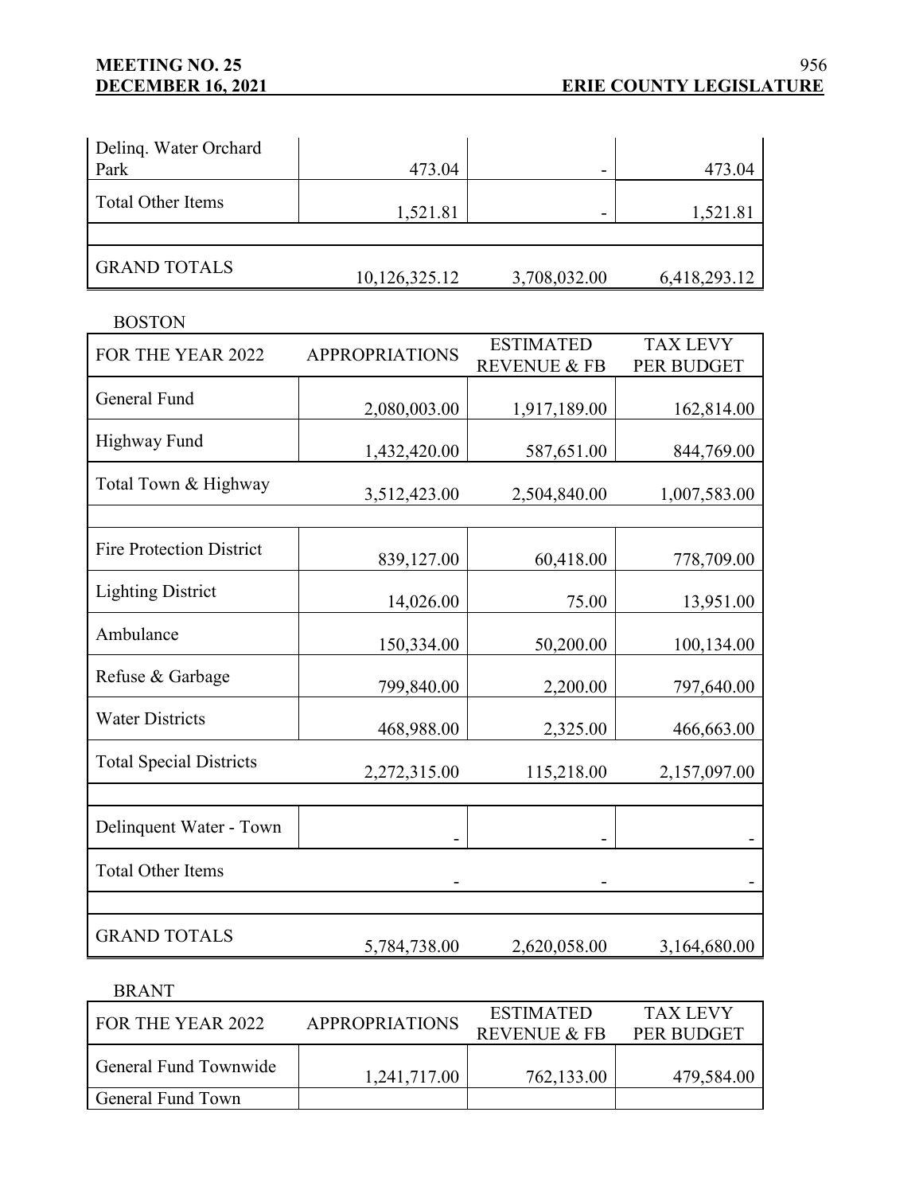| | | | |
|---|---|---|---|
| Delinq. Water Orchard Park | 473.04 | - | 473.04 |
| Total Other Items | 1,521.81 | - | 1,521.81 |
| | | | |
| GRAND TOTALS | 10,126,325.12 | 3,708,032.00 | 6,418,293.12 |

BOSTON

| FOR THE YEAR 2022 | APPROPRIATIONS | ESTIMATED REVENUE & FB | TAX LEVY PER BUDGET |
|---|---|---|---|
| General Fund | 2,080,003.00 | 1,917,189.00 | 162,814.00 |
| Highway Fund | 1,432,420.00 | 587,651.00 | 844,769.00 |
| Total Town & Highway | 3,512,423.00 | 2,504,840.00 | 1,007,583.00 |
| | | | |
| Fire Protection District | 839,127.00 | 60,418.00 | 778,709.00 |
| Lighting District | 14,026.00 | 75.00 | 13,951.00 |
| Ambulance | 150,334.00 | 50,200.00 | 100,134.00 |
| Refuse & Garbage | 799,840.00 | 2,200.00 | 797,640.00 |
| Water Districts | 468,988.00 | 2,325.00 | 466,663.00 |
| Total Special Districts | 2,272,315.00 | 115,218.00 | 2,157,097.00 |
| | | | |
| Delinquent Water - Town | - | - | - |
| Total Other Items | - | - | - |
| | | | |
| GRAND TOTALS | 5,784,738.00 | 2,620,058.00 | 3,164,680.00 |

BRANT

| FOR THE YEAR 2022 | APPROPRIATIONS | ESTIMATED REVENUE & FB | TAX LEVY PER BUDGET |
|---|---|---|---|
| General Fund Townwide | 1,241,717.00 | 762,133.00 | 479,584.00 |
| General Fund Town | | | |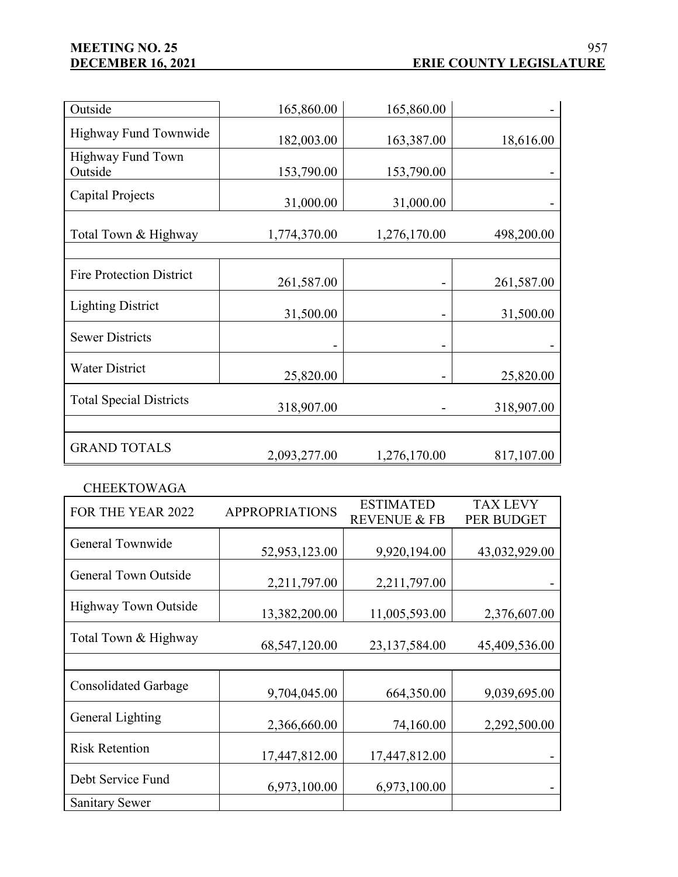| | | | |
|---|---|---|---|
| Outside | 165,860.00 | 165,860.00 | - |
| Highway Fund Townwide | 182,003.00 | 163,387.00 | 18,616.00 |
| Highway Fund Town Outside | 153,790.00 | 153,790.00 | - |
| Capital Projects | 31,000.00 | 31,000.00 | - |
| Total Town & Highway | 1,774,370.00 | 1,276,170.00 | 498,200.00 |
| | | | |
| Fire Protection District | 261,587.00 | - | 261,587.00 |
| Lighting District | 31,500.00 | - | 31,500.00 |
| Sewer Districts | - | - | - |
| Water District | 25,820.00 | - | 25,820.00 |
| Total Special Districts | 318,907.00 | - | 318,907.00 |
| | | | |
| GRAND TOTALS | 2,093,277.00 | 1,276,170.00 | 817,107.00 |

CHEEKTOWAGA

| FOR THE YEAR 2022 | APPROPRIATIONS | ESTIMATED REVENUE & FB | TAX LEVY PER BUDGET |
|---|---|---|---|
| General Townwide | 52,953,123.00 | 9,920,194.00 | 43,032,929.00 |
| General Town Outside | 2,211,797.00 | 2,211,797.00 | - |
| Highway Town Outside | 13,382,200.00 | 11,005,593.00 | 2,376,607.00 |
| Total Town & Highway | 68,547,120.00 | 23,137,584.00 | 45,409,536.00 |
| | | | |
| Consolidated Garbage | 9,704,045.00 | 664,350.00 | 9,039,695.00 |
| General Lighting | 2,366,660.00 | 74,160.00 | 2,292,500.00 |
| Risk Retention | 17,447,812.00 | 17,447,812.00 | - |
| Debt Service Fund | 6,973,100.00 | 6,973,100.00 | - |
| Sanitary Sewer | | | |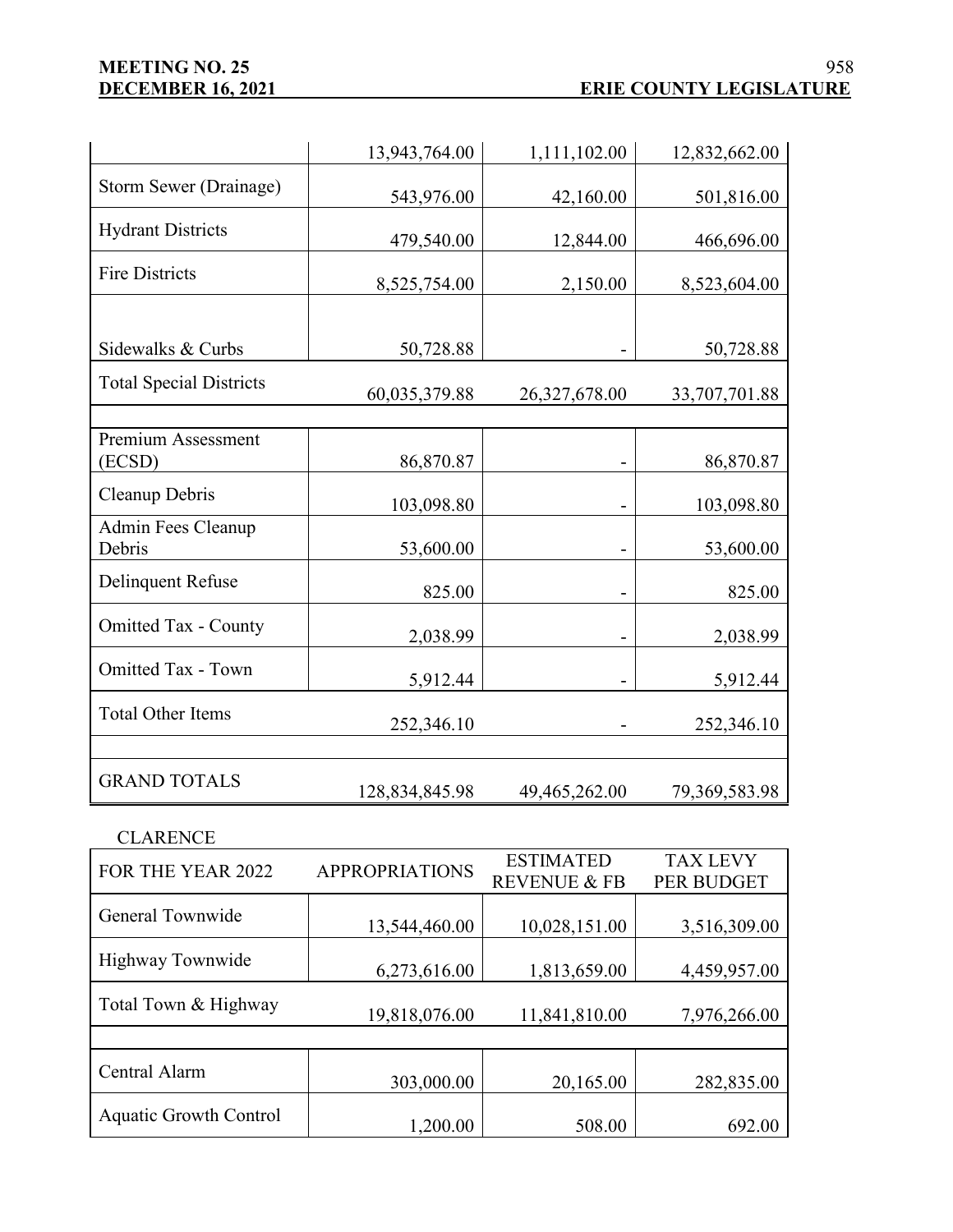| | | | |
|---|---|---|---|
| | 13,943,764.00 | 1,111,102.00 | 12,832,662.00 |
| Storm Sewer (Drainage) | 543,976.00 | 42,160.00 | 501,816.00 |
| Hydrant Districts | 479,540.00 | 12,844.00 | 466,696.00 |
| Fire Districts | 8,525,754.00 | 2,150.00 | 8,523,604.00 |
| Sidewalks & Curbs | 50,728.88 | - | 50,728.88 |
| Total Special Districts | 60,035,379.88 | 26,327,678.00 | 33,707,701.88 |
| | | | |
| Premium Assessment (ECSD) | 86,870.87 | - | 86,870.87 |
| Cleanup Debris | 103,098.80 | - | 103,098.80 |
| Admin Fees Cleanup Debris | 53,600.00 | - | 53,600.00 |
| Delinquent Refuse | 825.00 | - | 825.00 |
| Omitted Tax - County | 2,038.99 | - | 2,038.99 |
| Omitted Tax - Town | 5,912.44 | - | 5,912.44 |
| Total Other Items | 252,346.10 | - | 252,346.10 |
| | | | |
| GRAND TOTALS | 128,834,845.98 | 49,465,262.00 | 79,369,583.98 |

CLARENCE

| FOR THE YEAR 2022 | APPROPRIATIONS | ESTIMATED REVENUE & FB | TAX LEVY PER BUDGET |
|---|---|---|---|
| General Townwide | 13,544,460.00 | 10,028,151.00 | 3,516,309.00 |
| Highway Townwide | 6,273,616.00 | 1,813,659.00 | 4,459,957.00 |
| Total Town & Highway | 19,818,076.00 | 11,841,810.00 | 7,976,266.00 |
| | | | |
| Central Alarm | 303,000.00 | 20,165.00 | 282,835.00 |
| Aquatic Growth Control | 1,200.00 | 508.00 | 692.00 |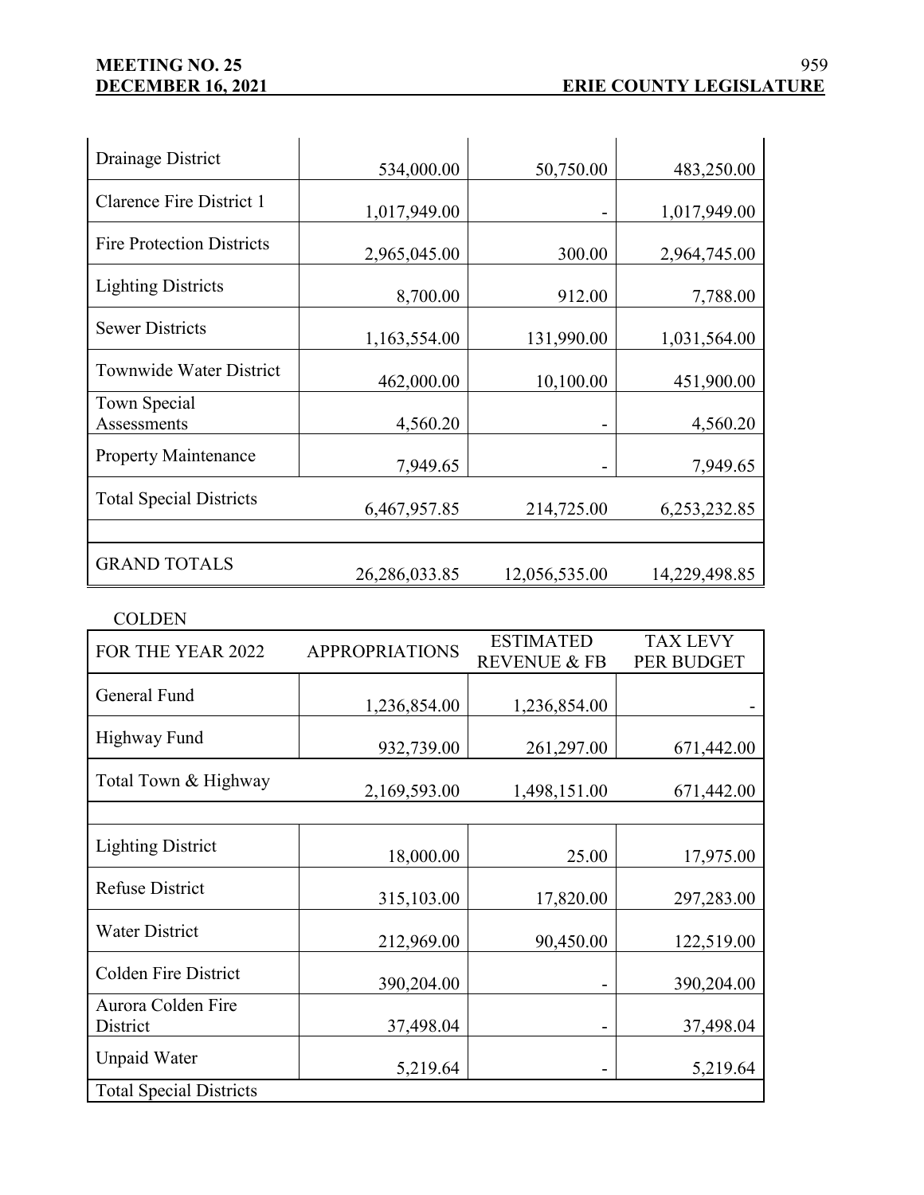| | | | |
|---|---|---|---|
| Drainage District | 534,000.00 | 50,750.00 | 483,250.00 |
| Clarence Fire District 1 | 1,017,949.00 | - | 1,017,949.00 |
| Fire Protection Districts | 2,965,045.00 | 300.00 | 2,964,745.00 |
| Lighting Districts | 8,700.00 | 912.00 | 7,788.00 |
| Sewer Districts | 1,163,554.00 | 131,990.00 | 1,031,564.00 |
| Townwide Water District | 462,000.00 | 10,100.00 | 451,900.00 |
| Town Special Assessments | 4,560.20 | - | 4,560.20 |
| Property Maintenance | 7,949.65 | - | 7,949.65 |
| Total Special Districts | 6,467,957.85 | 214,725.00 | 6,253,232.85 |
| | | | |
| GRAND TOTALS | 26,286,033.85 | 12,056,535.00 | 14,229,498.85 |

COLDEN

| FOR THE YEAR 2022 | APPROPRIATIONS | ESTIMATED REVENUE & FB | TAX LEVY PER BUDGET |
|---|---|---|---|
| General Fund | 1,236,854.00 | 1,236,854.00 | - |
| Highway Fund | 932,739.00 | 261,297.00 | 671,442.00 |
| Total Town & Highway | 2,169,593.00 | 1,498,151.00 | 671,442.00 |
| | | | |
| Lighting District | 18,000.00 | 25.00 | 17,975.00 |
| Refuse District | 315,103.00 | 17,820.00 | 297,283.00 |
| Water District | 212,969.00 | 90,450.00 | 122,519.00 |
| Colden Fire District | 390,204.00 | - | 390,204.00 |
| Aurora Colden Fire District | 37,498.04 | - | 37,498.04 |
| Unpaid Water | 5,219.64 | - | 5,219.64 |
| Total Special Districts | | | |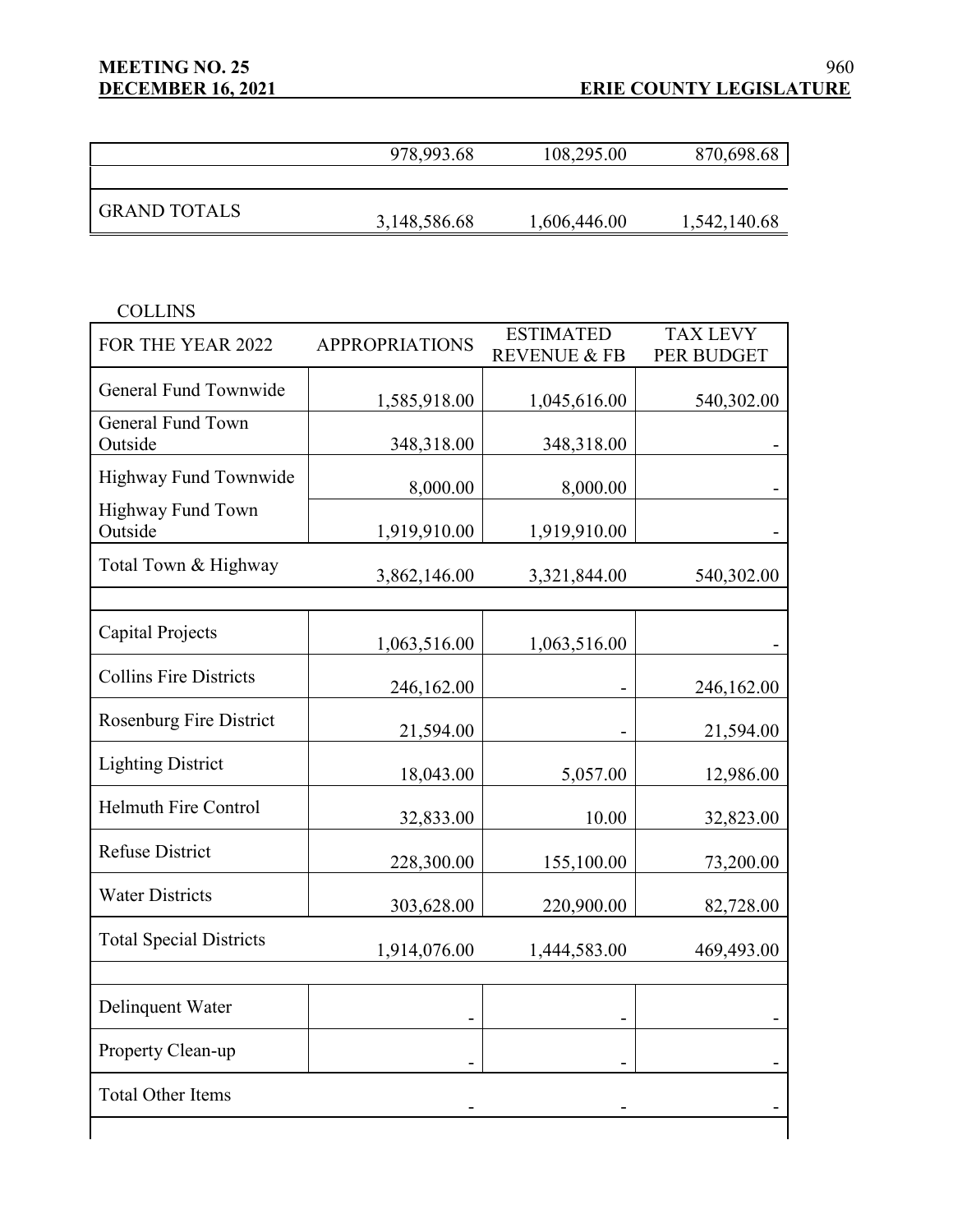| | | | |
|---|---|---|---|
| | 978,993.68 | 108,295.00 | 870,698.68 |
| | | | |
| GRAND TOTALS | 3,148,586.68 | 1,606,446.00 | 1,542,140.68 |

COLLINS

| FOR THE YEAR 2022 | APPROPRIATIONS | ESTIMATED REVENUE & FB | TAX LEVY PER BUDGET |
|---|---|---|---|
| General Fund Townwide | 1,585,918.00 | 1,045,616.00 | 540,302.00 |
| General Fund Town Outside | 348,318.00 | 348,318.00 | - |
| Highway Fund Townwide | 8,000.00 | 8,000.00 | - |
| Highway Fund Town Outside | 1,919,910.00 | 1,919,910.00 | - |
| Total Town & Highway | 3,862,146.00 | 3,321,844.00 | 540,302.00 |
| | | | |
| Capital Projects | 1,063,516.00 | 1,063,516.00 | - |
| Collins Fire Districts | 246,162.00 | - | 246,162.00 |
| Rosenburg Fire District | 21,594.00 | - | 21,594.00 |
| Lighting District | 18,043.00 | 5,057.00 | 12,986.00 |
| Helmuth Fire Control | 32,833.00 | 10.00 | 32,823.00 |
| Refuse District | 228,300.00 | 155,100.00 | 73,200.00 |
| Water Districts | 303,628.00 | 220,900.00 | 82,728.00 |
| Total Special Districts | 1,914,076.00 | 1,444,583.00 | 469,493.00 |
| | | | |
| Delinquent Water | - | - | - |
| Property Clean-up | - | - | - |
| Total Other Items | - | - | - |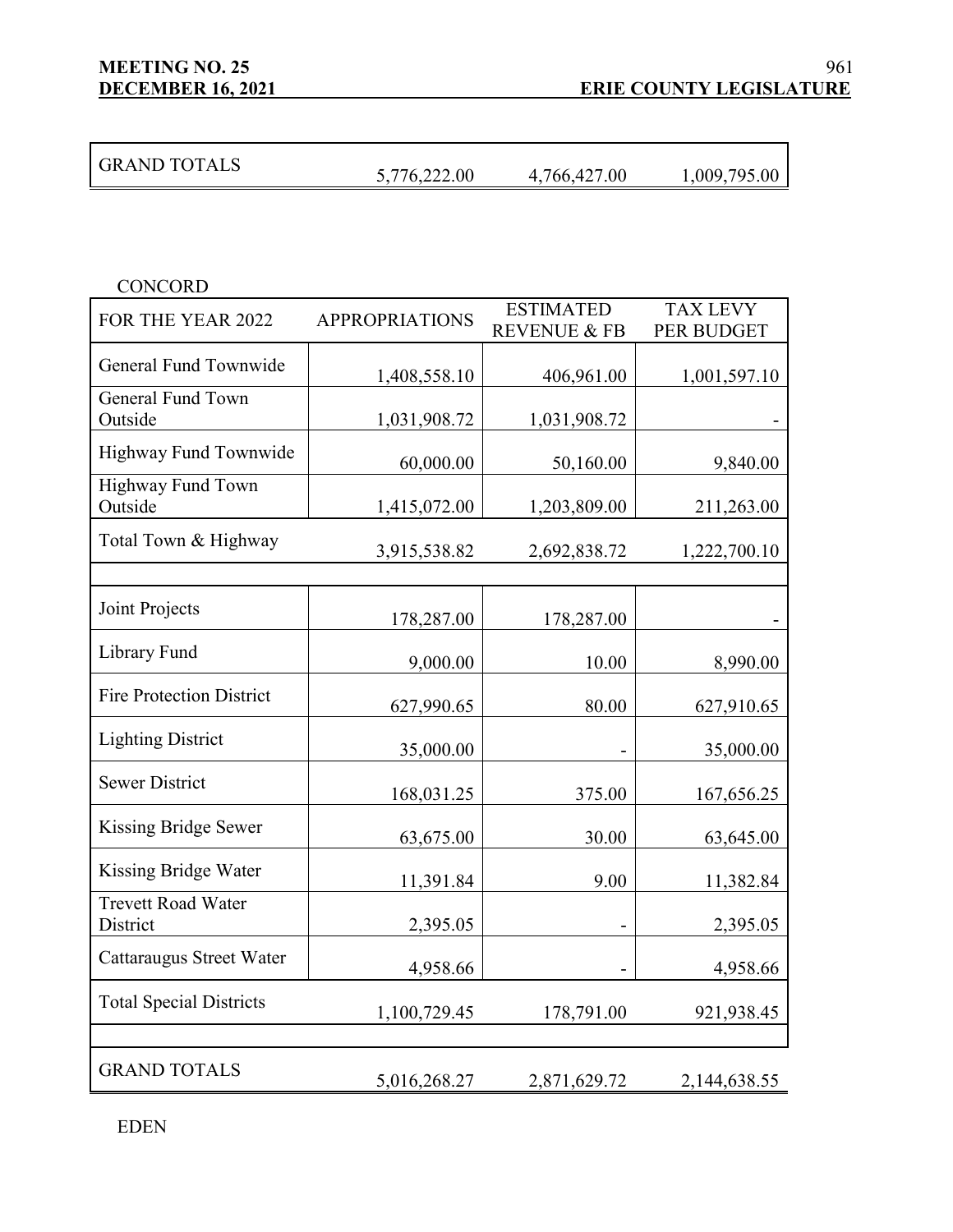| GRAND TOTALS | 5,776,222.00 | 4,766,427.00 | 1,009,795.00 |
|---|---|---|---|

CONCORD

| FOR THE YEAR 2022 | APPROPRIATIONS | ESTIMATED REVENUE & FB | TAX LEVY PER BUDGET |
|---|---|---|---|
| General Fund Townwide | 1,408,558.10 | 406,961.00 | 1,001,597.10 |
| General Fund Town Outside | 1,031,908.72 | 1,031,908.72 | - |
| Highway Fund Townwide | 60,000.00 | 50,160.00 | 9,840.00 |
| Highway Fund Town Outside | 1,415,072.00 | 1,203,809.00 | 211,263.00 |
| Total Town & Highway | 3,915,538.82 | 2,692,838.72 | 1,222,700.10 |
| | | | |
| Joint Projects | 178,287.00 | 178,287.00 | - |
| Library Fund | 9,000.00 | 10.00 | 8,990.00 |
| Fire Protection District | 627,990.65 | 80.00 | 627,910.65 |
| Lighting District | 35,000.00 | - | 35,000.00 |
| Sewer District | 168,031.25 | 375.00 | 167,656.25 |
| Kissing Bridge Sewer | 63,675.00 | 30.00 | 63,645.00 |
| Kissing Bridge Water | 11,391.84 | 9.00 | 11,382.84 |
| Trevett Road Water District | 2,395.05 | - | 2,395.05 |
| Cattaraugus Street Water | 4,958.66 | - | 4,958.66 |
| Total Special Districts | 1,100,729.45 | 178,791.00 | 921,938.45 |
| | | | |
| GRAND TOTALS | 5,016,268.27 | 2,871,629.72 | 2,144,638.55 |

EDEN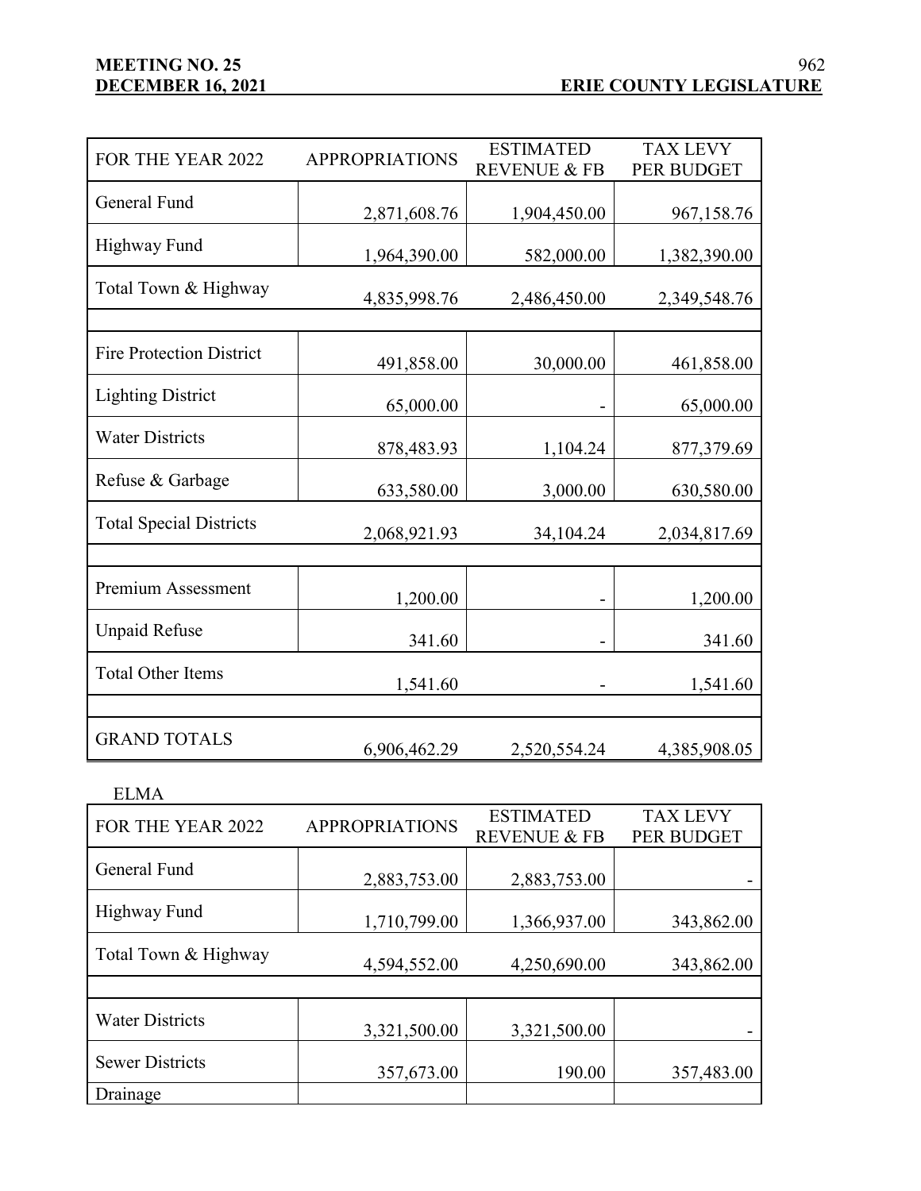| FOR THE YEAR 2022 | APPROPRIATIONS | ESTIMATED REVENUE & FB | TAX LEVY PER BUDGET |
|---|---|---|---|
| General Fund | 2,871,608.76 | 1,904,450.00 | 967,158.76 |
| Highway Fund | 1,964,390.00 | 582,000.00 | 1,382,390.00 |
| Total Town & Highway | 4,835,998.76 | 2,486,450.00 | 2,349,548.76 |
| | | | |
| Fire Protection District | 491,858.00 | 30,000.00 | 461,858.00 |
| Lighting District | 65,000.00 | - | 65,000.00 |
| Water Districts | 878,483.93 | 1,104.24 | 877,379.69 |
| Refuse & Garbage | 633,580.00 | 3,000.00 | 630,580.00 |
| Total Special Districts | 2,068,921.93 | 34,104.24 | 2,034,817.69 |
| | | | |
| Premium Assessment | 1,200.00 | - | 1,200.00 |
| Unpaid Refuse | 341.60 | - | 341.60 |
| Total Other Items | 1,541.60 | - | 1,541.60 |
| | | | |
| GRAND TOTALS | 6,906,462.29 | 2,520,554.24 | 4,385,908.05 |

ELMA

| FOR THE YEAR 2022 | APPROPRIATIONS | ESTIMATED REVENUE & FB | TAX LEVY PER BUDGET |
|---|---|---|---|
| General Fund | 2,883,753.00 | 2,883,753.00 | - |
| Highway Fund | 1,710,799.00 | 1,366,937.00 | 343,862.00 |
| Total Town & Highway | 4,594,552.00 | 4,250,690.00 | 343,862.00 |
| | | | |
| Water Districts | 3,321,500.00 | 3,321,500.00 | - |
| Sewer Districts | 357,673.00 | 190.00 | 357,483.00 |
| Drainage | | | |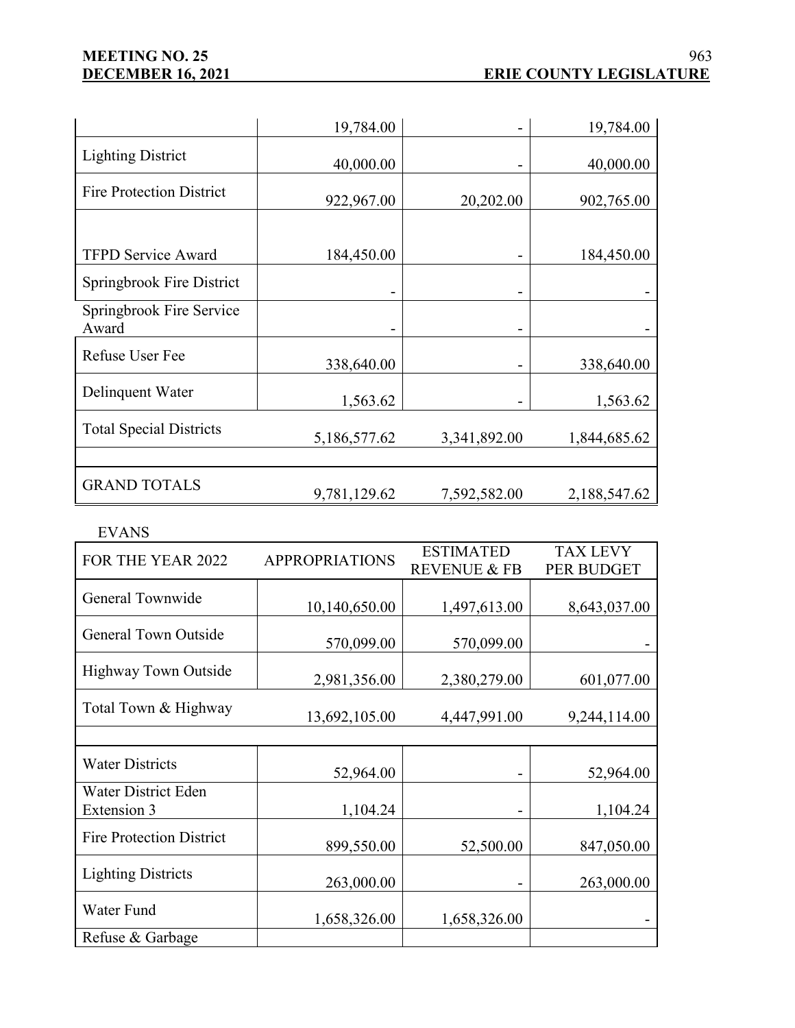| | | | |
|---|---|---|---|
| | 19,784.00 | - | 19,784.00 |
| Lighting District | 40,000.00 | - | 40,000.00 |
| Fire Protection District | 922,967.00 | 20,202.00 | 902,765.00 |
| TFPD Service Award | 184,450.00 | - | 184,450.00 |
| Springbrook Fire District | - | - | - |
| Springbrook Fire Service Award | - | - | - |
| Refuse User Fee | 338,640.00 | - | 338,640.00 |
| Delinquent Water | 1,563.62 | - | 1,563.62 |
| Total Special Districts | 5,186,577.62 | 3,341,892.00 | 1,844,685.62 |
| | | | |
| GRAND TOTALS | 9,781,129.62 | 7,592,582.00 | 2,188,547.62 |

EVANS

| FOR THE YEAR 2022 | APPROPRIATIONS | ESTIMATED REVENUE & FB | TAX LEVY PER BUDGET |
|---|---|---|---|
| General Townwide | 10,140,650.00 | 1,497,613.00 | 8,643,037.00 |
| General Town Outside | 570,099.00 | 570,099.00 | - |
| Highway Town Outside | 2,981,356.00 | 2,380,279.00 | 601,077.00 |
| Total Town & Highway | 13,692,105.00 | 4,447,991.00 | 9,244,114.00 |
| | | | |
| Water Districts | 52,964.00 | - | 52,964.00 |
| Water District Eden Extension 3 | 1,104.24 | - | 1,104.24 |
| Fire Protection District | 899,550.00 | 52,500.00 | 847,050.00 |
| Lighting Districts | 263,000.00 | - | 263,000.00 |
| Water Fund | 1,658,326.00 | 1,658,326.00 | - |
| Refuse & Garbage | | | |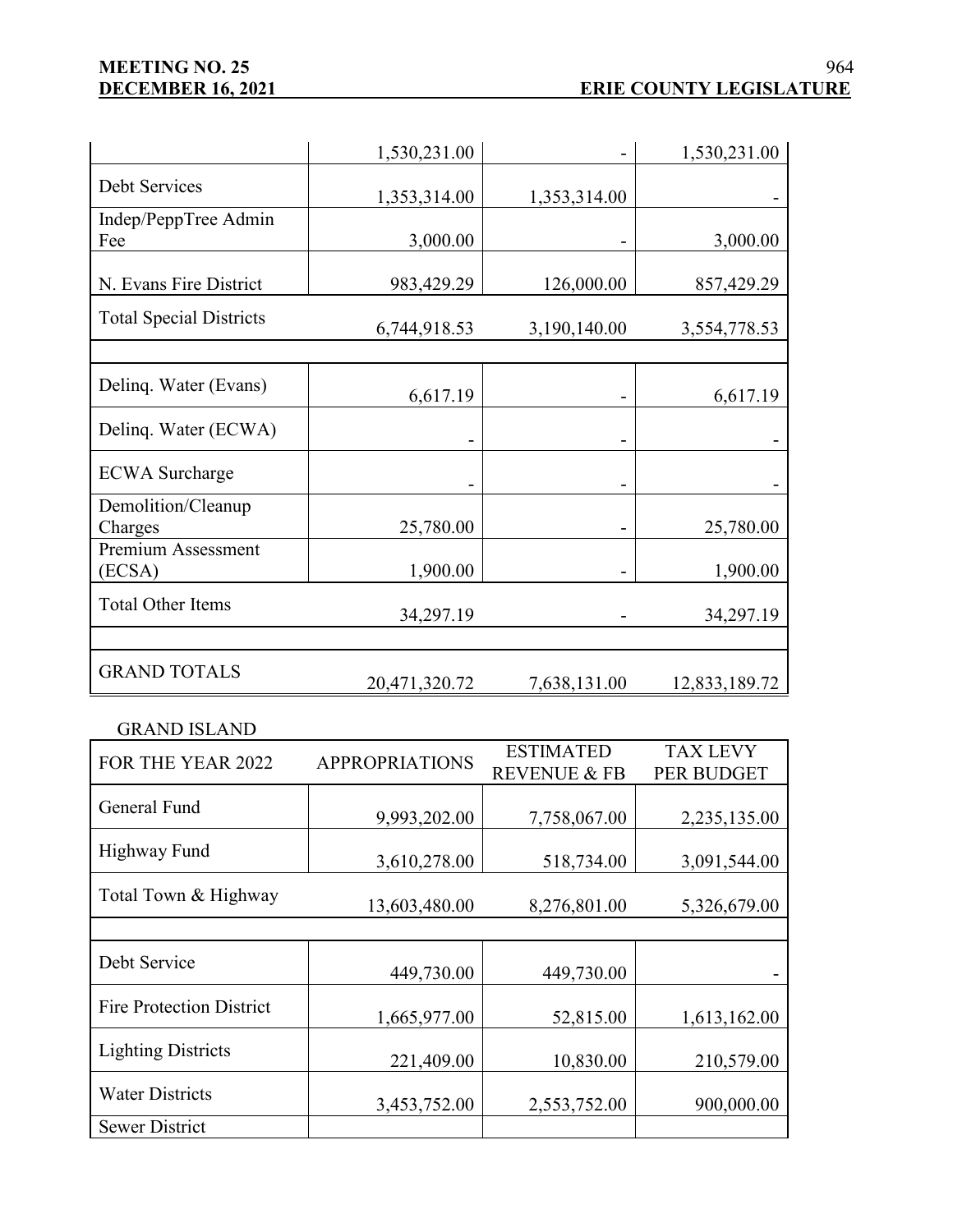| | | | |
|---|---|---|---|
| | 1,530,231.00 | - | 1,530,231.00 |
| Debt Services | 1,353,314.00 | 1,353,314.00 | - |
| Indep/PeppTree Admin Fee | 3,000.00 | - | 3,000.00 |
| N. Evans Fire District | 983,429.29 | 126,000.00 | 857,429.29 |
| Total Special Districts | 6,744,918.53 | 3,190,140.00 | 3,554,778.53 |
| | | | |
| Delinq. Water (Evans) | 6,617.19 | - | 6,617.19 |
| Delinq. Water (ECWA) | - | - | - |
| ECWA Surcharge | - | - | - |
| Demolition/Cleanup Charges | 25,780.00 | - | 25,780.00 |
| Premium Assessment (ECSA) | 1,900.00 | - | 1,900.00 |
| Total Other Items | 34,297.19 | - | 34,297.19 |
| | | | |
| GRAND TOTALS | 20,471,320.72 | 7,638,131.00 | 12,833,189.72 |

GRAND ISLAND

| FOR THE YEAR 2022 | APPROPRIATIONS | ESTIMATED REVENUE & FB | TAX LEVY PER BUDGET |
|---|---|---|---|
| General Fund | 9,993,202.00 | 7,758,067.00 | 2,235,135.00 |
| Highway Fund | 3,610,278.00 | 518,734.00 | 3,091,544.00 |
| Total Town & Highway | 13,603,480.00 | 8,276,801.00 | 5,326,679.00 |
| | | | |
| Debt Service | 449,730.00 | 449,730.00 | - |
| Fire Protection District | 1,665,977.00 | 52,815.00 | 1,613,162.00 |
| Lighting Districts | 221,409.00 | 10,830.00 | 210,579.00 |
| Water Districts | 3,453,752.00 | 2,553,752.00 | 900,000.00 |
| Sewer District | | | |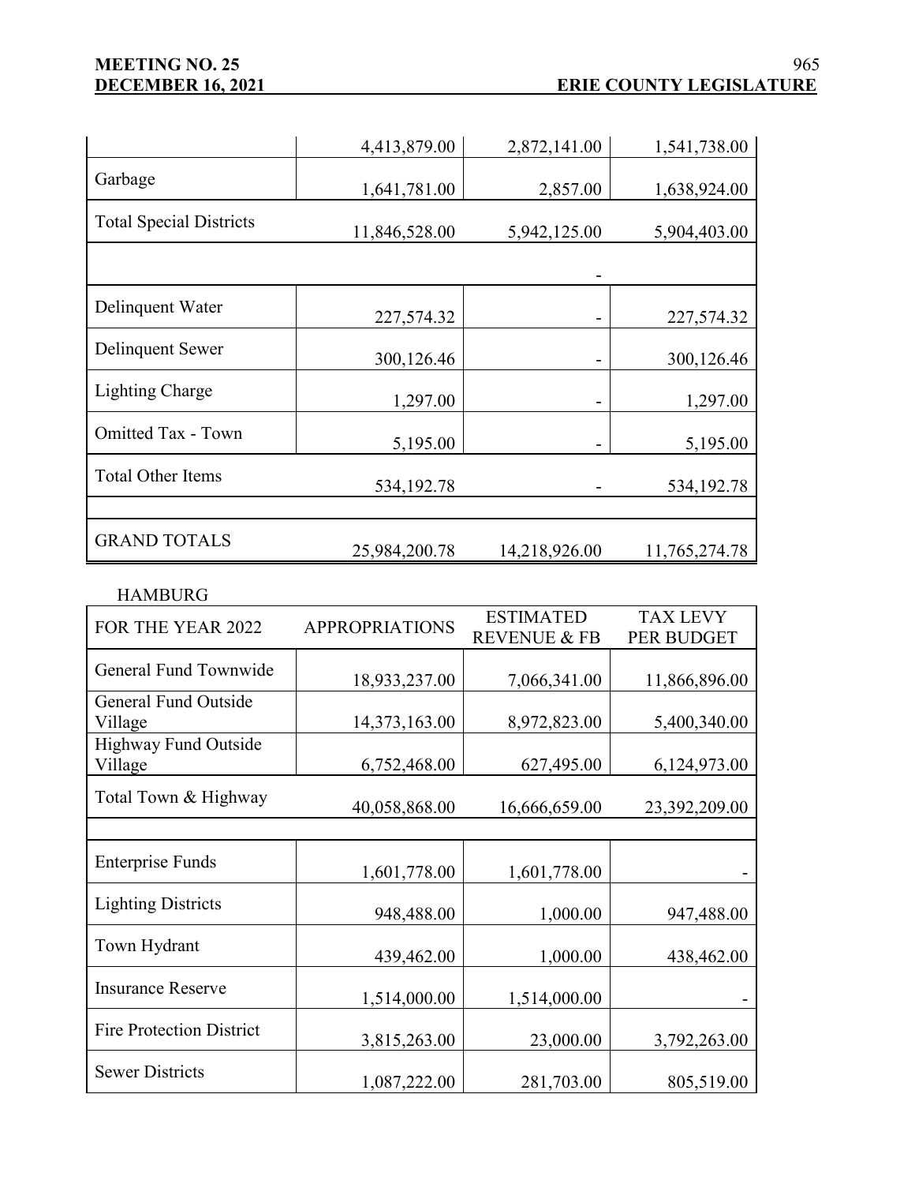|  | 4,413,879.00 | 2,872,141.00 | 1,541,738.00 |
|---|---|---|---|
| Garbage | 1,641,781.00 | 2,857.00 | 1,638,924.00 |
| Total Special Districts | 11,846,528.00 | 5,942,125.00 | 5,904,403.00 |
|  |  | - |  |
| Delinquent Water | 227,574.32 | - | 227,574.32 |
| Delinquent Sewer | 300,126.46 | - | 300,126.46 |
| Lighting Charge | 1,297.00 | - | 1,297.00 |
| Omitted Tax - Town | 5,195.00 | - | 5,195.00 |
| Total Other Items | 534,192.78 | - | 534,192.78 |
|  |  |  |  |
| GRAND TOTALS | 25,984,200.78 | 14,218,926.00 | 11,765,274.78 |

HAMBURG

| FOR THE YEAR 2022 | APPROPRIATIONS | ESTIMATED REVENUE & FB | TAX LEVY PER BUDGET |
|---|---|---|---|
| General Fund Townwide | 18,933,237.00 | 7,066,341.00 | 11,866,896.00 |
| General Fund Outside Village | 14,373,163.00 | 8,972,823.00 | 5,400,340.00 |
| Highway Fund Outside Village | 6,752,468.00 | 627,495.00 | 6,124,973.00 |
| Total Town & Highway | 40,058,868.00 | 16,666,659.00 | 23,392,209.00 |
|  |  |  |  |
| Enterprise Funds | 1,601,778.00 | 1,601,778.00 | - |
| Lighting Districts | 948,488.00 | 1,000.00 | 947,488.00 |
| Town Hydrant | 439,462.00 | 1,000.00 | 438,462.00 |
| Insurance Reserve | 1,514,000.00 | 1,514,000.00 | - |
| Fire Protection District | 3,815,263.00 | 23,000.00 | 3,792,263.00 |
| Sewer Districts | 1,087,222.00 | 281,703.00 | 805,519.00 |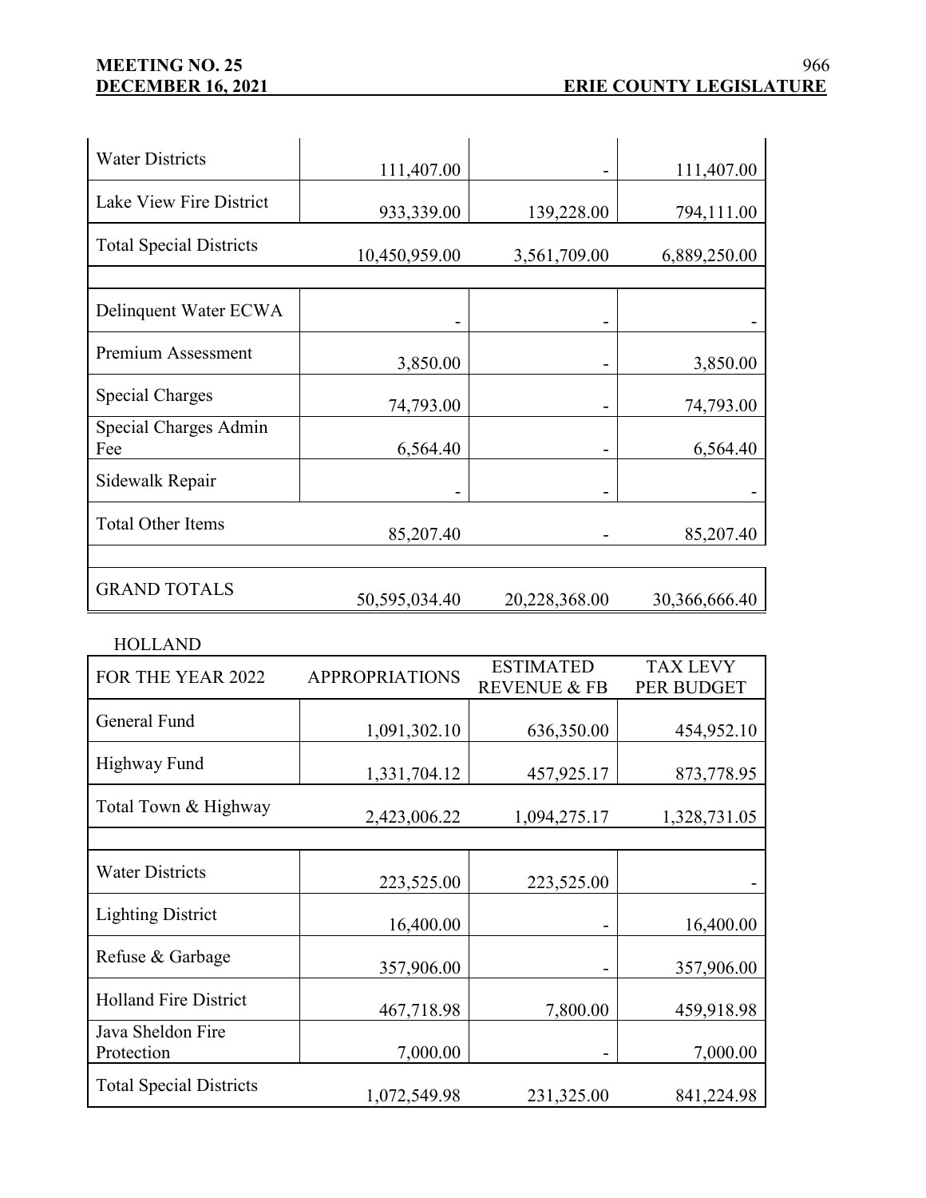| | | | |
|---|---|---|---|
| Water Districts | 111,407.00 | - | 111,407.00 |
| Lake View Fire District | 933,339.00 | 139,228.00 | 794,111.00 |
| Total Special Districts | 10,450,959.00 | 3,561,709.00 | 6,889,250.00 |
| | | | |
| Delinquent Water ECWA | - | - | - |
| Premium Assessment | 3,850.00 | - | 3,850.00 |
| Special Charges | 74,793.00 | - | 74,793.00 |
| Special Charges Admin Fee | 6,564.40 | - | 6,564.40 |
| Sidewalk Repair | - | - | - |
| Total Other Items | 85,207.40 | - | 85,207.40 |
| | | | |
| GRAND TOTALS | 50,595,034.40 | 20,228,368.00 | 30,366,666.40 |

HOLLAND

| FOR THE YEAR 2022 | APPROPRIATIONS | ESTIMATED REVENUE & FB | TAX LEVY PER BUDGET |
|---|---|---|---|
| General Fund | 1,091,302.10 | 636,350.00 | 454,952.10 |
| Highway Fund | 1,331,704.12 | 457,925.17 | 873,778.95 |
| Total Town & Highway | 2,423,006.22 | 1,094,275.17 | 1,328,731.05 |
| | | | |
| Water Districts | 223,525.00 | 223,525.00 | - |
| Lighting District | 16,400.00 | - | 16,400.00 |
| Refuse & Garbage | 357,906.00 | - | 357,906.00 |
| Holland Fire District | 467,718.98 | 7,800.00 | 459,918.98 |
| Java Sheldon Fire Protection | 7,000.00 | - | 7,000.00 |
| Total Special Districts | 1,072,549.98 | 231,325.00 | 841,224.98 |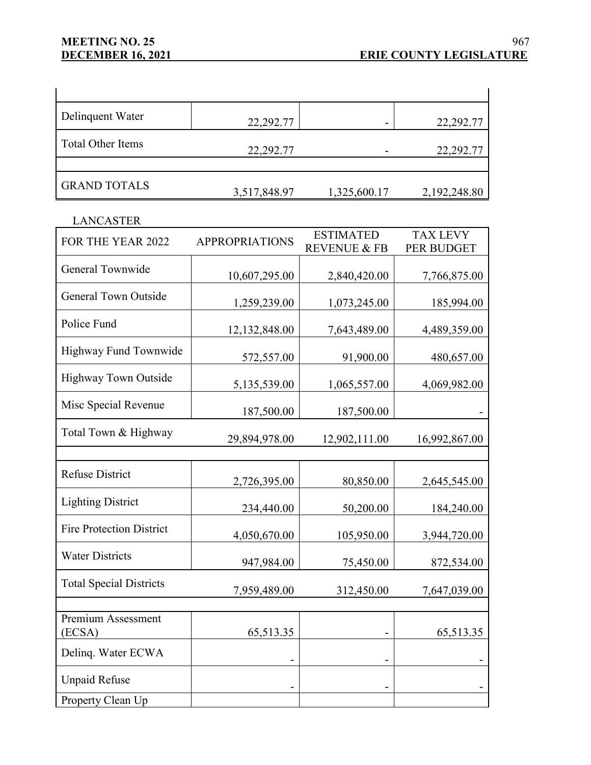| | | | |
|---|---|---|---|
| Delinquent Water | 22,292.77 | - | 22,292.77 |
| Total Other Items | 22,292.77 | - | 22,292.77 |
| | | | |
| GRAND TOTALS | 3,517,848.97 | 1,325,600.17 | 2,192,248.80 |

LANCASTER

| FOR THE YEAR 2022 | APPROPRIATIONS | ESTIMATED REVENUE & FB | TAX LEVY PER BUDGET |
|---|---|---|---|
| General Townwide | 10,607,295.00 | 2,840,420.00 | 7,766,875.00 |
| General Town Outside | 1,259,239.00 | 1,073,245.00 | 185,994.00 |
| Police Fund | 12,132,848.00 | 7,643,489.00 | 4,489,359.00 |
| Highway Fund Townwide | 572,557.00 | 91,900.00 | 480,657.00 |
| Highway Town Outside | 5,135,539.00 | 1,065,557.00 | 4,069,982.00 |
| Misc Special Revenue | 187,500.00 | 187,500.00 | - |
| Total Town & Highway | 29,894,978.00 | 12,902,111.00 | 16,992,867.00 |
| | | | |
| Refuse District | 2,726,395.00 | 80,850.00 | 2,645,545.00 |
| Lighting District | 234,440.00 | 50,200.00 | 184,240.00 |
| Fire Protection District | 4,050,670.00 | 105,950.00 | 3,944,720.00 |
| Water Districts | 947,984.00 | 75,450.00 | 872,534.00 |
| Total Special Districts | 7,959,489.00 | 312,450.00 | 7,647,039.00 |
| | | | |
| Premium Assessment (ECSA) | 65,513.35 | - | 65,513.35 |
| Delinq. Water ECWA | - | - | - |
| Unpaid Refuse | - | - | - |
| Property Clean Up | | | |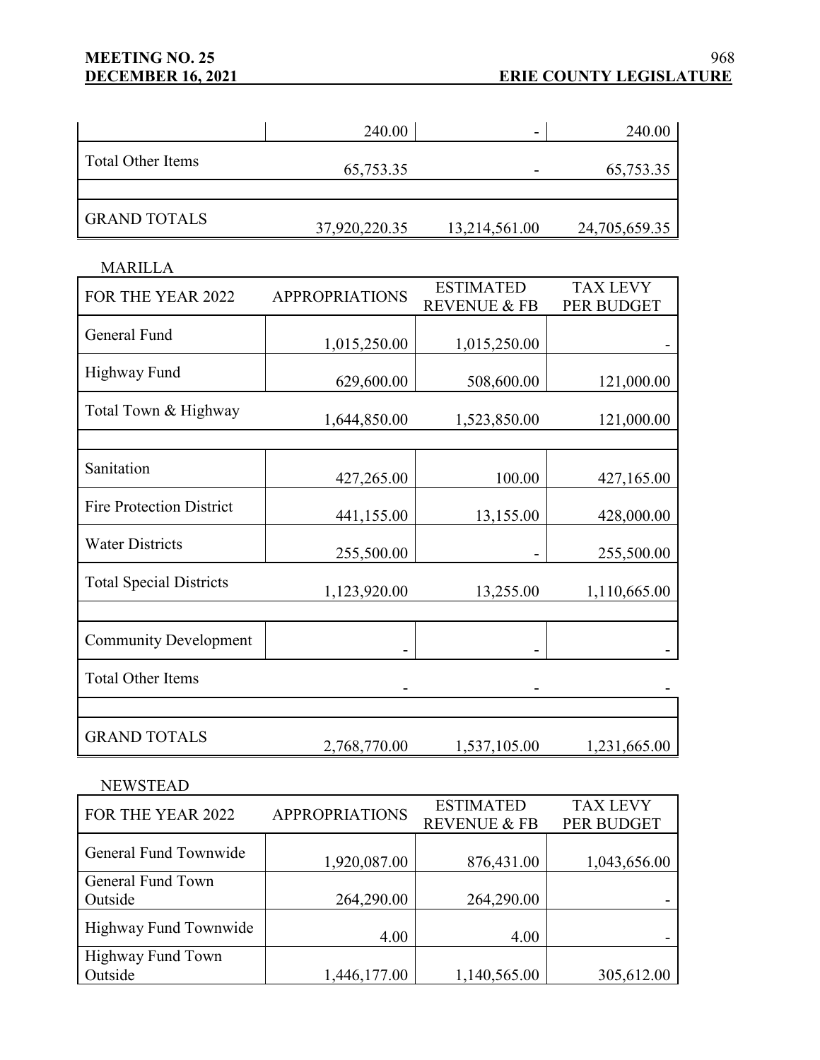| | | | |
|---|---|---|---|
| | 240.00 | - | 240.00 |
| Total Other Items | 65,753.35 | - | 65,753.35 |
| | | | |
| GRAND TOTALS | 37,920,220.35 | 13,214,561.00 | 24,705,659.35 |

MARILLA

| FOR THE YEAR 2022 | APPROPRIATIONS | ESTIMATED REVENUE & FB | TAX LEVY PER BUDGET |
|---|---|---|---|
| General Fund | 1,015,250.00 | 1,015,250.00 | - |
| Highway Fund | 629,600.00 | 508,600.00 | 121,000.00 |
| Total Town & Highway | 1,644,850.00 | 1,523,850.00 | 121,000.00 |
| | | | |
| Sanitation | 427,265.00 | 100.00 | 427,165.00 |
| Fire Protection District | 441,155.00 | 13,155.00 | 428,000.00 |
| Water Districts | 255,500.00 | - | 255,500.00 |
| Total Special Districts | 1,123,920.00 | 13,255.00 | 1,110,665.00 |
| | | | |
| Community Development | - | - | - |
| Total Other Items | - | - | - |
| | | | |
| GRAND TOTALS | 2,768,770.00 | 1,537,105.00 | 1,231,665.00 |

NEWSTEAD

| FOR THE YEAR 2022 | APPROPRIATIONS | ESTIMATED REVENUE & FB | TAX LEVY PER BUDGET |
|---|---|---|---|
| General Fund Townwide | 1,920,087.00 | 876,431.00 | 1,043,656.00 |
| General Fund Town Outside | 264,290.00 | 264,290.00 | - |
| Highway Fund Townwide | 4.00 | 4.00 | - |
| Highway Fund Town Outside | 1,446,177.00 | 1,140,565.00 | 305,612.00 |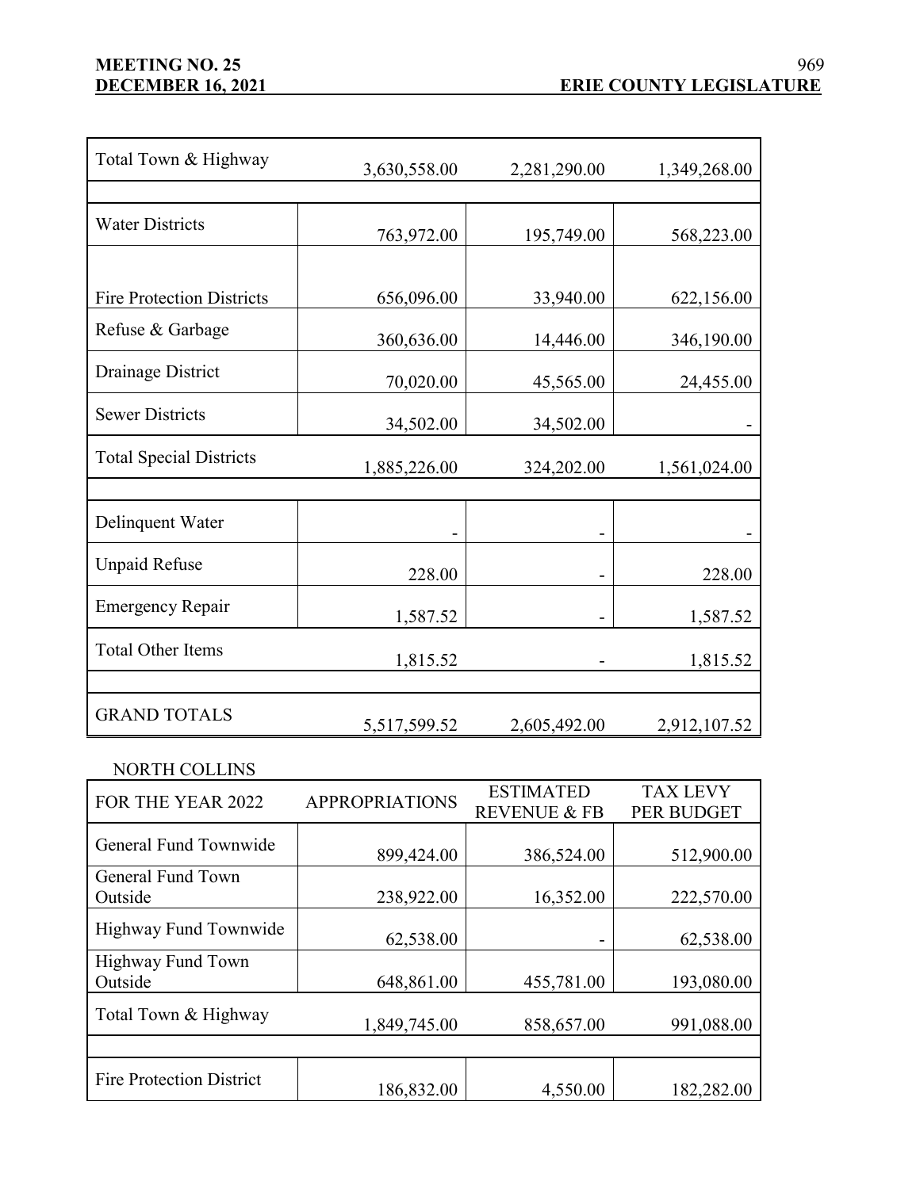| | | | |
|---|---|---|---|
| Total Town & Highway | 3,630,558.00 | 2,281,290.00 | 1,349,268.00 |
| | | | |
| Water Districts | 763,972.00 | 195,749.00 | 568,223.00 |
| Fire Protection Districts | 656,096.00 | 33,940.00 | 622,156.00 |
| Refuse & Garbage | 360,636.00 | 14,446.00 | 346,190.00 |
| Drainage District | 70,020.00 | 45,565.00 | 24,455.00 |
| Sewer Districts | 34,502.00 | 34,502.00 | - |
| Total Special Districts | 1,885,226.00 | 324,202.00 | 1,561,024.00 |
| | | | |
| Delinquent Water | - | - | - |
| Unpaid Refuse | 228.00 | - | 228.00 |
| Emergency Repair | 1,587.52 | - | 1,587.52 |
| Total Other Items | 1,815.52 | - | 1,815.52 |
| | | | |
| GRAND TOTALS | 5,517,599.52 | 2,605,492.00 | 2,912,107.52 |

NORTH COLLINS

| FOR THE YEAR 2022 | APPROPRIATIONS | ESTIMATED REVENUE & FB | TAX LEVY PER BUDGET |
|---|---|---|---|
| General Fund Townwide | 899,424.00 | 386,524.00 | 512,900.00 |
| General Fund Town Outside | 238,922.00 | 16,352.00 | 222,570.00 |
| Highway Fund Townwide | 62,538.00 | - | 62,538.00 |
| Highway Fund Town Outside | 648,861.00 | 455,781.00 | 193,080.00 |
| Total Town & Highway | 1,849,745.00 | 858,657.00 | 991,088.00 |
| | | | |
| Fire Protection District | 186,832.00 | 4,550.00 | 182,282.00 |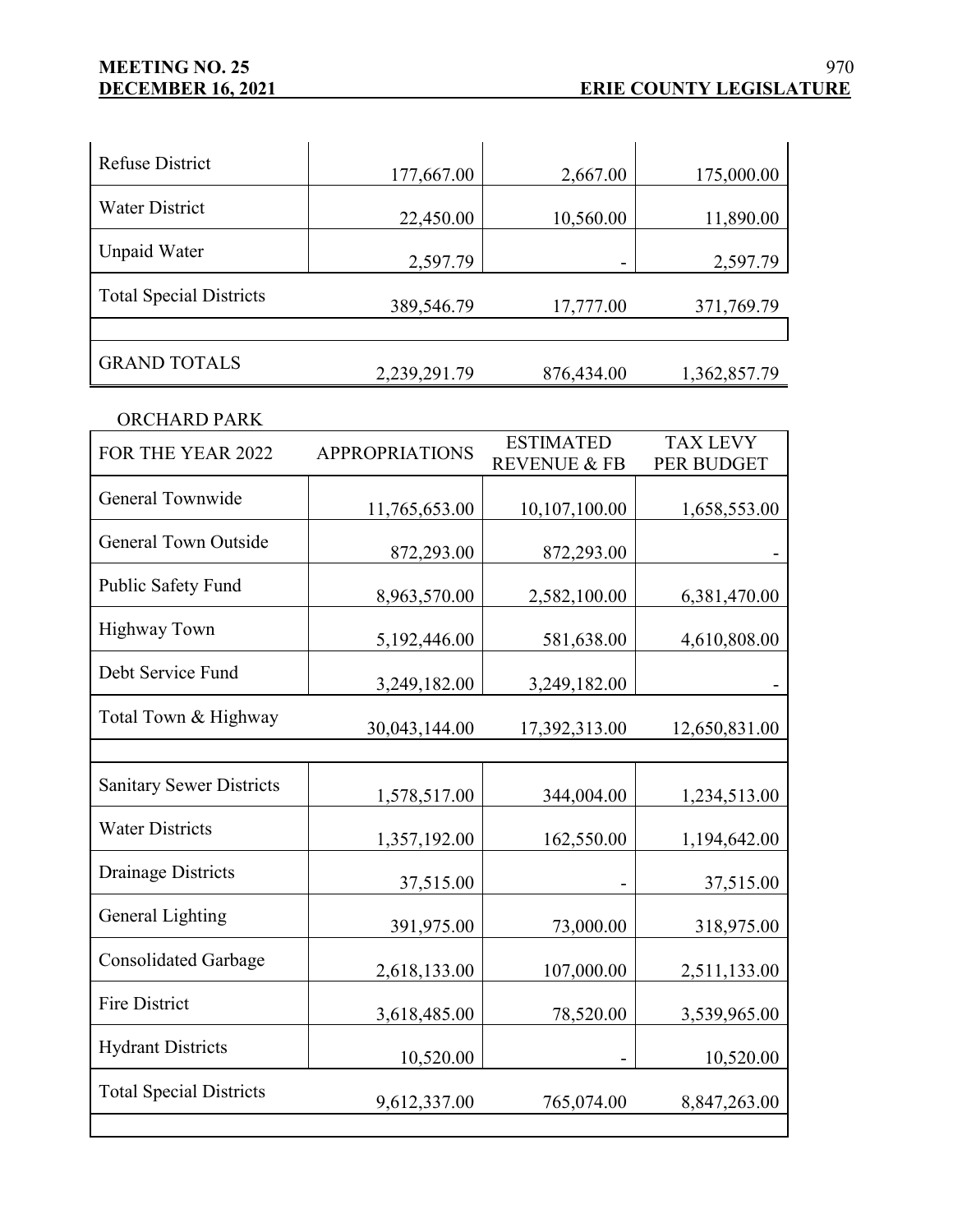| Refuse District | 177,667.00 | 2,667.00 | 175,000.00 |
|---|---|---|---|
| Water District | 22,450.00 | 10,560.00 | 11,890.00 |
| Unpaid Water | 2,597.79 | - | 2,597.79 |
| Total Special Districts | 389,546.79 | 17,777.00 | 371,769.79 |
| | | | |
| GRAND TOTALS | 2,239,291.79 | 876,434.00 | 1,362,857.79 |

ORCHARD PARK

| FOR THE YEAR 2022 | APPROPRIATIONS | ESTIMATED REVENUE & FB | TAX LEVY PER BUDGET |
|---|---|---|---|
| General Townwide | 11,765,653.00 | 10,107,100.00 | 1,658,553.00 |
| General Town Outside | 872,293.00 | 872,293.00 | - |
| Public Safety Fund | 8,963,570.00 | 2,582,100.00 | 6,381,470.00 |
| Highway Town | 5,192,446.00 | 581,638.00 | 4,610,808.00 |
| Debt Service Fund | 3,249,182.00 | 3,249,182.00 | - |
| Total Town & Highway | 30,043,144.00 | 17,392,313.00 | 12,650,831.00 |
| | | | |
| Sanitary Sewer Districts | 1,578,517.00 | 344,004.00 | 1,234,513.00 |
| Water Districts | 1,357,192.00 | 162,550.00 | 1,194,642.00 |
| Drainage Districts | 37,515.00 | - | 37,515.00 |
| General Lighting | 391,975.00 | 73,000.00 | 318,975.00 |
| Consolidated Garbage | 2,618,133.00 | 107,000.00 | 2,511,133.00 |
| Fire District | 3,618,485.00 | 78,520.00 | 3,539,965.00 |
| Hydrant Districts | 10,520.00 | - | 10,520.00 |
| Total Special Districts | 9,612,337.00 | 765,074.00 | 8,847,263.00 |
| | | | |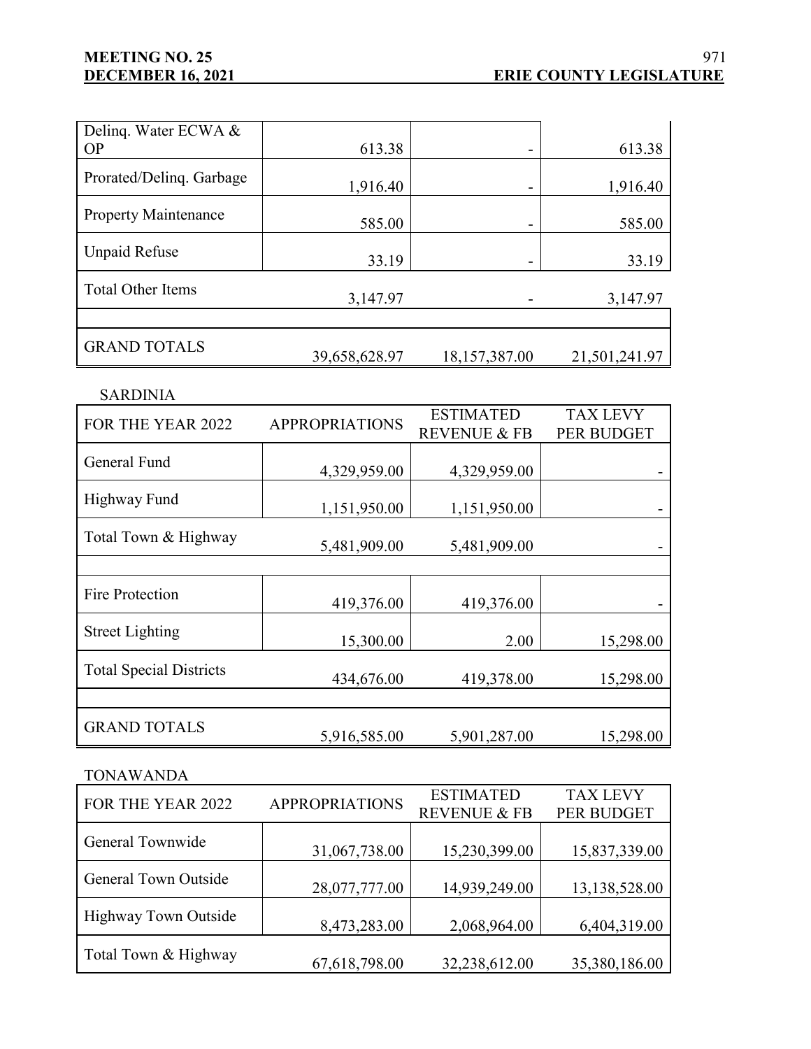| | | | |
|---|---|---|---|
| Delinq. Water ECWA & OP | 613.38 | - | 613.38 |
| Prorated/Delinq. Garbage | 1,916.40 | - | 1,916.40 |
| Property Maintenance | 585.00 | - | 585.00 |
| Unpaid Refuse | 33.19 | - | 33.19 |
| Total Other Items | 3,147.97 | - | 3,147.97 |
| | | | |
| GRAND TOTALS | 39,658,628.97 | 18,157,387.00 | 21,501,241.97 |

SARDINIA

| FOR THE YEAR 2022 | APPROPRIATIONS | ESTIMATED REVENUE & FB | TAX LEVY PER BUDGET |
|---|---|---|---|
| General Fund | 4,329,959.00 | 4,329,959.00 | - |
| Highway Fund | 1,151,950.00 | 1,151,950.00 | - |
| Total Town & Highway | 5,481,909.00 | 5,481,909.00 | - |
| | | | |
| Fire Protection | 419,376.00 | 419,376.00 | - |
| Street Lighting | 15,300.00 | 2.00 | 15,298.00 |
| Total Special Districts | 434,676.00 | 419,378.00 | 15,298.00 |
| | | | |
| GRAND TOTALS | 5,916,585.00 | 5,901,287.00 | 15,298.00 |

TONAWANDA

| FOR THE YEAR 2022 | APPROPRIATIONS | ESTIMATED REVENUE & FB | TAX LEVY PER BUDGET |
|---|---|---|---|
| General Townwide | 31,067,738.00 | 15,230,399.00 | 15,837,339.00 |
| General Town Outside | 28,077,777.00 | 14,939,249.00 | 13,138,528.00 |
| Highway Town Outside | 8,473,283.00 | 2,068,964.00 | 6,404,319.00 |
| Total Town & Highway | 67,618,798.00 | 32,238,612.00 | 35,380,186.00 |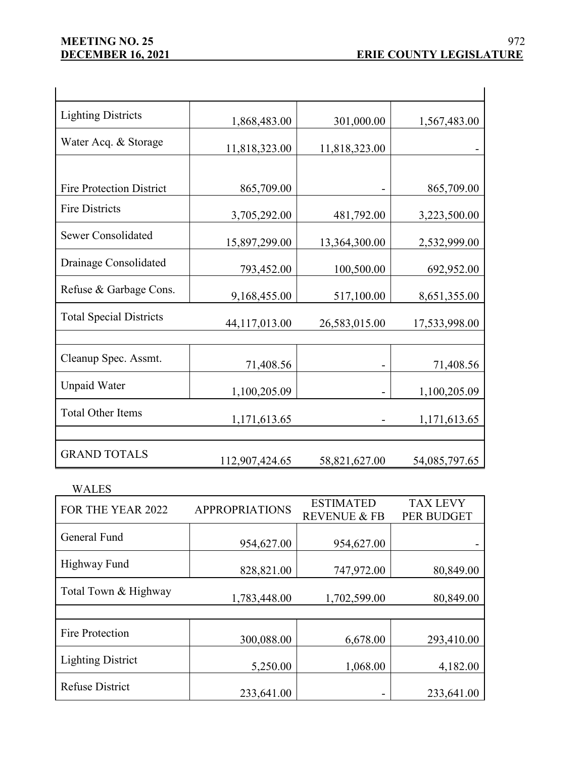| | | | |
|---|---|---|---|
| Lighting Districts | 1,868,483.00 | 301,000.00 | 1,567,483.00 |
| Water Acq. & Storage | 11,818,323.00 | 11,818,323.00 | - |
| | | | |
| Fire Protection District | 865,709.00 | - | 865,709.00 |
| Fire Districts | 3,705,292.00 | 481,792.00 | 3,223,500.00 |
| Sewer Consolidated | 15,897,299.00 | 13,364,300.00 | 2,532,999.00 |
| Drainage Consolidated | 793,452.00 | 100,500.00 | 692,952.00 |
| Refuse & Garbage Cons. | 9,168,455.00 | 517,100.00 | 8,651,355.00 |
| Total Special Districts | 44,117,013.00 | 26,583,015.00 | 17,533,998.00 |
| | | | |
| Cleanup Spec. Assmt. | 71,408.56 | - | 71,408.56 |
| Unpaid Water | 1,100,205.09 | - | 1,100,205.09 |
| Total Other Items | 1,171,613.65 | - | 1,171,613.65 |
| | | | |
| GRAND TOTALS | 112,907,424.65 | 58,821,627.00 | 54,085,797.65 |

WALES

| FOR THE YEAR 2022 | APPROPRIATIONS | ESTIMATED REVENUE & FB | TAX LEVY PER BUDGET |
|---|---|---|---|
| General Fund | 954,627.00 | 954,627.00 | - |
| Highway Fund | 828,821.00 | 747,972.00 | 80,849.00 |
| Total Town & Highway | 1,783,448.00 | 1,702,599.00 | 80,849.00 |
| | | | |
| Fire Protection | 300,088.00 | 6,678.00 | 293,410.00 |
| Lighting District | 5,250.00 | 1,068.00 | 4,182.00 |
| Refuse District | 233,641.00 | - | 233,641.00 |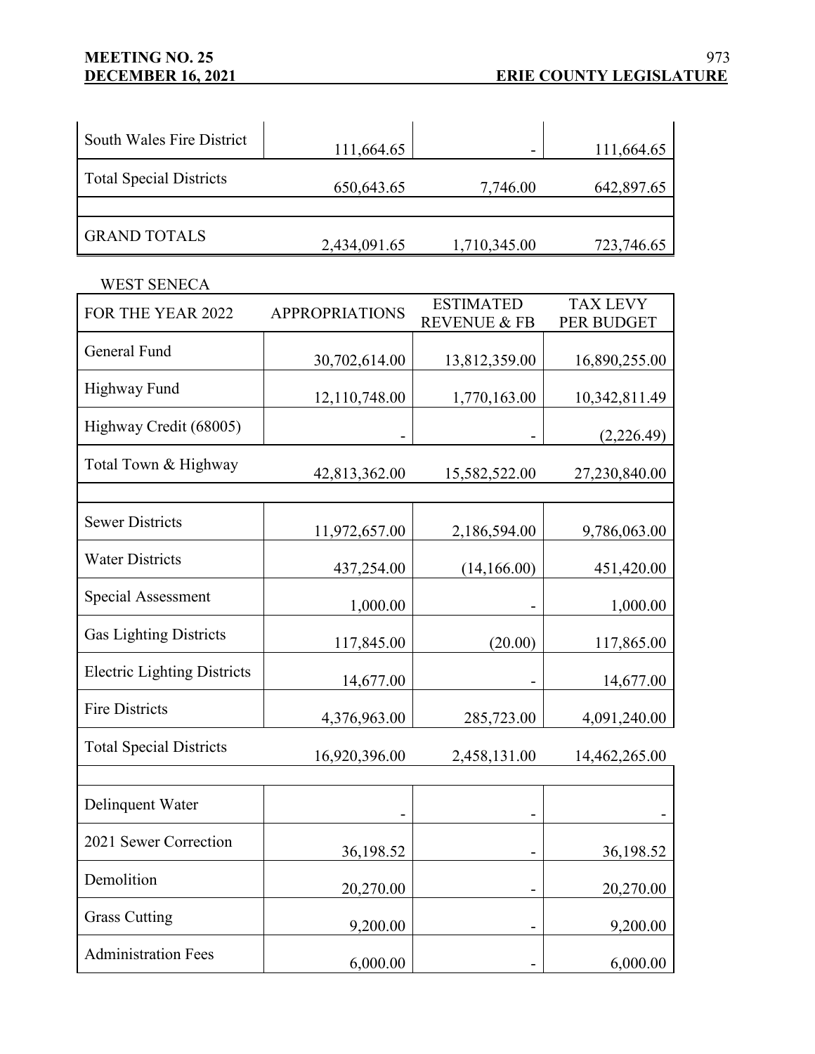| South Wales Fire District | 111,664.65 | - | 111,664.65 |
|---|---|---|---|
| Total Special Districts | 650,643.65 | 7,746.00 | 642,897.65 |
| | | | |
| GRAND TOTALS | 2,434,091.65 | 1,710,345.00 | 723,746.65 |

WEST SENECA

| FOR THE YEAR 2022 | APPROPRIATIONS | ESTIMATED REVENUE & FB | TAX LEVY PER BUDGET |
|---|---|---|---|
| General Fund | 30,702,614.00 | 13,812,359.00 | 16,890,255.00 |
| Highway Fund | 12,110,748.00 | 1,770,163.00 | 10,342,811.49 |
| Highway Credit (68005) | - | - | (2,226.49) |
| Total Town & Highway | 42,813,362.00 | 15,582,522.00 | 27,230,840.00 |
| | | | |
| Sewer Districts | 11,972,657.00 | 2,186,594.00 | 9,786,063.00 |
| Water Districts | 437,254.00 | (14,166.00) | 451,420.00 |
| Special Assessment | 1,000.00 | - | 1,000.00 |
| Gas Lighting Districts | 117,845.00 | (20.00) | 117,865.00 |
| Electric Lighting Districts | 14,677.00 | - | 14,677.00 |
| Fire Districts | 4,376,963.00 | 285,723.00 | 4,091,240.00 |
| Total Special Districts | 16,920,396.00 | 2,458,131.00 | 14,462,265.00 |
| | | | |
| Delinquent Water | - | - | - |
| 2021 Sewer Correction | 36,198.52 | - | 36,198.52 |
| Demolition | 20,270.00 | - | 20,270.00 |
| Grass Cutting | 9,200.00 | - | 9,200.00 |
| Administration Fees | 6,000.00 | - | 6,000.00 |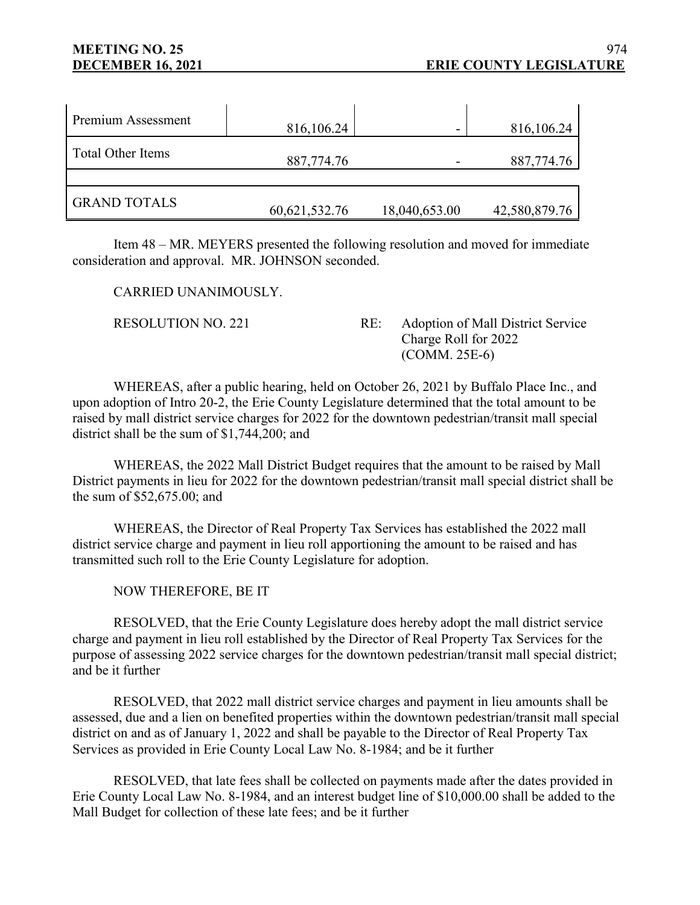| | | | |
|---|---|---|---|
| Premium Assessment | 816,106.24 | - | 816,106.24 |
| Total Other Items | 887,774.76 | - | 887,774.76 |
| | | | |
| GRAND TOTALS | 60,621,532.76 | 18,040,653.00 | 42,580,879.76 |

Item 48 – MR. MEYERS presented the following resolution and moved for immediate consideration and approval. MR. JOHNSON seconded.

CARRIED UNANIMOUSLY.

RESOLUTION NO. 221 RE: Adoption of Mall District Service Charge Roll for 2022 (COMM. 25E-6)

WHEREAS, after a public hearing, held on October 26, 2021 by Buffalo Place Inc., and upon adoption of Intro 20-2, the Erie County Legislature determined that the total amount to be raised by mall district service charges for 2022 for the downtown pedestrian/transit mall special district shall be the sum of $1,744,200; and

WHEREAS, the 2022 Mall District Budget requires that the amount to be raised by Mall District payments in lieu for 2022 for the downtown pedestrian/transit mall special district shall be the sum of $52,675.00; and

WHEREAS, the Director of Real Property Tax Services has established the 2022 mall district service charge and payment in lieu roll apportioning the amount to be raised and has transmitted such roll to the Erie County Legislature for adoption.

NOW THEREFORE, BE IT

RESOLVED, that the Erie County Legislature does hereby adopt the mall district service charge and payment in lieu roll established by the Director of Real Property Tax Services for the purpose of assessing 2022 service charges for the downtown pedestrian/transit mall special district; and be it further

RESOLVED, that 2022 mall district service charges and payment in lieu amounts shall be assessed, due and a lien on benefited properties within the downtown pedestrian/transit mall special district on and as of January 1, 2022 and shall be payable to the Director of Real Property Tax Services as provided in Erie County Local Law No. 8-1984; and be it further

RESOLVED, that late fees shall be collected on payments made after the dates provided in Erie County Local Law No. 8-1984, and an interest budget line of $10,000.00 shall be added to the Mall Budget for collection of these late fees; and be it further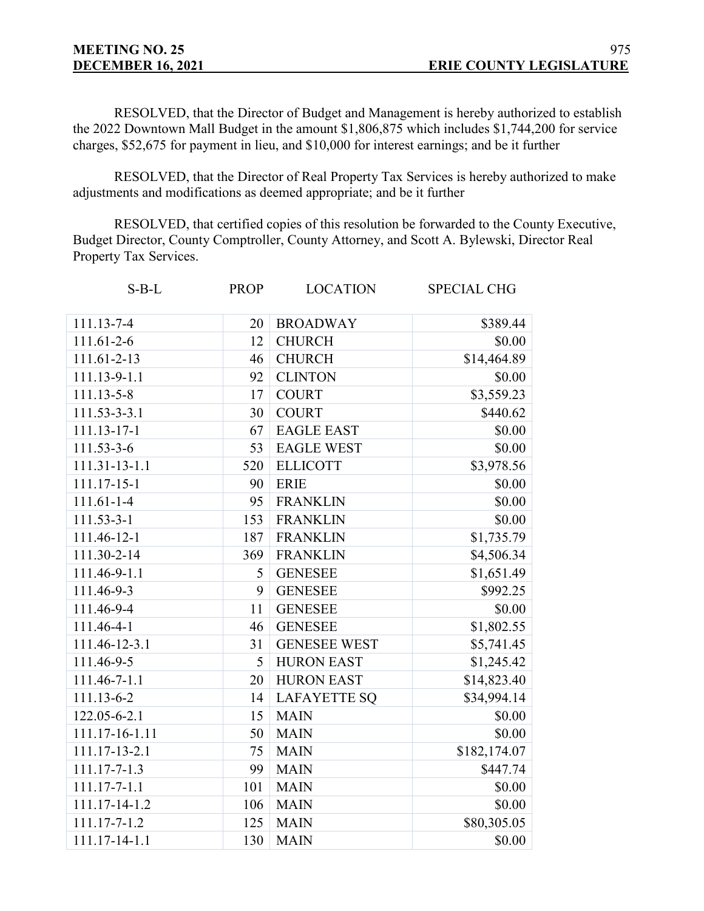RESOLVED, that the Director of Budget and Management is hereby authorized to establish the 2022 Downtown Mall Budget in the amount $1,806,875 which includes $1,744,200 for service charges, $52,675 for payment in lieu, and $10,000 for interest earnings; and be it further

RESOLVED, that the Director of Real Property Tax Services is hereby authorized to make adjustments and modifications as deemed appropriate; and be it further

RESOLVED, that certified copies of this resolution be forwarded to the County Executive, Budget Director, County Comptroller, County Attorney, and Scott A. Bylewski, Director Real Property Tax Services.

| S-B-L | PROP | LOCATION | SPECIAL CHG |
|---|---|---|---|
| 111.13-7-4 | 20 | BROADWAY | $389.44 |
| 111.61-2-6 | 12 | CHURCH | $0.00 |
| 111.61-2-13 | 46 | CHURCH | $14,464.89 |
| 111.13-9-1.1 | 92 | CLINTON | $0.00 |
| 111.13-5-8 | 17 | COURT | $3,559.23 |
| 111.53-3-3.1 | 30 | COURT | $440.62 |
| 111.13-17-1 | 67 | EAGLE EAST | $0.00 |
| 111.53-3-6 | 53 | EAGLE WEST | $0.00 |
| 111.31-13-1.1 | 520 | ELLICOTT | $3,978.56 |
| 111.17-15-1 | 90 | ERIE | $0.00 |
| 111.61-1-4 | 95 | FRANKLIN | $0.00 |
| 111.53-3-1 | 153 | FRANKLIN | $0.00 |
| 111.46-12-1 | 187 | FRANKLIN | $1,735.79 |
| 111.30-2-14 | 369 | FRANKLIN | $4,506.34 |
| 111.46-9-1.1 | 5 | GENESEE | $1,651.49 |
| 111.46-9-3 | 9 | GENESEE | $992.25 |
| 111.46-9-4 | 11 | GENESEE | $0.00 |
| 111.46-4-1 | 46 | GENESEE | $1,802.55 |
| 111.46-12-3.1 | 31 | GENESEE WEST | $5,741.45 |
| 111.46-9-5 | 5 | HURON EAST | $1,245.42 |
| 111.46-7-1.1 | 20 | HURON EAST | $14,823.40 |
| 111.13-6-2 | 14 | LAFAYETTE SQ | $34,994.14 |
| 122.05-6-2.1 | 15 | MAIN | $0.00 |
| 111.17-16-1.11 | 50 | MAIN | $0.00 |
| 111.17-13-2.1 | 75 | MAIN | $182,174.07 |
| 111.17-7-1.3 | 99 | MAIN | $447.74 |
| 111.17-7-1.1 | 101 | MAIN | $0.00 |
| 111.17-14-1.2 | 106 | MAIN | $0.00 |
| 111.17-7-1.2 | 125 | MAIN | $80,305.05 |
| 111.17-14-1.1 | 130 | MAIN | $0.00 |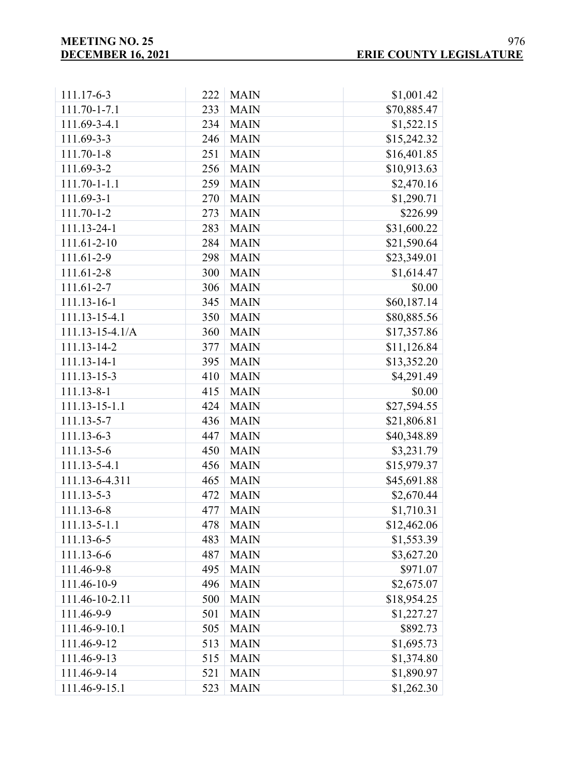| 111.17-6-3 | 222 | MAIN | $1,001.42 |
|---|---|---|---|
| 111.70-1-7.1 | 233 | MAIN | $70,885.47 |
| 111.69-3-4.1 | 234 | MAIN | $1,522.15 |
| 111.69-3-3 | 246 | MAIN | $15,242.32 |
| 111.70-1-8 | 251 | MAIN | $16,401.85 |
| 111.69-3-2 | 256 | MAIN | $10,913.63 |
| 111.70-1-1.1 | 259 | MAIN | $2,470.16 |
| 111.69-3-1 | 270 | MAIN | $1,290.71 |
| 111.70-1-2 | 273 | MAIN | $226.99 |
| 111.13-24-1 | 283 | MAIN | $31,600.22 |
| 111.61-2-10 | 284 | MAIN | $21,590.64 |
| 111.61-2-9 | 298 | MAIN | $23,349.01 |
| 111.61-2-8 | 300 | MAIN | $1,614.47 |
| 111.61-2-7 | 306 | MAIN | $0.00 |
| 111.13-16-1 | 345 | MAIN | $60,187.14 |
| 111.13-15-4.1 | 350 | MAIN | $80,885.56 |
| 111.13-15-4.1/A | 360 | MAIN | $17,357.86 |
| 111.13-14-2 | 377 | MAIN | $11,126.84 |
| 111.13-14-1 | 395 | MAIN | $13,352.20 |
| 111.13-15-3 | 410 | MAIN | $4,291.49 |
| 111.13-8-1 | 415 | MAIN | $0.00 |
| 111.13-15-1.1 | 424 | MAIN | $27,594.55 |
| 111.13-5-7 | 436 | MAIN | $21,806.81 |
| 111.13-6-3 | 447 | MAIN | $40,348.89 |
| 111.13-5-6 | 450 | MAIN | $3,231.79 |
| 111.13-5-4.1 | 456 | MAIN | $15,979.37 |
| 111.13-6-4.311 | 465 | MAIN | $45,691.88 |
| 111.13-5-3 | 472 | MAIN | $2,670.44 |
| 111.13-6-8 | 477 | MAIN | $1,710.31 |
| 111.13-5-1.1 | 478 | MAIN | $12,462.06 |
| 111.13-6-5 | 483 | MAIN | $1,553.39 |
| 111.13-6-6 | 487 | MAIN | $3,627.20 |
| 111.46-9-8 | 495 | MAIN | $971.07 |
| 111.46-10-9 | 496 | MAIN | $2,675.07 |
| 111.46-10-2.11 | 500 | MAIN | $18,954.25 |
| 111.46-9-9 | 501 | MAIN | $1,227.27 |
| 111.46-9-10.1 | 505 | MAIN | $892.73 |
| 111.46-9-12 | 513 | MAIN | $1,695.73 |
| 111.46-9-13 | 515 | MAIN | $1,374.80 |
| 111.46-9-14 | 521 | MAIN | $1,890.97 |
| 111.46-9-15.1 | 523 | MAIN | $1,262.30 |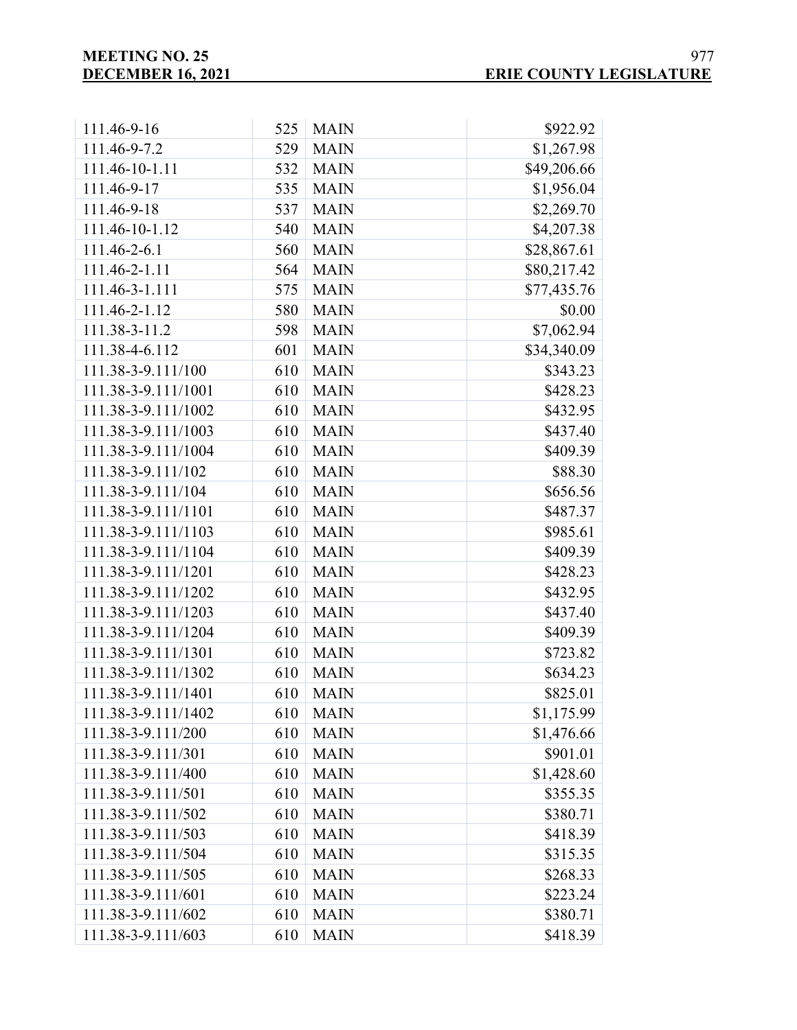| | | | |
|---|---|---|---|
| 111.46-9-16 | 525 | MAIN | $922.92 |
| 111.46-9-7.2 | 529 | MAIN | $1,267.98 |
| 111.46-10-1.11 | 532 | MAIN | $49,206.66 |
| 111.46-9-17 | 535 | MAIN | $1,956.04 |
| 111.46-9-18 | 537 | MAIN | $2,269.70 |
| 111.46-10-1.12 | 540 | MAIN | $4,207.38 |
| 111.46-2-6.1 | 560 | MAIN | $28,867.61 |
| 111.46-2-1.11 | 564 | MAIN | $80,217.42 |
| 111.46-3-1.111 | 575 | MAIN | $77,435.76 |
| 111.46-2-1.12 | 580 | MAIN | $0.00 |
| 111.38-3-11.2 | 598 | MAIN | $7,062.94 |
| 111.38-4-6.112 | 601 | MAIN | $34,340.09 |
| 111.38-3-9.111/100 | 610 | MAIN | $343.23 |
| 111.38-3-9.111/1001 | 610 | MAIN | $428.23 |
| 111.38-3-9.111/1002 | 610 | MAIN | $432.95 |
| 111.38-3-9.111/1003 | 610 | MAIN | $437.40 |
| 111.38-3-9.111/1004 | 610 | MAIN | $409.39 |
| 111.38-3-9.111/102 | 610 | MAIN | $88.30 |
| 111.38-3-9.111/104 | 610 | MAIN | $656.56 |
| 111.38-3-9.111/1101 | 610 | MAIN | $487.37 |
| 111.38-3-9.111/1103 | 610 | MAIN | $985.61 |
| 111.38-3-9.111/1104 | 610 | MAIN | $409.39 |
| 111.38-3-9.111/1201 | 610 | MAIN | $428.23 |
| 111.38-3-9.111/1202 | 610 | MAIN | $432.95 |
| 111.38-3-9.111/1203 | 610 | MAIN | $437.40 |
| 111.38-3-9.111/1204 | 610 | MAIN | $409.39 |
| 111.38-3-9.111/1301 | 610 | MAIN | $723.82 |
| 111.38-3-9.111/1302 | 610 | MAIN | $634.23 |
| 111.38-3-9.111/1401 | 610 | MAIN | $825.01 |
| 111.38-3-9.111/1402 | 610 | MAIN | $1,175.99 |
| 111.38-3-9.111/200 | 610 | MAIN | $1,476.66 |
| 111.38-3-9.111/301 | 610 | MAIN | $901.01 |
| 111.38-3-9.111/400 | 610 | MAIN | $1,428.60 |
| 111.38-3-9.111/501 | 610 | MAIN | $355.35 |
| 111.38-3-9.111/502 | 610 | MAIN | $380.71 |
| 111.38-3-9.111/503 | 610 | MAIN | $418.39 |
| 111.38-3-9.111/504 | 610 | MAIN | $315.35 |
| 111.38-3-9.111/505 | 610 | MAIN | $268.33 |
| 111.38-3-9.111/601 | 610 | MAIN | $223.24 |
| 111.38-3-9.111/602 | 610 | MAIN | $380.71 |
| 111.38-3-9.111/603 | 610 | MAIN | $418.39 |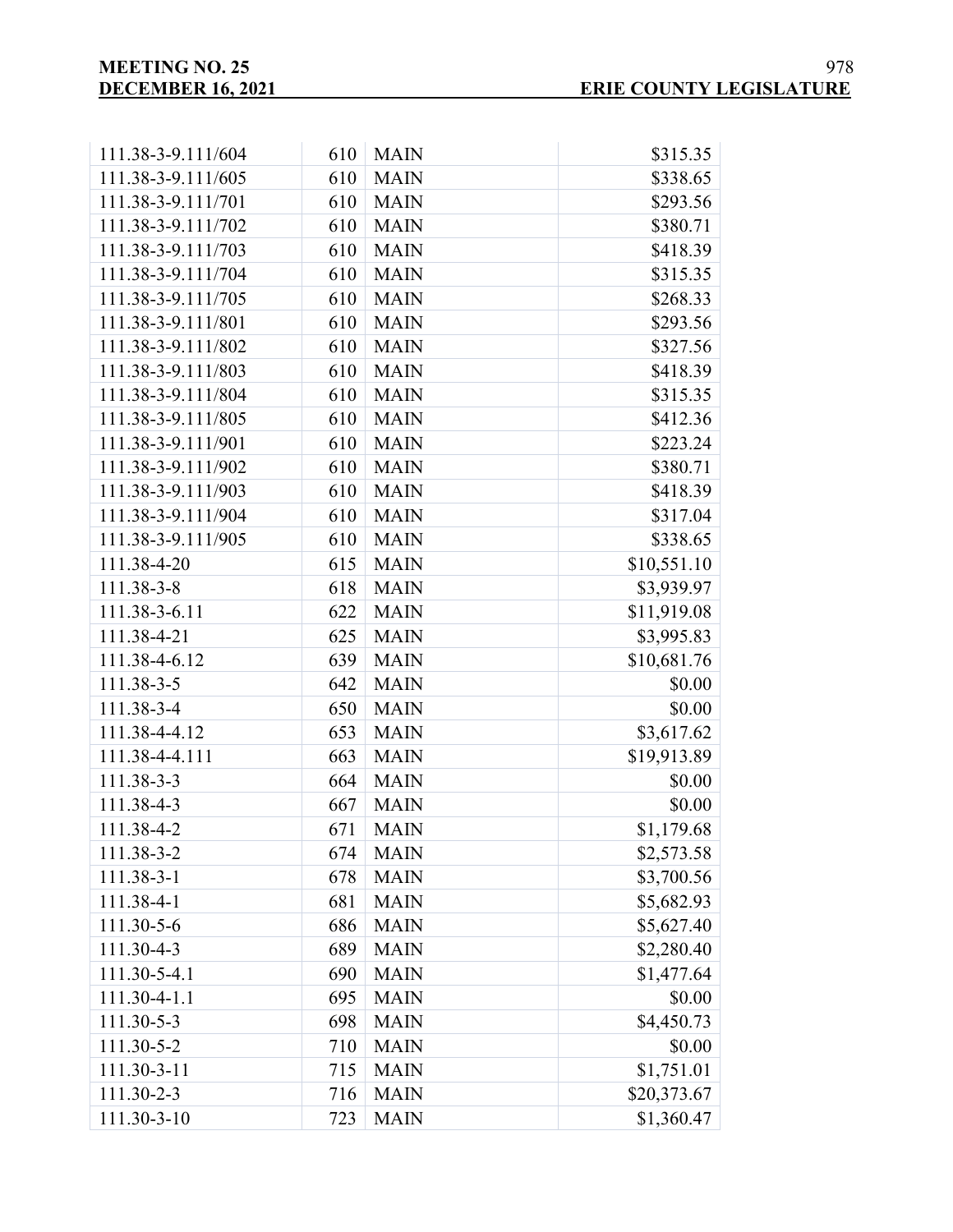| | | | |
|---|---|---|---|
| 111.38-3-9.111/604 | 610 | MAIN | $315.35 |
| 111.38-3-9.111/605 | 610 | MAIN | $338.65 |
| 111.38-3-9.111/701 | 610 | MAIN | $293.56 |
| 111.38-3-9.111/702 | 610 | MAIN | $380.71 |
| 111.38-3-9.111/703 | 610 | MAIN | $418.39 |
| 111.38-3-9.111/704 | 610 | MAIN | $315.35 |
| 111.38-3-9.111/705 | 610 | MAIN | $268.33 |
| 111.38-3-9.111/801 | 610 | MAIN | $293.56 |
| 111.38-3-9.111/802 | 610 | MAIN | $327.56 |
| 111.38-3-9.111/803 | 610 | MAIN | $418.39 |
| 111.38-3-9.111/804 | 610 | MAIN | $315.35 |
| 111.38-3-9.111/805 | 610 | MAIN | $412.36 |
| 111.38-3-9.111/901 | 610 | MAIN | $223.24 |
| 111.38-3-9.111/902 | 610 | MAIN | $380.71 |
| 111.38-3-9.111/903 | 610 | MAIN | $418.39 |
| 111.38-3-9.111/904 | 610 | MAIN | $317.04 |
| 111.38-3-9.111/905 | 610 | MAIN | $338.65 |
| 111.38-4-20 | 615 | MAIN | $10,551.10 |
| 111.38-3-8 | 618 | MAIN | $3,939.97 |
| 111.38-3-6.11 | 622 | MAIN | $11,919.08 |
| 111.38-4-21 | 625 | MAIN | $3,995.83 |
| 111.38-4-6.12 | 639 | MAIN | $10,681.76 |
| 111.38-3-5 | 642 | MAIN | $0.00 |
| 111.38-3-4 | 650 | MAIN | $0.00 |
| 111.38-4-4.12 | 653 | MAIN | $3,617.62 |
| 111.38-4-4.111 | 663 | MAIN | $19,913.89 |
| 111.38-3-3 | 664 | MAIN | $0.00 |
| 111.38-4-3 | 667 | MAIN | $0.00 |
| 111.38-4-2 | 671 | MAIN | $1,179.68 |
| 111.38-3-2 | 674 | MAIN | $2,573.58 |
| 111.38-3-1 | 678 | MAIN | $3,700.56 |
| 111.38-4-1 | 681 | MAIN | $5,682.93 |
| 111.30-5-6 | 686 | MAIN | $5,627.40 |
| 111.30-4-3 | 689 | MAIN | $2,280.40 |
| 111.30-5-4.1 | 690 | MAIN | $1,477.64 |
| 111.30-4-1.1 | 695 | MAIN | $0.00 |
| 111.30-5-3 | 698 | MAIN | $4,450.73 |
| 111.30-5-2 | 710 | MAIN | $0.00 |
| 111.30-3-11 | 715 | MAIN | $1,751.01 |
| 111.30-2-3 | 716 | MAIN | $20,373.67 |
| 111.30-3-10 | 723 | MAIN | $1,360.47 |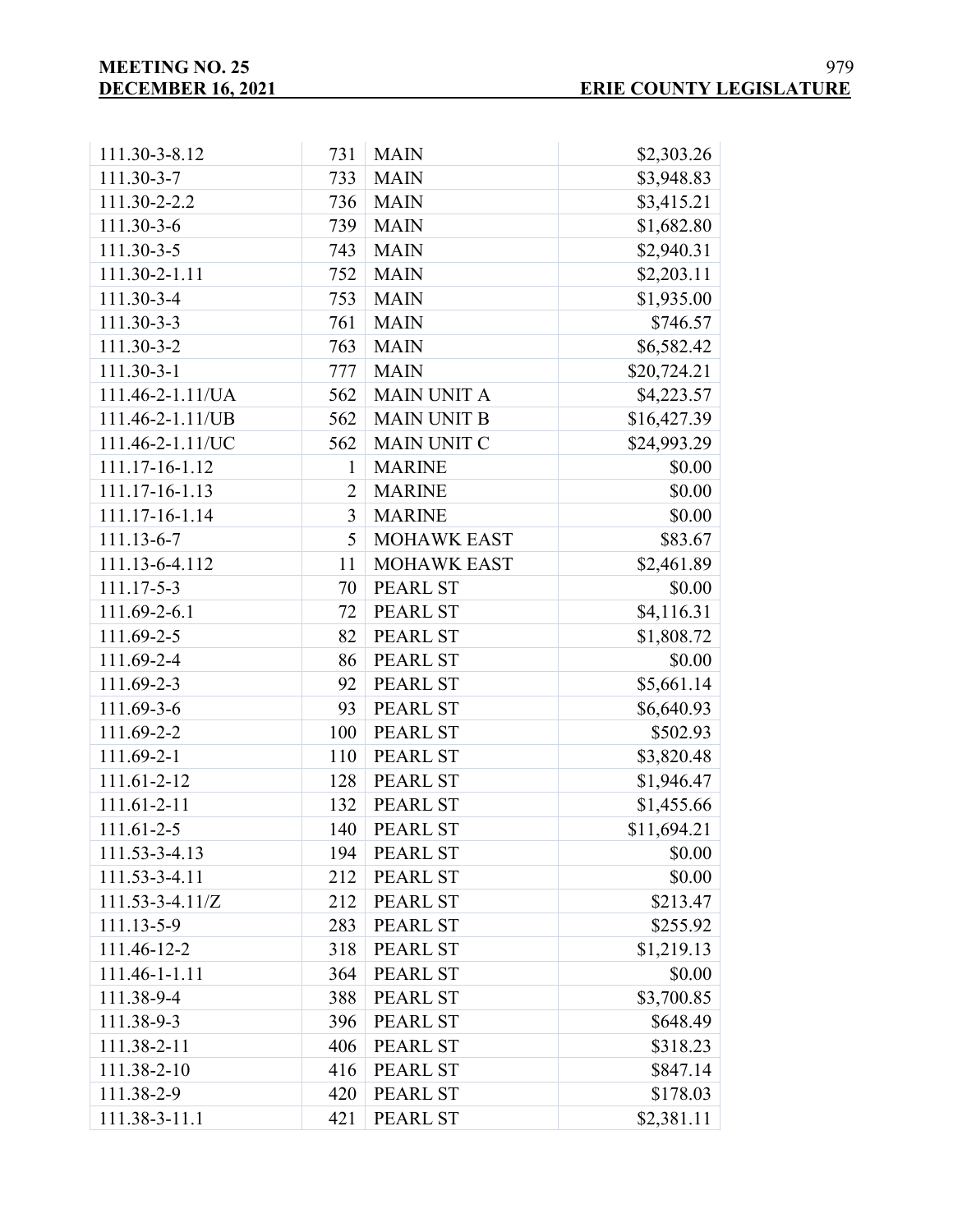| | | | |
|---|---|---|---|
| 111.30-3-8.12 | 731 | MAIN | $2,303.26 |
| 111.30-3-7 | 733 | MAIN | $3,948.83 |
| 111.30-2-2.2 | 736 | MAIN | $3,415.21 |
| 111.30-3-6 | 739 | MAIN | $1,682.80 |
| 111.30-3-5 | 743 | MAIN | $2,940.31 |
| 111.30-2-1.11 | 752 | MAIN | $2,203.11 |
| 111.30-3-4 | 753 | MAIN | $1,935.00 |
| 111.30-3-3 | 761 | MAIN | $746.57 |
| 111.30-3-2 | 763 | MAIN | $6,582.42 |
| 111.30-3-1 | 777 | MAIN | $20,724.21 |
| 111.46-2-1.11/UA | 562 | MAIN UNIT A | $4,223.57 |
| 111.46-2-1.11/UB | 562 | MAIN UNIT B | $16,427.39 |
| 111.46-2-1.11/UC | 562 | MAIN UNIT C | $24,993.29 |
| 111.17-16-1.12 | 1 | MARINE | $0.00 |
| 111.17-16-1.13 | 2 | MARINE | $0.00 |
| 111.17-16-1.14 | 3 | MARINE | $0.00 |
| 111.13-6-7 | 5 | MOHAWK EAST | $83.67 |
| 111.13-6-4.112 | 11 | MOHAWK EAST | $2,461.89 |
| 111.17-5-3 | 70 | PEARL ST | $0.00 |
| 111.69-2-6.1 | 72 | PEARL ST | $4,116.31 |
| 111.69-2-5 | 82 | PEARL ST | $1,808.72 |
| 111.69-2-4 | 86 | PEARL ST | $0.00 |
| 111.69-2-3 | 92 | PEARL ST | $5,661.14 |
| 111.69-3-6 | 93 | PEARL ST | $6,640.93 |
| 111.69-2-2 | 100 | PEARL ST | $502.93 |
| 111.69-2-1 | 110 | PEARL ST | $3,820.48 |
| 111.61-2-12 | 128 | PEARL ST | $1,946.47 |
| 111.61-2-11 | 132 | PEARL ST | $1,455.66 |
| 111.61-2-5 | 140 | PEARL ST | $11,694.21 |
| 111.53-3-4.13 | 194 | PEARL ST | $0.00 |
| 111.53-3-4.11 | 212 | PEARL ST | $0.00 |
| 111.53-3-4.11/Z | 212 | PEARL ST | $213.47 |
| 111.13-5-9 | 283 | PEARL ST | $255.92 |
| 111.46-12-2 | 318 | PEARL ST | $1,219.13 |
| 111.46-1-1.11 | 364 | PEARL ST | $0.00 |
| 111.38-9-4 | 388 | PEARL ST | $3,700.85 |
| 111.38-9-3 | 396 | PEARL ST | $648.49 |
| 111.38-2-11 | 406 | PEARL ST | $318.23 |
| 111.38-2-10 | 416 | PEARL ST | $847.14 |
| 111.38-2-9 | 420 | PEARL ST | $178.03 |
| 111.38-3-11.1 | 421 | PEARL ST | $2,381.11 |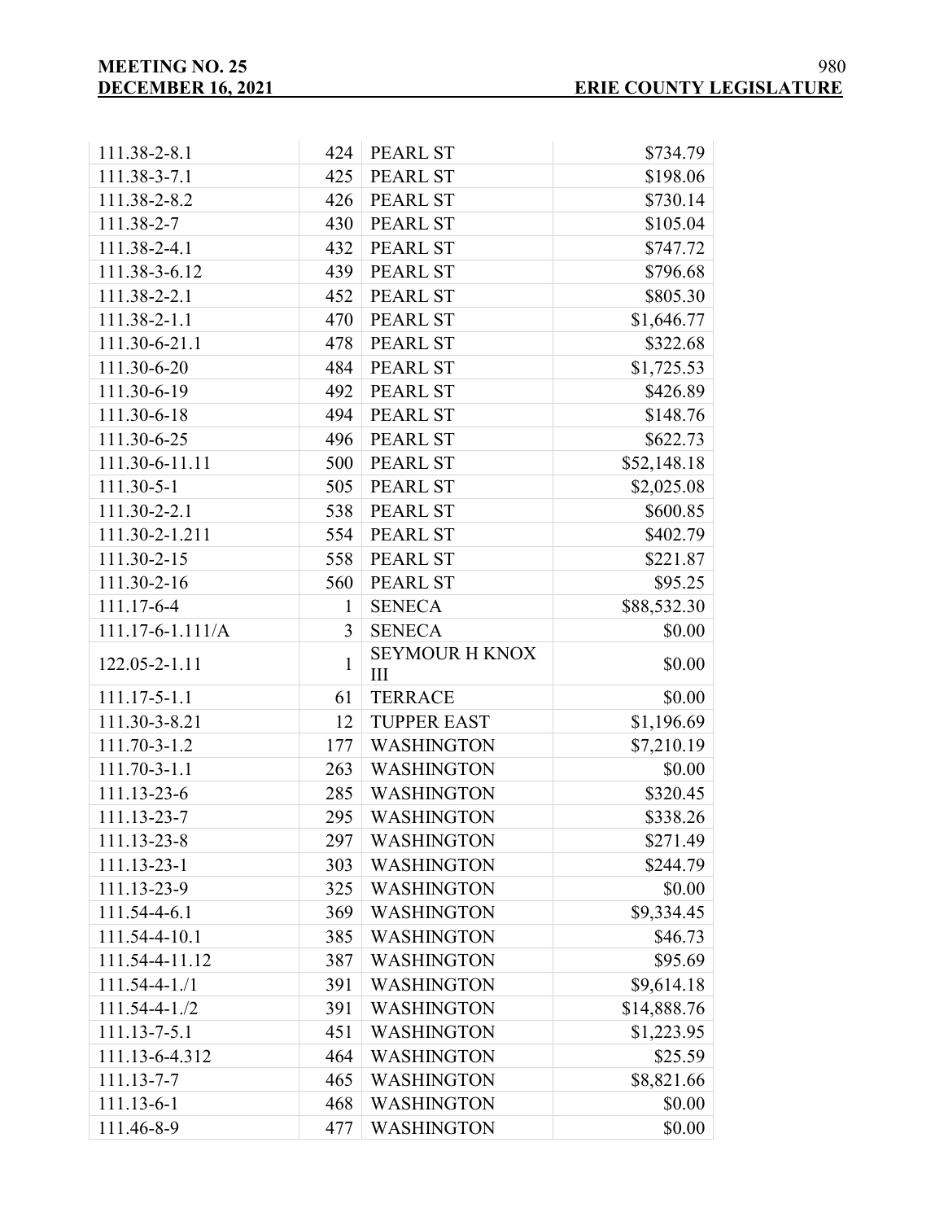| | | | |
|---|---|---|---|
| 111.38-2-8.1 | 424 | PEARL ST | $734.79 |
| 111.38-3-7.1 | 425 | PEARL ST | $198.06 |
| 111.38-2-8.2 | 426 | PEARL ST | $730.14 |
| 111.38-2-7 | 430 | PEARL ST | $105.04 |
| 111.38-2-4.1 | 432 | PEARL ST | $747.72 |
| 111.38-3-6.12 | 439 | PEARL ST | $796.68 |
| 111.38-2-2.1 | 452 | PEARL ST | $805.30 |
| 111.38-2-1.1 | 470 | PEARL ST | $1,646.77 |
| 111.30-6-21.1 | 478 | PEARL ST | $322.68 |
| 111.30-6-20 | 484 | PEARL ST | $1,725.53 |
| 111.30-6-19 | 492 | PEARL ST | $426.89 |
| 111.30-6-18 | 494 | PEARL ST | $148.76 |
| 111.30-6-25 | 496 | PEARL ST | $622.73 |
| 111.30-6-11.11 | 500 | PEARL ST | $52,148.18 |
| 111.30-5-1 | 505 | PEARL ST | $2,025.08 |
| 111.30-2-2.1 | 538 | PEARL ST | $600.85 |
| 111.30-2-1.211 | 554 | PEARL ST | $402.79 |
| 111.30-2-15 | 558 | PEARL ST | $221.87 |
| 111.30-2-16 | 560 | PEARL ST | $95.25 |
| 111.17-6-4 | 1 | SENECA | $88,532.30 |
| 111.17-6-1.111/A | 3 | SENECA | $0.00 |
| 122.05-2-1.11 | 1 | SEYMOUR H KNOX III | $0.00 |
| 111.17-5-1.1 | 61 | TERRACE | $0.00 |
| 111.30-3-8.21 | 12 | TUPPER EAST | $1,196.69 |
| 111.70-3-1.2 | 177 | WASHINGTON | $7,210.19 |
| 111.70-3-1.1 | 263 | WASHINGTON | $0.00 |
| 111.13-23-6 | 285 | WASHINGTON | $320.45 |
| 111.13-23-7 | 295 | WASHINGTON | $338.26 |
| 111.13-23-8 | 297 | WASHINGTON | $271.49 |
| 111.13-23-1 | 303 | WASHINGTON | $244.79 |
| 111.13-23-9 | 325 | WASHINGTON | $0.00 |
| 111.54-4-6.1 | 369 | WASHINGTON | $9,334.45 |
| 111.54-4-10.1 | 385 | WASHINGTON | $46.73 |
| 111.54-4-11.12 | 387 | WASHINGTON | $95.69 |
| 111.54-4-1./1 | 391 | WASHINGTON | $9,614.18 |
| 111.54-4-1./2 | 391 | WASHINGTON | $14,888.76 |
| 111.13-7-5.1 | 451 | WASHINGTON | $1,223.95 |
| 111.13-6-4.312 | 464 | WASHINGTON | $25.59 |
| 111.13-7-7 | 465 | WASHINGTON | $8,821.66 |
| 111.13-6-1 | 468 | WASHINGTON | $0.00 |
| 111.46-8-9 | 477 | WASHINGTON | $0.00 |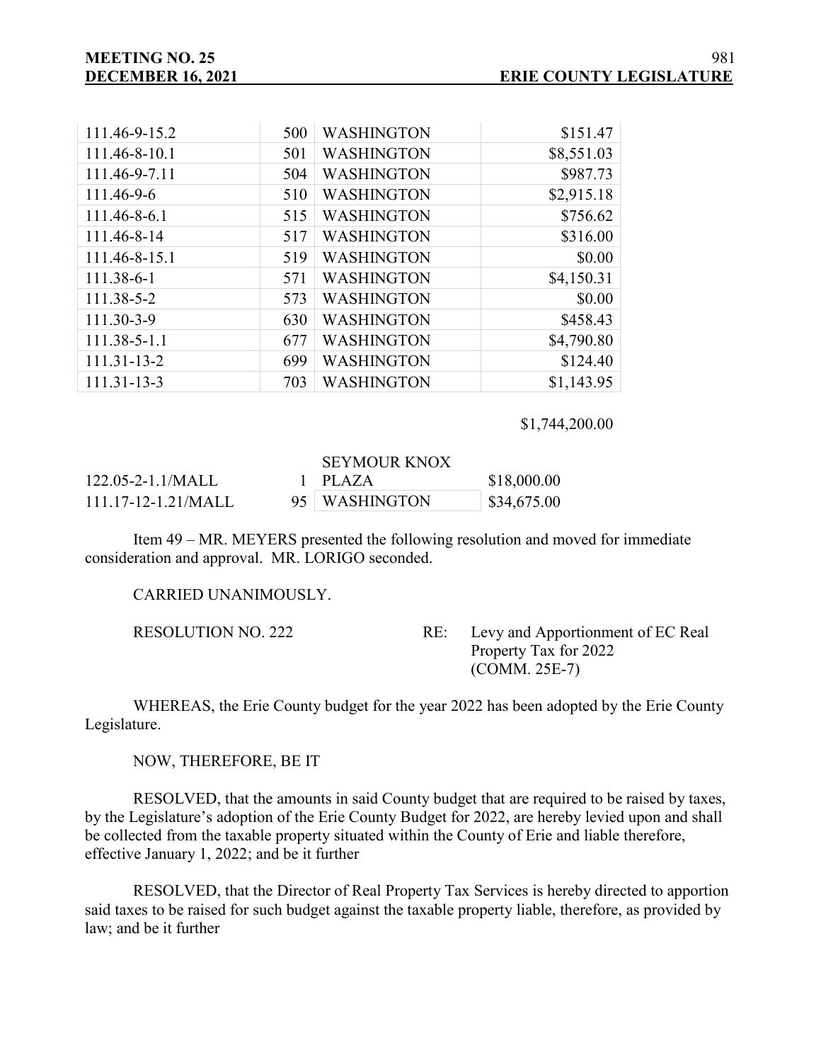| | | | |
|---|---|---|---|
| 111.46-9-15.2 | 500 | WASHINGTON | $151.47 |
| 111.46-8-10.1 | 501 | WASHINGTON | $8,551.03 |
| 111.46-9-7.11 | 504 | WASHINGTON | $987.73 |
| 111.46-9-6 | 510 | WASHINGTON | $2,915.18 |
| 111.46-8-6.1 | 515 | WASHINGTON | $756.62 |
| 111.46-8-14 | 517 | WASHINGTON | $316.00 |
| 111.46-8-15.1 | 519 | WASHINGTON | $0.00 |
| 111.38-6-1 | 571 | WASHINGTON | $4,150.31 |
| 111.38-5-2 | 573 | WASHINGTON | $0.00 |
| 111.30-3-9 | 630 | WASHINGTON | $458.43 |
| 111.38-5-1.1 | 677 | WASHINGTON | $4,790.80 |
| 111.31-13-2 | 699 | WASHINGTON | $124.40 |
| 111.31-13-3 | 703 | WASHINGTON | $1,143.95 |
| | | | $1,744,200.00 |

| | | | |
|---|---|---|---|
| 122.05-2-1.1/MALL | 1 | SEYMOUR KNOX PLAZA | $18,000.00 |
| 111.17-12-1.21/MALL | 95 | WASHINGTON | $34,675.00 |

Item 49 – MR. MEYERS presented the following resolution and moved for immediate consideration and approval. MR. LORIGO seconded.

CARRIED UNANIMOUSLY.

RESOLUTION NO. 222 RE: Levy and Apportionment of EC Real Property Tax for 2022 (COMM. 25E-7)

WHEREAS, the Erie County budget for the year 2022 has been adopted by the Erie County Legislature.

NOW, THEREFORE, BE IT

RESOLVED, that the amounts in said County budget that are required to be raised by taxes, by the Legislature's adoption of the Erie County Budget for 2022, are hereby levied upon and shall be collected from the taxable property situated within the County of Erie and liable therefore, effective January 1, 2022; and be it further

RESOLVED, that the Director of Real Property Tax Services is hereby directed to apportion said taxes to be raised for such budget against the taxable property liable, therefore, as provided by law; and be it further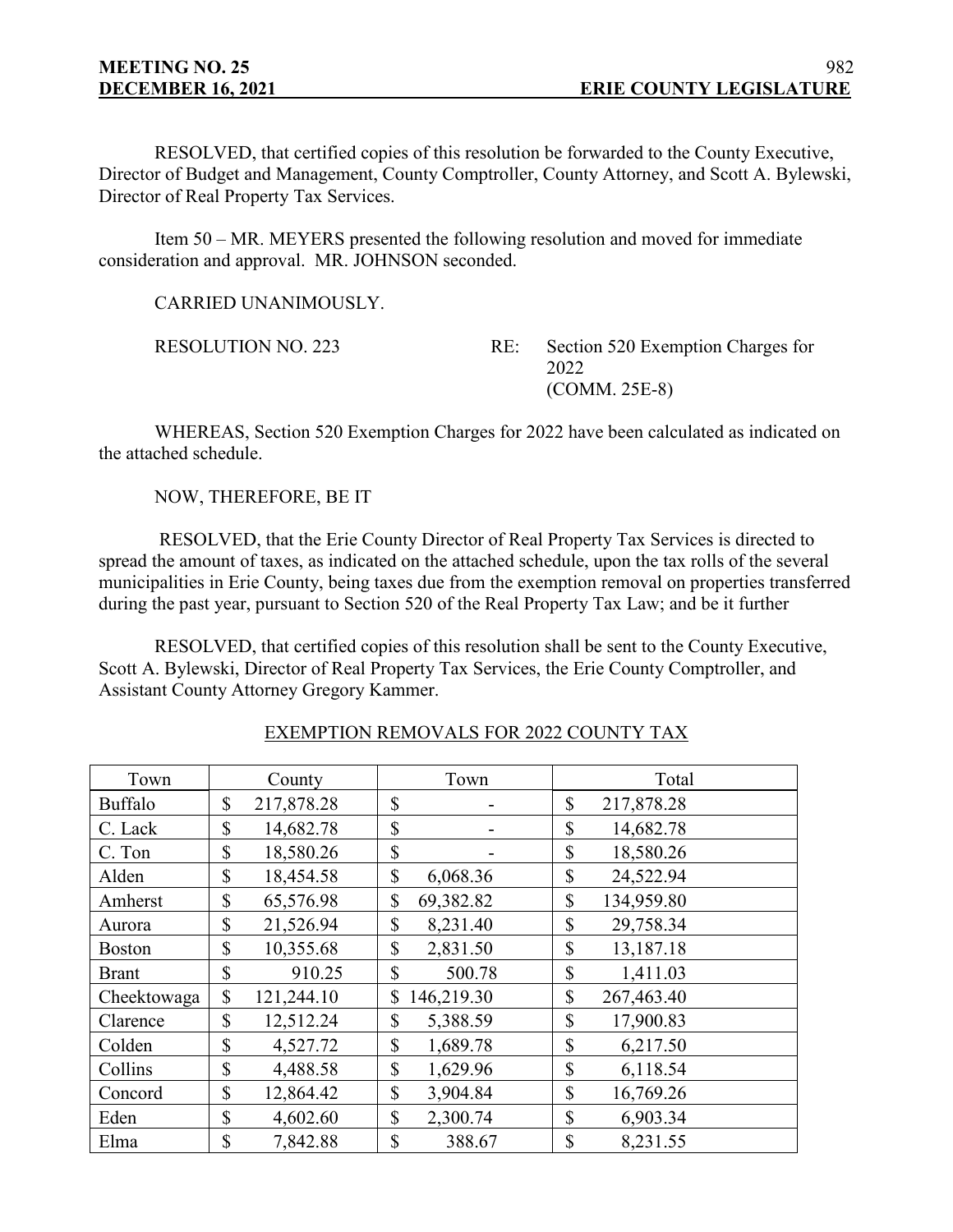RESOLVED, that certified copies of this resolution be forwarded to the County Executive, Director of Budget and Management, County Comptroller, County Attorney, and Scott A. Bylewski, Director of Real Property Tax Services.

Item 50 – MR. MEYERS presented the following resolution and moved for immediate consideration and approval. MR. JOHNSON seconded.

CARRIED UNANIMOUSLY.

RESOLUTION NO. 223 RE: Section 520 Exemption Charges for 2022 (COMM. 25E-8)

WHEREAS, Section 520 Exemption Charges for 2022 have been calculated as indicated on the attached schedule.

NOW, THEREFORE, BE IT

RESOLVED, that the Erie County Director of Real Property Tax Services is directed to spread the amount of taxes, as indicated on the attached schedule, upon the tax rolls of the several municipalities in Erie County, being taxes due from the exemption removal on properties transferred during the past year, pursuant to Section 520 of the Real Property Tax Law; and be it further

RESOLVED, that certified copies of this resolution shall be sent to the County Executive, Scott A. Bylewski, Director of Real Property Tax Services, the Erie County Comptroller, and Assistant County Attorney Gregory Kammer.

EXEMPTION REMOVALS FOR 2022 COUNTY TAX

| Town | County | Town | Total |
|---|---|---|---|
| Buffalo | $ 217,878.28 | $ - | $ 217,878.28 |
| C. Lack | $ 14,682.78 | $ - | $ 14,682.78 |
| C. Ton | $ 18,580.26 | $ - | $ 18,580.26 |
| Alden | $ 18,454.58 | $ 6,068.36 | $ 24,522.94 |
| Amherst | $ 65,576.98 | $ 69,382.82 | $ 134,959.80 |
| Aurora | $ 21,526.94 | $ 8,231.40 | $ 29,758.34 |
| Boston | $ 10,355.68 | $ 2,831.50 | $ 13,187.18 |
| Brant | $ 910.25 | $ 500.78 | $ 1,411.03 |
| Cheektowaga | $ 121,244.10 | $ 146,219.30 | $ 267,463.40 |
| Clarence | $ 12,512.24 | $ 5,388.59 | $ 17,900.83 |
| Colden | $ 4,527.72 | $ 1,689.78 | $ 6,217.50 |
| Collins | $ 4,488.58 | $ 1,629.96 | $ 6,118.54 |
| Concord | $ 12,864.42 | $ 3,904.84 | $ 16,769.26 |
| Eden | $ 4,602.60 | $ 2,300.74 | $ 6,903.34 |
| Elma | $ 7,842.88 | $ 388.67 | $ 8,231.55 |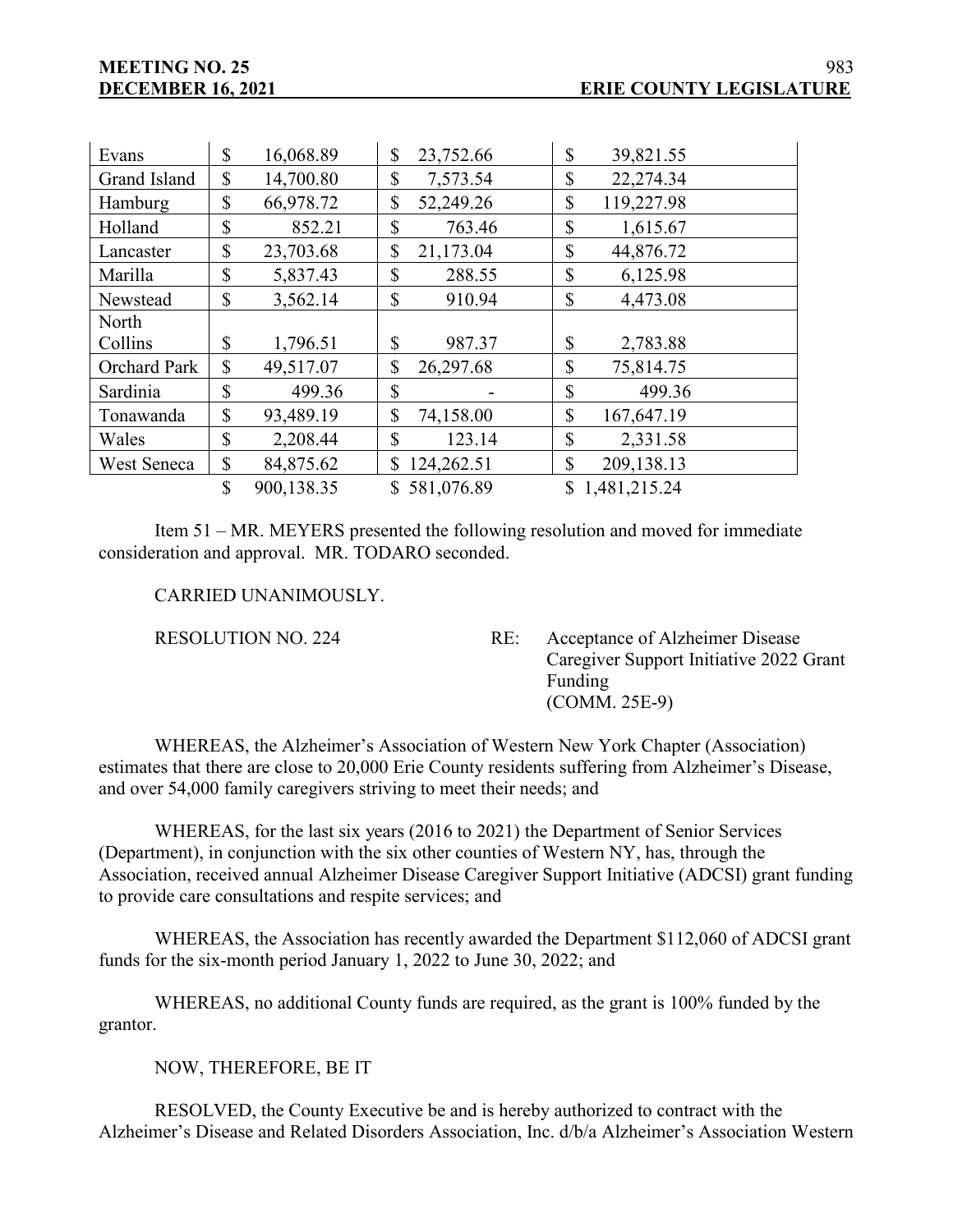| | | | |
|---|---|---|---|
| Evans | $ 16,068.89 | $ 23,752.66 | $ 39,821.55 |
| Grand Island | $ 14,700.80 | $ 7,573.54 | $ 22,274.34 |
| Hamburg | $ 66,978.72 | $ 52,249.26 | $ 119,227.98 |
| Holland | $ 852.21 | $ 763.46 | $ 1,615.67 |
| Lancaster | $ 23,703.68 | $ 21,173.04 | $ 44,876.72 |
| Marilla | $ 5,837.43 | $ 288.55 | $ 6,125.98 |
| Newstead | $ 3,562.14 | $ 910.94 | $ 4,473.08 |
| North Collins | $ 1,796.51 | $ 987.37 | $ 2,783.88 |
| Orchard Park | $ 49,517.07 | $ 26,297.68 | $ 75,814.75 |
| Sardinia | $ 499.36 | $ - | $ 499.36 |
| Tonawanda | $ 93,489.19 | $ 74,158.00 | $ 167,647.19 |
| Wales | $ 2,208.44 | $ 123.14 | $ 2,331.58 |
| West Seneca | $ 84,875.62 | $ 124,262.51 | $ 209,138.13 |
| | $ 900,138.35 | $ 581,076.89 | $ 1,481,215.24 |

Item 51 – MR. MEYERS presented the following resolution and moved for immediate consideration and approval. MR. TODARO seconded.

CARRIED UNANIMOUSLY.

RESOLUTION NO. 224 RE: Acceptance of Alzheimer Disease Caregiver Support Initiative 2022 Grant Funding (COMM. 25E-9)

WHEREAS, the Alzheimer's Association of Western New York Chapter (Association) estimates that there are close to 20,000 Erie County residents suffering from Alzheimer's Disease, and over 54,000 family caregivers striving to meet their needs; and

WHEREAS, for the last six years (2016 to 2021) the Department of Senior Services (Department), in conjunction with the six other counties of Western NY, has, through the Association, received annual Alzheimer Disease Caregiver Support Initiative (ADCSI) grant funding to provide care consultations and respite services; and

WHEREAS, the Association has recently awarded the Department $112,060 of ADCSI grant funds for the six-month period January 1, 2022 to June 30, 2022; and

WHEREAS, no additional County funds are required, as the grant is 100% funded by the grantor.

NOW, THEREFORE, BE IT

RESOLVED, the County Executive be and is hereby authorized to contract with the Alzheimer's Disease and Related Disorders Association, Inc. d/b/a Alzheimer's Association Western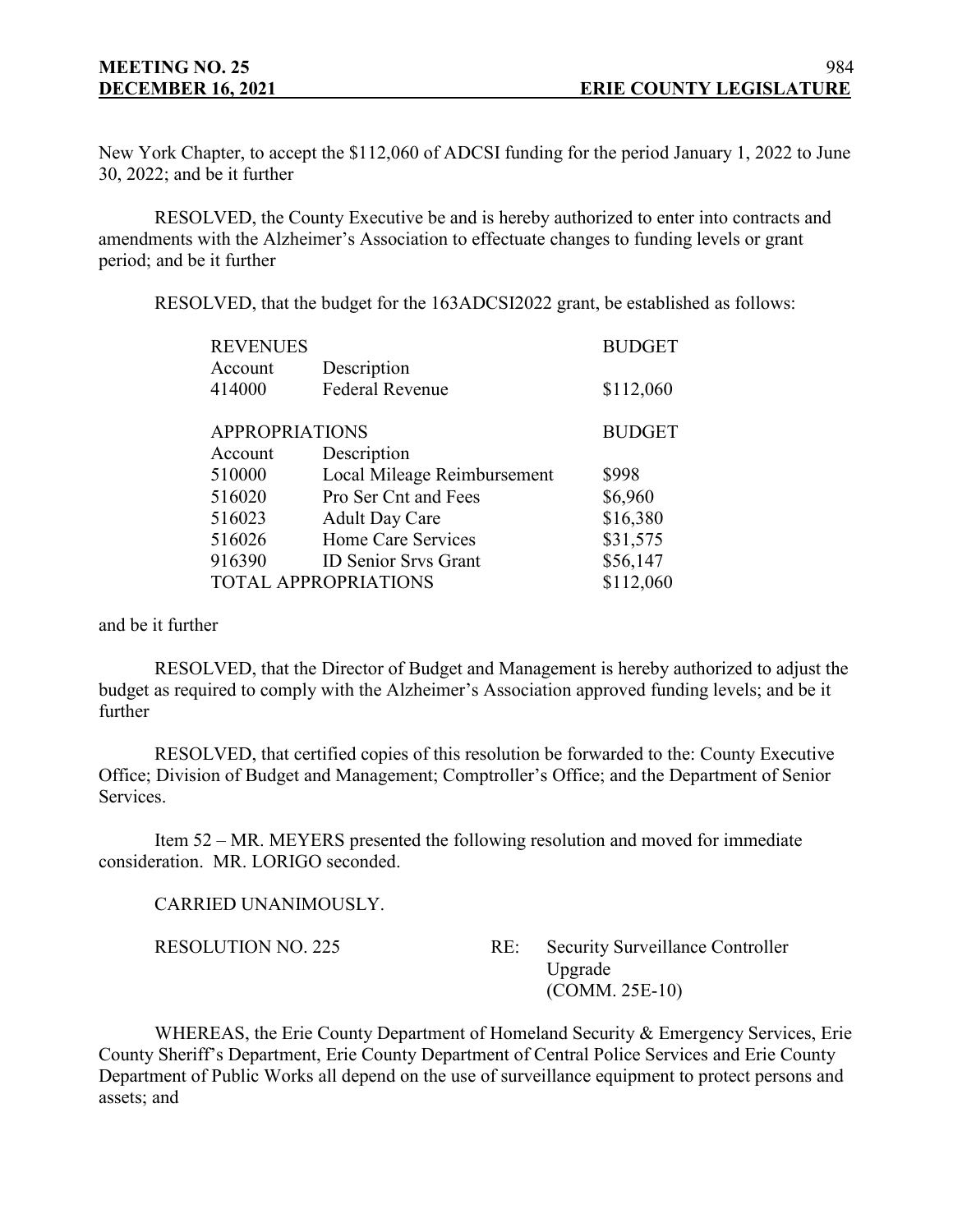New York Chapter, to accept the $112,060 of ADCSI funding for the period January 1, 2022 to June 30, 2022; and be it further

RESOLVED, the County Executive be and is hereby authorized to enter into contracts and amendments with the Alzheimer's Association to effectuate changes to funding levels or grant period; and be it further

RESOLVED, that the budget for the 163ADCSI2022 grant, be established as follows:

| REVENUES | | BUDGET |
|---|---|---|
| Account | Description | |
| 414000 | Federal Revenue | $112,060 |

| APPROPRIATIONS | | BUDGET |
|---|---|---|
| Account | Description | |
| 510000 | Local Mileage Reimbursement | $998 |
| 516020 | Pro Ser Cnt and Fees | $6,960 |
| 516023 | Adult Day Care | $16,380 |
| 516026 | Home Care Services | $31,575 |
| 916390 | ID Senior Srvs Grant | $56,147 |
| TOTAL APPROPRIATIONS | | $112,060 |

and be it further

RESOLVED, that the Director of Budget and Management is hereby authorized to adjust the budget as required to comply with the Alzheimer's Association approved funding levels; and be it further

RESOLVED, that certified copies of this resolution be forwarded to the: County Executive Office; Division of Budget and Management; Comptroller's Office; and the Department of Senior Services.

Item 52 – MR. MEYERS presented the following resolution and moved for immediate consideration. MR. LORIGO seconded.

CARRIED UNANIMOUSLY.

RESOLUTION NO. 225 RE: Security Surveillance Controller Upgrade (COMM. 25E-10)

WHEREAS, the Erie County Department of Homeland Security & Emergency Services, Erie County Sheriff's Department, Erie County Department of Central Police Services and Erie County Department of Public Works all depend on the use of surveillance equipment to protect persons and assets; and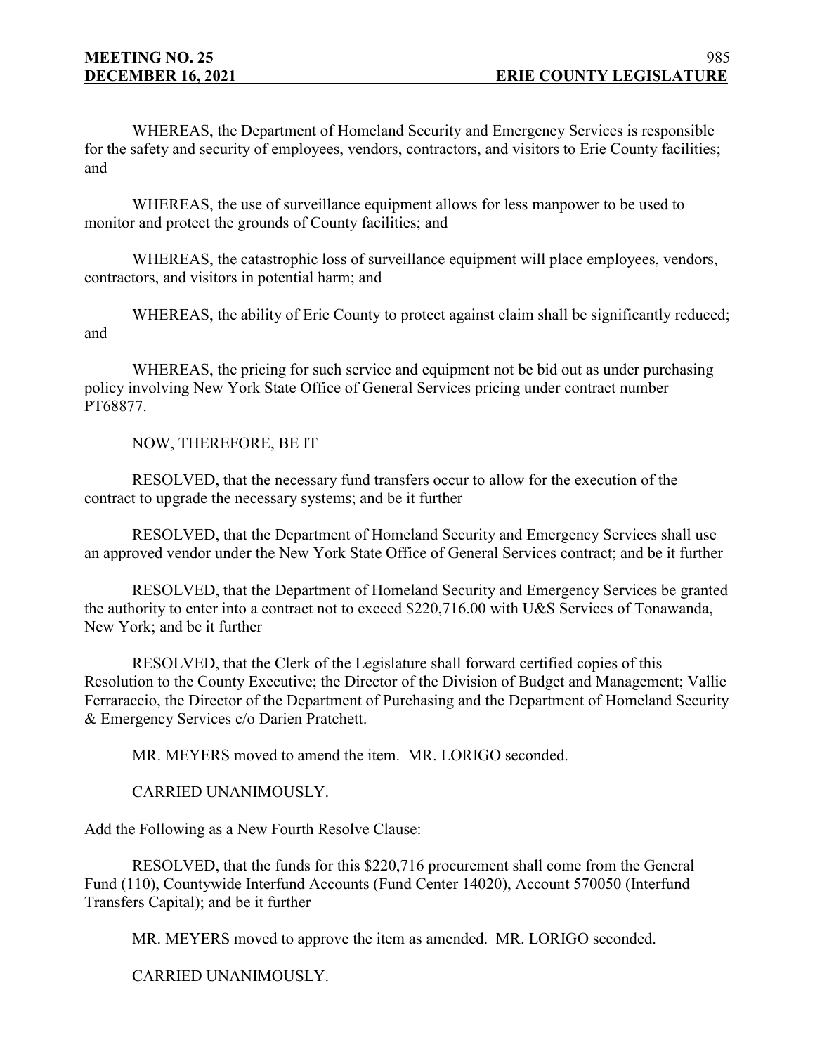WHEREAS, the Department of Homeland Security and Emergency Services is responsible for the safety and security of employees, vendors, contractors, and visitors to Erie County facilities; and

WHEREAS, the use of surveillance equipment allows for less manpower to be used to monitor and protect the grounds of County facilities; and

WHEREAS, the catastrophic loss of surveillance equipment will place employees, vendors, contractors, and visitors in potential harm; and

WHEREAS, the ability of Erie County to protect against claim shall be significantly reduced; and

WHEREAS, the pricing for such service and equipment not be bid out as under purchasing policy involving New York State Office of General Services pricing under contract number PT68877.

NOW, THEREFORE, BE IT

RESOLVED, that the necessary fund transfers occur to allow for the execution of the contract to upgrade the necessary systems; and be it further

RESOLVED, that the Department of Homeland Security and Emergency Services shall use an approved vendor under the New York State Office of General Services contract; and be it further

RESOLVED, that the Department of Homeland Security and Emergency Services be granted the authority to enter into a contract not to exceed $220,716.00 with U&S Services of Tonawanda, New York; and be it further

RESOLVED, that the Clerk of the Legislature shall forward certified copies of this Resolution to the County Executive; the Director of the Division of Budget and Management; Vallie Ferraraccio, the Director of the Department of Purchasing and the Department of Homeland Security & Emergency Services c/o Darien Pratchett.

MR. MEYERS moved to amend the item. MR. LORIGO seconded.

CARRIED UNANIMOUSLY.

Add the Following as a New Fourth Resolve Clause:

RESOLVED, that the funds for this $220,716 procurement shall come from the General Fund (110), Countywide Interfund Accounts (Fund Center 14020), Account 570050 (Interfund Transfers Capital); and be it further

MR. MEYERS moved to approve the item as amended. MR. LORIGO seconded.

CARRIED UNANIMOUSLY.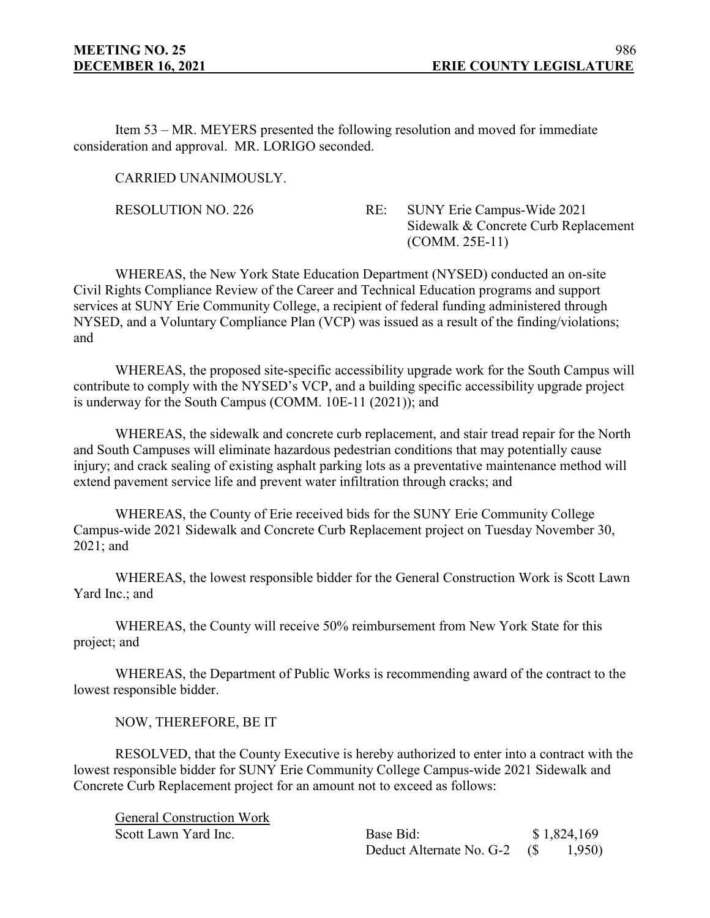Item 53 – MR. MEYERS presented the following resolution and moved for immediate consideration and approval. MR. LORIGO seconded.

CARRIED UNANIMOUSLY.

RESOLUTION NO. 226 RE: SUNY Erie Campus-Wide 2021 Sidewalk & Concrete Curb Replacement (COMM. 25E-11)

WHEREAS, the New York State Education Department (NYSED) conducted an on-site Civil Rights Compliance Review of the Career and Technical Education programs and support services at SUNY Erie Community College, a recipient of federal funding administered through NYSED, and a Voluntary Compliance Plan (VCP) was issued as a result of the finding/violations; and

WHEREAS, the proposed site-specific accessibility upgrade work for the South Campus will contribute to comply with the NYSED's VCP, and a building specific accessibility upgrade project is underway for the South Campus (COMM. 10E-11 (2021)); and

WHEREAS, the sidewalk and concrete curb replacement, and stair tread repair for the North and South Campuses will eliminate hazardous pedestrian conditions that may potentially cause injury; and crack sealing of existing asphalt parking lots as a preventative maintenance method will extend pavement service life and prevent water infiltration through cracks; and

WHEREAS, the County of Erie received bids for the SUNY Erie Community College Campus-wide 2021 Sidewalk and Concrete Curb Replacement project on Tuesday November 30, 2021; and

WHEREAS, the lowest responsible bidder for the General Construction Work is Scott Lawn Yard Inc.; and

WHEREAS, the County will receive 50% reimbursement from New York State for this project; and

WHEREAS, the Department of Public Works is recommending award of the contract to the lowest responsible bidder.

NOW, THEREFORE, BE IT

RESOLVED, that the County Executive is hereby authorized to enter into a contract with the lowest responsible bidder for SUNY Erie Community College Campus-wide 2021 Sidewalk and Concrete Curb Replacement project for an amount not to exceed as follows:

<u>General Construction Work</u>

| | | |
|---|---|---|
| Scott Lawn Yard Inc. | Base Bid: | $ 1,824,169 |
| | Deduct Alternate No. G-2 | ($ 1,950) |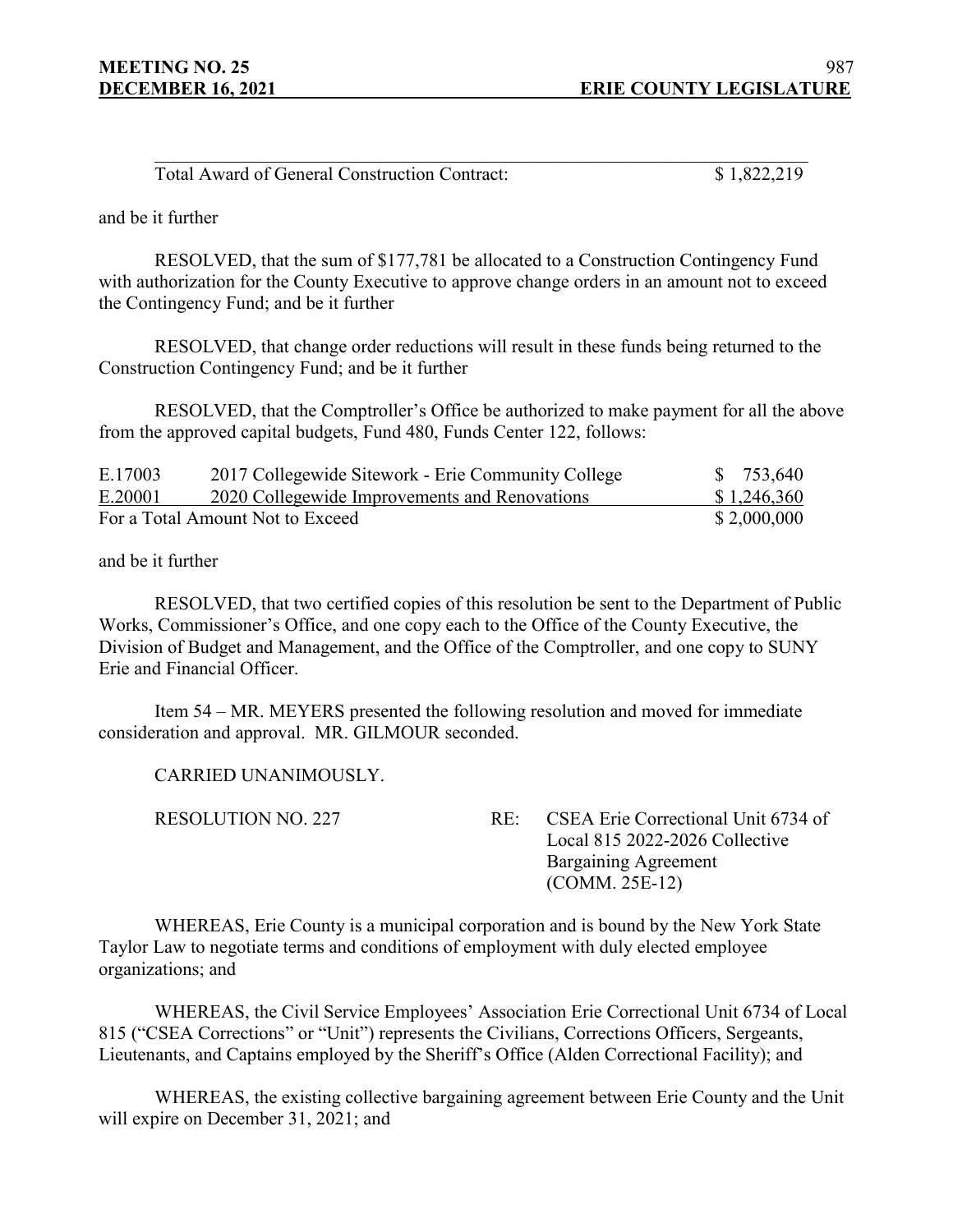| | |
|---|---|
| Total Award of General Construction Contract: | $ 1,822,219 |

and be it further

RESOLVED, that the sum of $177,781 be allocated to a Construction Contingency Fund with authorization for the County Executive to approve change orders in an amount not to exceed the Contingency Fund; and be it further

RESOLVED, that change order reductions will result in these funds being returned to the Construction Contingency Fund; and be it further

RESOLVED, that the Comptroller's Office be authorized to make payment for all the above from the approved capital budgets, Fund 480, Funds Center 122, follows:

| | | |
|---|---|---|
| E.17003 | 2017 Collegewide Sitework - Erie Community College | $ 753,640 |
| E.20001 | 2020 Collegewide Improvements and Renovations | $ 1,246,360 |
| For a Total Amount Not to Exceed | | $ 2,000,000 |

and be it further

RESOLVED, that two certified copies of this resolution be sent to the Department of Public Works, Commissioner's Office, and one copy each to the Office of the County Executive, the Division of Budget and Management, and the Office of the Comptroller, and one copy to SUNY Erie and Financial Officer.

Item 54 – MR. MEYERS presented the following resolution and moved for immediate consideration and approval. MR. GILMOUR seconded.

CARRIED UNANIMOUSLY.

RESOLUTION NO. 227 RE: CSEA Erie Correctional Unit 6734 of Local 815 2022-2026 Collective Bargaining Agreement (COMM. 25E-12)

WHEREAS, Erie County is a municipal corporation and is bound by the New York State Taylor Law to negotiate terms and conditions of employment with duly elected employee organizations; and

WHEREAS, the Civil Service Employees' Association Erie Correctional Unit 6734 of Local 815 ("CSEA Corrections" or "Unit") represents the Civilians, Corrections Officers, Sergeants, Lieutenants, and Captains employed by the Sheriff's Office (Alden Correctional Facility); and

WHEREAS, the existing collective bargaining agreement between Erie County and the Unit will expire on December 31, 2021; and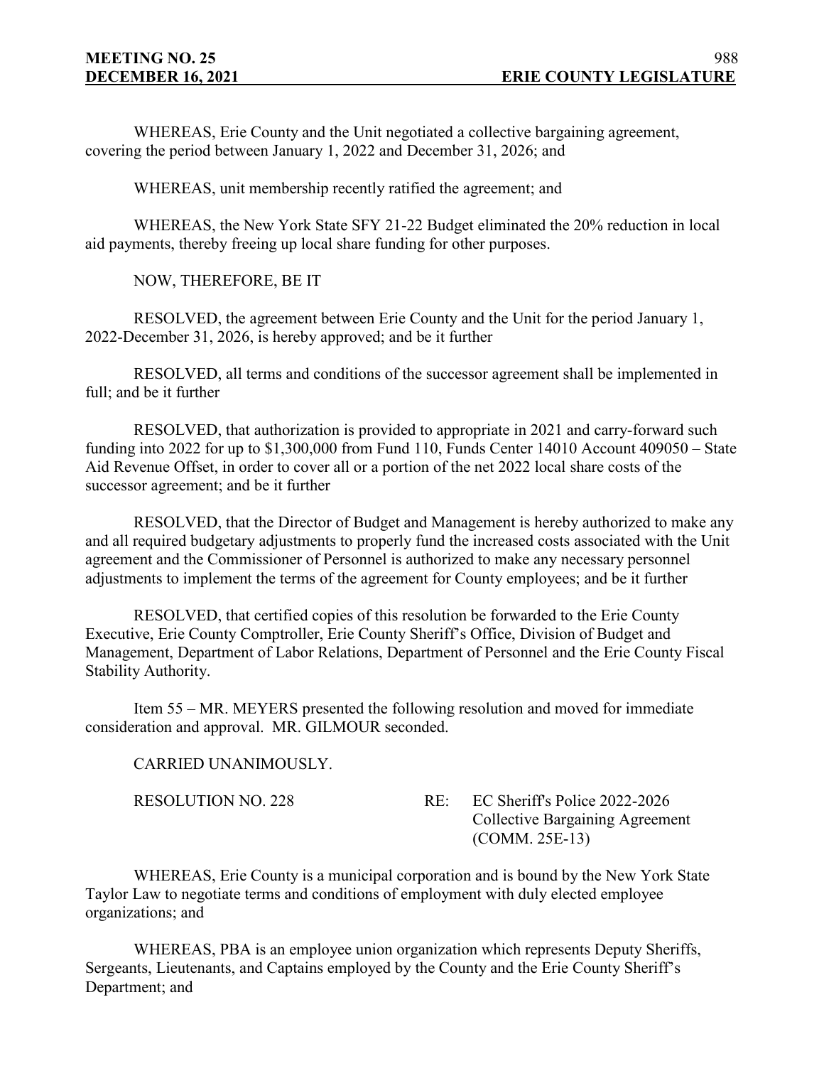WHEREAS, Erie County and the Unit negotiated a collective bargaining agreement, covering the period between January 1, 2022 and December 31, 2026; and

WHEREAS, unit membership recently ratified the agreement; and

WHEREAS, the New York State SFY 21-22 Budget eliminated the 20% reduction in local aid payments, thereby freeing up local share funding for other purposes.

NOW, THEREFORE, BE IT

RESOLVED, the agreement between Erie County and the Unit for the period January 1, 2022-December 31, 2026, is hereby approved; and be it further

RESOLVED, all terms and conditions of the successor agreement shall be implemented in full; and be it further

RESOLVED, that authorization is provided to appropriate in 2021 and carry-forward such funding into 2022 for up to $1,300,000 from Fund 110, Funds Center 14010 Account 409050 – State Aid Revenue Offset, in order to cover all or a portion of the net 2022 local share costs of the successor agreement; and be it further

RESOLVED, that the Director of Budget and Management is hereby authorized to make any and all required budgetary adjustments to properly fund the increased costs associated with the Unit agreement and the Commissioner of Personnel is authorized to make any necessary personnel adjustments to implement the terms of the agreement for County employees; and be it further

RESOLVED, that certified copies of this resolution be forwarded to the Erie County Executive, Erie County Comptroller, Erie County Sheriff's Office, Division of Budget and Management, Department of Labor Relations, Department of Personnel and the Erie County Fiscal Stability Authority.

Item 55 – MR. MEYERS presented the following resolution and moved for immediate consideration and approval. MR. GILMOUR seconded.

CARRIED UNANIMOUSLY.

RESOLUTION NO. 228 RE: EC Sheriff's Police 2022-2026 Collective Bargaining Agreement (COMM. 25E-13)

WHEREAS, Erie County is a municipal corporation and is bound by the New York State Taylor Law to negotiate terms and conditions of employment with duly elected employee organizations; and

WHEREAS, PBA is an employee union organization which represents Deputy Sheriffs, Sergeants, Lieutenants, and Captains employed by the County and the Erie County Sheriff's Department; and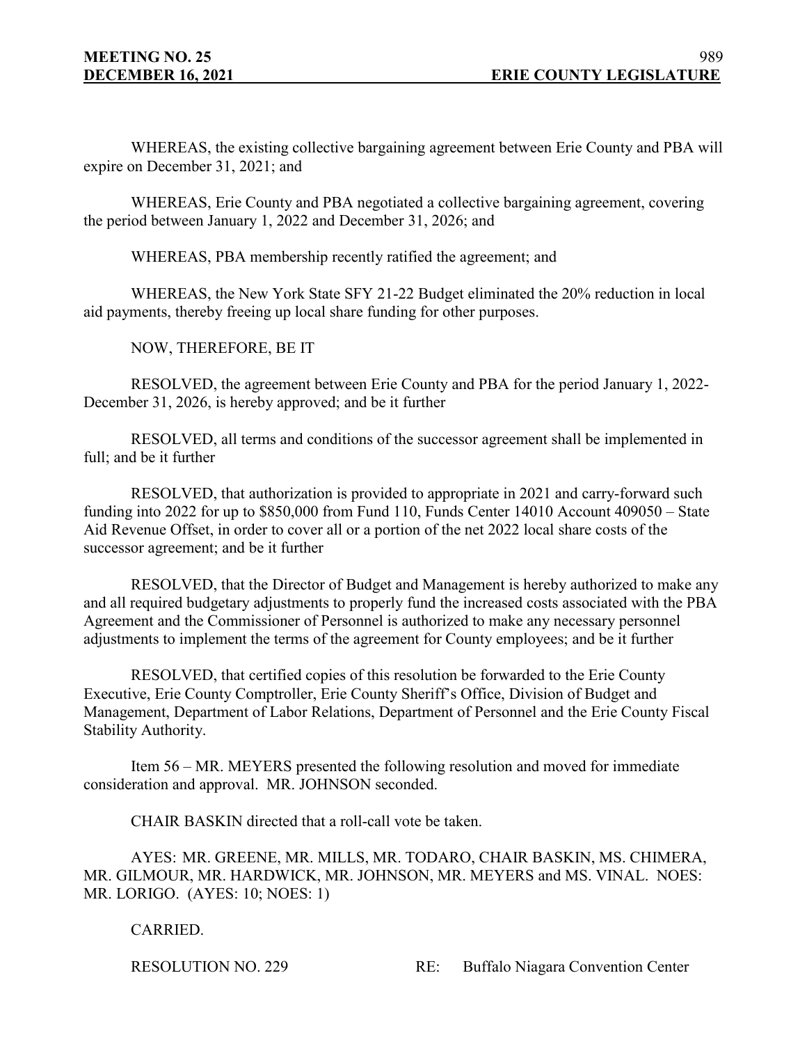WHEREAS, the existing collective bargaining agreement between Erie County and PBA will expire on December 31, 2021; and

WHEREAS, Erie County and PBA negotiated a collective bargaining agreement, covering the period between January 1, 2022 and December 31, 2026; and

WHEREAS, PBA membership recently ratified the agreement; and

WHEREAS, the New York State SFY 21-22 Budget eliminated the 20% reduction in local aid payments, thereby freeing up local share funding for other purposes.

NOW, THEREFORE, BE IT

RESOLVED, the agreement between Erie County and PBA for the period January 1, 2022-December 31, 2026, is hereby approved; and be it further

RESOLVED, all terms and conditions of the successor agreement shall be implemented in full; and be it further

RESOLVED, that authorization is provided to appropriate in 2021 and carry-forward such funding into 2022 for up to $850,000 from Fund 110, Funds Center 14010 Account 409050 – State Aid Revenue Offset, in order to cover all or a portion of the net 2022 local share costs of the successor agreement; and be it further

RESOLVED, that the Director of Budget and Management is hereby authorized to make any and all required budgetary adjustments to properly fund the increased costs associated with the PBA Agreement and the Commissioner of Personnel is authorized to make any necessary personnel adjustments to implement the terms of the agreement for County employees; and be it further

RESOLVED, that certified copies of this resolution be forwarded to the Erie County Executive, Erie County Comptroller, Erie County Sheriff's Office, Division of Budget and Management, Department of Labor Relations, Department of Personnel and the Erie County Fiscal Stability Authority.

Item 56 – MR. MEYERS presented the following resolution and moved for immediate consideration and approval. MR. JOHNSON seconded.

CHAIR BASKIN directed that a roll-call vote be taken.

AYES: MR. GREENE, MR. MILLS, MR. TODARO, CHAIR BASKIN, MS. CHIMERA, MR. GILMOUR, MR. HARDWICK, MR. JOHNSON, MR. MEYERS and MS. VINAL. NOES: MR. LORIGO. (AYES: 10; NOES: 1)

CARRIED.

RESOLUTION NO. 229 RE: Buffalo Niagara Convention Center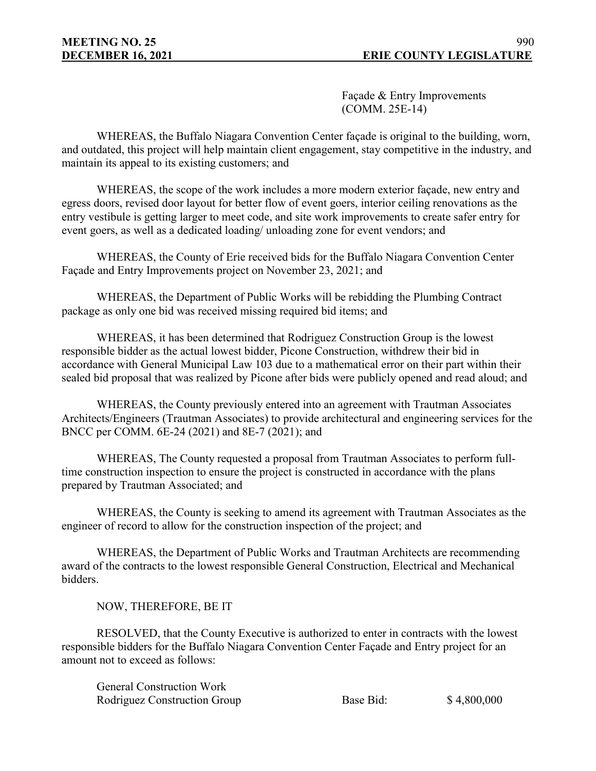Façade & Entry Improvements
(COMM. 25E-14)

WHEREAS, the Buffalo Niagara Convention Center façade is original to the building, worn, and outdated, this project will help maintain client engagement, stay competitive in the industry, and maintain its appeal to its existing customers; and

WHEREAS, the scope of the work includes a more modern exterior façade, new entry and egress doors, revised door layout for better flow of event goers, interior ceiling renovations as the entry vestibule is getting larger to meet code, and site work improvements to create safer entry for event goers, as well as a dedicated loading/ unloading zone for event vendors; and

WHEREAS, the County of Erie received bids for the Buffalo Niagara Convention Center Façade and Entry Improvements project on November 23, 2021; and

WHEREAS, the Department of Public Works will be rebidding the Plumbing Contract package as only one bid was received missing required bid items; and

WHEREAS, it has been determined that Rodriguez Construction Group is the lowest responsible bidder as the actual lowest bidder, Picone Construction, withdrew their bid in accordance with General Municipal Law 103 due to a mathematical error on their part within their sealed bid proposal that was realized by Picone after bids were publicly opened and read aloud; and

WHEREAS, the County previously entered into an agreement with Trautman Associates Architects/Engineers (Trautman Associates) to provide architectural and engineering services for the BNCC per COMM. 6E-24 (2021) and 8E-7 (2021); and

WHEREAS, The County requested a proposal from Trautman Associates to perform full-time construction inspection to ensure the project is constructed in accordance with the plans prepared by Trautman Associated; and

WHEREAS, the County is seeking to amend its agreement with Trautman Associates as the engineer of record to allow for the construction inspection of the project; and

WHEREAS, the Department of Public Works and Trautman Architects are recommending award of the contracts to the lowest responsible General Construction, Electrical and Mechanical bidders.

NOW, THEREFORE, BE IT

RESOLVED, that the County Executive is authorized to enter in contracts with the lowest responsible bidders for the Buffalo Niagara Convention Center Façade and Entry project for an amount not to exceed as follows:

| General Construction Work | | |
|---|---|---|
| Rodriguez Construction Group | Base Bid: | $ 4,800,000 |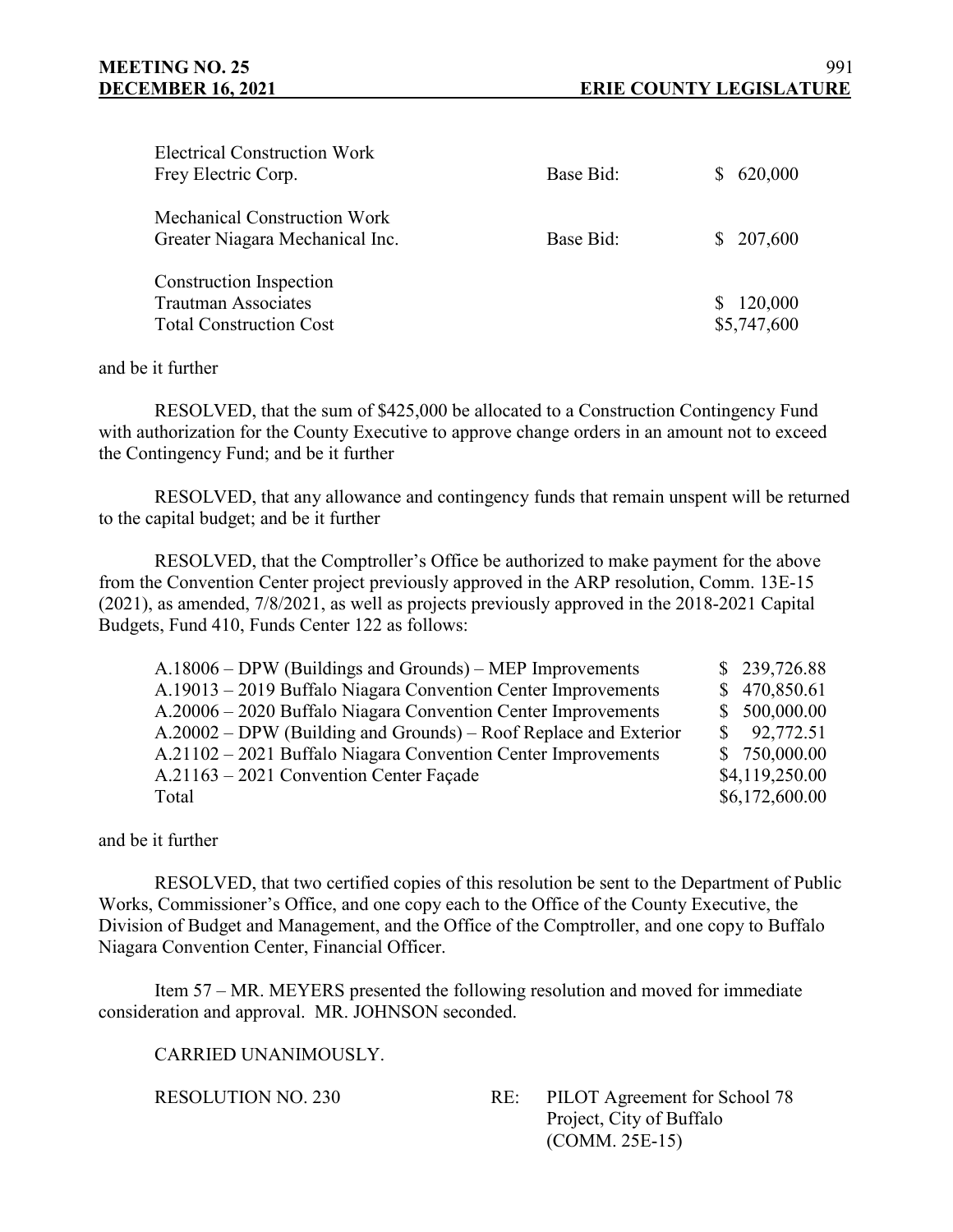| | | |
|---|---|---|
| Electrical Construction Work<br>Frey Electric Corp. | Base Bid: | $ 620,000 |
| Mechanical Construction Work<br>Greater Niagara Mechanical Inc. | Base Bid: | $ 207,600 |
| Construction Inspection<br>Trautman Associates | | $ 120,000 |
| Total Construction Cost | | $5,747,600 |

and be it further

RESOLVED, that the sum of $425,000 be allocated to a Construction Contingency Fund with authorization for the County Executive to approve change orders in an amount not to exceed the Contingency Fund; and be it further

RESOLVED, that any allowance and contingency funds that remain unspent will be returned to the capital budget; and be it further

RESOLVED, that the Comptroller's Office be authorized to make payment for the above from the Convention Center project previously approved in the ARP resolution, Comm. 13E-15 (2021), as amended, 7/8/2021, as well as projects previously approved in the 2018-2021 Capital Budgets, Fund 410, Funds Center 122 as follows:

| | |
|---|---|
| A.18006 – DPW (Buildings and Grounds) – MEP Improvements | $ 239,726.88 |
| A.19013 – 2019 Buffalo Niagara Convention Center Improvements | $ 470,850.61 |
| A.20006 – 2020 Buffalo Niagara Convention Center Improvements | $ 500,000.00 |
| A.20002 – DPW (Building and Grounds) – Roof Replace and Exterior | $ 92,772.51 |
| A.21102 – 2021 Buffalo Niagara Convention Center Improvements | $ 750,000.00 |
| A.21163 – 2021 Convention Center Façade | $4,119,250.00 |
| Total | $6,172,600.00 |

and be it further

RESOLVED, that two certified copies of this resolution be sent to the Department of Public Works, Commissioner's Office, and one copy each to the Office of the County Executive, the Division of Budget and Management, and the Office of the Comptroller, and one copy to Buffalo Niagara Convention Center, Financial Officer.

Item 57 – MR. MEYERS presented the following resolution and moved for immediate consideration and approval. MR. JOHNSON seconded.

CARRIED UNANIMOUSLY.

RESOLUTION NO. 230 RE: PILOT Agreement for School 78 Project, City of Buffalo (COMM. 25E-15)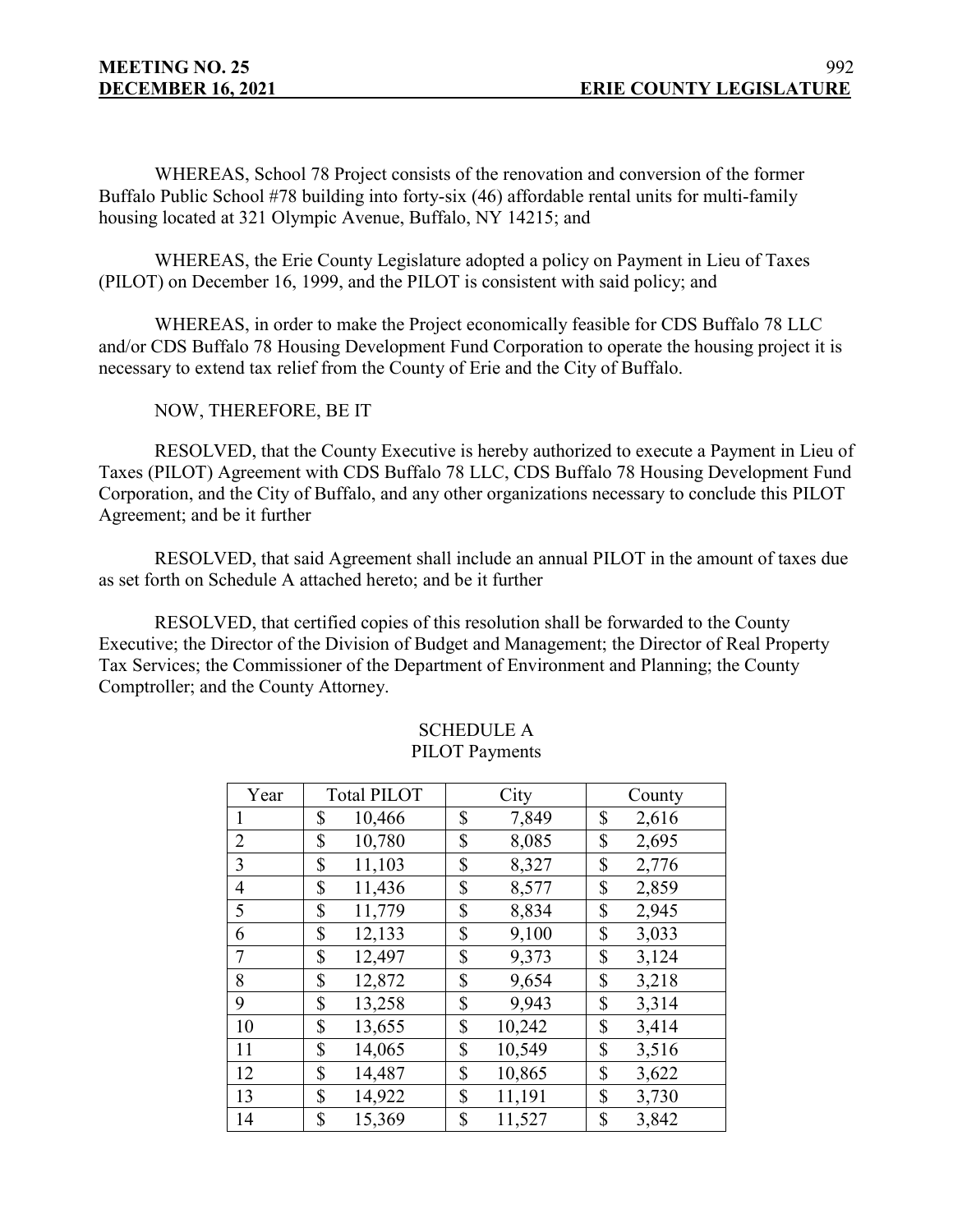WHEREAS, School 78 Project consists of the renovation and conversion of the former Buffalo Public School #78 building into forty-six (46) affordable rental units for multi-family housing located at 321 Olympic Avenue, Buffalo, NY 14215; and

WHEREAS, the Erie County Legislature adopted a policy on Payment in Lieu of Taxes (PILOT) on December 16, 1999, and the PILOT is consistent with said policy; and

WHEREAS, in order to make the Project economically feasible for CDS Buffalo 78 LLC and/or CDS Buffalo 78 Housing Development Fund Corporation to operate the housing project it is necessary to extend tax relief from the County of Erie and the City of Buffalo.

NOW, THEREFORE, BE IT

RESOLVED, that the County Executive is hereby authorized to execute a Payment in Lieu of Taxes (PILOT) Agreement with CDS Buffalo 78 LLC, CDS Buffalo 78 Housing Development Fund Corporation, and the City of Buffalo, and any other organizations necessary to conclude this PILOT Agreement; and be it further

RESOLVED, that said Agreement shall include an annual PILOT in the amount of taxes due as set forth on Schedule A attached hereto; and be it further

RESOLVED, that certified copies of this resolution shall be forwarded to the County Executive; the Director of the Division of Budget and Management; the Director of Real Property Tax Services; the Commissioner of the Department of Environment and Planning; the County Comptroller; and the County Attorney.

SCHEDULE A
PILOT Payments

| Year | Total PILOT | City | County |
|---|---|---|---|
| 1 | $ 10,466 | $ 7,849 | $ 2,616 |
| 2 | $ 10,780 | $ 8,085 | $ 2,695 |
| 3 | $ 11,103 | $ 8,327 | $ 2,776 |
| 4 | $ 11,436 | $ 8,577 | $ 2,859 |
| 5 | $ 11,779 | $ 8,834 | $ 2,945 |
| 6 | $ 12,133 | $ 9,100 | $ 3,033 |
| 7 | $ 12,497 | $ 9,373 | $ 3,124 |
| 8 | $ 12,872 | $ 9,654 | $ 3,218 |
| 9 | $ 13,258 | $ 9,943 | $ 3,314 |
| 10 | $ 13,655 | $ 10,242 | $ 3,414 |
| 11 | $ 14,065 | $ 10,549 | $ 3,516 |
| 12 | $ 14,487 | $ 10,865 | $ 3,622 |
| 13 | $ 14,922 | $ 11,191 | $ 3,730 |
| 14 | $ 15,369 | $ 11,527 | $ 3,842 |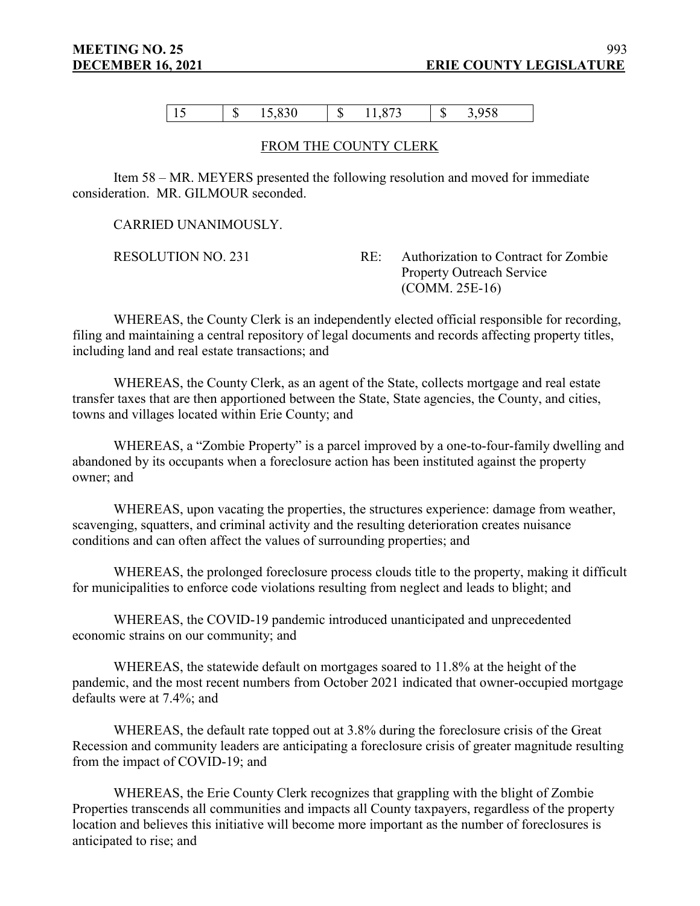| 15 | $ | 15,830 | $ | 11,873 | $ | 3,958 |
|---|---|---|---|---|---|---|

FROM THE COUNTY CLERK

Item 58 – MR. MEYERS presented the following resolution and moved for immediate consideration. MR. GILMOUR seconded.

CARRIED UNANIMOUSLY.

RESOLUTION NO. 231 RE: Authorization to Contract for Zombie Property Outreach Service (COMM. 25E-16)

WHEREAS, the County Clerk is an independently elected official responsible for recording, filing and maintaining a central repository of legal documents and records affecting property titles, including land and real estate transactions; and

WHEREAS, the County Clerk, as an agent of the State, collects mortgage and real estate transfer taxes that are then apportioned between the State, State agencies, the County, and cities, towns and villages located within Erie County; and

WHEREAS, a "Zombie Property" is a parcel improved by a one-to-four-family dwelling and abandoned by its occupants when a foreclosure action has been instituted against the property owner; and

WHEREAS, upon vacating the properties, the structures experience: damage from weather, scavenging, squatters, and criminal activity and the resulting deterioration creates nuisance conditions and can often affect the values of surrounding properties; and

WHEREAS, the prolonged foreclosure process clouds title to the property, making it difficult for municipalities to enforce code violations resulting from neglect and leads to blight; and

WHEREAS, the COVID-19 pandemic introduced unanticipated and unprecedented economic strains on our community; and

WHEREAS, the statewide default on mortgages soared to 11.8% at the height of the pandemic, and the most recent numbers from October 2021 indicated that owner-occupied mortgage defaults were at 7.4%; and

WHEREAS, the default rate topped out at 3.8% during the foreclosure crisis of the Great Recession and community leaders are anticipating a foreclosure crisis of greater magnitude resulting from the impact of COVID-19; and

WHEREAS, the Erie County Clerk recognizes that grappling with the blight of Zombie Properties transcends all communities and impacts all County taxpayers, regardless of the property location and believes this initiative will become more important as the number of foreclosures is anticipated to rise; and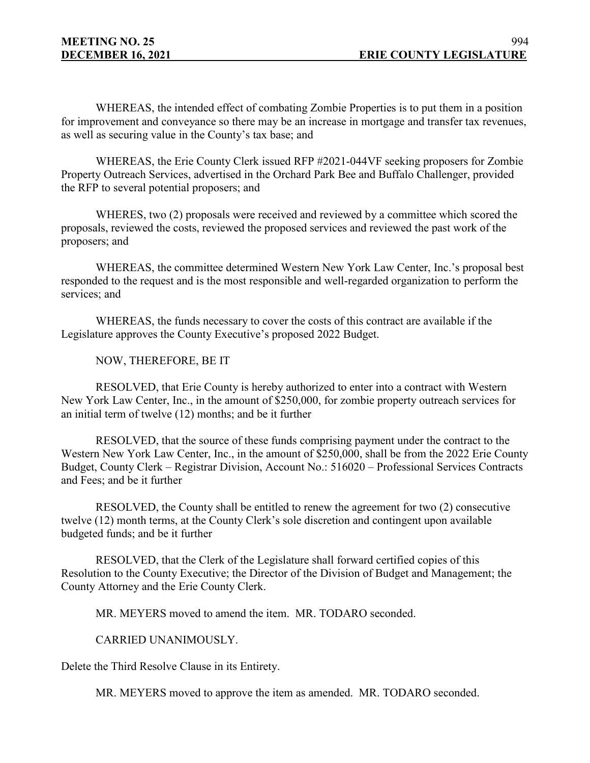WHEREAS, the intended effect of combating Zombie Properties is to put them in a position for improvement and conveyance so there may be an increase in mortgage and transfer tax revenues, as well as securing value in the County's tax base; and

WHEREAS, the Erie County Clerk issued RFP #2021-044VF seeking proposers for Zombie Property Outreach Services, advertised in the Orchard Park Bee and Buffalo Challenger, provided the RFP to several potential proposers; and

WHERES, two (2) proposals were received and reviewed by a committee which scored the proposals, reviewed the costs, reviewed the proposed services and reviewed the past work of the proposers; and

WHEREAS, the committee determined Western New York Law Center, Inc.'s proposal best responded to the request and is the most responsible and well-regarded organization to perform the services; and

WHEREAS, the funds necessary to cover the costs of this contract are available if the Legislature approves the County Executive's proposed 2022 Budget.

NOW, THEREFORE, BE IT

RESOLVED, that Erie County is hereby authorized to enter into a contract with Western New York Law Center, Inc., in the amount of $250,000, for zombie property outreach services for an initial term of twelve (12) months; and be it further

RESOLVED, that the source of these funds comprising payment under the contract to the Western New York Law Center, Inc., in the amount of $250,000, shall be from the 2022 Erie County Budget, County Clerk – Registrar Division, Account No.: 516020 – Professional Services Contracts and Fees; and be it further

RESOLVED, the County shall be entitled to renew the agreement for two (2) consecutive twelve (12) month terms, at the County Clerk's sole discretion and contingent upon available budgeted funds; and be it further

RESOLVED, that the Clerk of the Legislature shall forward certified copies of this Resolution to the County Executive; the Director of the Division of Budget and Management; the County Attorney and the Erie County Clerk.

MR. MEYERS moved to amend the item. MR. TODARO seconded.

CARRIED UNANIMOUSLY.

Delete the Third Resolve Clause in its Entirety.

MR. MEYERS moved to approve the item as amended. MR. TODARO seconded.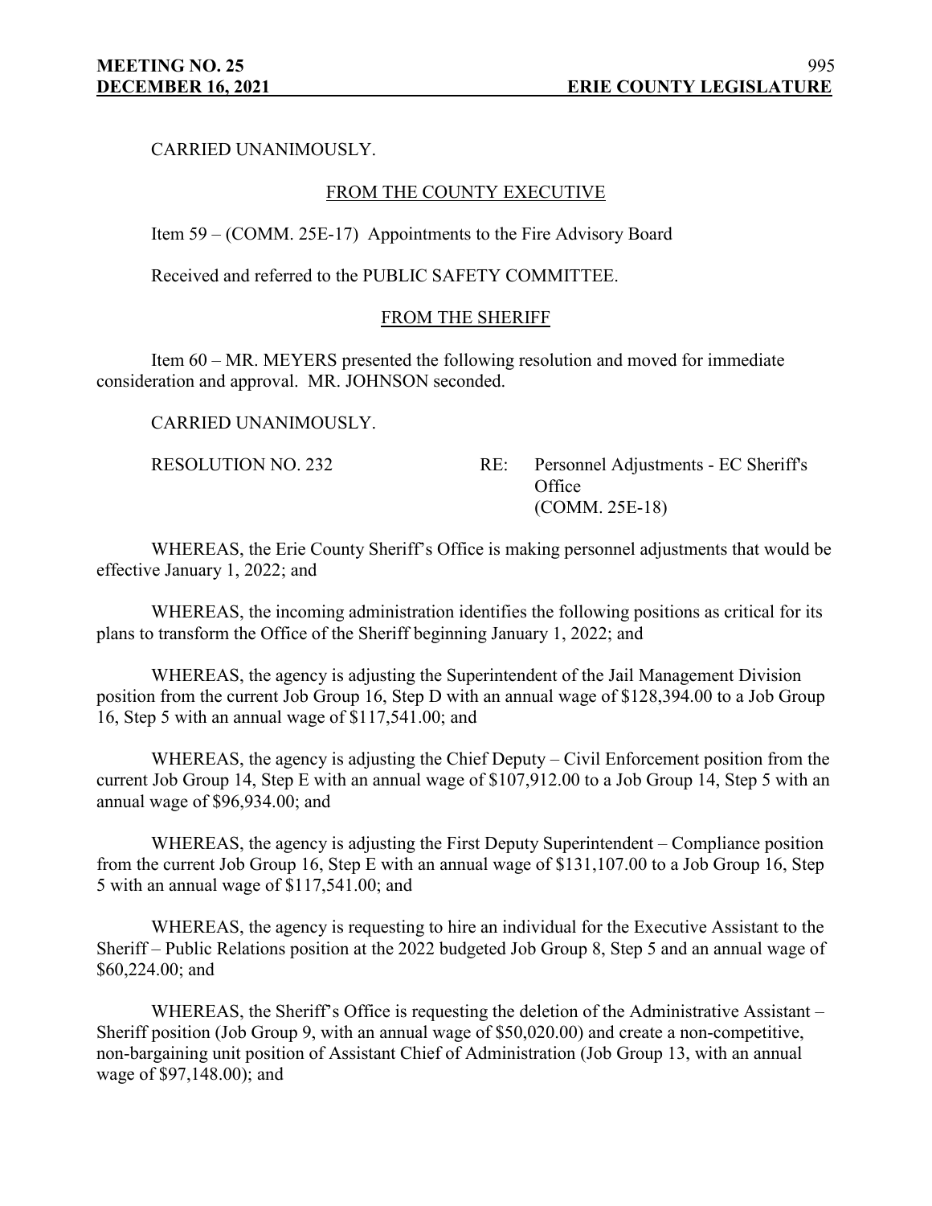CARRIED UNANIMOUSLY.

FROM THE COUNTY EXECUTIVE

Item 59 – (COMM. 25E-17) Appointments to the Fire Advisory Board

Received and referred to the PUBLIC SAFETY COMMITTEE.

FROM THE SHERIFF

Item 60 – MR. MEYERS presented the following resolution and moved for immediate consideration and approval. MR. JOHNSON seconded.

CARRIED UNANIMOUSLY.

RESOLUTION NO. 232 RE: Personnel Adjustments - EC Sheriff's Office (COMM. 25E-18)

WHEREAS, the Erie County Sheriff's Office is making personnel adjustments that would be effective January 1, 2022; and

WHEREAS, the incoming administration identifies the following positions as critical for its plans to transform the Office of the Sheriff beginning January 1, 2022; and

WHEREAS, the agency is adjusting the Superintendent of the Jail Management Division position from the current Job Group 16, Step D with an annual wage of $128,394.00 to a Job Group 16, Step 5 with an annual wage of $117,541.00; and

WHEREAS, the agency is adjusting the Chief Deputy – Civil Enforcement position from the current Job Group 14, Step E with an annual wage of $107,912.00 to a Job Group 14, Step 5 with an annual wage of $96,934.00; and

WHEREAS, the agency is adjusting the First Deputy Superintendent – Compliance position from the current Job Group 16, Step E with an annual wage of $131,107.00 to a Job Group 16, Step 5 with an annual wage of $117,541.00; and

WHEREAS, the agency is requesting to hire an individual for the Executive Assistant to the Sheriff – Public Relations position at the 2022 budgeted Job Group 8, Step 5 and an annual wage of $60,224.00; and

WHEREAS, the Sheriff's Office is requesting the deletion of the Administrative Assistant – Sheriff position (Job Group 9, with an annual wage of $50,020.00) and create a non-competitive, non-bargaining unit position of Assistant Chief of Administration (Job Group 13, with an annual wage of $97,148.00); and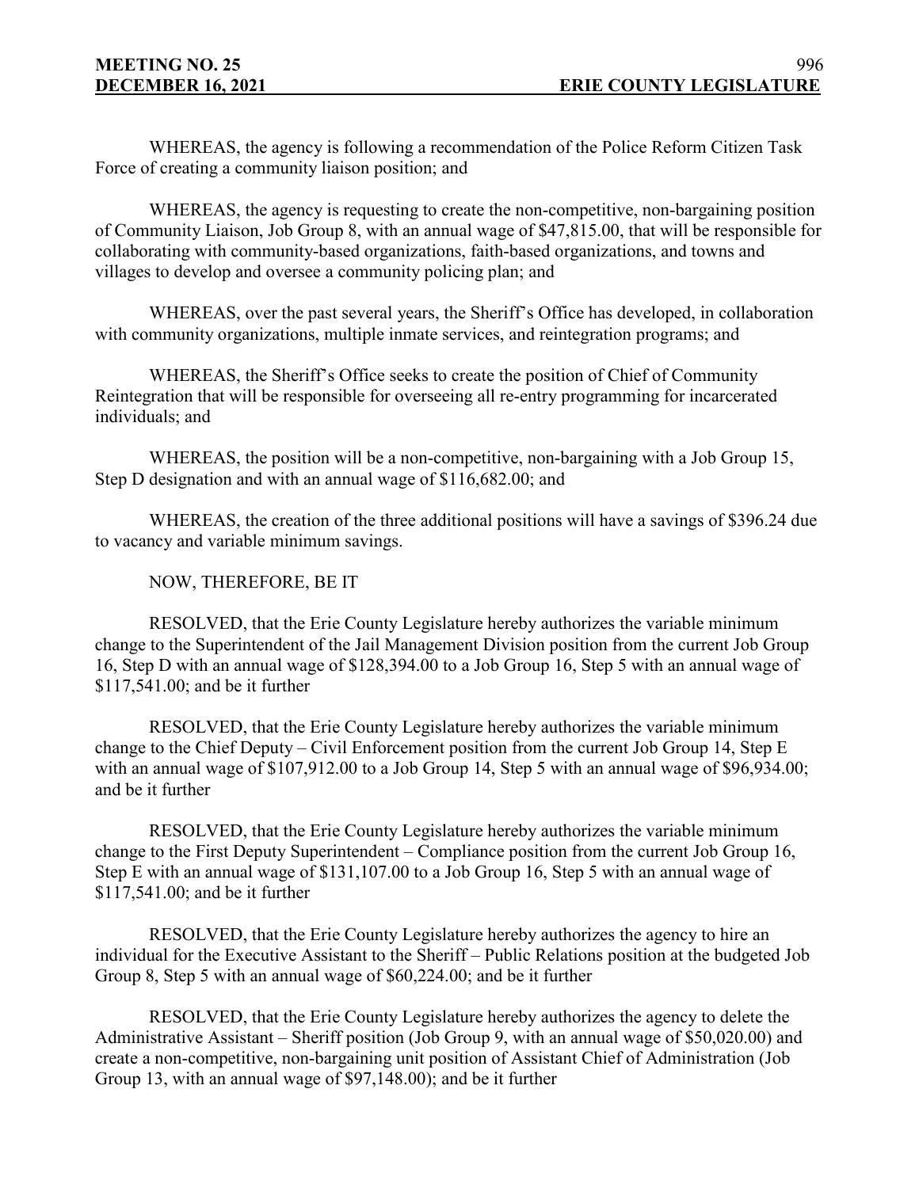WHEREAS, the agency is following a recommendation of the Police Reform Citizen Task Force of creating a community liaison position; and

WHEREAS, the agency is requesting to create the non-competitive, non-bargaining position of Community Liaison, Job Group 8, with an annual wage of $47,815.00, that will be responsible for collaborating with community-based organizations, faith-based organizations, and towns and villages to develop and oversee a community policing plan; and

WHEREAS, over the past several years, the Sheriff's Office has developed, in collaboration with community organizations, multiple inmate services, and reintegration programs; and

WHEREAS, the Sheriff's Office seeks to create the position of Chief of Community Reintegration that will be responsible for overseeing all re-entry programming for incarcerated individuals; and

WHEREAS, the position will be a non-competitive, non-bargaining with a Job Group 15, Step D designation and with an annual wage of $116,682.00; and

WHEREAS, the creation of the three additional positions will have a savings of $396.24 due to vacancy and variable minimum savings.

NOW, THEREFORE, BE IT

RESOLVED, that the Erie County Legislature hereby authorizes the variable minimum change to the Superintendent of the Jail Management Division position from the current Job Group 16, Step D with an annual wage of $128,394.00 to a Job Group 16, Step 5 with an annual wage of $117,541.00; and be it further

RESOLVED, that the Erie County Legislature hereby authorizes the variable minimum change to the Chief Deputy – Civil Enforcement position from the current Job Group 14, Step E with an annual wage of $107,912.00 to a Job Group 14, Step 5 with an annual wage of $96,934.00; and be it further

RESOLVED, that the Erie County Legislature hereby authorizes the variable minimum change to the First Deputy Superintendent – Compliance position from the current Job Group 16, Step E with an annual wage of $131,107.00 to a Job Group 16, Step 5 with an annual wage of $117,541.00; and be it further

RESOLVED, that the Erie County Legislature hereby authorizes the agency to hire an individual for the Executive Assistant to the Sheriff – Public Relations position at the budgeted Job Group 8, Step 5 with an annual wage of $60,224.00; and be it further

RESOLVED, that the Erie County Legislature hereby authorizes the agency to delete the Administrative Assistant – Sheriff position (Job Group 9, with an annual wage of $50,020.00) and create a non-competitive, non-bargaining unit position of Assistant Chief of Administration (Job Group 13, with an annual wage of $97,148.00); and be it further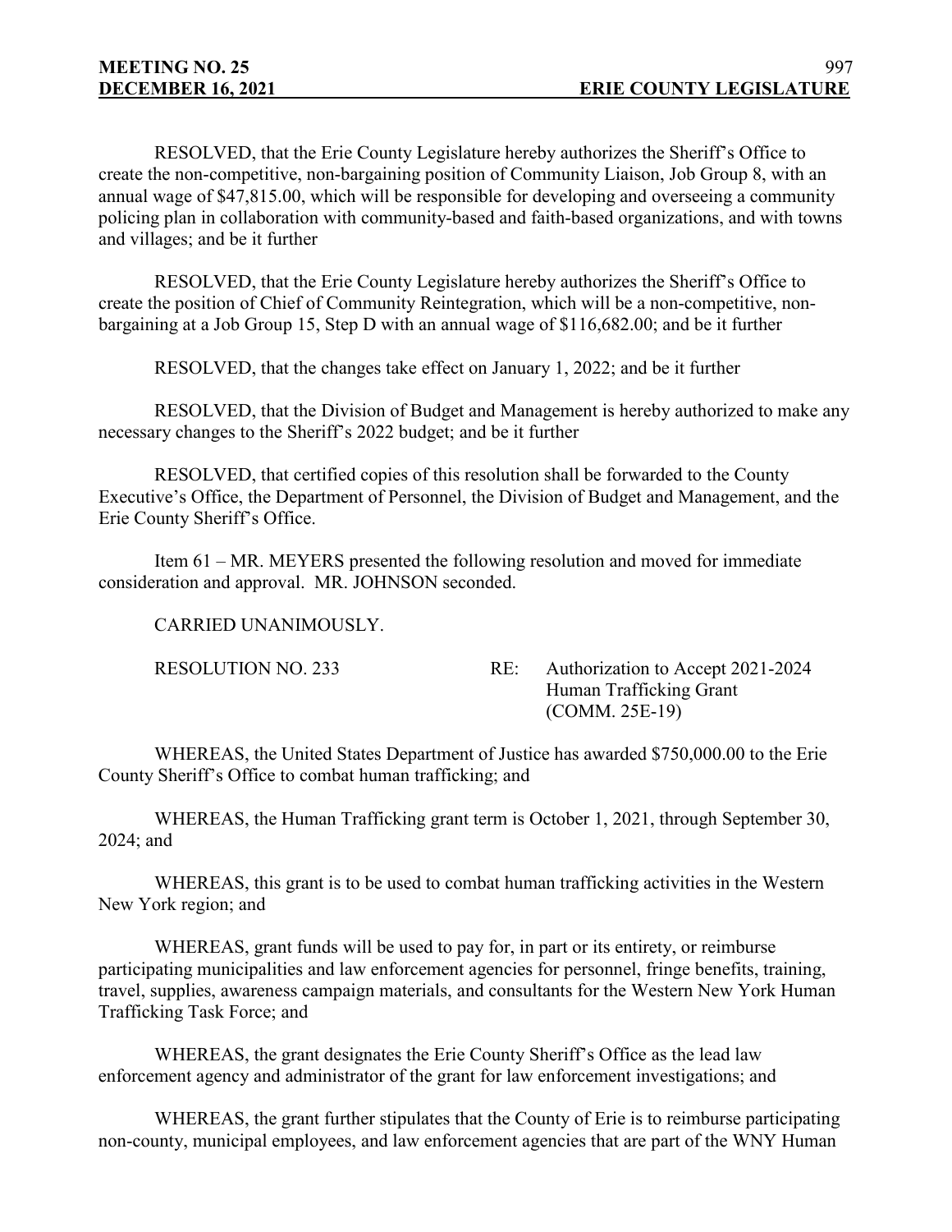RESOLVED, that the Erie County Legislature hereby authorizes the Sheriff's Office to create the non-competitive, non-bargaining position of Community Liaison, Job Group 8, with an annual wage of $47,815.00, which will be responsible for developing and overseeing a community policing plan in collaboration with community-based and faith-based organizations, and with towns and villages; and be it further

RESOLVED, that the Erie County Legislature hereby authorizes the Sheriff's Office to create the position of Chief of Community Reintegration, which will be a non-competitive, non-bargaining at a Job Group 15, Step D with an annual wage of $116,682.00; and be it further

RESOLVED, that the changes take effect on January 1, 2022; and be it further

RESOLVED, that the Division of Budget and Management is hereby authorized to make any necessary changes to the Sheriff's 2022 budget; and be it further

RESOLVED, that certified copies of this resolution shall be forwarded to the County Executive's Office, the Department of Personnel, the Division of Budget and Management, and the Erie County Sheriff's Office.

Item 61 – MR. MEYERS presented the following resolution and moved for immediate consideration and approval. MR. JOHNSON seconded.

CARRIED UNANIMOUSLY.

RESOLUTION NO. 233 RE: Authorization to Accept 2021-2024 Human Trafficking Grant (COMM. 25E-19)

WHEREAS, the United States Department of Justice has awarded $750,000.00 to the Erie County Sheriff's Office to combat human trafficking; and

WHEREAS, the Human Trafficking grant term is October 1, 2021, through September 30, 2024; and

WHEREAS, this grant is to be used to combat human trafficking activities in the Western New York region; and

WHEREAS, grant funds will be used to pay for, in part or its entirety, or reimburse participating municipalities and law enforcement agencies for personnel, fringe benefits, training, travel, supplies, awareness campaign materials, and consultants for the Western New York Human Trafficking Task Force; and

WHEREAS, the grant designates the Erie County Sheriff's Office as the lead law enforcement agency and administrator of the grant for law enforcement investigations; and

WHEREAS, the grant further stipulates that the County of Erie is to reimburse participating non-county, municipal employees, and law enforcement agencies that are part of the WNY Human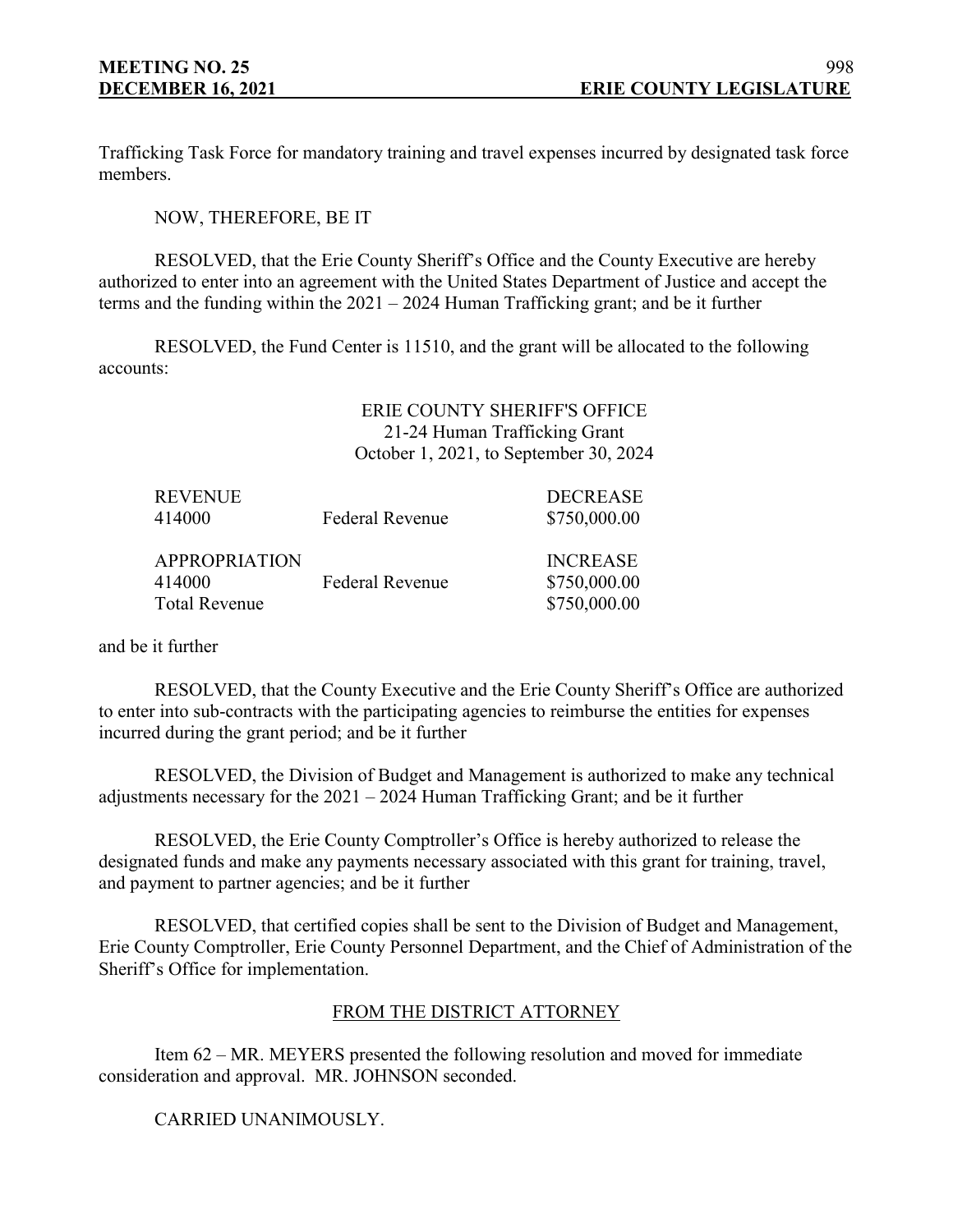Trafficking Task Force for mandatory training and travel expenses incurred by designated task force members.

NOW, THEREFORE, BE IT

RESOLVED, that the Erie County Sheriff's Office and the County Executive are hereby authorized to enter into an agreement with the United States Department of Justice and accept the terms and the funding within the 2021 – 2024 Human Trafficking grant; and be it further

RESOLVED, the Fund Center is 11510, and the grant will be allocated to the following accounts:

ERIE COUNTY SHERIFF'S OFFICE
21-24 Human Trafficking Grant
October 1, 2021, to September 30, 2024

| REVENUE | | DECREASE |
|---|---|---|
| 414000 | Federal Revenue | \$750,000.00 |
| | | |
| APPROPRIATION | | INCREASE |
| 414000 | Federal Revenue | \$750,000.00 |
| Total Revenue | | \$750,000.00 |

and be it further

RESOLVED, that the County Executive and the Erie County Sheriff's Office are authorized to enter into sub-contracts with the participating agencies to reimburse the entities for expenses incurred during the grant period; and be it further

RESOLVED, the Division of Budget and Management is authorized to make any technical adjustments necessary for the 2021 – 2024 Human Trafficking Grant; and be it further

RESOLVED, the Erie County Comptroller's Office is hereby authorized to release the designated funds and make any payments necessary associated with this grant for training, travel, and payment to partner agencies; and be it further

RESOLVED, that certified copies shall be sent to the Division of Budget and Management, Erie County Comptroller, Erie County Personnel Department, and the Chief of Administration of the Sheriff's Office for implementation.

FROM THE DISTRICT ATTORNEY

Item 62 – MR. MEYERS presented the following resolution and moved for immediate consideration and approval. MR. JOHNSON seconded.

CARRIED UNANIMOUSLY.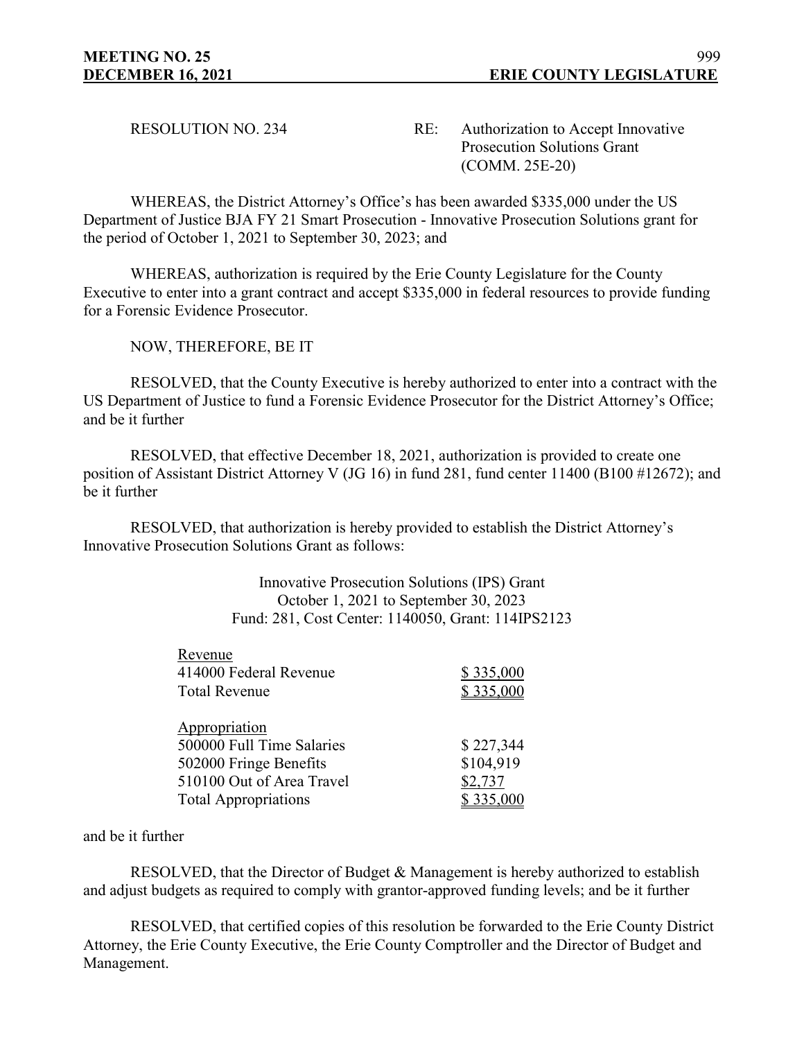RESOLUTION NO. 234 RE: Authorization to Accept Innovative Prosecution Solutions Grant (COMM. 25E-20)

WHEREAS, the District Attorney's Office's has been awarded $335,000 under the US Department of Justice BJA FY 21 Smart Prosecution - Innovative Prosecution Solutions grant for the period of October 1, 2021 to September 30, 2023; and

WHEREAS, authorization is required by the Erie County Legislature for the County Executive to enter into a grant contract and accept $335,000 in federal resources to provide funding for a Forensic Evidence Prosecutor.

NOW, THEREFORE, BE IT

RESOLVED, that the County Executive is hereby authorized to enter into a contract with the US Department of Justice to fund a Forensic Evidence Prosecutor for the District Attorney's Office; and be it further

RESOLVED, that effective December 18, 2021, authorization is provided to create one position of Assistant District Attorney V (JG 16) in fund 281, fund center 11400 (B100 #12672); and be it further

RESOLVED, that authorization is hereby provided to establish the District Attorney's Innovative Prosecution Solutions Grant as follows:

Innovative Prosecution Solutions (IPS) Grant
October 1, 2021 to September 30, 2023
Fund: 281, Cost Center: 1140050, Grant: 114IPS2123

| Revenue | |
|---|---|
| 414000 Federal Revenue | $ 335,000 |
| Total Revenue | $ 335,000 |
| | |
| Appropriation | |
| 500000 Full Time Salaries | $ 227,344 |
| 502000 Fringe Benefits | $104,919 |
| 510100 Out of Area Travel | $2,737 |
| Total Appropriations | $ 335,000 |

and be it further

RESOLVED, that the Director of Budget & Management is hereby authorized to establish and adjust budgets as required to comply with grantor-approved funding levels; and be it further

RESOLVED, that certified copies of this resolution be forwarded to the Erie County District Attorney, the Erie County Executive, the Erie County Comptroller and the Director of Budget and Management.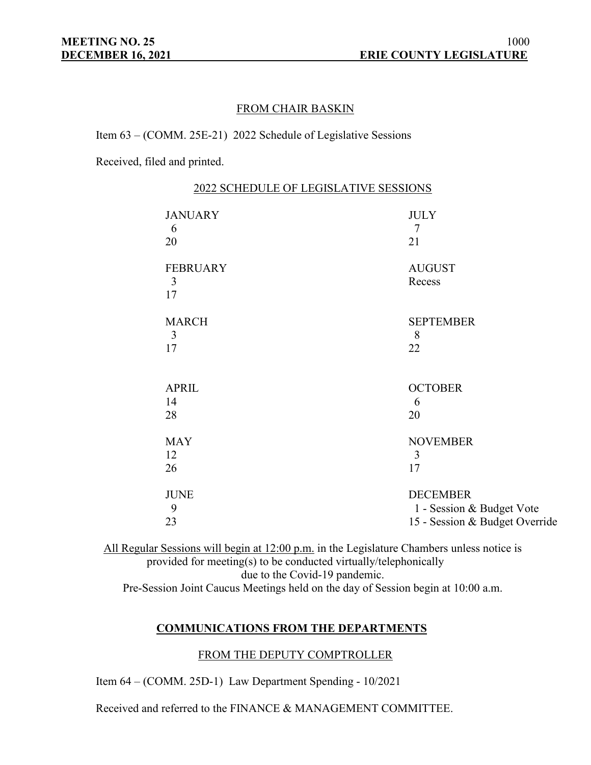FROM CHAIR BASKIN

Item 63 – (COMM. 25E-21) 2022 Schedule of Legislative Sessions

Received, filed and printed.

2022 SCHEDULE OF LEGISLATIVE SESSIONS

| | |
|---|---|
| JANUARY | JULY |
| 6 | 7 |
| 20 | 21 |
| FEBRUARY | AUGUST |
| 3 | Recess |
| 17 | |
| MARCH | SEPTEMBER |
| 3 | 8 |
| 17 | 22 |
| APRIL | OCTOBER |
| 14 | 6 |
| 28 | 20 |
| MAY | NOVEMBER |
| 12 | 3 |
| 26 | 17 |
| JUNE | DECEMBER |
| 9 | 1 - Session & Budget Vote |
| 23 | 15 - Session & Budget Override |

All Regular Sessions will begin at 12:00 p.m. in the Legislature Chambers unless notice is provided for meeting(s) to be conducted virtually/telephonically due to the Covid-19 pandemic.
Pre-Session Joint Caucus Meetings held on the day of Session begin at 10:00 a.m.

## COMMUNICATIONS FROM THE DEPARTMENTS

FROM THE DEPUTY COMPTROLLER

Item 64 – (COMM. 25D-1) Law Department Spending - 10/2021

Received and referred to the FINANCE & MANAGEMENT COMMITTEE.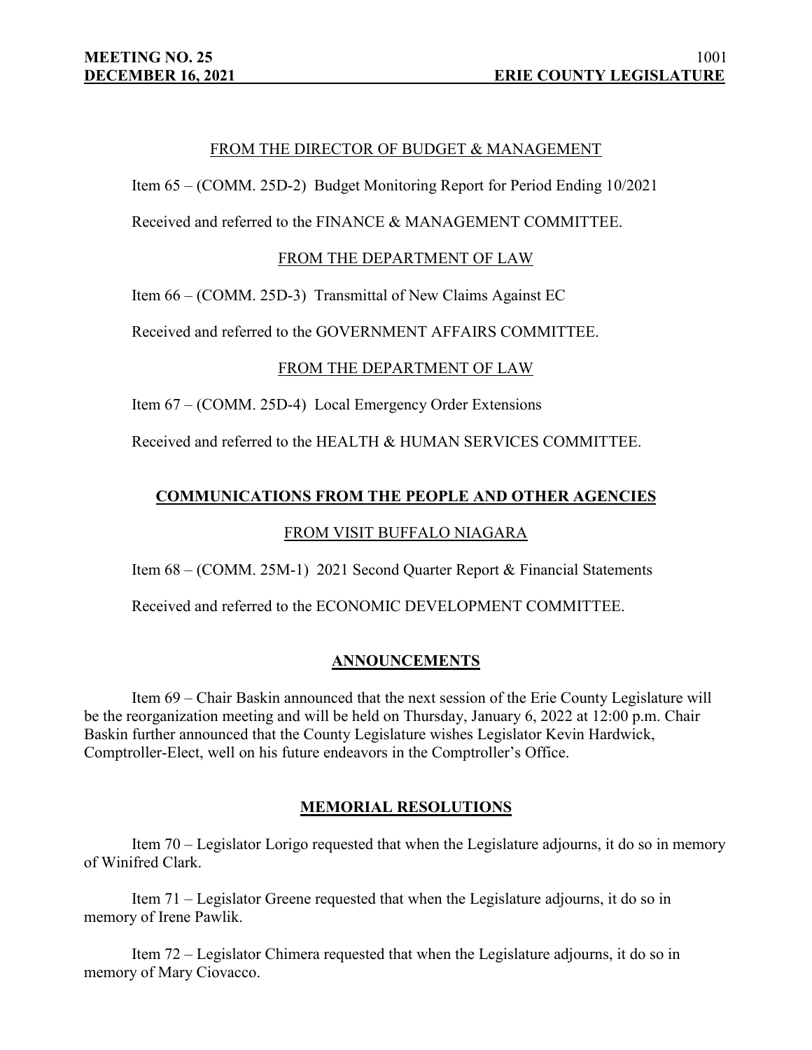FROM THE DIRECTOR OF BUDGET & MANAGEMENT

Item 65 – (COMM. 25D-2) Budget Monitoring Report for Period Ending 10/2021

Received and referred to the FINANCE & MANAGEMENT COMMITTEE.

FROM THE DEPARTMENT OF LAW

Item 66 – (COMM. 25D-3) Transmittal of New Claims Against EC

Received and referred to the GOVERNMENT AFFAIRS COMMITTEE.

FROM THE DEPARTMENT OF LAW

Item 67 – (COMM. 25D-4) Local Emergency Order Extensions

Received and referred to the HEALTH & HUMAN SERVICES COMMITTEE.

## COMMUNICATIONS FROM THE PEOPLE AND OTHER AGENCIES

FROM VISIT BUFFALO NIAGARA

Item 68 – (COMM. 25M-1) 2021 Second Quarter Report & Financial Statements

Received and referred to the ECONOMIC DEVELOPMENT COMMITTEE.

## ANNOUNCEMENTS

Item 69 – Chair Baskin announced that the next session of the Erie County Legislature will be the reorganization meeting and will be held on Thursday, January 6, 2022 at 12:00 p.m. Chair Baskin further announced that the County Legislature wishes Legislator Kevin Hardwick, Comptroller-Elect, well on his future endeavors in the Comptroller's Office.

## MEMORIAL RESOLUTIONS

Item 70 – Legislator Lorigo requested that when the Legislature adjourns, it do so in memory of Winifred Clark.

Item 71 – Legislator Greene requested that when the Legislature adjourns, it do so in memory of Irene Pawlik.

Item 72 – Legislator Chimera requested that when the Legislature adjourns, it do so in memory of Mary Ciovacco.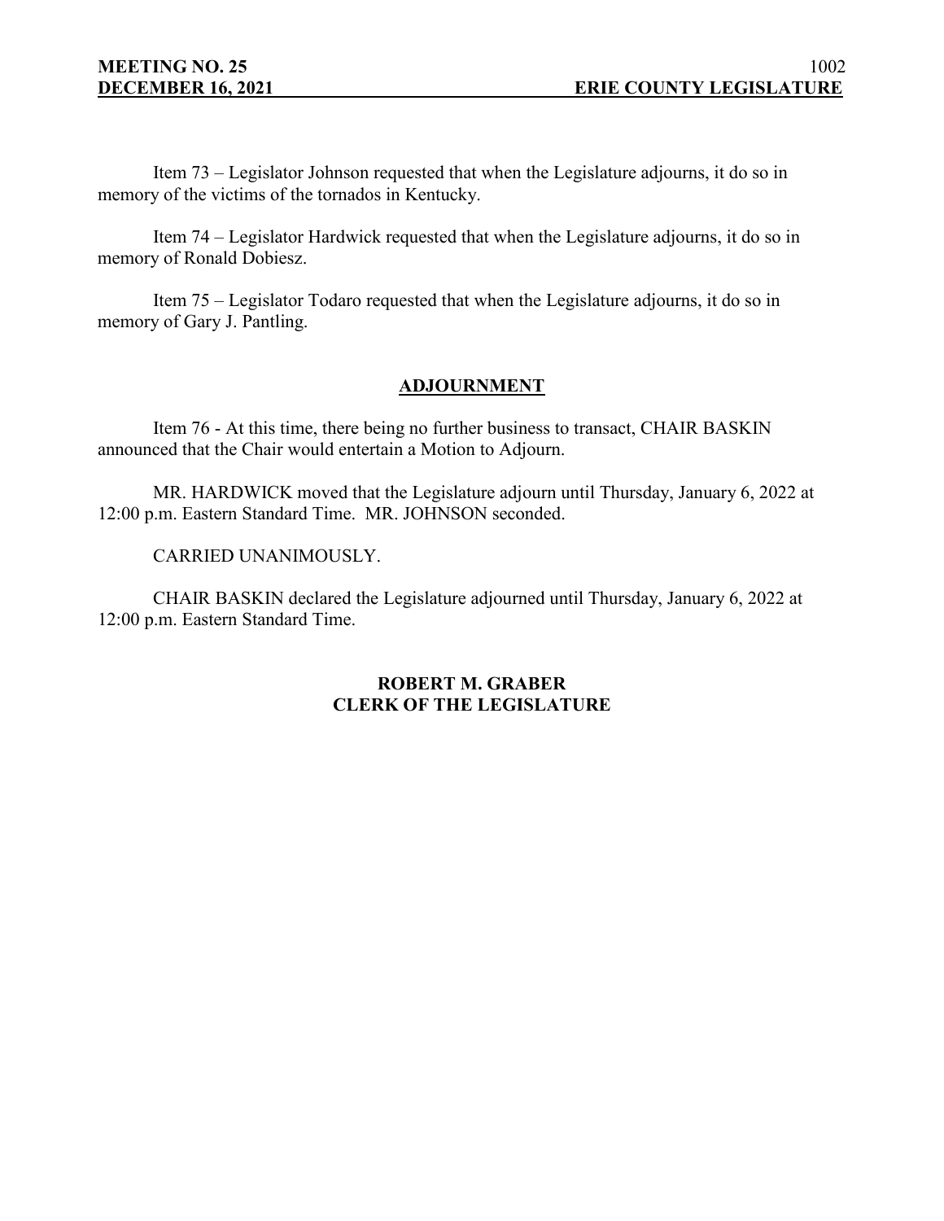Item 73 – Legislator Johnson requested that when the Legislature adjourns, it do so in memory of the victims of the tornados in Kentucky.

Item 74 – Legislator Hardwick requested that when the Legislature adjourns, it do so in memory of Ronald Dobiesz.

Item 75 – Legislator Todaro requested that when the Legislature adjourns, it do so in memory of Gary J. Pantling.

## ADJOURNMENT

Item 76 - At this time, there being no further business to transact, CHAIR BASKIN announced that the Chair would entertain a Motion to Adjourn.

MR. HARDWICK moved that the Legislature adjourn until Thursday, January 6, 2022 at 12:00 p.m. Eastern Standard Time. MR. JOHNSON seconded.

CARRIED UNANIMOUSLY.

CHAIR BASKIN declared the Legislature adjourned until Thursday, January 6, 2022 at 12:00 p.m. Eastern Standard Time.

**ROBERT M. GRABER**
**CLERK OF THE LEGISLATURE**